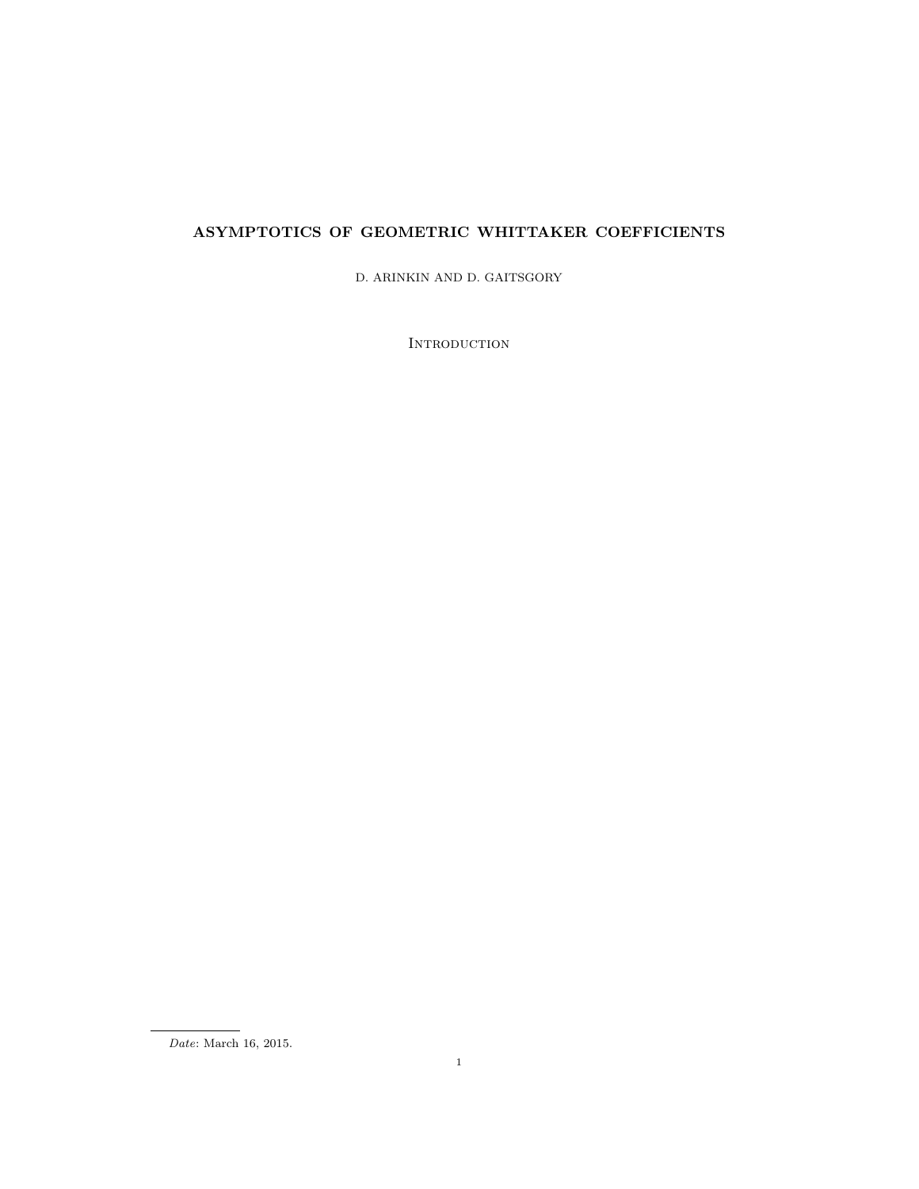# ASYMPTOTICS OF GEOMETRIC WHITTAKER COEFFICIENTS

D. ARINKIN AND D. GAITSGORY

## Introduction

*Date*: March 16, 2015.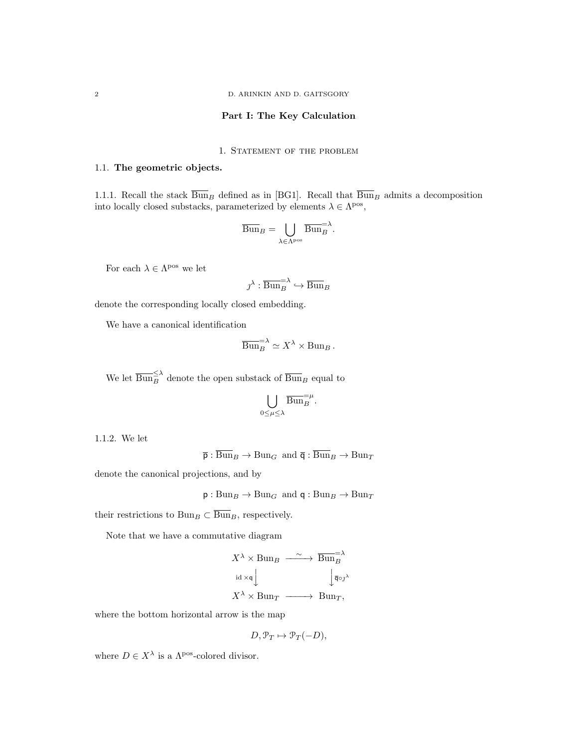## Part I: The Key Calculation

### 1. Statement of the problem

### 1.1. The geometric objects.

1.1.1. Recall the stack $\overline{\mathrm{Bun}}_B$ defined as in [BG1]. Recall that $\overline{\mathrm{Bun}}_B$ admits a decomposition into locally closed substacks, parameterized by elements $\lambda \in \Lambda^{\mathrm{pos}}$,

$$\overline{\mathrm{Bun}}_B = \bigcup_{\lambda \in \Lambda^{\mathrm{pos}}} \overline{\mathrm{Bun}}_B^{=\lambda}.$$

For each $\lambda \in \Lambda^{\mathrm{pos}}$ we let

$$\jmath^\lambda : \overline{\mathrm{Bun}}_B^{=\lambda} \hookrightarrow \overline{\mathrm{Bun}}_B$$

denote the corresponding locally closed embedding.

We have a canonical identification

$$\overline{\mathrm{Bun}}_B^{=\lambda} \simeq X^\lambda \times \mathrm{Bun}_B .$$

We let $\overline{\mathrm{Bun}}_B^{\leq \lambda}$ denote the open substack of $\overline{\mathrm{Bun}}_B$ equal to

$$\bigcup_{0 \leq \mu \leq \lambda} \overline{\mathrm{Bun}}_B^{=\mu}.$$

1.1.2. We let

$$\overline{\mathsf{p}} : \overline{\mathrm{Bun}}_B \to \mathrm{Bun}_G \text{ and } \overline{\mathsf{q}} : \overline{\mathrm{Bun}}_B \to \mathrm{Bun}_T$$

denote the canonical projections, and by

$$\mathsf{p} : \mathrm{Bun}_B \to \mathrm{Bun}_G \text{ and } \mathsf{q} : \mathrm{Bun}_B \to \mathrm{Bun}_T$$

their restrictions to $\mathrm{Bun}_B \subset \overline{\mathrm{Bun}}_B$, respectively.

Note that we have a commutative diagram

$$\begin{array}{ccc} X^\lambda \times \mathrm{Bun}_B & \xrightarrow{\sim} & \overline{\mathrm{Bun}}_B^{=\lambda} \\ {\scriptstyle \mathrm{id} \times \mathsf{q}} \downarrow & & \downarrow {\scriptstyle \overline{\mathsf{q}} \circ \jmath^\lambda} \\ X^\lambda \times \mathrm{Bun}_T & \longrightarrow & \mathrm{Bun}_T, \end{array}$$

where the bottom horizontal arrow is the map

$$D, \mathcal{P}_T \mapsto \mathcal{P}_T(-D),$$

where $D \in X^\lambda$ is a $\Lambda^{\mathrm{pos}}$-colored divisor.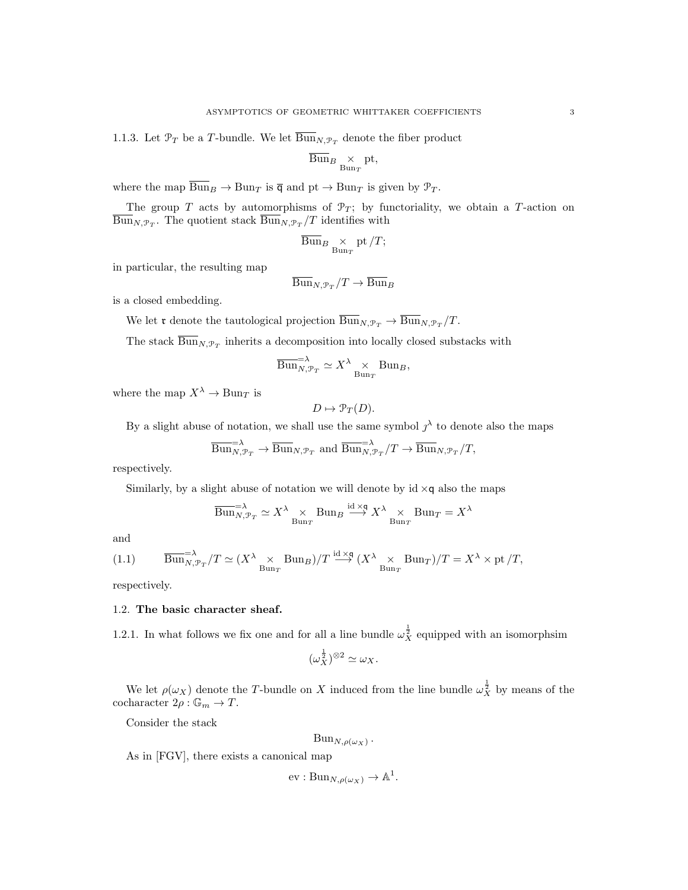1.1.3. Let $\mathcal{P}_T$ be a $T$-bundle. We let $\overline{\mathrm{Bun}}_{N,\mathcal{P}_T}$ denote the fiber product

$$\overline{\mathrm{Bun}}_B \underset{\mathrm{Bun}_T}{\times} \mathrm{pt},$$

where the map $\overline{\mathrm{Bun}}_B \to \mathrm{Bun}_T$ is $\overline{\mathfrak{q}}$ and $\mathrm{pt} \to \mathrm{Bun}_T$ is given by $\mathcal{P}_T$.

The group $T$ acts by automorphisms of $\mathcal{P}_T$; by functoriality, we obtain a $T$-action on $\overline{\mathrm{Bun}}_{N,\mathcal{P}_T}$. The quotient stack $\overline{\mathrm{Bun}}_{N,\mathcal{P}_T}/T$ identifies with

$$\overline{\mathrm{Bun}}_B \underset{\mathrm{Bun}_T}{\times} \mathrm{pt}/T;$$

in particular, the resulting map

$$\overline{\mathrm{Bun}}_{N,\mathcal{P}_T}/T \to \overline{\mathrm{Bun}}_B$$

is a closed embedding.

We let $\mathfrak{r}$ denote the tautological projection $\overline{\mathrm{Bun}}_{N,\mathcal{P}_T} \to \overline{\mathrm{Bun}}_{N,\mathcal{P}_T}/T$.

The stack $\overline{\mathrm{Bun}}_{N,\mathcal{P}_T}$ inherits a decomposition into locally closed substacks with

$$\overline{\mathrm{Bun}}^{=\lambda}_{N,\mathcal{P}_T} \simeq X^\lambda \underset{\mathrm{Bun}_T}{\times} \mathrm{Bun}_B,$$

where the map $X^\lambda \to \mathrm{Bun}_T$ is

$$D \mapsto \mathcal{P}_T(D).$$

By a slight abuse of notation, we shall use the same symbol $\jmath^\lambda$ to denote also the maps

$$\overline{\mathrm{Bun}}^{=\lambda}_{N,\mathcal{P}_T} \to \overline{\mathrm{Bun}}_{N,\mathcal{P}_T} \text{ and } \overline{\mathrm{Bun}}^{=\lambda}_{N,\mathcal{P}_T}/T \to \overline{\mathrm{Bun}}_{N,\mathcal{P}_T}/T,$$

respectively.

Similarly, by a slight abuse of notation we will denote by $\mathrm{id} \times \mathfrak{q}$ also the maps

$$\overline{\mathrm{Bun}}^{=\lambda}_{N,\mathcal{P}_T} \simeq X^\lambda \underset{\mathrm{Bun}_T}{\times} \mathrm{Bun}_B \overset{\mathrm{id} \times \mathfrak{q}}{\longrightarrow} X^\lambda \underset{\mathrm{Bun}_T}{\times} \mathrm{Bun}_T = X^\lambda$$

and

$$\overline{\mathrm{Bun}}^{=\lambda}_{N,\mathcal{P}_T}/T \simeq (X^\lambda \underset{\mathrm{Bun}_T}{\times} \mathrm{Bun}_B)/T \overset{\mathrm{id} \times \mathfrak{q}}{\longrightarrow} (X^\lambda \underset{\mathrm{Bun}_T}{\times} \mathrm{Bun}_T)/T = X^\lambda \times \mathrm{pt}/T, \tag{1.1}$$

respectively.

## 1.2. The basic character sheaf.

1.2.1. In what follows we fix one and for all a line bundle $\omega_X^{\frac{1}{2}}$ equipped with an isomorphsim

$$(\omega_X^{\frac{1}{2}})^{\otimes 2} \simeq \omega_X.$$

We let $\rho(\omega_X)$ denote the $T$-bundle on $X$ induced from the line bundle $\omega_X^{\frac{1}{2}}$ by means of the cocharacter $2\rho : \mathbb{G}_m \to T$.

Consider the stack

$$\mathrm{Bun}_{N,\rho(\omega_X)}.$$

As in [FGV], there exists a canonical map

$$\mathrm{ev} : \mathrm{Bun}_{N,\rho(\omega_X)} \to \mathbb{A}^1.$$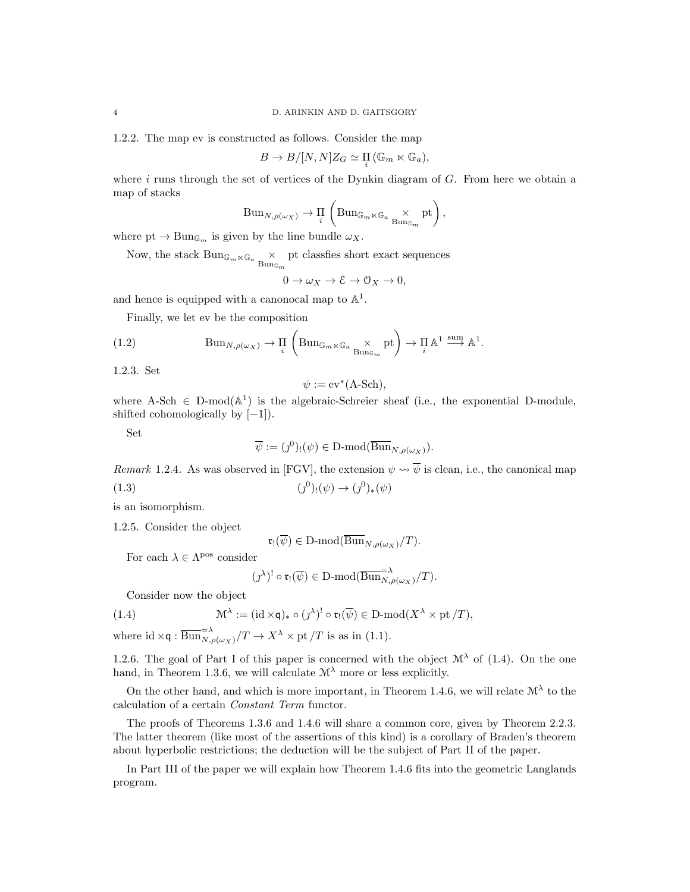1.2.2. The map ev is constructed as follows. Consider the map

$$B \to B/[N,N]Z_G \simeq \underset{i}{\Pi} (\mathbb{G}_m \ltimes \mathbb{G}_a),$$

where $i$ runs through the set of vertices of the Dynkin diagram of $G$. From here we obtain a map of stacks

$$\mathrm{Bun}_{N,\rho(\omega_X)} \to \underset{i}{\Pi} \left( \mathrm{Bun}_{\mathbb{G}_m \ltimes \mathbb{G}_a} \underset{\mathrm{Bun}_{\mathbb{G}_m}}{\times} \mathrm{pt} \right),$$

where $\mathrm{pt} \to \mathrm{Bun}_{\mathbb{G}_m}$ is given by the line bundle $\omega_X$.

Now, the stack $\mathrm{Bun}_{\mathbb{G}_m \ltimes \mathbb{G}_a} \underset{\mathrm{Bun}_{\mathbb{G}_m}}{\times} \mathrm{pt}$ classfies short exact sequences

$$0 \to \omega_X \to \mathcal{E} \to \mathcal{O}_X \to 0,$$

and hence is equipped with a canonocal map to $\mathbb{A}^1$.

Finally, we let ev be the composition

$$\mathrm{Bun}_{N,\rho(\omega_X)} \to \underset{i}{\Pi} \left( \mathrm{Bun}_{\mathbb{G}_m \ltimes \mathbb{G}_a} \underset{\mathrm{Bun}_{\mathbb{G}_m}}{\times} \mathrm{pt} \right) \to \underset{i}{\Pi} \mathbb{A}^1 \overset{\mathrm{sum}}{\longrightarrow} \mathbb{A}^1. \tag{1.2}$$

1.2.3. Set

$$\psi := \mathrm{ev}^*(\text{A-Sch}),$$

where A-Sch $\in$ D-mod$(\mathbb{A}^1)$ is the algebraic-Schreier sheaf (i.e., the exponential D-module, shifted cohomologically by $[-1]$).

Set

$$\overline{\psi} := (\jmath^0)_!(\psi) \in \text{D-mod}(\overline{\mathrm{Bun}}_{N,\rho(\omega_X)}).$$

*Remark* 1.2.4. As was observed in [FGV], the extension $\psi \rightsquigarrow \overline{\psi}$ is clean, i.e., the canonical map

$$(\jmath^0)_!(\psi) \to (\jmath^0)_*(\psi) \tag{1.3}$$

is an isomorphism.

1.2.5. Consider the object

$$\mathfrak{r}_!(\overline{\psi}) \in \text{D-mod}(\overline{\mathrm{Bun}}_{N,\rho(\omega_X)}/T).$$

For each $\lambda \in \Lambda^{\mathrm{pos}}$ consider

$$(\jmath^\lambda)^! \circ \mathfrak{r}_!(\overline{\psi}) \in \text{D-mod}(\overline{\mathrm{Bun}}^{=\lambda}_{N,\rho(\omega_X)}/T).$$

Consider now the object

$$\mathcal{M}^\lambda := (\mathrm{id} \times \mathfrak{q})_* \circ (\jmath^\lambda)^! \circ \mathfrak{r}_!(\overline{\psi}) \in \text{D-mod}(X^\lambda \times \mathrm{pt}/T), \tag{1.4}$$

where $\mathrm{id} \times \mathfrak{q} : \overline{\mathrm{Bun}}^{=\lambda}_{N,\rho(\omega_X)}/T \to X^\lambda \times \mathrm{pt}/T$ is as in (1.1).

1.2.6. The goal of Part I of this paper is concerned with the object $\mathcal{M}^\lambda$ of (1.4). On the one hand, in Theorem 1.3.6, we will calculate $\mathcal{M}^\lambda$ more or less explicitly.

On the other hand, and which is more important, in Theorem 1.4.6, we will relate $\mathcal{M}^\lambda$ to the calculation of a certain *Constant Term* functor.

The proofs of Theorems 1.3.6 and 1.4.6 will share a common core, given by Theorem 2.2.3. The latter theorem (like most of the assertions of this kind) is a corollary of Braden's theorem about hyperbolic restrictions; the deduction will be the subject of Part II of the paper.

In Part III of the paper we will explain how Theorem 1.4.6 fits into the geometric Langlands program.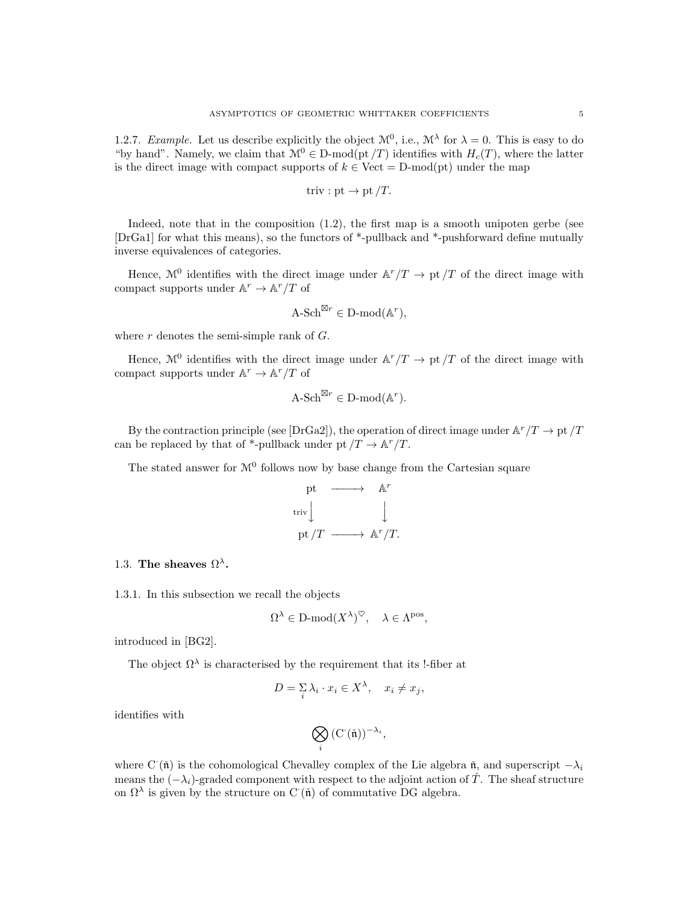1.2.7. *Example.* Let us describe explicitly the object $\mathcal{M}^0$, i.e., $\mathcal{M}^\lambda$ for $\lambda = 0$. This is easy to do "by hand". Namely, we claim that $\mathcal{M}^0 \in \text{D-mod}(\text{pt}/T)$ identifies with $H_c(T)$, where the latter is the direct image with compact supports of $k \in \text{Vect} = \text{D-mod}(\text{pt})$ under the map

$$\text{triv} : \text{pt} \to \text{pt}/T.$$

Indeed, note that in the composition (1.2), the first map is a smooth unipoten gerbe (see [DrGa1] for what this means), so the functors of \*-pullback and \*-pushforward define mutually inverse equivalences of categories.

Hence, $\mathcal{M}^0$ identifies with the direct image under $\mathbb{A}^r/T \to \text{pt}/T$ of the direct image with compact supports under $\mathbb{A}^r \to \mathbb{A}^r/T$ of

$$\text{A-Sch}^{\boxtimes r} \in \text{D-mod}(\mathbb{A}^r),$$

where $r$ denotes the semi-simple rank of $G$.

Hence, $\mathcal{M}^0$ identifies with the direct image under $\mathbb{A}^r/T \to \text{pt}/T$ of the direct image with compact supports under $\mathbb{A}^r \to \mathbb{A}^r/T$ of

$$\text{A-Sch}^{\boxtimes r} \in \text{D-mod}(\mathbb{A}^r).$$

By the contraction principle (see [DrGa2]), the operation of direct image under $\mathbb{A}^r/T \to \text{pt}/T$ can be replaced by that of \*-pullback under $\text{pt}/T \to \mathbb{A}^r/T$.

The stated answer for $\mathcal{M}^0$ follows now by base change from the Cartesian square

$$\begin{array}{ccc}
\text{pt} & \longrightarrow & \mathbb{A}^r \\
{\scriptstyle \text{triv}}\big\downarrow & & \big\downarrow \\
\text{pt}/T & \longrightarrow & \mathbb{A}^r/T.
\end{array}$$

## 1.3. The sheaves $\Omega^\lambda$.

1.3.1. In this subsection we recall the objects

$$\Omega^\lambda \in \text{D-mod}(X^\lambda)^\heartsuit, \quad \lambda \in \Lambda^{\text{pos}},$$

introduced in [BG2].

The object $\Omega^\lambda$ is characterised by the requirement that its !-fiber at

$$D = \sum_i \lambda_i \cdot x_i \in X^\lambda, \quad x_i \neq x_j,$$

identifies with

$$\bigotimes_i \left(\text{C}^\cdot(\check{\mathfrak{n}})\right)^{-\lambda_i},$$

where $\text{C}^\cdot(\check{\mathfrak{n}})$ is the cohomological Chevalley complex of the Lie algebra $\check{\mathfrak{n}}$, and superscript $-\lambda_i$ means the $(-\lambda_i)$-graded component with respect to the adjoint action of $\check{T}$. The sheaf structure on $\Omega^\lambda$ is given by the structure on $\text{C}^\cdot(\check{\mathfrak{n}})$ of commutative DG algebra.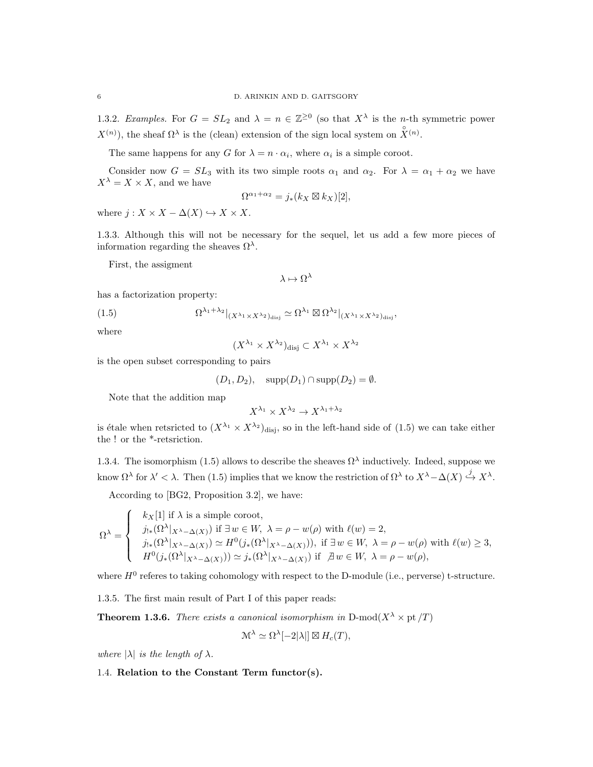1.3.2. *Examples.* For $G = SL_2$ and $\lambda = n \in \mathbb{Z}^{\geq 0}$ (so that $X^\lambda$ is the $n$-th symmetric power $X^{(n)}$), the sheaf $\Omega^\lambda$ is the (clean) extension of the sign local system on $\overset{\circ}{X}{}^{(n)}$.

The same happens for any $G$ for $\lambda = n \cdot \alpha_i$, where $\alpha_i$ is a simple coroot.

Consider now $G = SL_3$ with its two simple roots $\alpha_1$ and $\alpha_2$. For $\lambda = \alpha_1 + \alpha_2$ we have $X^\lambda = X \times X$, and we have

$$\Omega^{\alpha_1+\alpha_2} = j_*(k_X \boxtimes k_X)[2],$$

where $j : X \times X - \Delta(X) \hookrightarrow X \times X$.

1.3.3. Although this will not be necessary for the sequel, let us add a few more pieces of information regarding the sheaves $\Omega^\lambda$.

First, the assigment

$$\lambda \mapsto \Omega^\lambda$$

has a factorization property:

$$\Omega^{\lambda_1+\lambda_2}|_{(X^{\lambda_1} \times X^{\lambda_2})_{\text{disj}}} \simeq \Omega^{\lambda_1} \boxtimes \Omega^{\lambda_2}|_{(X^{\lambda_1} \times X^{\lambda_2})_{\text{disj}}}, \tag{1.5}$$

where

$$(X^{\lambda_1} \times X^{\lambda_2})_{\text{disj}} \subset X^{\lambda_1} \times X^{\lambda_2}$$

is the open subset corresponding to pairs

$$(D_1, D_2), \quad \text{supp}(D_1) \cap \text{supp}(D_2) = \emptyset.$$

Note that the addition map

$$X^{\lambda_1} \times X^{\lambda_2} \to X^{\lambda_1+\lambda_2}$$

is étale when retsricted to $(X^{\lambda_1} \times X^{\lambda_2})_{\text{disj}}$, so in the left-hand side of (1.5) we can take either the ! or the *-retsriction.

1.3.4. The isomorphism (1.5) allows to describe the sheaves $\Omega^\lambda$ inductively. Indeed, suppose we know $\Omega^\lambda$ for $\lambda' < \lambda$. Then (1.5) implies that we know the restriction of $\Omega^\lambda$ to $X^\lambda - \Delta(X) \overset{j}{\hookrightarrow} X^\lambda$.

According to [BG2, Proposition 3.2], we have:

$$\Omega^\lambda = \begin{cases} k_X[1] \text{ if } \lambda \text{ is a simple coroot,} \\ j_{!*}(\Omega^\lambda|_{X^\lambda - \Delta(X)}) \text{ if } \exists\, w \in W,\ \lambda = \rho - w(\rho) \text{ with } \ell(w) = 2, \\ j_{!*}(\Omega^\lambda|_{X^\lambda - \Delta(X)}) \simeq H^0(j_*(\Omega^\lambda|_{X^\lambda - \Delta(X)})), \text{ if } \exists\, w \in W,\ \lambda = \rho - w(\rho) \text{ with } \ell(w) \geq 3, \\ H^0(j_*(\Omega^\lambda|_{X^\lambda - \Delta(X)})) \simeq j_*(\Omega^\lambda|_{X^\lambda - \Delta(X)}) \text{ if } \nexists\, w \in W,\ \lambda = \rho - w(\rho), \end{cases}$$

where $H^0$ referes to taking cohomology with respect to the D-module (i.e., perverse) t-structure.

1.3.5. The first main result of Part I of this paper reads:

**Theorem 1.3.6.** *There exists a canonical isomorphism in* $\text{D-mod}(X^\lambda \times \text{pt}/T)$

$$\mathcal{M}^\lambda \simeq \Omega^\lambda[-2|\lambda|] \boxtimes H_c(T),$$

*where* $|\lambda|$ *is the length of* $\lambda$.

## 1.4. **Relation to the Constant Term functor(s).**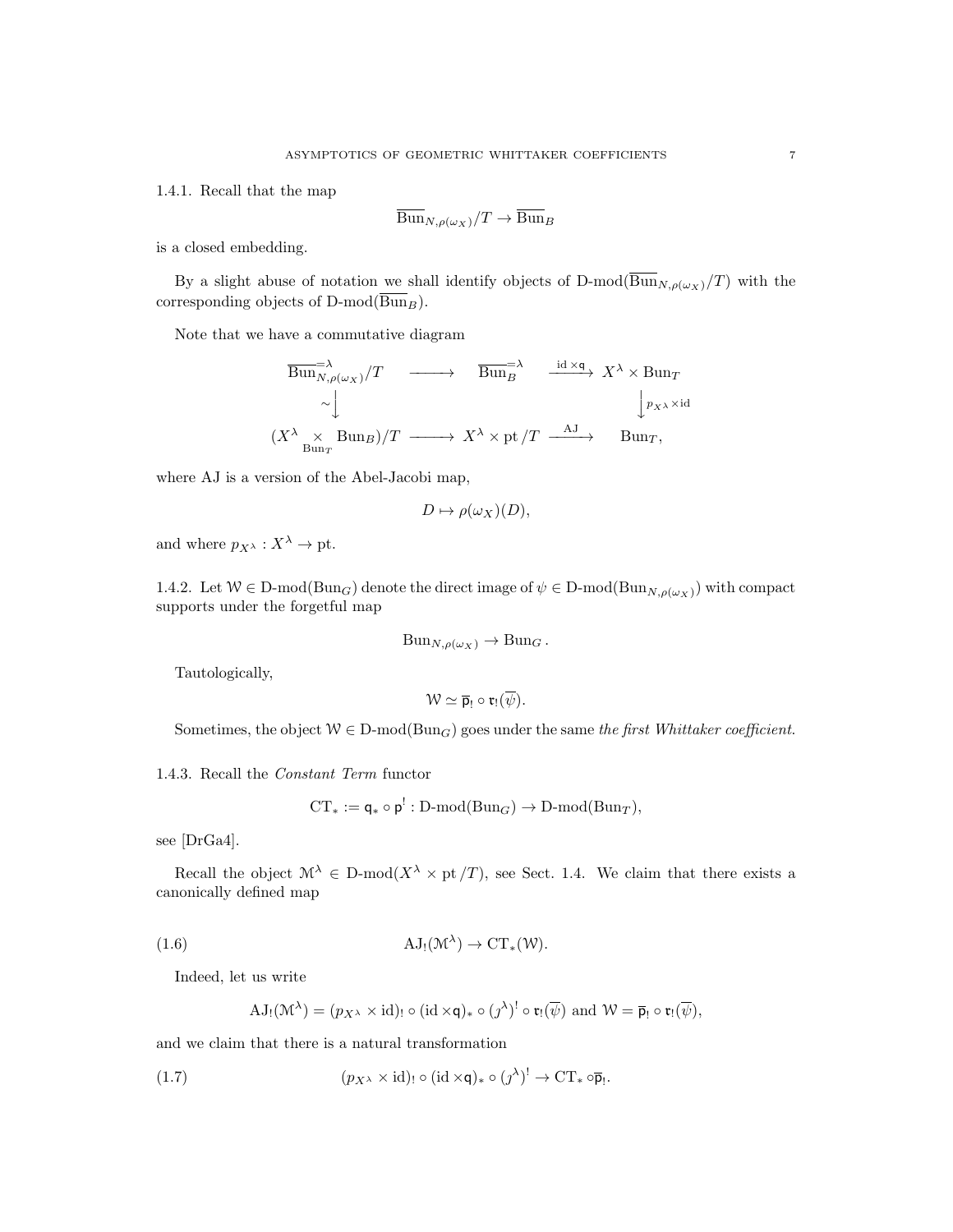1.4.1. Recall that the map

$$\overline{\mathrm{Bun}}_{N,\rho(\omega_X)}/T \to \overline{\mathrm{Bun}}_B$$

is a closed embedding.

By a slight abuse of notation we shall identify objects of D-mod$(\overline{\mathrm{Bun}}_{N,\rho(\omega_X)}/T)$ with the corresponding objects of D-mod$(\overline{\mathrm{Bun}}_B)$.

Note that we have a commutative diagram

$$\begin{array}{ccccc}
\overline{\mathrm{Bun}}^{=\lambda}_{N,\rho(\omega_X)}/T & \longrightarrow & \overline{\mathrm{Bun}}^{=\lambda}_B & \xrightarrow{\mathrm{id}\times\mathsf{q}} & X^\lambda \times \mathrm{Bun}_T \\
\sim\downarrow & & & & \downarrow p_{X^\lambda}\times\mathrm{id} \\
(X^\lambda \underset{\mathrm{Bun}_T}{\times} \mathrm{Bun}_B)/T & \longrightarrow & X^\lambda \times \mathrm{pt}/T & \xrightarrow{\mathrm{AJ}} & \mathrm{Bun}_T,
\end{array}$$

where AJ is a version of the Abel-Jacobi map,

$$D \mapsto \rho(\omega_X)(D),$$

and where $p_{X^\lambda}: X^\lambda \to \mathrm{pt}$.

1.4.2. Let $\mathcal{W} \in$ D-mod$(\mathrm{Bun}_G)$ denote the direct image of $\psi \in$ D-mod$(\mathrm{Bun}_{N,\rho(\omega_X)})$ with compact supports under the forgetful map

$$\mathrm{Bun}_{N,\rho(\omega_X)} \to \mathrm{Bun}_G.$$

Tautologically,

$$\mathcal{W} \simeq \overline{\mathsf{p}}_! \circ \mathfrak{r}_!(\overline{\psi}).$$

Sometimes, the object $\mathcal{W} \in$ D-mod$(\mathrm{Bun}_G)$ goes under the same *the first Whittaker coefficient*.

1.4.3. Recall the *Constant Term* functor

$$\mathrm{CT}_* := \mathsf{q}_* \circ \mathsf{p}^! : \text{D-mod}(\mathrm{Bun}_G) \to \text{D-mod}(\mathrm{Bun}_T),$$

see [DrGa4].

Recall the object $\mathcal{M}^\lambda \in$ D-mod$(X^\lambda \times \mathrm{pt}/T)$, see Sect. 1.4. We claim that there exists a canonically defined map

$$\mathrm{AJ}_!(\mathcal{M}^\lambda) \to \mathrm{CT}_*(\mathcal{W}). \tag{1.6}$$

Indeed, let us write

$$\mathrm{AJ}_!(\mathcal{M}^\lambda) = (p_{X^\lambda}\times\mathrm{id})_! \circ (\mathrm{id}\times\mathsf{q})_* \circ (\jmath^\lambda)^! \circ \mathfrak{r}_!(\overline{\psi}) \text{ and } \mathcal{W} = \overline{\mathsf{p}}_! \circ \mathfrak{r}_!(\overline{\psi}),$$

and we claim that there is a natural transformation

$$(p_{X^\lambda}\times\mathrm{id})_! \circ (\mathrm{id}\times\mathsf{q})_* \circ (\jmath^\lambda)^! \to \mathrm{CT}_* \circ \overline{\mathsf{p}}_!. \tag{1.7}$$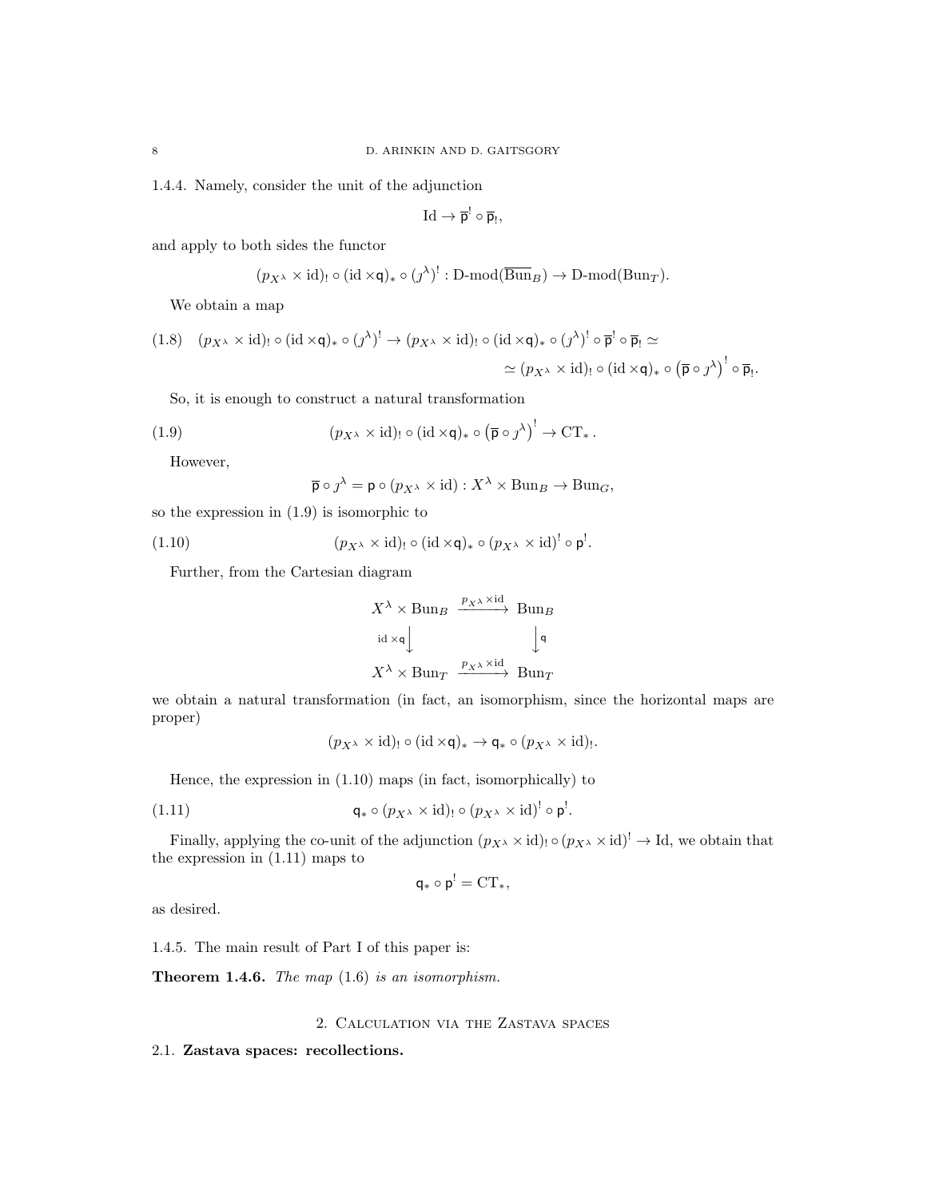1.4.4. Namely, consider the unit of the adjunction

$$\mathrm{Id} \to \overline{\mathsf{p}}^! \circ \overline{\mathsf{p}}_!,$$

and apply to both sides the functor

$$(p_{X^\lambda} \times \mathrm{id})_! \circ (\mathrm{id} \times \mathsf{q})_* \circ (\jmath^\lambda)^! : \text{D-mod}(\overline{\mathrm{Bun}}_B) \to \text{D-mod}(\mathrm{Bun}_T).$$

We obtain a map

$$(1.8) \quad (p_{X^\lambda} \times \mathrm{id})_! \circ (\mathrm{id} \times \mathsf{q})_* \circ (\jmath^\lambda)^! \to (p_{X^\lambda} \times \mathrm{id})_! \circ (\mathrm{id} \times \mathsf{q})_* \circ (\jmath^\lambda)^! \circ \overline{\mathsf{p}}^! \circ \overline{\mathsf{p}}_! \simeq$$
$$\simeq (p_{X^\lambda} \times \mathrm{id})_! \circ (\mathrm{id} \times \mathsf{q})_* \circ \left(\overline{\mathsf{p}} \circ \jmath^\lambda\right)^! \circ \overline{\mathsf{p}}_!.$$

So, it is enough to construct a natural transformation

$$(1.9) \qquad (p_{X^\lambda} \times \mathrm{id})_! \circ (\mathrm{id} \times \mathsf{q})_* \circ \left(\overline{\mathsf{p}} \circ \jmath^\lambda\right)^! \to \mathrm{CT}_*.$$

However,

$$\overline{\mathsf{p}} \circ \jmath^\lambda = \mathsf{p} \circ (p_{X^\lambda} \times \mathrm{id}) : X^\lambda \times \mathrm{Bun}_B \to \mathrm{Bun}_G,$$

so the expression in (1.9) is isomorphic to

$$(1.10) \qquad (p_{X^\lambda} \times \mathrm{id})_! \circ (\mathrm{id} \times \mathsf{q})_* \circ (p_{X^\lambda} \times \mathrm{id})^! \circ \mathsf{p}^!.$$

Further, from the Cartesian diagram

$$\begin{array}{ccc} X^\lambda \times \mathrm{Bun}_B & \xrightarrow{p_{X^\lambda} \times \mathrm{id}} & \mathrm{Bun}_B \\ {\scriptstyle \mathrm{id} \times \mathsf{q}} \downarrow & & \downarrow {\scriptstyle \mathsf{q}} \\ X^\lambda \times \mathrm{Bun}_T & \xrightarrow{p_{X^\lambda} \times \mathrm{id}} & \mathrm{Bun}_T \end{array}$$

we obtain a natural transformation (in fact, an isomorphism, since the horizontal maps are proper)

$$(p_{X^\lambda} \times \mathrm{id})_! \circ (\mathrm{id} \times \mathsf{q})_* \to \mathsf{q}_* \circ (p_{X^\lambda} \times \mathrm{id})_!.$$

Hence, the expression in (1.10) maps (in fact, isomorphically) to

$$(1.11) \qquad \mathsf{q}_* \circ (p_{X^\lambda} \times \mathrm{id})_! \circ (p_{X^\lambda} \times \mathrm{id})^! \circ \mathsf{p}^!.$$

Finally, applying the co-unit of the adjunction $(p_{X^\lambda} \times \mathrm{id})_! \circ (p_{X^\lambda} \times \mathrm{id})^! \to \mathrm{Id}$, we obtain that the expression in (1.11) maps to

$$\mathsf{q}_* \circ \mathsf{p}^! = \mathrm{CT}_*,$$

as desired.

1.4.5. The main result of Part I of this paper is:

**Theorem 1.4.6.** *The map* (1.6) *is an isomorphism.*

## 2. Calculation via the Zastava spaces

### 2.1. Zastava spaces: recollections.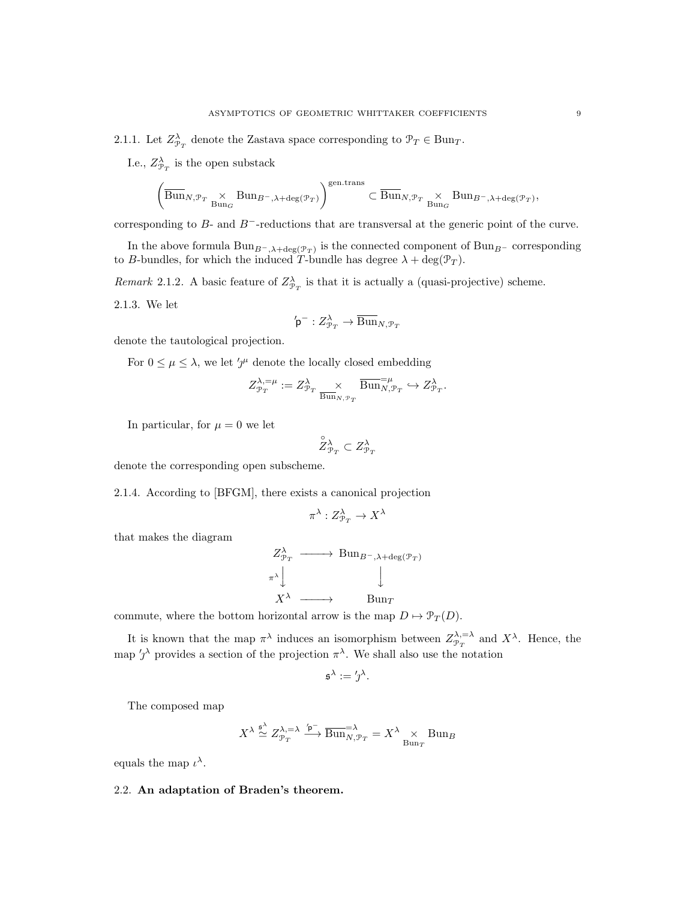2.1.1. Let $Z^\lambda_{\mathcal{P}_T}$ denote the Zastava space corresponding to $\mathcal{P}_T \in \operatorname{Bun}_T$.

I.e., $Z^\lambda_{\mathcal{P}_T}$ is the open substack

$$\left(\overline{\operatorname{Bun}}_{N,\mathcal{P}_T} \underset{\operatorname{Bun}_G}{\times} \operatorname{Bun}_{B^-,\lambda+\deg(\mathcal{P}_T)}\right)^{\text{gen.trans}} \subset \overline{\operatorname{Bun}}_{N,\mathcal{P}_T} \underset{\operatorname{Bun}_G}{\times} \operatorname{Bun}_{B^-,\lambda+\deg(\mathcal{P}_T)},$$

corresponding to $B$- and $B^-$-reductions that are transversal at the generic point of the curve.

In the above formula $\operatorname{Bun}_{B^-,\lambda+\deg(\mathcal{P}_T)}$ is the connected component of $\operatorname{Bun}_{B^-}$ corresponding to $B$-bundles, for which the induced $T$-bundle has degree $\lambda + \deg(\mathcal{P}_T)$.

*Remark* 2.1.2. A basic feature of $Z^\lambda_{\mathcal{P}_T}$ is that it is actually a (quasi-projective) scheme.

2.1.3. We let

$$'\mathsf{p}^- : Z^\lambda_{\mathcal{P}_T} \to \overline{\operatorname{Bun}}_{N,\mathcal{P}_T}$$

denote the tautological projection.

For $0 \le \mu \le \lambda$, we let $'\jmath^\mu$ denote the locally closed embedding

$$Z^{\lambda,=\mu}_{\mathcal{P}_T} := Z^\lambda_{\mathcal{P}_T} \underset{\overline{\operatorname{Bun}}_{N,\mathcal{P}_T}}{\times} \overline{\operatorname{Bun}}^{=\mu}_{N,\mathcal{P}_T} \hookrightarrow Z^\lambda_{\mathcal{P}_T}.$$

In particular, for $\mu = 0$ we let

$$\overset{\circ}{Z}{}^\lambda_{\mathcal{P}_T} \subset Z^\lambda_{\mathcal{P}_T}$$

denote the corresponding open subscheme.

2.1.4. According to [BFGM], there exists a canonical projection

$$\pi^\lambda : Z^\lambda_{\mathcal{P}_T} \to X^\lambda$$

that makes the diagram

$$\begin{array}{ccc} Z^\lambda_{\mathcal{P}_T} & \longrightarrow & \operatorname{Bun}_{B^-,\lambda+\deg(\mathcal{P}_T)} \\ {\scriptstyle \pi^\lambda}\big\downarrow & & \big\downarrow \\ X^\lambda & \longrightarrow & \operatorname{Bun}_T \end{array}$$

commute, where the bottom horizontal arrow is the map $D \mapsto \mathcal{P}_T(D)$.

It is known that the map $\pi^\lambda$ induces an isomorphism between $Z^{\lambda,=\lambda}_{\mathcal{P}_T}$ and $X^\lambda$. Hence, the map $'\jmath^\lambda$ provides a section of the projection $\pi^\lambda$. We shall also use the notation

$$\mathfrak{s}^\lambda := {'\jmath^\lambda}.$$

The composed map

$$X^\lambda \overset{\mathfrak{s}^\lambda}{\simeq} Z^{\lambda,=\lambda}_{\mathcal{P}_T} \xrightarrow{'\mathsf{p}^-} \overline{\operatorname{Bun}}^{=\lambda}_{N,\mathcal{P}_T} = X^\lambda \underset{\operatorname{Bun}_T}{\times} \operatorname{Bun}_B$$

equals the map $\iota^\lambda$.

## 2.2. An adaptation of Braden's theorem.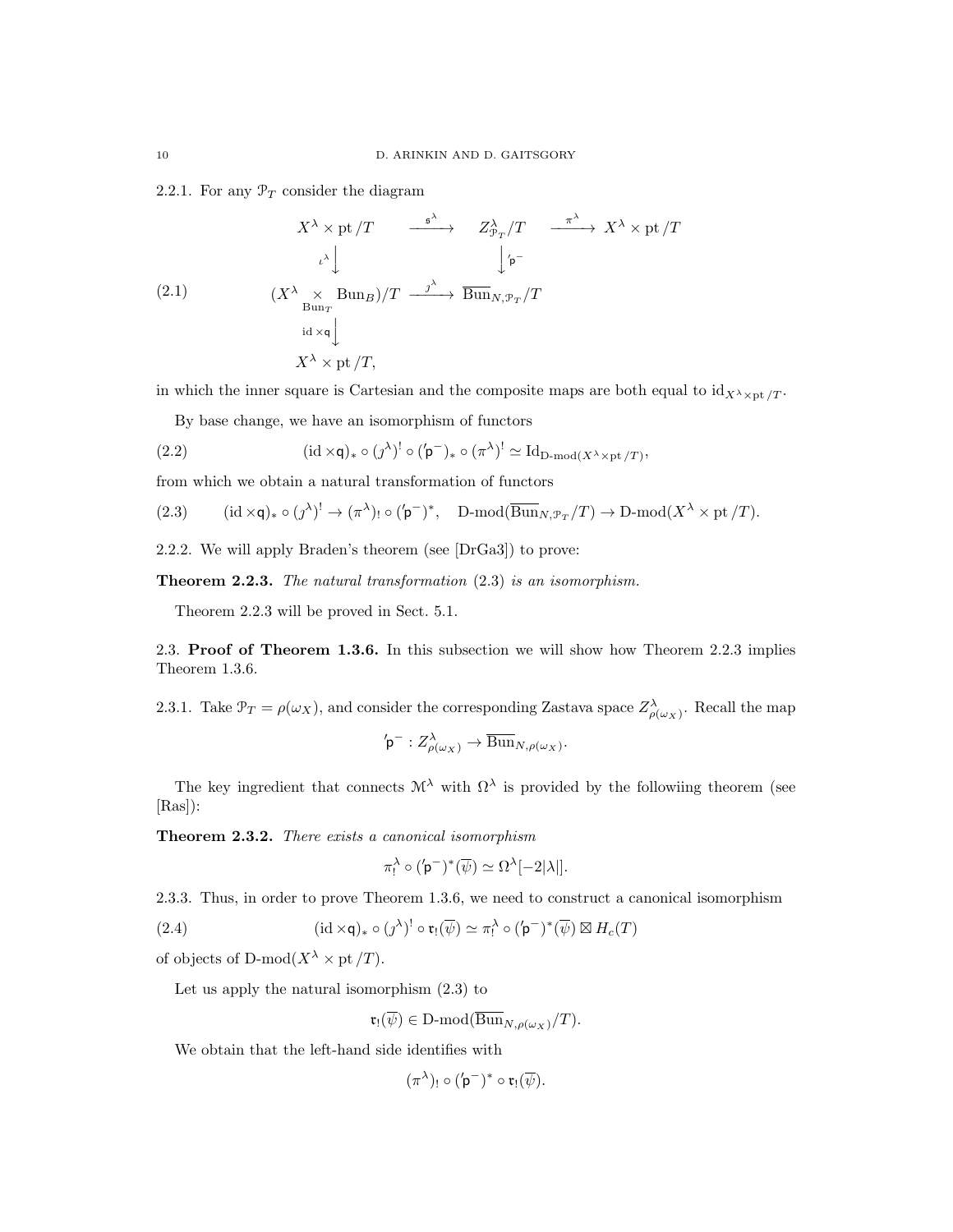2.2.1. For any $\mathcal{P}_T$ consider the diagram

$$
\begin{array}{ccccc}
X^\lambda \times \mathrm{pt}/T & \xrightarrow{\mathfrak{s}^\lambda} & Z^\lambda_{\mathcal{P}_T}/T & \xrightarrow{\pi^\lambda} & X^\lambda \times \mathrm{pt}/T \\
\Big\downarrow{\scriptstyle \iota^\lambda} & & \Big\downarrow{\scriptstyle '\mathsf{p}^-} & & \\
(X^\lambda \underset{\mathrm{Bun}_T}{\times} \mathrm{Bun}_B)/T & \xrightarrow{\jmath^\lambda} & \overline{\mathrm{Bun}}_{N,\mathcal{P}_T}/T & & \\
\Big\downarrow{\scriptstyle \mathrm{id}\times\mathsf{q}} & & & & \\
X^\lambda \times \mathrm{pt}/T, & & & &
\end{array}
\tag{2.1}
$$

in which the inner square is Cartesian and the composite maps are both equal to $\mathrm{id}_{X^\lambda\times\mathrm{pt}/T}$.

By base change, we have an isomorphism of functors

$$(\mathrm{id}\times\mathsf{q})_*\circ(\jmath^\lambda)^!\circ({'\mathsf{p}^-})_*\circ(\pi^\lambda)^!\simeq \mathrm{Id}_{\text{D-mod}(X^\lambda\times\mathrm{pt}/T)}, \tag{2.2}$$

from which we obtain a natural transformation of functors

$$(\mathrm{id}\times\mathsf{q})_*\circ(\jmath^\lambda)^!\to(\pi^\lambda)_!\circ({'\mathsf{p}^-})^*,\quad \text{D-mod}(\overline{\mathrm{Bun}}_{N,\mathcal{P}_T}/T)\to\text{D-mod}(X^\lambda\times\mathrm{pt}/T). \tag{2.3}$$

2.2.2. We will apply Braden's theorem (see [DrGa3]) to prove:

**Theorem 2.2.3.** *The natural transformation* (2.3) *is an isomorphism.*

Theorem 2.2.3 will be proved in Sect. 5.1.

## 2.3. Proof of Theorem 1.3.6.

In this subsection we will show how Theorem 2.2.3 implies Theorem 1.3.6.

2.3.1. Take $\mathcal{P}_T=\rho(\omega_X)$, and consider the corresponding Zastava space $Z^\lambda_{\rho(\omega_X)}$. Recall the map

$$'\mathsf{p}^-: Z^\lambda_{\rho(\omega_X)}\to\overline{\mathrm{Bun}}_{N,\rho(\omega_X)}.$$

The key ingredient that connects $\mathcal{M}^\lambda$ with $\Omega^\lambda$ is provided by the followiing theorem (see [Ras]):

**Theorem 2.3.2.** *There exists a canonical isomorphism*

$$\pi^\lambda_!\circ({'\mathsf{p}^-})^*(\overline{\psi})\simeq\Omega^\lambda[-2|\lambda|].$$

2.3.3. Thus, in order to prove Theorem 1.3.6, we need to construct a canonical isomorphism

$$(\mathrm{id}\times\mathsf{q})_*\circ(\jmath^\lambda)^!\circ\mathfrak{r}_!(\overline{\psi})\simeq\pi^\lambda_!\circ({'\mathsf{p}^-})^*(\overline{\psi})\boxtimes H_c(T) \tag{2.4}$$

of objects of $\text{D-mod}(X^\lambda\times\mathrm{pt}/T)$.

Let us apply the natural isomorphism (2.3) to

$$\mathfrak{r}_!(\overline{\psi})\in\text{D-mod}(\overline{\mathrm{Bun}}_{N,\rho(\omega_X)}/T).$$

We obtain that the left-hand side identifies with

$$(\pi^\lambda)_!\circ({'\mathsf{p}^-})^*\circ\mathfrak{r}_!(\overline{\psi}).$$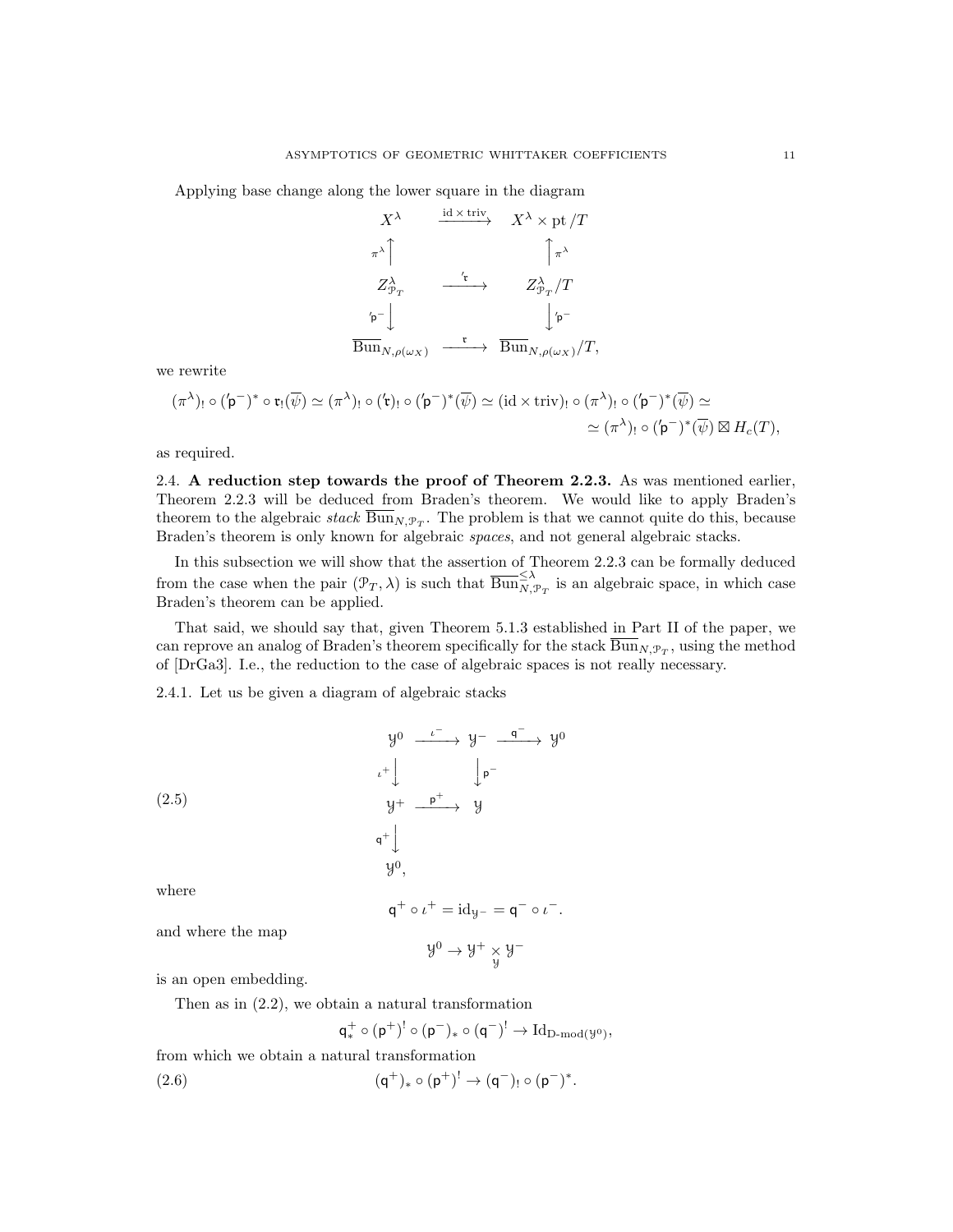Applying base change along the lower square in the diagram

$$
\begin{array}{ccc}
X^\lambda & \xrightarrow{\mathrm{id}\times\mathrm{triv}} & X^\lambda \times \mathrm{pt}/T \\
{\scriptstyle \pi^\lambda}\uparrow & & \uparrow{\scriptstyle \pi^\lambda} \\
Z^\lambda_{\mathcal{P}_T} & \xrightarrow{'\mathfrak{r}} & Z^\lambda_{\mathcal{P}_T}/T \\
{\scriptstyle '\mathsf{p}^-}\downarrow & & \downarrow{\scriptstyle '\mathsf{p}^-} \\
\overline{\mathrm{Bun}}_{N,\rho(\omega_X)} & \xrightarrow{\mathfrak{r}} & \overline{\mathrm{Bun}}_{N,\rho(\omega_X)}/T,
\end{array}
$$

we rewrite

$$
(\pi^\lambda)_! \circ ('\mathsf{p}^-)^* \circ \mathfrak{r}_!(\overline{\psi}) \simeq (\pi^\lambda)_! \circ ('\mathfrak{r})_! \circ ('\mathsf{p}^-)^*(\overline{\psi}) \simeq (\mathrm{id}\times\mathrm{triv})_! \circ (\pi^\lambda)_! \circ ('\mathsf{p}^-)^*(\overline{\psi}) \simeq
$$
$$
\simeq (\pi^\lambda)_! \circ ('\mathsf{p}^-)^*(\overline{\psi}) \boxtimes H_c(T),
$$

as required.

2.4. **A reduction step towards the proof of Theorem 2.2.3.** As was mentioned earlier, Theorem 2.2.3 will be deduced from Braden's theorem. We would like to apply Braden's theorem to the algebraic *stack* $\overline{\mathrm{Bun}}_{N,\mathcal{P}_T}$. The problem is that we cannot quite do this, because Braden's theorem is only known for algebraic *spaces*, and not general algebraic stacks.

In this subsection we will show that the assertion of Theorem 2.2.3 can be formally deduced from the case when the pair $(\mathcal{P}_T, \lambda)$ is such that $\overline{\mathrm{Bun}}^{\leq\lambda}_{N,\mathcal{P}_T}$ is an algebraic space, in which case Braden's theorem can be applied.

That said, we should say that, given Theorem 5.1.3 established in Part II of the paper, we can reprove an analog of Braden's theorem specifically for the stack $\overline{\mathrm{Bun}}_{N,\mathcal{P}_T}$, using the method of [DrGa3]. I.e., the reduction to the case of algebraic spaces is not really necessary.

2.4.1. Let us be given a diagram of algebraic stacks

$$
\begin{array}{ccccc}
\mathcal{Y}^0 & \xrightarrow{\iota^-} & \mathcal{Y}^- & \xrightarrow{\mathsf{q}^-} & \mathcal{Y}^0 \\
{\scriptstyle \iota^+}\downarrow & & \downarrow{\scriptstyle \mathsf{p}^-} & & \\
\mathcal{Y}^+ & \xrightarrow{\mathsf{p}^+} & \mathcal{Y} & & \\
{\scriptstyle \mathsf{q}^+}\downarrow & & & & \\
\mathcal{Y}^0, & & & &
\end{array}
\tag{2.5}
$$

where

$$
\mathsf{q}^+ \circ \iota^+ = \mathrm{id}_{\mathcal{Y}^-} = \mathsf{q}^- \circ \iota^-.
$$

and where the map

$$
\mathcal{Y}^0 \to \mathcal{Y}^+ \underset{\mathcal{Y}}{\times} \mathcal{Y}^-
$$

is an open embedding.

Then as in (2.2), we obtain a natural transformation

$$
\mathsf{q}^+_* \circ (\mathsf{p}^+)^! \circ (\mathsf{p}^-)_* \circ (\mathsf{q}^-)^! \to \mathrm{Id}_{\text{D-mod}(\mathcal{Y}^0)},
$$

from which we obtain a natural transformation

$$
(\mathsf{q}^+)_* \circ (\mathsf{p}^+)^! \to (\mathsf{q}^-)_! \circ (\mathsf{p}^-)^*. \tag{2.6}
$$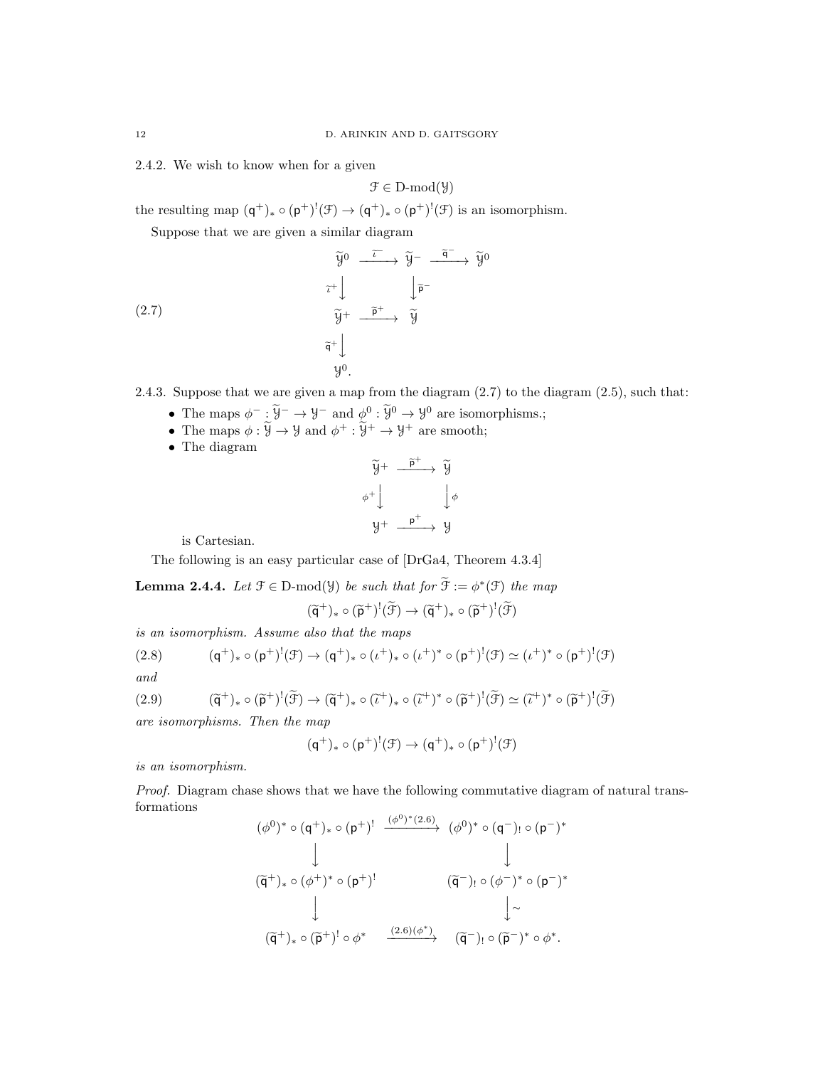2.4.2. We wish to know when for a given

$$\mathcal{F} \in \text{D-mod}(\mathcal{Y})$$

the resulting map $(\mathsf{q}^+)_* \circ (\mathsf{p}^+)^!(\mathcal{F}) \to (\mathsf{q}^+)_* \circ (\mathsf{p}^+)^!(\mathcal{F})$ is an isomorphism.

Suppose that we are given a similar diagram

$$
\begin{array}{ccccc}
\widetilde{\mathcal{Y}}^0 & \xrightarrow{\widetilde{\iota}^-} & \widetilde{\mathcal{Y}}^- & \xrightarrow{\widetilde{\mathsf{q}}^-} & \widetilde{\mathcal{Y}}^0 \\
{\scriptstyle \widetilde{\iota}^+}\downarrow & & \downarrow{\scriptstyle \widetilde{\mathsf{p}}^-} & & \\
\widetilde{\mathcal{Y}}^+ & \xrightarrow{\widetilde{\mathsf{p}}^+} & \widetilde{\mathcal{Y}} & & \\
{\scriptstyle \widetilde{\mathsf{q}}^+}\downarrow & & & & \\
\mathcal{Y}^0. & & & &
\end{array}
\tag{2.7}
$$

2.4.3. Suppose that we are given a map from the diagram (2.7) to the diagram (2.5), such that:

- The maps $\phi^- : \widetilde{\mathcal{Y}}^- \to \mathcal{Y}^-$ and $\phi^0 : \widetilde{\mathcal{Y}}^0 \to \mathcal{Y}^0$ are isomorphisms.;
- The maps $\phi : \widetilde{\mathcal{Y}} \to \mathcal{Y}$ and $\phi^+ : \widetilde{\mathcal{Y}}^+ \to \mathcal{Y}^+$ are smooth;
- The diagram

$$
\begin{array}{ccc}
\widetilde{\mathcal{Y}}^+ & \xrightarrow{\widetilde{\mathsf{p}}^+} & \widetilde{\mathcal{Y}} \\
{\scriptstyle \phi^+}\downarrow & & \downarrow{\scriptstyle \phi} \\
\mathcal{Y}^+ & \xrightarrow{\mathsf{p}^+} & \mathcal{Y}
\end{array}
$$

is Cartesian.

The following is an easy particular case of [DrGa4, Theorem 4.3.4]

**Lemma 2.4.4.** *Let $\mathcal{F} \in \text{D-mod}(\mathcal{Y})$ be such that for $\widetilde{\mathcal{F}} := \phi^*(\mathcal{F})$ the map*

$$(\widetilde{\mathsf{q}}^+)_* \circ (\widetilde{\mathsf{p}}^+)^!(\widetilde{\mathcal{F}}) \to (\widetilde{\mathsf{q}}^+)_* \circ (\widetilde{\mathsf{p}}^+)^!(\widetilde{\mathcal{F}})$$

*is an isomorphism. Assume also that the maps*

$$(\mathsf{q}^+)_* \circ (\mathsf{p}^+)^!(\mathcal{F}) \to (\mathsf{q}^+)_* \circ (\iota^+)_* \circ (\iota^+)^* \circ (\mathsf{p}^+)^!(\mathcal{F}) \simeq (\iota^+)^* \circ (\mathsf{p}^+)^!(\mathcal{F}) \tag{2.8}$$

*and*

$$(\widetilde{\mathsf{q}}^+)_* \circ (\widetilde{\mathsf{p}}^+)^!(\widetilde{\mathcal{F}}) \to (\widetilde{\mathsf{q}}^+)_* \circ (\widetilde{\iota}^+)_* \circ (\widetilde{\iota}^+)^* \circ (\widetilde{\mathsf{p}}^+)^!(\widetilde{\mathcal{F}}) \simeq (\widetilde{\iota}^+)^* \circ (\widetilde{\mathsf{p}}^+)^!(\widetilde{\mathcal{F}}) \tag{2.9}$$

*are isomorphisms. Then the map*

$$(\mathsf{q}^+)_* \circ (\mathsf{p}^+)^!(\mathcal{F}) \to (\mathsf{q}^+)_* \circ (\mathsf{p}^+)^!(\mathcal{F})$$

*is an isomorphism.*

*Proof.* Diagram chase shows that we have the following commutative diagram of natural transformations

$$
\begin{array}{ccc}
(\phi^0)^* \circ (\mathsf{q}^+)_* \circ (\mathsf{p}^+)^! & \xrightarrow{(\phi^0)^*(2.6)} & (\phi^0)^* \circ (\mathsf{q}^-)_! \circ (\mathsf{p}^-)^* \\
\downarrow & & \downarrow \\
(\widetilde{\mathsf{q}}^+)_* \circ (\phi^+)^* \circ (\mathsf{p}^+)^! & & (\widetilde{\mathsf{q}}^-)_! \circ (\phi^-)^* \circ (\mathsf{p}^-)^* \\
\downarrow & & \downarrow{\scriptstyle \sim} \\
(\widetilde{\mathsf{q}}^+)_* \circ (\widetilde{\mathsf{p}}^+)^! \circ \phi^* & \xrightarrow{(2.6)(\phi^*)} & (\widetilde{\mathsf{q}}^-)_! \circ (\widetilde{\mathsf{p}}^-)^* \circ \phi^*.
\end{array}
$$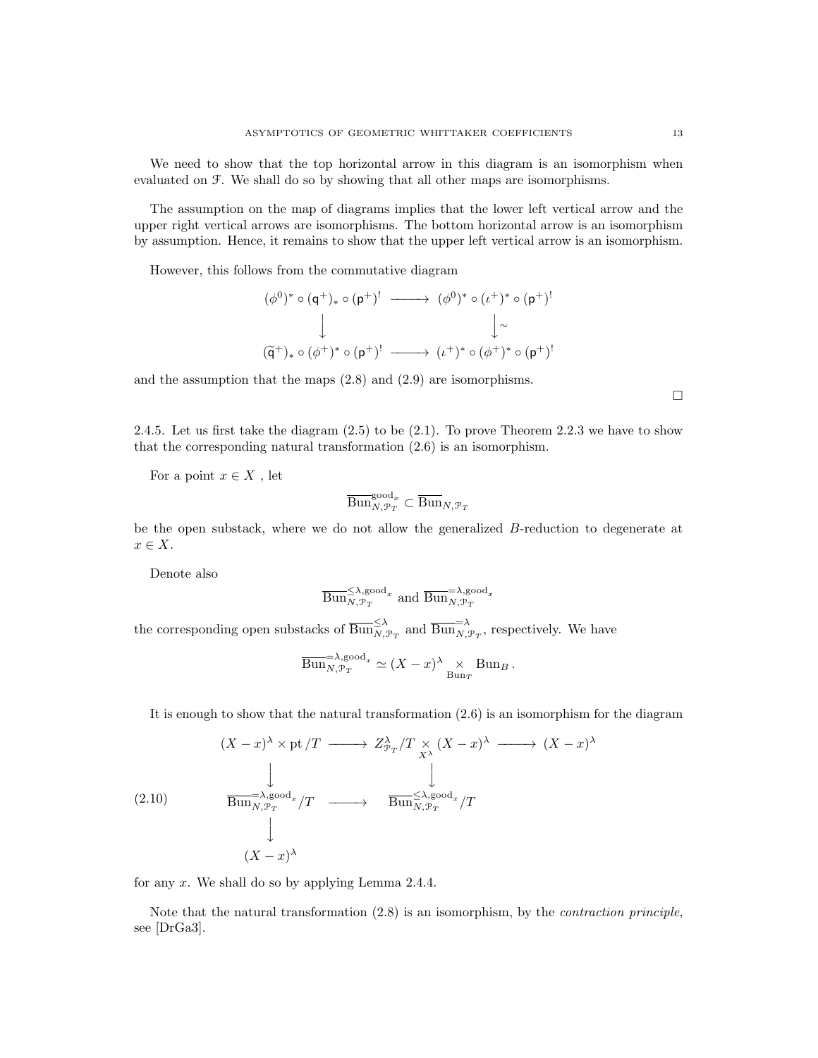We need to show that the top horizontal arrow in this diagram is an isomorphism when evaluated on $\mathcal{F}$. We shall do so by showing that all other maps are isomorphisms.

The assumption on the map of diagrams implies that the lower left vertical arrow and the upper right vertical arrows are isomorphisms. The bottom horizontal arrow is an isomorphism by assumption. Hence, it remains to show that the upper left vertical arrow is an isomorphism.

However, this follows from the commutative diagram

$$\begin{array}{ccc}
(\phi^0)^* \circ (\mathsf{q}^+)_* \circ (\mathsf{p}^+)^! & \longrightarrow & (\phi^0)^* \circ (\iota^+)^* \circ (\mathsf{p}^+)^! \\
\Big\downarrow & & \Big\downarrow \sim \\
(\widetilde{\mathsf{q}}^+)_* \circ (\phi^+)^* \circ (\mathsf{p}^+)^! & \longrightarrow & (\iota^+)^* \circ (\phi^+)^* \circ (\mathsf{p}^+)^!
\end{array}$$

and the assumption that the maps (2.8) and (2.9) are isomorphisms.

$\square$

2.4.5. Let us first take the diagram (2.5) to be (2.1). To prove Theorem 2.2.3 we have to show that the corresponding natural transformation (2.6) is an isomorphism.

For a point $x \in X$ , let

$$\overline{\mathrm{Bun}}_{N,\mathcal{P}_T}^{\mathrm{good}_x} \subset \overline{\mathrm{Bun}}_{N,\mathcal{P}_T}$$

be the open substack, where we do not allow the generalized $B$-reduction to degenerate at $x \in X$.

Denote also

$$\overline{\mathrm{Bun}}_{N,\mathcal{P}_T}^{\leq\lambda,\mathrm{good}_x} \text{ and } \overline{\mathrm{Bun}}_{N,\mathcal{P}_T}^{=\lambda,\mathrm{good}_x}$$

the corresponding open substacks of $\overline{\mathrm{Bun}}_{N,\mathcal{P}_T}^{\leq\lambda}$ and $\overline{\mathrm{Bun}}_{N,\mathcal{P}_T}^{=\lambda}$, respectively. We have

$$\overline{\mathrm{Bun}}_{N,\mathcal{P}_T}^{=\lambda,\mathrm{good}_x} \simeq (X-x)^\lambda \underset{\mathrm{Bun}_T}{\times} \mathrm{Bun}_B\,.$$

It is enough to show that the natural transformation (2.6) is an isomorphism for the diagram

$$\begin{array}{ccccc}
(X-x)^\lambda \times \mathrm{pt}/T & \longrightarrow & Z^\lambda_{\mathcal{P}_T}/T \underset{X^\lambda}{\times} (X-x)^\lambda & \longrightarrow & (X-x)^\lambda \\
\Big\downarrow & & \Big\downarrow & & \\
\overline{\mathrm{Bun}}_{N,\mathcal{P}_T}^{=\lambda,\mathrm{good}_x}/T & \longrightarrow & \overline{\mathrm{Bun}}_{N,\mathcal{P}_T}^{\leq\lambda,\mathrm{good}_x}/T & & \\
\Big\downarrow & & & & \\
(X-x)^\lambda & & & &
\end{array} \tag{2.10}$$

for any $x$. We shall do so by applying Lemma 2.4.4.

Note that the natural transformation (2.8) is an isomorphism, by the *contraction principle*, see [DrGa3].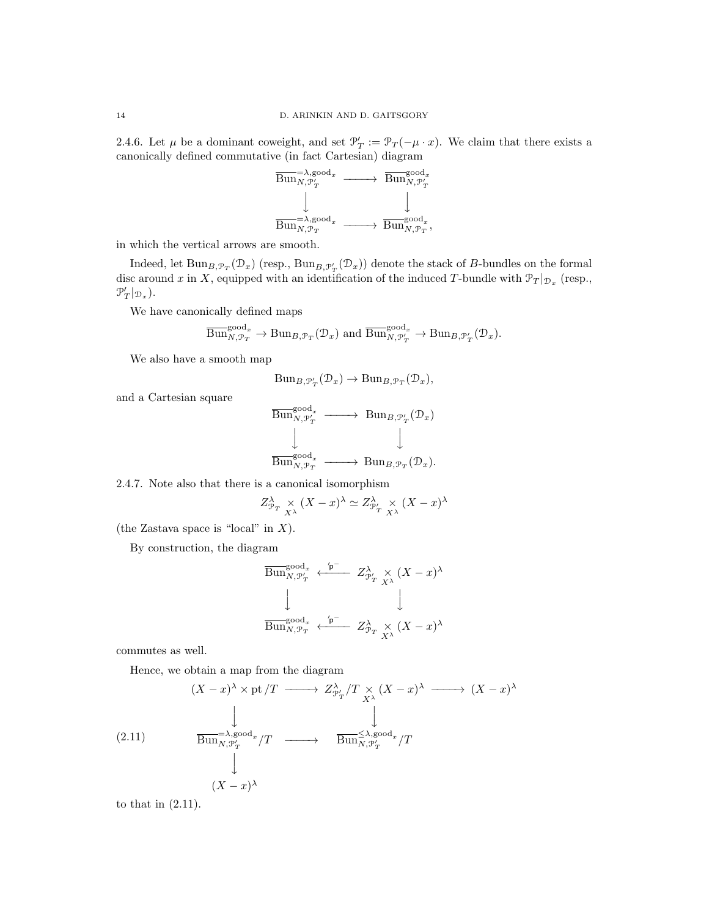2.4.6. Let $\mu$ be a dominant coweight, and set $\mathcal{P}'_T := \mathcal{P}_T(-\mu\cdot x)$. We claim that there exists a canonically defined commutative (in fact Cartesian) diagram

$$
\begin{array}{ccc}
\overline{\mathrm{Bun}}_{N,\mathcal{P}'_T}^{=\lambda,\mathrm{good}_x} & \longrightarrow & \overline{\mathrm{Bun}}_{N,\mathcal{P}'_T}^{\mathrm{good}_x} \\
\downarrow & & \downarrow \\
\overline{\mathrm{Bun}}_{N,\mathcal{P}_T}^{=\lambda,\mathrm{good}_x} & \longrightarrow & \overline{\mathrm{Bun}}_{N,\mathcal{P}_T}^{\mathrm{good}_x},
\end{array}
$$

in which the vertical arrows are smooth.

Indeed, let $\mathrm{Bun}_{B,\mathcal{P}_T}(\mathcal{D}_x)$ (resp., $\mathrm{Bun}_{B,\mathcal{P}'_T}(\mathcal{D}_x)$) denote the stack of $B$-bundles on the formal disc around $x$ in $X$, equipped with an identification of the induced $T$-bundle with $\mathcal{P}_T|_{\mathcal{D}_x}$ (resp., $\mathcal{P}'_T|_{\mathcal{D}_x}$).

We have canonically defined maps

$$
\overline{\mathrm{Bun}}_{N,\mathcal{P}_T}^{\mathrm{good}_x} \to \mathrm{Bun}_{B,\mathcal{P}_T}(\mathcal{D}_x) \text{ and } \overline{\mathrm{Bun}}_{N,\mathcal{P}'_T}^{\mathrm{good}_x} \to \mathrm{Bun}_{B,\mathcal{P}'_T}(\mathcal{D}_x).
$$

We also have a smooth map

$$
\mathrm{Bun}_{B,\mathcal{P}'_T}(\mathcal{D}_x) \to \mathrm{Bun}_{B,\mathcal{P}_T}(\mathcal{D}_x),
$$

and a Cartesian square

$$
\begin{array}{ccc}
\overline{\mathrm{Bun}}_{N,\mathcal{P}'_T}^{\mathrm{good}_x} & \longrightarrow & \mathrm{Bun}_{B,\mathcal{P}'_T}(\mathcal{D}_x) \\
\downarrow & & \downarrow \\
\overline{\mathrm{Bun}}_{N,\mathcal{P}_T}^{\mathrm{good}_x} & \longrightarrow & \mathrm{Bun}_{B,\mathcal{P}_T}(\mathcal{D}_x).
\end{array}
$$

2.4.7. Note also that there is a canonical isomorphism

$$
Z^\lambda_{\mathcal{P}_T} \underset{X^\lambda}{\times} (X-x)^\lambda \simeq Z^\lambda_{\mathcal{P}'_T} \underset{X^\lambda}{\times} (X-x)^\lambda
$$

(the Zastava space is "local" in $X$).

By construction, the diagram

$$
\begin{array}{ccc}
\overline{\mathrm{Bun}}_{N,\mathcal{P}'_T}^{\mathrm{good}_x} & \overset{'\mathsf{p}^-}{\longleftarrow} & Z^\lambda_{\mathcal{P}'_T} \underset{X^\lambda}{\times} (X-x)^\lambda \\
\downarrow & & \downarrow \\
\overline{\mathrm{Bun}}_{N,\mathcal{P}_T}^{\mathrm{good}_x} & \overset{'\mathsf{p}^-}{\longleftarrow} & Z^\lambda_{\mathcal{P}_T} \underset{X^\lambda}{\times} (X-x)^\lambda
\end{array}
$$

commutes as well.

Hence, we obtain a map from the diagram

$$
\begin{array}{ccccc}
(X-x)^\lambda \times \mathrm{pt}/T & \longrightarrow & Z^\lambda_{\mathcal{P}'_T}/T \underset{X^\lambda}{\times} (X-x)^\lambda & \longrightarrow & (X-x)^\lambda \\
\downarrow & & \downarrow & & \\
\overline{\mathrm{Bun}}_{N,\mathcal{P}'_T}^{=\lambda,\mathrm{good}_x}/T & \longrightarrow & \overline{\mathrm{Bun}}_{N,\mathcal{P}'_T}^{\leq\lambda,\mathrm{good}_x}/T & & \\
\downarrow & & & & \\
(X-x)^\lambda & & & &
\end{array}
\tag{2.11}
$$

to that in (2.11).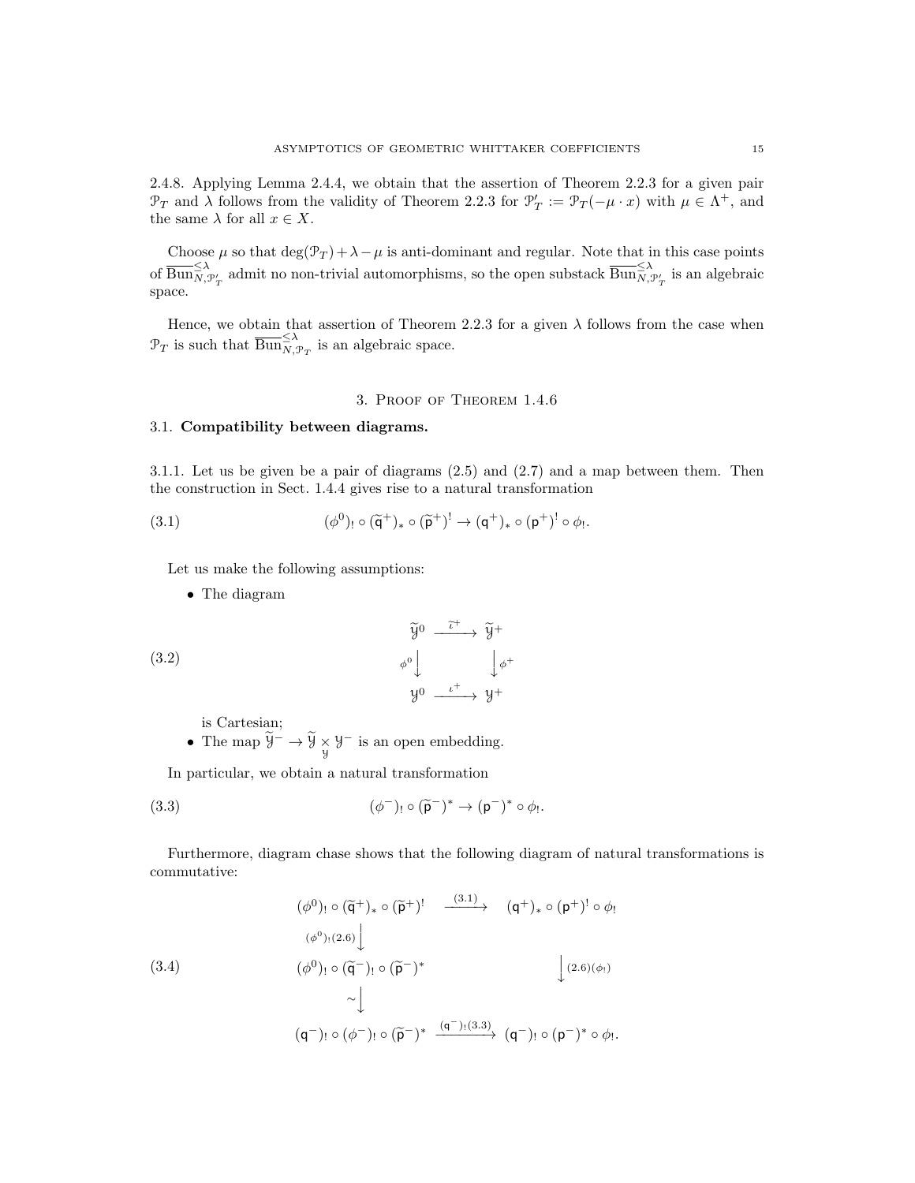2.4.8. Applying Lemma 2.4.4, we obtain that the assertion of Theorem 2.2.3 for a given pair $\mathcal{P}_T$ and $\lambda$ follows from the validity of Theorem 2.2.3 for $\mathcal{P}'_T := \mathcal{P}_T(-\mu \cdot x)$ with $\mu \in \Lambda^+$, and the same $\lambda$ for all $x \in X$.

Choose $\mu$ so that $\deg(\mathcal{P}_T) + \lambda - \mu$ is anti-dominant and regular. Note that in this case points of $\overline{\mathrm{Bun}}^{\leq \lambda}_{N,\mathcal{P}'_T}$ admit no non-trivial automorphisms, so the open substack $\overline{\mathrm{Bun}}^{\leq \lambda}_{N,\mathcal{P}'_T}$ is an algebraic space.

Hence, we obtain that assertion of Theorem 2.2.3 for a given $\lambda$ follows from the case when $\mathcal{P}_T$ is such that $\overline{\mathrm{Bun}}^{\leq \lambda}_{N,\mathcal{P}_T}$ is an algebraic space.

# 3. Proof of Theorem 1.4.6

## 3.1. Compatibility between diagrams.

3.1.1. Let us be given be a pair of diagrams (2.5) and (2.7) and a map between them. Then the construction in Sect. 1.4.4 gives rise to a natural transformation

$$(\phi^0)_! \circ (\widetilde{\mathsf{q}}^+)_* \circ (\widetilde{\mathsf{p}}^+)^! \to (\mathsf{q}^+)_* \circ (\mathsf{p}^+)^! \circ \phi_!. \tag{3.1}$$

Let us make the following assumptions:

- The diagram

$$\begin{array}{ccc} \widetilde{\mathcal{Y}}^0 & \xrightarrow{\widetilde{\iota}^+} & \widetilde{\mathcal{Y}}^+ \\ {\scriptstyle \phi^0}\downarrow & & \downarrow{\scriptstyle \phi^+} \\ \mathcal{Y}^0 & \xrightarrow{\iota^+} & \mathcal{Y}^+ \end{array} \tag{3.2}$$

  is Cartesian;
- The map $\widetilde{\mathcal{Y}}^- \to \widetilde{\mathcal{Y}} \underset{\mathcal{Y}}{\times} \mathcal{Y}^-$ is an open embedding.

In particular, we obtain a natural transformation

$$(\phi^-)_! \circ (\widetilde{\mathsf{p}}^-)^* \to (\mathsf{p}^-)^* \circ \phi_!. \tag{3.3}$$

Furthermore, diagram chase shows that the following diagram of natural transformations is commutative:

$$\begin{array}{ccc} (\phi^0)_! \circ (\widetilde{\mathsf{q}}^+)_* \circ (\widetilde{\mathsf{p}}^+)^! & \xrightarrow{(3.1)} & (\mathsf{q}^+)_* \circ (\mathsf{p}^+)^! \circ \phi_! \\ {\scriptstyle (\phi^0)_!(2.6)}\downarrow & & \\ (\phi^0)_! \circ (\widetilde{\mathsf{q}}^-)_! \circ (\widetilde{\mathsf{p}}^-)^* & & \downarrow{\scriptstyle (2.6)(\phi_!)} \\ \sim\downarrow & & \\ (\mathsf{q}^-)_! \circ (\phi^-)_! \circ (\widetilde{\mathsf{p}}^-)^* & \xrightarrow{(\mathsf{q}^-)_!(3.3)} & (\mathsf{q}^-)_! \circ (\mathsf{p}^-)^* \circ \phi_!. \end{array} \tag{3.4}$$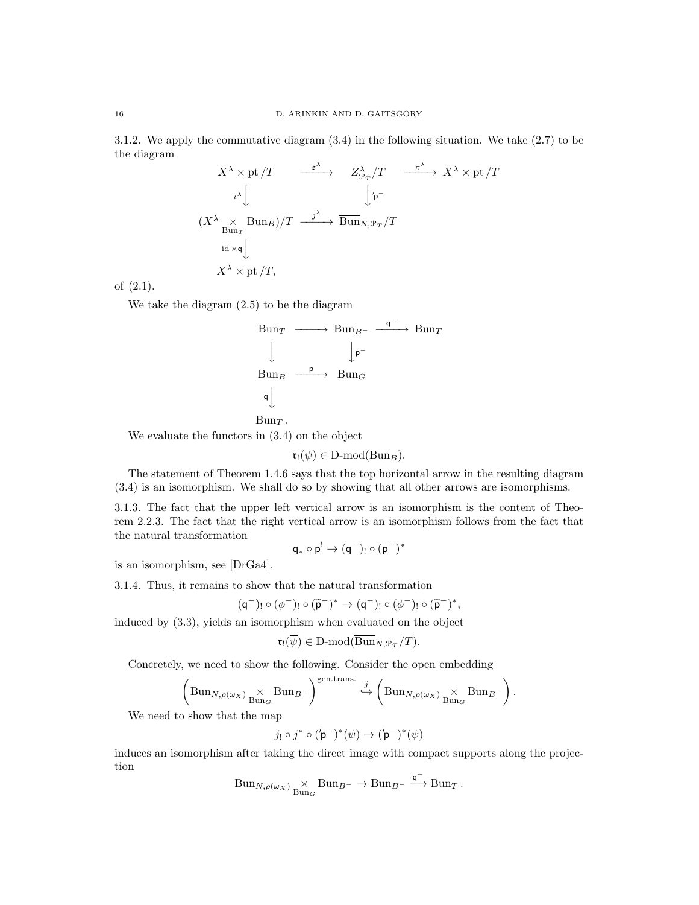3.1.2. We apply the commutative diagram (3.4) in the following situation. We take (2.7) to be the diagram

$$
\begin{array}{ccccc}
X^\lambda \times \mathrm{pt}/T & \xrightarrow{\mathfrak{s}^\lambda} & Z^\lambda_{\mathcal{P}_T}/T & \xrightarrow{\pi^\lambda} & X^\lambda \times \mathrm{pt}/T \\
\Big\downarrow{\scriptstyle \iota^\lambda} & & \Big\downarrow{\scriptstyle '\mathsf{p}^-} & & \\
(X^\lambda \underset{\mathrm{Bun}_T}{\times} \mathrm{Bun}_B)/T & \xrightarrow{j^\lambda} & \overline{\mathrm{Bun}}_{N,\mathcal{P}_T}/T & & \\
\Big\downarrow{\scriptstyle \mathrm{id}\times \mathsf{q}} & & & & \\
X^\lambda \times \mathrm{pt}/T, & & & &
\end{array}
$$

of (2.1).

We take the diagram (2.5) to be the diagram

$$
\begin{array}{ccccc}
\mathrm{Bun}_T & \longrightarrow & \mathrm{Bun}_{B^-} & \xrightarrow{\mathsf{q}^-} & \mathrm{Bun}_T \\
\Big\downarrow & & \Big\downarrow{\scriptstyle \mathsf{p}^-} & & \\
\mathrm{Bun}_B & \xrightarrow{\mathsf{p}} & \mathrm{Bun}_G & & \\
\Big\downarrow{\scriptstyle \mathsf{q}} & & & & \\
\mathrm{Bun}_T. & & & &
\end{array}
$$

We evaluate the functors in (3.4) on the object

$$\mathfrak{r}_!(\overline{\psi}) \in \text{D-mod}(\overline{\mathrm{Bun}}_B).$$

The statement of Theorem 1.4.6 says that the top horizontal arrow in the resulting diagram (3.4) is an isomorphism. We shall do so by showing that all other arrows are isomorphisms.

3.1.3. The fact that the upper left vertical arrow is an isomorphism is the content of Theorem 2.2.3. The fact that the right vertical arrow is an isomorphism follows from the fact that the natural transformation

$$\mathsf{q}_* \circ \mathsf{p}^! \to (\mathsf{q}^-)_! \circ (\mathsf{p}^-)^*$$

is an isomorphism, see [DrGa4].

3.1.4. Thus, it remains to show that the natural transformation

$$(\mathsf{q}^-)_! \circ (\phi^-)_! \circ (\widetilde{\mathsf{p}}^-)^* \to (\mathsf{q}^-)_! \circ (\phi^-)_! \circ (\widetilde{\mathsf{p}}^-)^*,$$

induced by (3.3), yields an isomorphism when evaluated on the object

$$\mathfrak{r}_!(\overline{\psi}) \in \text{D-mod}(\overline{\mathrm{Bun}}_{N,\mathcal{P}_T}/T).$$

Concretely, we need to show the following. Consider the open embedding

$$\left(\mathrm{Bun}_{N,\rho(\omega_X)} \underset{\mathrm{Bun}_G}{\times} \mathrm{Bun}_{B^-}\right)^{\text{gen.trans.}} \overset{j}{\hookrightarrow} \left(\mathrm{Bun}_{N,\rho(\omega_X)} \underset{\mathrm{Bun}_G}{\times} \mathrm{Bun}_{B^-}\right).$$

We need to show that the map

$$j_! \circ j^* \circ ('\mathsf{p}^-)^*(\psi) \to ('\mathsf{p}^-)^*(\psi)$$

induces an isomorphism after taking the direct image with compact supports along the projection

$$\mathrm{Bun}_{N,\rho(\omega_X)} \underset{\mathrm{Bun}_G}{\times} \mathrm{Bun}_{B^-} \to \mathrm{Bun}_{B^-} \xrightarrow{\mathsf{q}^-} \mathrm{Bun}_T.$$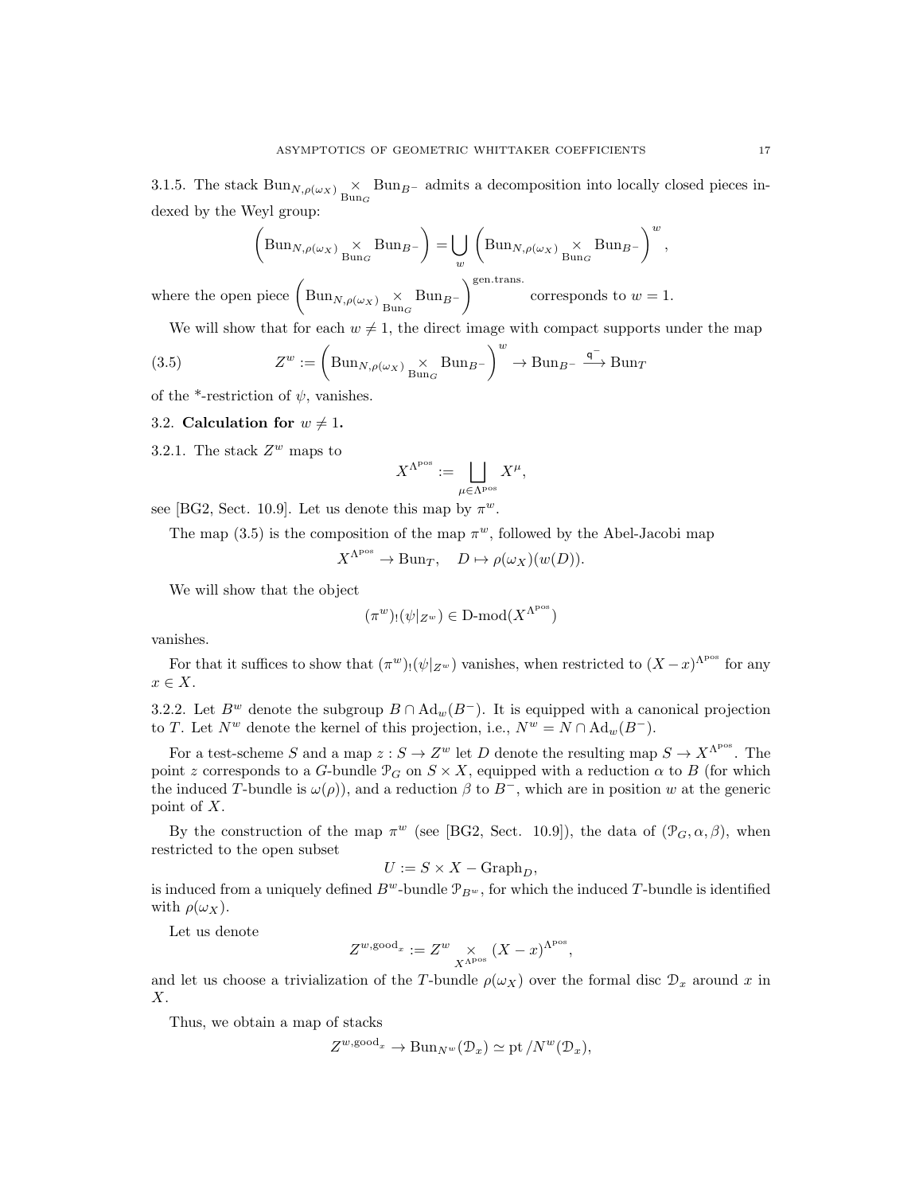3.1.5. The stack $\mathrm{Bun}_{N,\rho(\omega_X)} \underset{\mathrm{Bun}_G}{\times} \mathrm{Bun}_{B^-}$ admits a decomposition into locally closed pieces indexed by the Weyl group:

$$\left(\mathrm{Bun}_{N,\rho(\omega_X)} \underset{\mathrm{Bun}_G}{\times} \mathrm{Bun}_{B^-}\right) = \bigcup_w \left(\mathrm{Bun}_{N,\rho(\omega_X)} \underset{\mathrm{Bun}_G}{\times} \mathrm{Bun}_{B^-}\right)^w,$$

where the open piece $\left(\mathrm{Bun}_{N,\rho(\omega_X)} \underset{\mathrm{Bun}_G}{\times} \mathrm{Bun}_{B^-}\right)^{\text{gen.trans.}}$ corresponds to $w = 1$.

We will show that for each $w \neq 1$, the direct image with compact supports under the map

$$Z^w := \left(\mathrm{Bun}_{N,\rho(\omega_X)} \underset{\mathrm{Bun}_G}{\times} \mathrm{Bun}_{B^-}\right)^w \to \mathrm{Bun}_{B^-} \overset{\mathsf{q}^-}{\longrightarrow} \mathrm{Bun}_T \tag{3.5}$$

of the *-restriction of $\psi$, vanishes.

## 3.2. Calculation for $w \neq 1$.

3.2.1. The stack $Z^w$ maps to

$$X^{\Lambda^{\mathrm{pos}}} := \bigsqcup_{\mu \in \Lambda^{\mathrm{pos}}} X^\mu,$$

see [BG2, Sect. 10.9]. Let us denote this map by $\pi^w$.

The map (3.5) is the composition of the map $\pi^w$, followed by the Abel-Jacobi map

$$X^{\Lambda^{\mathrm{pos}}} \to \mathrm{Bun}_T, \quad D \mapsto \rho(\omega_X)(w(D)).$$

We will show that the object

$$(\pi^w)_!(\psi|_{Z^w}) \in \text{D-mod}(X^{\Lambda^{\mathrm{pos}}})$$

vanishes.

For that it suffices to show that $(\pi^w)_!(\psi|_{Z^w})$ vanishes, when restricted to $(X - x)^{\Lambda^{\mathrm{pos}}}$ for any $x \in X$.

3.2.2. Let $B^w$ denote the subgroup $B \cap \mathrm{Ad}_w(B^-)$. It is equipped with a canonical projection to $T$. Let $N^w$ denote the kernel of this projection, i.e., $N^w = N \cap \mathrm{Ad}_w(B^-)$.

For a test-scheme $S$ and a map $z : S \to Z^w$ let $D$ denote the resulting map $S \to X^{\Lambda^{\mathrm{pos}}}$. The point $z$ corresponds to a $G$-bundle $\mathcal{P}_G$ on $S \times X$, equipped with a reduction $\alpha$ to $B$ (for which the induced $T$-bundle is $\omega(\rho)$), and a reduction $\beta$ to $B^-$, which are in position $w$ at the generic point of $X$.

By the construction of the map $\pi^w$ (see [BG2, Sect. 10.9]), the data of $(\mathcal{P}_G, \alpha, \beta)$, when restricted to the open subset

$$U := S \times X - \mathrm{Graph}_D,$$

is induced from a uniquely defined $B^w$-bundle $\mathcal{P}_{B^w}$, for which the induced $T$-bundle is identified with $\rho(\omega_X)$.

Let us denote

$$Z^{w,\mathrm{good}_x} := Z^w \underset{X^{\Lambda^{\mathrm{pos}}}}{\times} (X - x)^{\Lambda^{\mathrm{pos}}},$$

and let us choose a trivialization of the $T$-bundle $\rho(\omega_X)$ over the formal disc $\mathcal{D}_x$ around $x$ in $X$.

Thus, we obtain a map of stacks

$$Z^{w,\mathrm{good}_x} \to \mathrm{Bun}_{N^w}(\mathcal{D}_x) \simeq \mathrm{pt}/N^w(\mathcal{D}_x),$$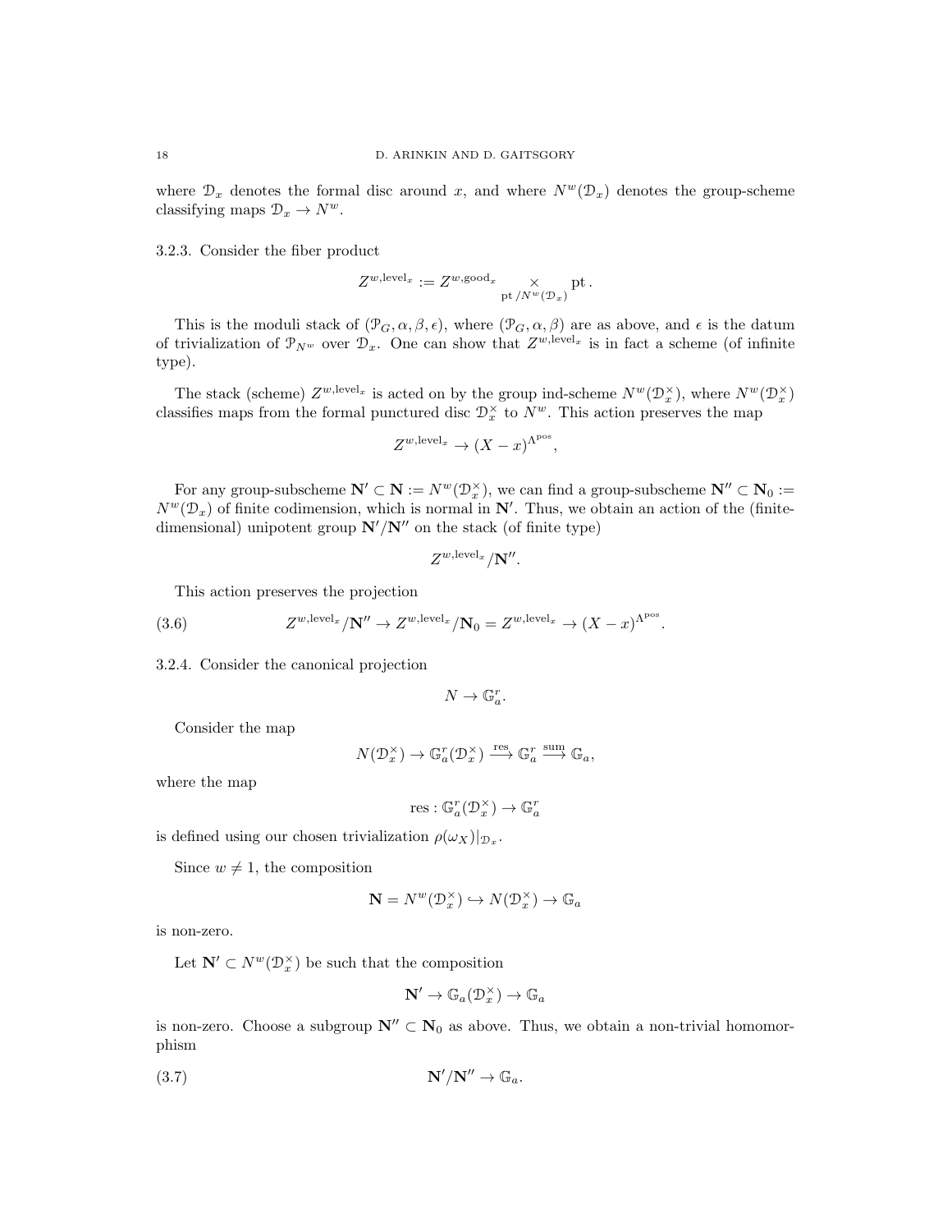where $\mathcal{D}_x$ denotes the formal disc around $x$, and where $N^w(\mathcal{D}_x)$ denotes the group-scheme classifying maps $\mathcal{D}_x \to N^w$.

3.2.3. Consider the fiber product

$$Z^{w,\mathrm{level}_x} := Z^{w,\mathrm{good}_x} \underset{\mathrm{pt}\,/N^w(\mathcal{D}_x)}{\times} \mathrm{pt}\,.$$

This is the moduli stack of $(\mathcal{P}_G, \alpha, \beta, \epsilon)$, where $(\mathcal{P}_G, \alpha, \beta)$ are as above, and $\epsilon$ is the datum of trivialization of $\mathcal{P}_{N^w}$ over $\mathcal{D}_x$. One can show that $Z^{w,\mathrm{level}_x}$ is in fact a scheme (of infinite type).

The stack (scheme) $Z^{w,\mathrm{level}_x}$ is acted on by the group ind-scheme $N^w(\mathcal{D}_x^\times)$, where $N^w(\mathcal{D}_x^\times)$ classifies maps from the formal punctured disc $\mathcal{D}_x^\times$ to $N^w$. This action preserves the map

$$Z^{w,\mathrm{level}_x} \to (X-x)^{\Lambda^{\mathrm{pos}}},$$

For any group-subscheme $\mathbf{N}' \subset \mathbf{N} := N^w(\mathcal{D}_x^\times)$, we can find a group-subscheme $\mathbf{N}'' \subset \mathbf{N}_0 := N^w(\mathcal{D}_x)$ of finite codimension, which is normal in $\mathbf{N}'$. Thus, we obtain an action of the (finite-dimensional) unipotent group $\mathbf{N}'/\mathbf{N}''$ on the stack (of finite type)

$$Z^{w,\mathrm{level}_x}/\mathbf{N}''.$$

This action preserves the projection

$$Z^{w,\mathrm{level}_x}/\mathbf{N}'' \to Z^{w,\mathrm{level}_x}/\mathbf{N}_0 = Z^{w,\mathrm{level}_x} \to (X-x)^{\Lambda^{\mathrm{pos}}}. \tag{3.6}$$

3.2.4. Consider the canonical projection

$$N \to \mathbb{G}_a^r.$$

Consider the map

$$N(\mathcal{D}_x^\times) \to \mathbb{G}_a^r(\mathcal{D}_x^\times) \overset{\mathrm{res}}{\longrightarrow} \mathbb{G}_a^r \overset{\mathrm{sum}}{\longrightarrow} \mathbb{G}_a,$$

where the map

$$\mathrm{res} : \mathbb{G}_a^r(\mathcal{D}_x^\times) \to \mathbb{G}_a^r$$

is defined using our chosen trivialization $\rho(\omega_X)|_{\mathcal{D}_x}$.

Since $w \neq 1$, the composition

$$\mathbf{N} = N^w(\mathcal{D}_x^\times) \hookrightarrow N(\mathcal{D}_x^\times) \to \mathbb{G}_a$$

is non-zero.

Let $\mathbf{N}' \subset N^w(\mathcal{D}_x^\times)$ be such that the composition

$$\mathbf{N}' \to \mathbb{G}_a(\mathcal{D}_x^\times) \to \mathbb{G}_a$$

is non-zero. Choose a subgroup $\mathbf{N}'' \subset \mathbf{N}_0$ as above. Thus, we obtain a non-trivial homomorphism

$$\mathbf{N}'/\mathbf{N}'' \to \mathbb{G}_a. \tag{3.7}$$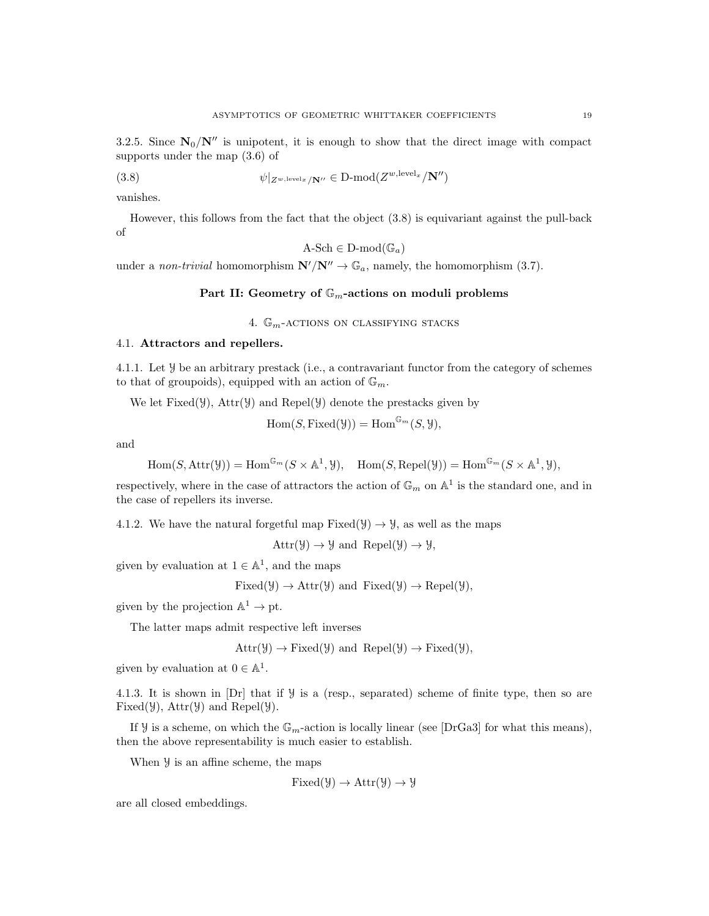3.2.5. Since $\mathbf{N}_0/\mathbf{N}''$ is unipotent, it is enough to show that the direct image with compact supports under the map (3.6) of

$$\psi|_{Z^{w,\text{level}_x}/\mathbf{N}''} \in \text{D-mod}(Z^{w,\text{level}_x}/\mathbf{N}'') \tag{3.8}$$

vanishes.

However, this follows from the fact that the object (3.8) is equivariant against the pull-back of

$$\text{A-Sch} \in \text{D-mod}(\mathbb{G}_a)$$

under a *non-trivial* homomorphism $\mathbf{N}'/\mathbf{N}'' \to \mathbb{G}_a$, namely, the homomorphism (3.7).

## Part II: Geometry of $\mathbb{G}_m$-actions on moduli problems

### 4. $\mathbb{G}_m$-actions on classifying stacks

### 4.1. Attractors and repellers.

4.1.1. Let $\mathcal{Y}$ be an arbitrary prestack (i.e., a contravariant functor from the category of schemes to that of groupoids), equipped with an action of $\mathbb{G}_m$.

We let $\text{Fixed}(\mathcal{Y})$, $\text{Attr}(\mathcal{Y})$ and $\text{Repel}(\mathcal{Y})$ denote the prestacks given by

$$\text{Hom}(S, \text{Fixed}(\mathcal{Y})) = \text{Hom}^{\mathbb{G}_m}(S, \mathcal{Y}),$$

and

$$\text{Hom}(S, \text{Attr}(\mathcal{Y})) = \text{Hom}^{\mathbb{G}_m}(S \times \mathbb{A}^1, \mathcal{Y}), \quad \text{Hom}(S, \text{Repel}(\mathcal{Y})) = \text{Hom}^{\mathbb{G}_m}(S \times \mathbb{A}^1, \mathcal{Y}),$$

respectively, where in the case of attractors the action of $\mathbb{G}_m$ on $\mathbb{A}^1$ is the standard one, and in the case of repellers its inverse.

4.1.2. We have the natural forgetful map $\text{Fixed}(\mathcal{Y}) \to \mathcal{Y}$, as well as the maps

$$\text{Attr}(\mathcal{Y}) \to \mathcal{Y} \text{ and } \text{Repel}(\mathcal{Y}) \to \mathcal{Y},$$

given by evaluation at $1 \in \mathbb{A}^1$, and the maps

$$\text{Fixed}(\mathcal{Y}) \to \text{Attr}(\mathcal{Y}) \text{ and } \text{Fixed}(\mathcal{Y}) \to \text{Repel}(\mathcal{Y}),$$

given by the projection $\mathbb{A}^1 \to \text{pt}$.

The latter maps admit respective left inverses

$$\text{Attr}(\mathcal{Y}) \to \text{Fixed}(\mathcal{Y}) \text{ and } \text{Repel}(\mathcal{Y}) \to \text{Fixed}(\mathcal{Y}),$$

given by evaluation at $0 \in \mathbb{A}^1$.

4.1.3. It is shown in [Dr] that if $\mathcal{Y}$ is a (resp., separated) scheme of finite type, then so are $\text{Fixed}(\mathcal{Y})$, $\text{Attr}(\mathcal{Y})$ and $\text{Repel}(\mathcal{Y})$.

If $\mathcal{Y}$ is a scheme, on which the $\mathbb{G}_m$-action is locally linear (see [DrGa3] for what this means), then the above representability is much easier to establish.

When $\mathcal{Y}$ is an affine scheme, the maps

$$\text{Fixed}(\mathcal{Y}) \to \text{Attr}(\mathcal{Y}) \to \mathcal{Y}$$

are all closed embeddings.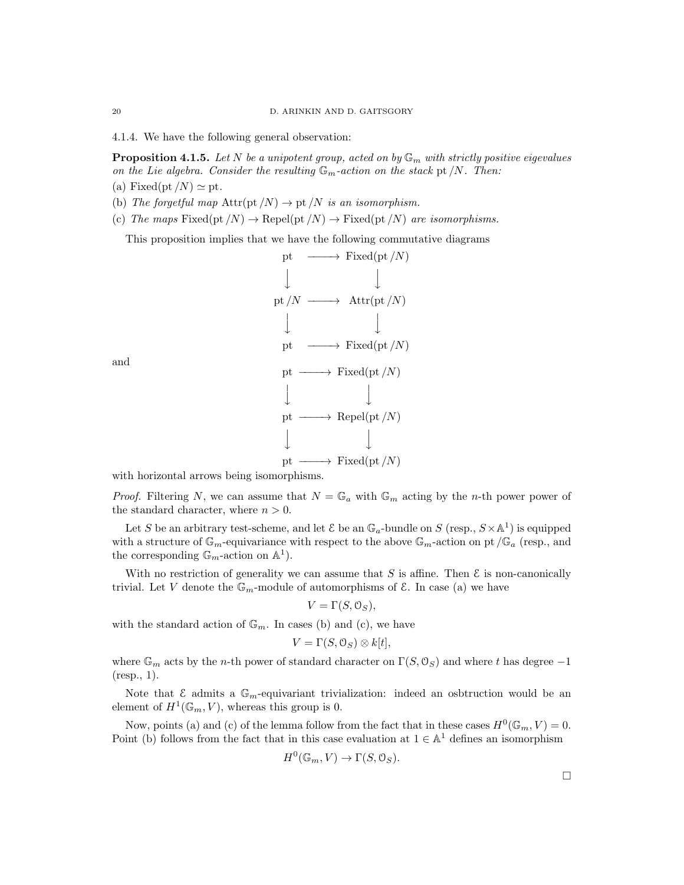4.1.4. We have the following general observation:

**Proposition 4.1.5.** *Let $N$ be a unipotent group, acted on by $\mathbb{G}_m$ with strictly positive eigevalues on the Lie algebra. Consider the resulting $\mathbb{G}_m$-action on the stack $\mathrm{pt}/N$. Then:*

(a) $\mathrm{Fixed}(\mathrm{pt}/N) \simeq \mathrm{pt}$.

(b) *The forgetful map $\mathrm{Attr}(\mathrm{pt}/N) \to \mathrm{pt}/N$ is an isomorphism.*

(c) *The maps $\mathrm{Fixed}(\mathrm{pt}/N) \to \mathrm{Repel}(\mathrm{pt}/N) \to \mathrm{Fixed}(\mathrm{pt}/N)$ are isomorphisms.*

This proposition implies that we have the following commutative diagrams

$$
\begin{array}{ccc}
\mathrm{pt} & \longrightarrow & \mathrm{Fixed}(\mathrm{pt}/N) \\
\downarrow & & \downarrow \\
\mathrm{pt}/N & \longrightarrow & \mathrm{Attr}(\mathrm{pt}/N) \\
\downarrow & & \downarrow \\
\mathrm{pt} & \longrightarrow & \mathrm{Fixed}(\mathrm{pt}/N)
\end{array}
$$

and

$$
\begin{array}{ccc}
\mathrm{pt} & \longrightarrow & \mathrm{Fixed}(\mathrm{pt}/N) \\
\downarrow & & \downarrow \\
\mathrm{pt} & \longrightarrow & \mathrm{Repel}(\mathrm{pt}/N) \\
\downarrow & & \downarrow \\
\mathrm{pt} & \longrightarrow & \mathrm{Fixed}(\mathrm{pt}/N)
\end{array}
$$

with horizontal arrows being isomorphisms.

*Proof.* Filtering $N$, we can assume that $N = \mathbb{G}_a$ with $\mathbb{G}_m$ acting by the $n$-th power power of the standard character, where $n > 0$.

Let $S$ be an arbitrary test-scheme, and let $\mathcal{E}$ be an $\mathbb{G}_a$-bundle on $S$ (resp., $S \times \mathbb{A}^1$) is equipped with a structure of $\mathbb{G}_m$-equivariance with respect to the above $\mathbb{G}_m$-action on $\mathrm{pt}/\mathbb{G}_a$ (resp., and the corresponding $\mathbb{G}_m$-action on $\mathbb{A}^1$).

With no restriction of generality we can assume that $S$ is affine. Then $\mathcal{E}$ is non-canonically trivial. Let $V$ denote the $\mathbb{G}_m$-module of automorphisms of $\mathcal{E}$. In case (a) we have

$$V = \Gamma(S, \mathcal{O}_S),$$

with the standard action of $\mathbb{G}_m$. In cases (b) and (c), we have

$$V = \Gamma(S, \mathcal{O}_S) \otimes k[t],$$

where $\mathbb{G}_m$ acts by the $n$-th power of standard character on $\Gamma(S, \mathcal{O}_S)$ and where $t$ has degree $-1$ (resp., 1).

Note that $\mathcal{E}$ admits a $\mathbb{G}_m$-equivariant trivialization: indeed an osbtruction would be an element of $H^1(\mathbb{G}_m, V)$, whereas this group is 0.

Now, points (a) and (c) of the lemma follow from the fact that in these cases $H^0(\mathbb{G}_m, V) = 0$. Point (b) follows from the fact that in this case evaluation at $1 \in \mathbb{A}^1$ defines an isomorphism

$$H^0(\mathbb{G}_m, V) \to \Gamma(S, \mathcal{O}_S).$$

□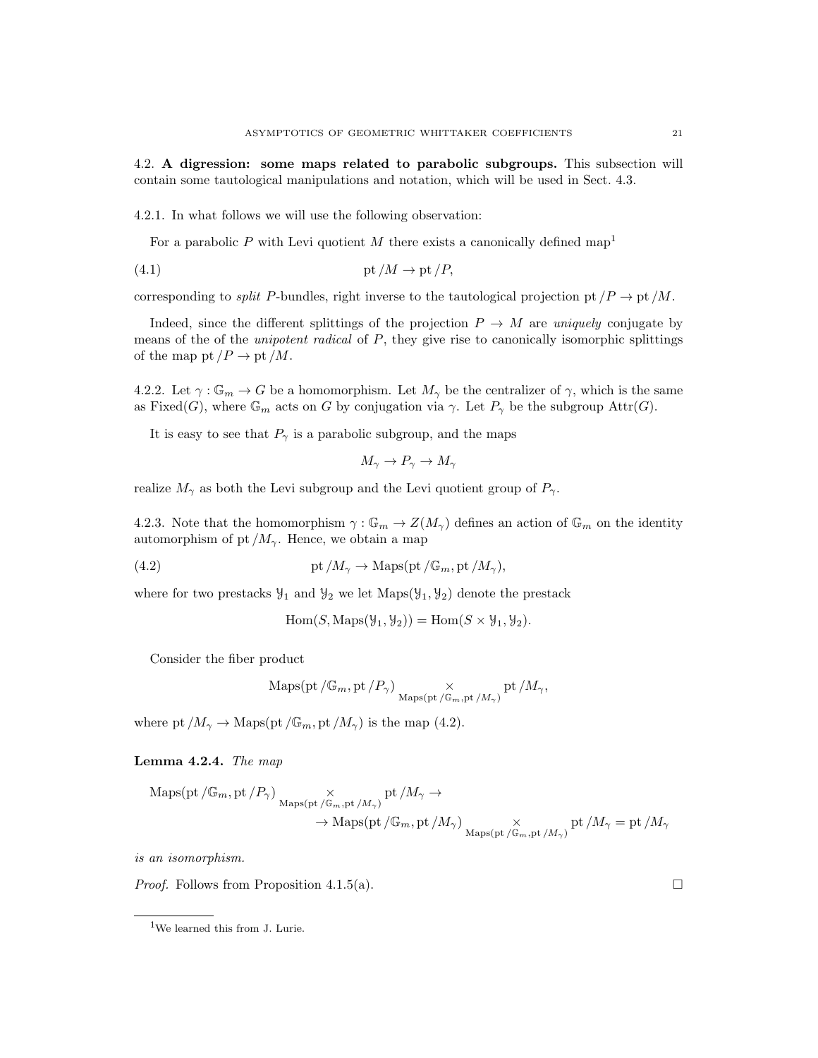## 4.2. **A digression: some maps related to parabolic subgroups.** 

This subsection will contain some tautological manipulations and notation, which will be used in Sect. 4.3.

4.2.1. In what follows we will use the following observation:

For a parabolic $P$ with Levi quotient $M$ there exists a canonically defined map[1]

$$\mathrm{pt}/M \to \mathrm{pt}/P, \tag{4.1}$$

corresponding to *split* $P$-bundles, right inverse to the tautological projection $\mathrm{pt}/P \to \mathrm{pt}/M$.

Indeed, since the different splittings of the projection $P \to M$ are *uniquely* conjugate by means of the of the *unipotent radical* of $P$, they give rise to canonically isomorphic splittings of the map $\mathrm{pt}/P \to \mathrm{pt}/M$.

4.2.2. Let $\gamma : \mathbb{G}_m \to G$ be a homomorphism. Let $M_\gamma$ be the centralizer of $\gamma$, which is the same as $\mathrm{Fixed}(G)$, where $\mathbb{G}_m$ acts on $G$ by conjugation via $\gamma$. Let $P_\gamma$ be the subgroup $\mathrm{Attr}(G)$.

It is easy to see that $P_\gamma$ is a parabolic subgroup, and the maps

$$M_\gamma \to P_\gamma \to M_\gamma$$

realize $M_\gamma$ as both the Levi subgroup and the Levi quotient group of $P_\gamma$.

4.2.3. Note that the homomorphism $\gamma : \mathbb{G}_m \to Z(M_\gamma)$ defines an action of $\mathbb{G}_m$ on the identity automorphism of $\mathrm{pt}/M_\gamma$. Hence, we obtain a map

$$\mathrm{pt}/M_\gamma \to \mathrm{Maps}(\mathrm{pt}/\mathbb{G}_m, \mathrm{pt}/M_\gamma), \tag{4.2}$$

where for two prestacks $\mathcal{Y}_1$ and $\mathcal{Y}_2$ we let $\mathrm{Maps}(\mathcal{Y}_1, \mathcal{Y}_2)$ denote the prestack

$$\mathrm{Hom}(S, \mathrm{Maps}(\mathcal{Y}_1, \mathcal{Y}_2)) = \mathrm{Hom}(S \times \mathcal{Y}_1, \mathcal{Y}_2).$$

Consider the fiber product

$$\mathrm{Maps}(\mathrm{pt}/\mathbb{G}_m, \mathrm{pt}/P_\gamma) \underset{\mathrm{Maps}(\mathrm{pt}/\mathbb{G}_m, \mathrm{pt}/M_\gamma)}{\times} \mathrm{pt}/M_\gamma,$$

where $\mathrm{pt}/M_\gamma \to \mathrm{Maps}(\mathrm{pt}/\mathbb{G}_m, \mathrm{pt}/M_\gamma)$ is the map (4.2).

**Lemma 4.2.4.** *The map*

$$\mathrm{Maps}(\mathrm{pt}/\mathbb{G}_m, \mathrm{pt}/P_\gamma) \underset{\mathrm{Maps}(\mathrm{pt}/\mathbb{G}_m, \mathrm{pt}/M_\gamma)}{\times} \mathrm{pt}/M_\gamma \to$$
$$\to \mathrm{Maps}(\mathrm{pt}/\mathbb{G}_m, \mathrm{pt}/M_\gamma) \underset{\mathrm{Maps}(\mathrm{pt}/\mathbb{G}_m, \mathrm{pt}/M_\gamma)}{\times} \mathrm{pt}/M_\gamma = \mathrm{pt}/M_\gamma$$

*is an isomorphism.*

*Proof.* Follows from Proposition 4.1.5(a). □

---

[1] We learned this from J. Lurie.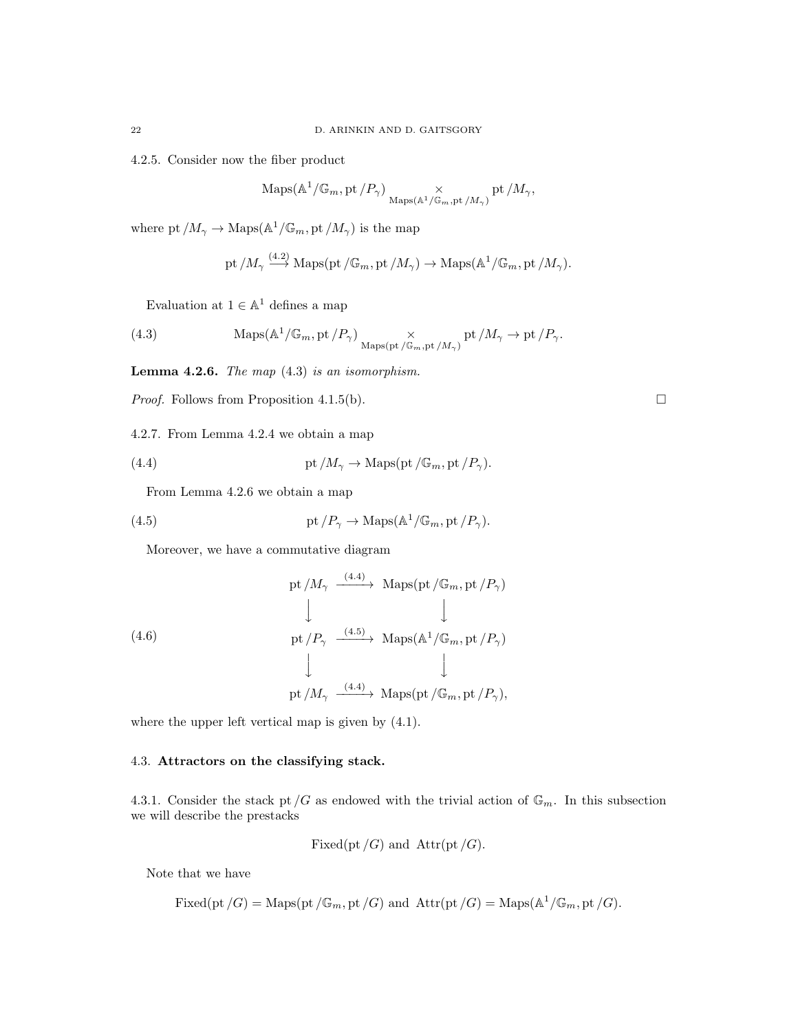4.2.5. Consider now the fiber product

$$\mathrm{Maps}(\mathbb{A}^1/\mathbb{G}_m, \mathrm{pt}/P_\gamma) \underset{\mathrm{Maps}(\mathbb{A}^1/\mathbb{G}_m, \mathrm{pt}/M_\gamma)}{\times} \mathrm{pt}/M_\gamma,$$

where $\mathrm{pt}/M_\gamma \to \mathrm{Maps}(\mathbb{A}^1/\mathbb{G}_m, \mathrm{pt}/M_\gamma)$ is the map

$$\mathrm{pt}/M_\gamma \overset{(4.2)}{\longrightarrow} \mathrm{Maps}(\mathrm{pt}/\mathbb{G}_m, \mathrm{pt}/M_\gamma) \to \mathrm{Maps}(\mathbb{A}^1/\mathbb{G}_m, \mathrm{pt}/M_\gamma).$$

Evaluation at $1 \in \mathbb{A}^1$ defines a map

$$\mathrm{Maps}(\mathbb{A}^1/\mathbb{G}_m, \mathrm{pt}/P_\gamma) \underset{\mathrm{Maps}(\mathrm{pt}/\mathbb{G}_m, \mathrm{pt}/M_\gamma)}{\times} \mathrm{pt}/M_\gamma \to \mathrm{pt}/P_\gamma. \tag{4.3}$$

**Lemma 4.2.6.** *The map* (4.3) *is an isomorphism.*

*Proof.* Follows from Proposition 4.1.5(b). $\square$

4.2.7. From Lemma 4.2.4 we obtain a map

$$\mathrm{pt}/M_\gamma \to \mathrm{Maps}(\mathrm{pt}/\mathbb{G}_m, \mathrm{pt}/P_\gamma). \tag{4.4}$$

From Lemma 4.2.6 we obtain a map

$$\mathrm{pt}/P_\gamma \to \mathrm{Maps}(\mathbb{A}^1/\mathbb{G}_m, \mathrm{pt}/P_\gamma). \tag{4.5}$$

Moreover, we have a commutative diagram

$$\begin{array}{ccc}
\mathrm{pt}/M_\gamma & \xrightarrow{(4.4)} & \mathrm{Maps}(\mathrm{pt}/\mathbb{G}_m, \mathrm{pt}/P_\gamma) \\
\downarrow & & \downarrow \\
\mathrm{pt}/P_\gamma & \xrightarrow{(4.5)} & \mathrm{Maps}(\mathbb{A}^1/\mathbb{G}_m, \mathrm{pt}/P_\gamma) \\
\downarrow & & \downarrow \\
\mathrm{pt}/M_\gamma & \xrightarrow{(4.4)} & \mathrm{Maps}(\mathrm{pt}/\mathbb{G}_m, \mathrm{pt}/P_\gamma),
\end{array} \tag{4.6}$$

where the upper left vertical map is given by (4.1).

## 4.3. Attractors on the classifying stack.

4.3.1. Consider the stack $\mathrm{pt}/G$ as endowed with the trivial action of $\mathbb{G}_m$. In this subsection we will describe the prestacks

$$\mathrm{Fixed}(\mathrm{pt}/G) \text{ and } \mathrm{Attr}(\mathrm{pt}/G).$$

Note that we have

$$\mathrm{Fixed}(\mathrm{pt}/G) = \mathrm{Maps}(\mathrm{pt}/\mathbb{G}_m, \mathrm{pt}/G) \text{ and } \mathrm{Attr}(\mathrm{pt}/G) = \mathrm{Maps}(\mathbb{A}^1/\mathbb{G}_m, \mathrm{pt}/G).$$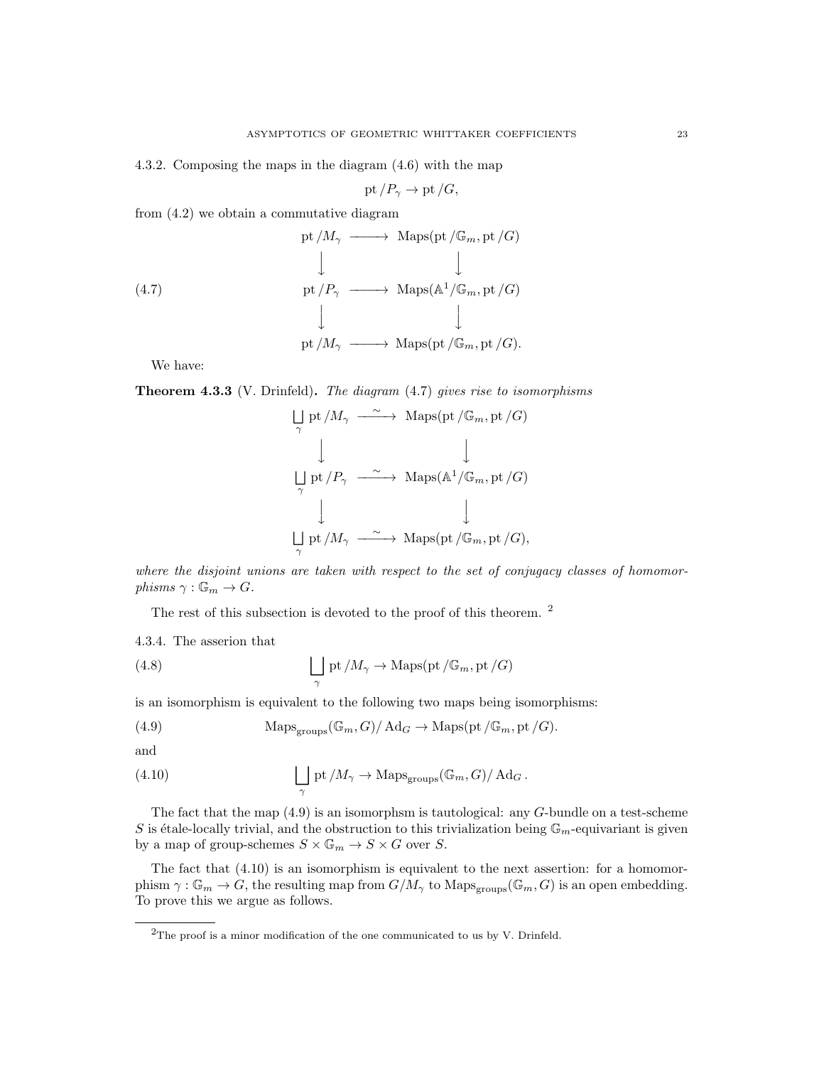4.3.2. Composing the maps in the diagram (4.6) with the map

$$\mathrm{pt}/P_\gamma \to \mathrm{pt}/G,$$

from (4.2) we obtain a commutative diagram

$$\begin{array}{ccc} \mathrm{pt}/M_\gamma & \longrightarrow & \mathrm{Maps}(\mathrm{pt}/\mathbb{G}_m, \mathrm{pt}/G) \\ \downarrow & & \downarrow \\ \mathrm{pt}/P_\gamma & \longrightarrow & \mathrm{Maps}(\mathbb{A}^1/\mathbb{G}_m, \mathrm{pt}/G) \\ \downarrow & & \downarrow \\ \mathrm{pt}/M_\gamma & \longrightarrow & \mathrm{Maps}(\mathrm{pt}/\mathbb{G}_m, \mathrm{pt}/G). \end{array} \tag{4.7}$$

We have:

**Theorem 4.3.3** (V. Drinfeld)**.** *The diagram* (4.7) *gives rise to isomorphisms*

$$\begin{array}{ccc} \bigsqcup\limits_\gamma \mathrm{pt}/M_\gamma & \xrightarrow{\sim} & \mathrm{Maps}(\mathrm{pt}/\mathbb{G}_m, \mathrm{pt}/G) \\ \downarrow & & \downarrow \\ \bigsqcup\limits_\gamma \mathrm{pt}/P_\gamma & \xrightarrow{\sim} & \mathrm{Maps}(\mathbb{A}^1/\mathbb{G}_m, \mathrm{pt}/G) \\ \downarrow & & \downarrow \\ \bigsqcup\limits_\gamma \mathrm{pt}/M_\gamma & \xrightarrow{\sim} & \mathrm{Maps}(\mathrm{pt}/\mathbb{G}_m, \mathrm{pt}/G), \end{array}$$

*where the disjoint unions are taken with respect to the set of conjugacy classes of homomorphisms $\gamma : \mathbb{G}_m \to G$.*

The rest of this subsection is devoted to the proof of this theorem. [2]

4.3.4. The asserion that

$$\bigsqcup_\gamma \mathrm{pt}/M_\gamma \to \mathrm{Maps}(\mathrm{pt}/\mathbb{G}_m, \mathrm{pt}/G) \tag{4.8}$$

is an isomorphism is equivalent to the following two maps being isomorphisms:

$$\mathrm{Maps}_{\mathrm{groups}}(\mathbb{G}_m, G)/\mathrm{Ad}_G \to \mathrm{Maps}(\mathrm{pt}/\mathbb{G}_m, \mathrm{pt}/G). \tag{4.9}$$

and

$$\bigsqcup_\gamma \mathrm{pt}/M_\gamma \to \mathrm{Maps}_{\mathrm{groups}}(\mathbb{G}_m, G)/\mathrm{Ad}_G\,. \tag{4.10}$$

The fact that the map (4.9) is an isomorphsm is tautological: any $G$-bundle on a test-scheme $S$ is étale-locally trivial, and the obstruction to this trivialization being $\mathbb{G}_m$-equivariant is given by a map of group-schemes $S \times \mathbb{G}_m \to S \times G$ over $S$.

The fact that (4.10) is an isomorphism is equivalent to the next assertion: for a homomorphism $\gamma : \mathbb{G}_m \to G$, the resulting map from $G/M_\gamma$ to $\mathrm{Maps}_{\mathrm{groups}}(\mathbb{G}_m, G)$ is an open embedding. To prove this we argue as follows.

[2] The proof is a minor modification of the one communicated to us by V. Drinfeld.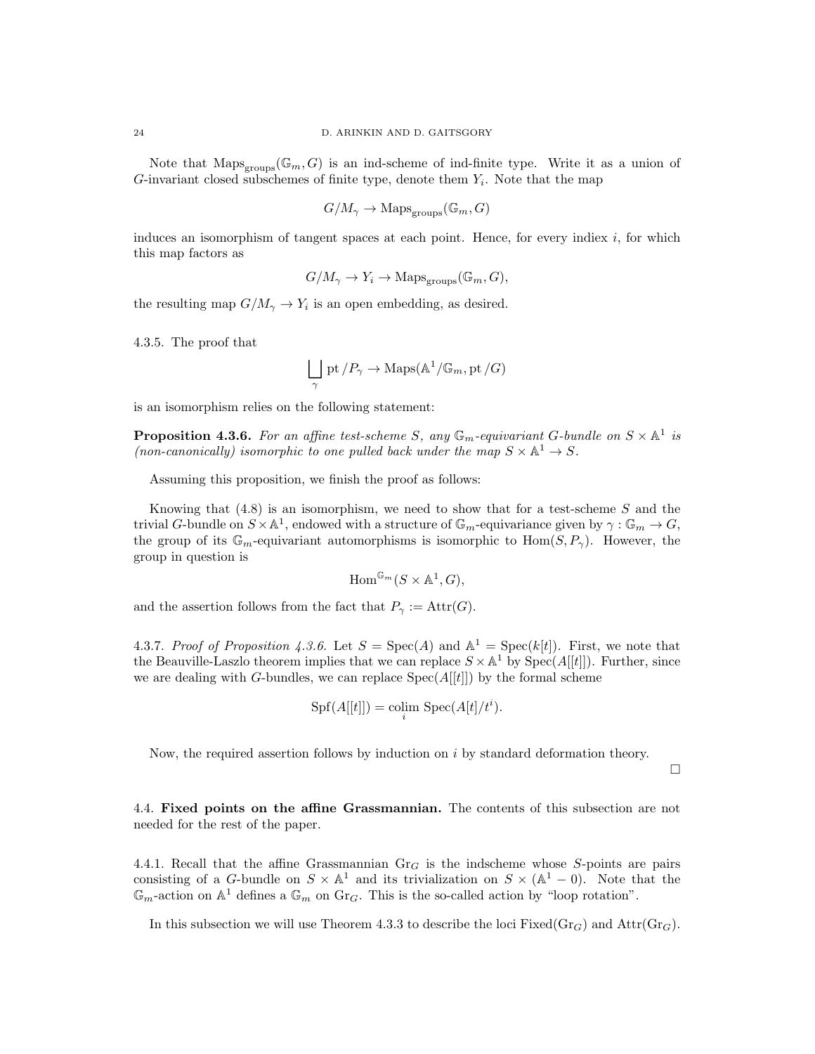Note that $\mathrm{Maps}_{\mathrm{groups}}(\mathbb{G}_m, G)$ is an ind-scheme of ind-finite type. Write it as a union of $G$-invariant closed subschemes of finite type, denote them $Y_i$. Note that the map

$$G/M_\gamma \to \mathrm{Maps}_{\mathrm{groups}}(\mathbb{G}_m, G)$$

induces an isomorphism of tangent spaces at each point. Hence, for every indiex $i$, for which this map factors as

$$G/M_\gamma \to Y_i \to \mathrm{Maps}_{\mathrm{groups}}(\mathbb{G}_m, G),$$

the resulting map $G/M_\gamma \to Y_i$ is an open embedding, as desired.

4.3.5. The proof that

$$\bigsqcup_\gamma \mathrm{pt}\,/P_\gamma \to \mathrm{Maps}(\mathbb{A}^1/\mathbb{G}_m, \mathrm{pt}\,/G)$$

is an isomorphism relies on the following statement:

**Proposition 4.3.6.** *For an affine test-scheme $S$, any $\mathbb{G}_m$-equivariant $G$-bundle on $S \times \mathbb{A}^1$ is (non-canonically) isomorphic to one pulled back under the map $S \times \mathbb{A}^1 \to S$.*

Assuming this proposition, we finish the proof as follows:

Knowing that (4.8) is an isomorphism, we need to show that for a test-scheme $S$ and the trivial $G$-bundle on $S \times \mathbb{A}^1$, endowed with a structure of $\mathbb{G}_m$-equivariance given by $\gamma : \mathbb{G}_m \to G$, the group of its $\mathbb{G}_m$-equivariant automorphisms is isomorphic to $\mathrm{Hom}(S, P_\gamma)$. However, the group in question is

$$\mathrm{Hom}^{\mathbb{G}_m}(S \times \mathbb{A}^1, G),$$

and the assertion follows from the fact that $P_\gamma := \mathrm{Attr}(G)$.

4.3.7. *Proof of Proposition 4.3.6.* Let $S = \mathrm{Spec}(A)$ and $\mathbb{A}^1 = \mathrm{Spec}(k[t])$. First, we note that the Beauville-Laszlo theorem implies that we can replace $S \times \mathbb{A}^1$ by $\mathrm{Spec}(A[[t]])$. Further, since we are dealing with $G$-bundles, we can replace $\mathrm{Spec}(A[[t]])$ by the formal scheme

$$\mathrm{Spf}(A[[t]]) = \underset{i}{\mathrm{colim}}\ \mathrm{Spec}(A[t]/t^i).$$

Now, the required assertion follows by induction on $i$ by standard deformation theory.

□

4.4. **Fixed points on the affine Grassmannian.** The contents of this subsection are not needed for the rest of the paper.

4.4.1. Recall that the affine Grassmannian $\mathrm{Gr}_G$ is the indscheme whose $S$-points are pairs consisting of a $G$-bundle on $S \times \mathbb{A}^1$ and its trivialization on $S \times (\mathbb{A}^1 - 0)$. Note that the $\mathbb{G}_m$-action on $\mathbb{A}^1$ defines a $\mathbb{G}_m$ on $\mathrm{Gr}_G$. This is the so-called action by "loop rotation".

In this subsection we will use Theorem 4.3.3 to describe the loci $\mathrm{Fixed}(\mathrm{Gr}_G)$ and $\mathrm{Attr}(\mathrm{Gr}_G)$.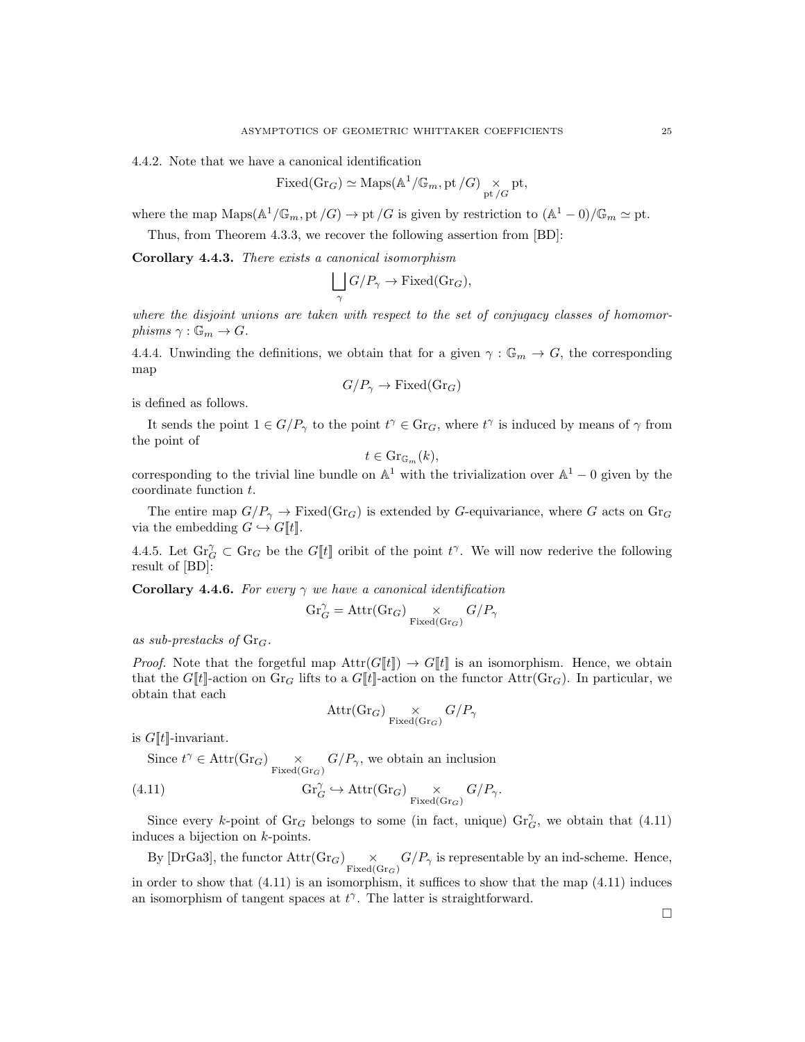4.4.2. Note that we have a canonical identification

$$\mathrm{Fixed}(\mathrm{Gr}_G) \simeq \mathrm{Maps}(\mathbb{A}^1/\mathbb{G}_m, \mathrm{pt}/G) \underset{\mathrm{pt}/G}{\times} \mathrm{pt},$$

where the map $\mathrm{Maps}(\mathbb{A}^1/\mathbb{G}_m, \mathrm{pt}/G) \to \mathrm{pt}/G$ is given by restriction to $(\mathbb{A}^1 - 0)/\mathbb{G}_m \simeq \mathrm{pt}$.

Thus, from Theorem 4.3.3, we recover the following assertion from [BD]:

**Corollary 4.4.3.** *There exists a canonical isomorphism*

$$\bigsqcup_{\gamma} G/P_\gamma \to \mathrm{Fixed}(\mathrm{Gr}_G),$$

*where the disjoint unions are taken with respect to the set of conjugacy classes of homomorphisms $\gamma : \mathbb{G}_m \to G$.*

4.4.4. Unwinding the definitions, we obtain that for a given $\gamma : \mathbb{G}_m \to G$, the corresponding map

$$G/P_\gamma \to \mathrm{Fixed}(\mathrm{Gr}_G)$$

is defined as follows.

It sends the point $1 \in G/P_\gamma$ to the point $t^\gamma \in \mathrm{Gr}_G$, where $t^\gamma$ is induced by means of $\gamma$ from the point of

$$t \in \mathrm{Gr}_{\mathbb{G}_m}(k),$$

corresponding to the trivial line bundle on $\mathbb{A}^1$ with the trivialization over $\mathbb{A}^1 - 0$ given by the coordinate function $t$.

The entire map $G/P_\gamma \to \mathrm{Fixed}(\mathrm{Gr}_G)$ is extended by $G$-equivariance, where $G$ acts on $\mathrm{Gr}_G$ via the embedding $G \hookrightarrow G[\![t]\!]$.

4.4.5. Let $\mathrm{Gr}_G^\gamma \subset \mathrm{Gr}_G$ be the $G[\![t]\!]$ oribit of the point $t^\gamma$. We will now rederive the following result of [BD]:

**Corollary 4.4.6.** *For every $\gamma$ we have a canonical identification*

$$\mathrm{Gr}_G^\gamma = \mathrm{Attr}(\mathrm{Gr}_G) \underset{\mathrm{Fixed}(\mathrm{Gr}_G)}{\times} G/P_\gamma$$

*as sub-prestacks of $\mathrm{Gr}_G$.*

*Proof.* Note that the forgetful map $\mathrm{Attr}(G[\![t]\!]) \to G[\![t]\!]$ is an isomorphism. Hence, we obtain that the $G[\![t]\!]$-action on $\mathrm{Gr}_G$ lifts to a $G[\![t]\!]$-action on the functor $\mathrm{Attr}(\mathrm{Gr}_G)$. In particular, we obtain that each

$$\mathrm{Attr}(\mathrm{Gr}_G) \underset{\mathrm{Fixed}(\mathrm{Gr}_G)}{\times} G/P_\gamma$$

is $G[\![t]\!]$-invariant.

Since $t^\gamma \in \mathrm{Attr}(\mathrm{Gr}_G) \underset{\mathrm{Fixed}(\mathrm{Gr}_G)}{\times} G/P_\gamma$, we obtain an inclusion

$$\mathrm{Gr}_G^\gamma \hookrightarrow \mathrm{Attr}(\mathrm{Gr}_G) \underset{\mathrm{Fixed}(\mathrm{Gr}_G)}{\times} G/P_\gamma. \tag{4.11}$$

Since every $k$-point of $\mathrm{Gr}_G$ belongs to some (in fact, unique) $\mathrm{Gr}_G^\gamma$, we obtain that (4.11) induces a bijection on $k$-points.

By [DrGa3], the functor $\mathrm{Attr}(\mathrm{Gr}_G) \underset{\mathrm{Fixed}(\mathrm{Gr}_G)}{\times} G/P_\gamma$ is representable by an ind-scheme. Hence, in order to show that (4.11) is an isomorphism, it suffices to show that the map (4.11) induces an isomorphism of tangent spaces at $t^\gamma$. The latter is straightforward.

□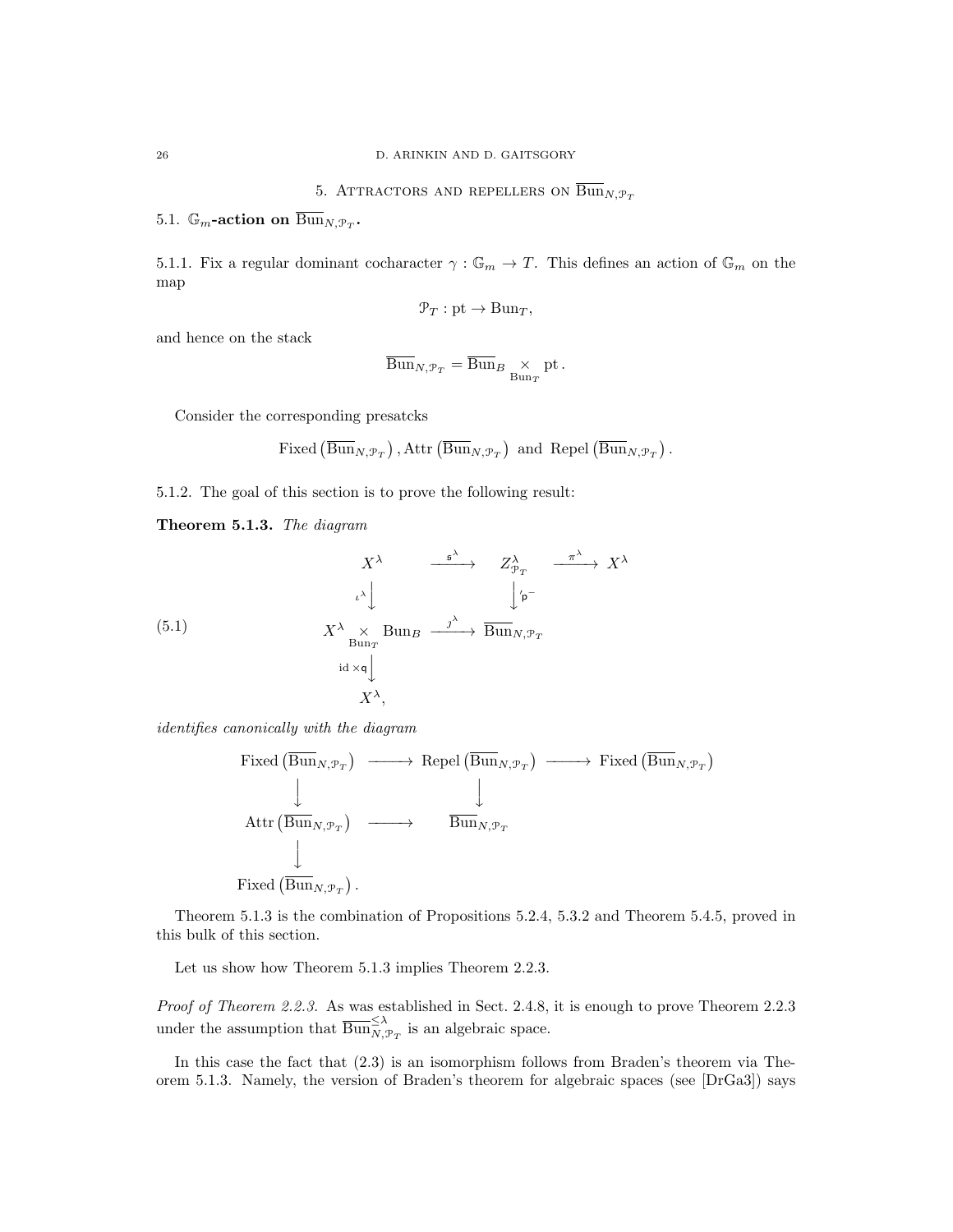## 5. Attractors and repellers on $\overline{\mathrm{Bun}}_{N,\mathcal{P}_T}$

### 5.1. $\mathbb{G}_m$-action on $\overline{\mathrm{Bun}}_{N,\mathcal{P}_T}$.

5.1.1. Fix a regular dominant cocharacter $\gamma : \mathbb{G}_m \to T$. This defines an action of $\mathbb{G}_m$ on the map

$$\mathcal{P}_T : \mathrm{pt} \to \mathrm{Bun}_T,$$

and hence on the stack

$$\overline{\mathrm{Bun}}_{N,\mathcal{P}_T} = \overline{\mathrm{Bun}}_B \underset{\mathrm{Bun}_T}{\times} \mathrm{pt}\,.$$

Consider the corresponding presatcks

$$\mathrm{Fixed}\left(\overline{\mathrm{Bun}}_{N,\mathcal{P}_T}\right), \mathrm{Attr}\left(\overline{\mathrm{Bun}}_{N,\mathcal{P}_T}\right) \text{ and } \mathrm{Repel}\left(\overline{\mathrm{Bun}}_{N,\mathcal{P}_T}\right).$$

5.1.2. The goal of this section is to prove the following result:

**Theorem 5.1.3.** *The diagram*

$$\begin{array}{ccccc}
X^\lambda & \xrightarrow{\mathsf{s}^\lambda} & Z^\lambda_{\mathcal{P}_T} & \xrightarrow{\pi^\lambda} & X^\lambda \\
\Big\downarrow{\scriptstyle \iota^\lambda} & & \Big\downarrow{\scriptstyle '\mathsf{p}^-} & & \\
X^\lambda \underset{\mathrm{Bun}_T}{\times} \mathrm{Bun}_B & \xrightarrow{\jmath^\lambda} & \overline{\mathrm{Bun}}_{N,\mathcal{P}_T} & & \\
\Big\downarrow{\scriptstyle \mathrm{id}\times\mathsf{q}} & & & & \\
X^\lambda, & & & &
\end{array} \tag{5.1}$$

*identifies canonically with the diagram*

$$\begin{array}{ccccc}
\mathrm{Fixed}\left(\overline{\mathrm{Bun}}_{N,\mathcal{P}_T}\right) & \longrightarrow & \mathrm{Repel}\left(\overline{\mathrm{Bun}}_{N,\mathcal{P}_T}\right) & \longrightarrow & \mathrm{Fixed}\left(\overline{\mathrm{Bun}}_{N,\mathcal{P}_T}\right) \\
\Big\downarrow & & \Big\downarrow & & \\
\mathrm{Attr}\left(\overline{\mathrm{Bun}}_{N,\mathcal{P}_T}\right) & \longrightarrow & \overline{\mathrm{Bun}}_{N,\mathcal{P}_T} & & \\
\Big\downarrow & & & & \\
\mathrm{Fixed}\left(\overline{\mathrm{Bun}}_{N,\mathcal{P}_T}\right). & & & &
\end{array}$$

Theorem 5.1.3 is the combination of Propositions 5.2.4, 5.3.2 and Theorem 5.4.5, proved in this bulk of this section.

Let us show how Theorem 5.1.3 implies Theorem 2.2.3.

*Proof of Theorem 2.2.3.* As was established in Sect. 2.4.8, it is enough to prove Theorem 2.2.3 under the assumption that $\overline{\mathrm{Bun}}^{\leq\lambda}_{N,\mathcal{P}_T}$ is an algebraic space.

In this case the fact that (2.3) is an isomorphism follows from Braden's theorem via Theorem 5.1.3. Namely, the version of Braden's theorem for algebraic spaces (see [DrGa3]) says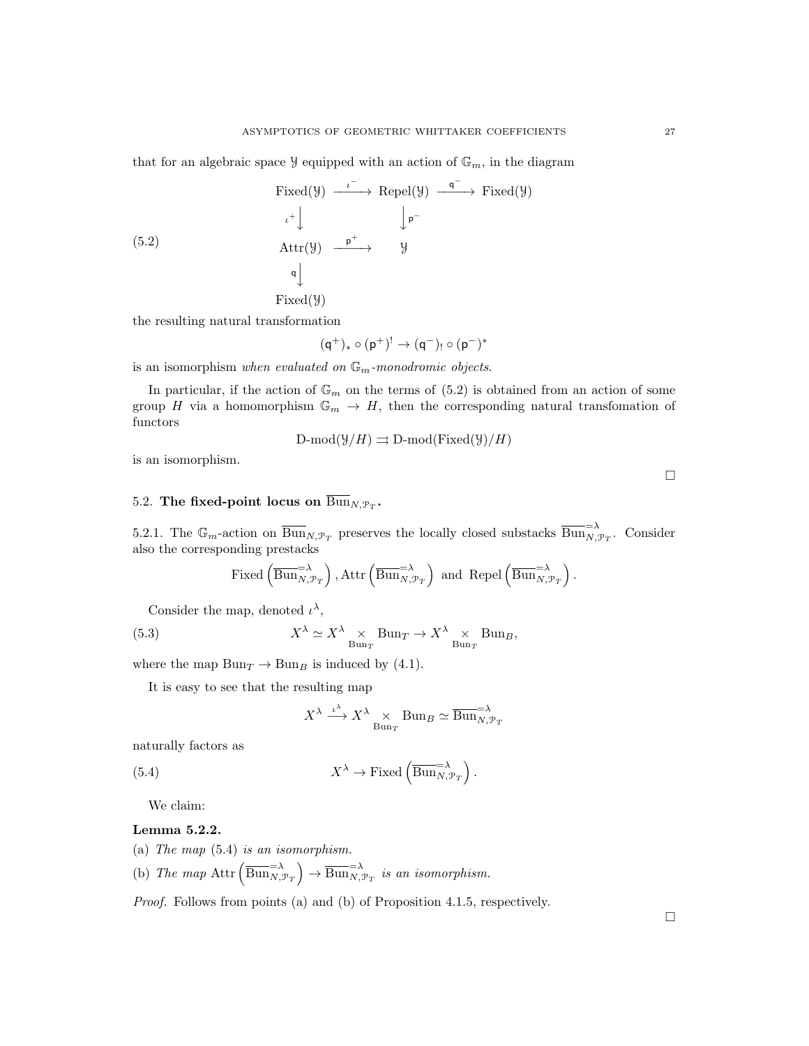that for an algebraic space $\mathcal{Y}$ equipped with an action of $\mathbb{G}_m$, in the diagram

$$
\begin{array}{ccccc}
\text{Fixed}(\mathcal{Y}) & \xrightarrow{\iota^-} & \text{Repel}(\mathcal{Y}) & \xrightarrow{\mathsf{q}^-} & \text{Fixed}(\mathcal{Y}) \\
{\scriptstyle \iota^+}\downarrow & & \downarrow{\scriptstyle \mathsf{p}^-} & & \\
\text{Attr}(\mathcal{Y}) & \xrightarrow{\mathsf{p}^+} & \mathcal{Y} & & \\
{\scriptstyle \mathsf{q}}\downarrow & & & & \\
\text{Fixed}(\mathcal{Y}) & & & &
\end{array} \tag{5.2}
$$

the resulting natural transformation

$$(\mathsf{q}^+)_* \circ (\mathsf{p}^+)^! \to (\mathsf{q}^-)_! \circ (\mathsf{p}^-)^*$$

is an isomorphism *when evaluated on $\mathbb{G}_m$-monodromic objects*.

In particular, if the action of $\mathbb{G}_m$ on the terms of (5.2) is obtained from an action of some group $H$ via a homomorphism $\mathbb{G}_m \to H$, then the corresponding natural transfomation of functors

$$\text{D-mod}(\mathcal{Y}/H) \rightrightarrows \text{D-mod}(\text{Fixed}(\mathcal{Y})/H)$$

is an isomorphism.

□

## 5.2. The fixed-point locus on $\overline{\text{Bun}}_{N,\mathcal{P}_T}$.

5.2.1. The $\mathbb{G}_m$-action on $\overline{\text{Bun}}_{N,\mathcal{P}_T}$ preserves the locally closed substacks $\overline{\text{Bun}}^{=\lambda}_{N,\mathcal{P}_T}$. Consider also the corresponding prestacks

$$\text{Fixed}\left(\overline{\text{Bun}}^{=\lambda}_{N,\mathcal{P}_T}\right), \text{Attr}\left(\overline{\text{Bun}}^{=\lambda}_{N,\mathcal{P}_T}\right) \text{ and } \text{Repel}\left(\overline{\text{Bun}}^{=\lambda}_{N,\mathcal{P}_T}\right).$$

Consider the map, denoted $\iota^\lambda$,

$$X^\lambda \simeq X^\lambda \underset{\text{Bun}_T}{\times} \text{Bun}_T \to X^\lambda \underset{\text{Bun}_T}{\times} \text{Bun}_B, \tag{5.3}$$

where the map $\text{Bun}_T \to \text{Bun}_B$ is induced by (4.1).

It is easy to see that the resulting map

$$X^\lambda \xrightarrow{\iota^\lambda} X^\lambda \underset{\text{Bun}_T}{\times} \text{Bun}_B \simeq \overline{\text{Bun}}^{=\lambda}_{N,\mathcal{P}_T}$$

naturally factors as

$$X^\lambda \to \text{Fixed}\left(\overline{\text{Bun}}^{=\lambda}_{N,\mathcal{P}_T}\right). \tag{5.4}$$

We claim:

**Lemma 5.2.2.**

(a) *The map (5.4) is an isomorphism.*

(b) *The map* $\text{Attr}\left(\overline{\text{Bun}}^{=\lambda}_{N,\mathcal{P}_T}\right) \to \overline{\text{Bun}}^{=\lambda}_{N,\mathcal{P}_T}$ *is an isomorphism.*

*Proof.* Follows from points (a) and (b) of Proposition 4.1.5, respectively.

□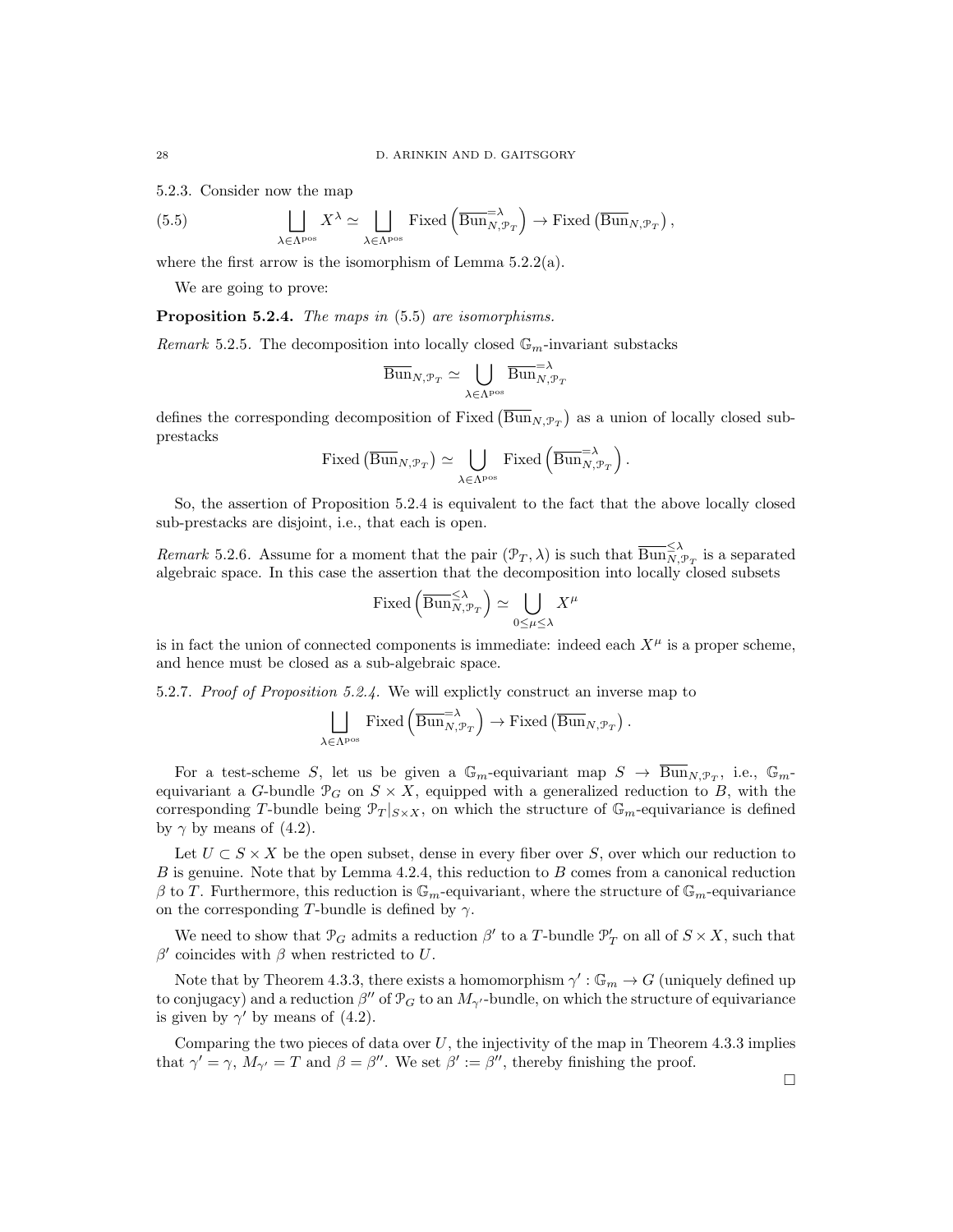5.2.3. Consider now the map

$$\bigsqcup_{\lambda\in\Lambda^{\mathrm{pos}}} X^\lambda \simeq \bigsqcup_{\lambda\in\Lambda^{\mathrm{pos}}} \mathrm{Fixed}\left(\overline{\mathrm{Bun}}^{=\lambda}_{N,\mathcal{P}_T}\right) \to \mathrm{Fixed}\left(\overline{\mathrm{Bun}}_{N,\mathcal{P}_T}\right), \tag{5.5}$$

where the first arrow is the isomorphism of Lemma 5.2.2(a).

We are going to prove:

**Proposition 5.2.4.** *The maps in* (5.5) *are isomorphisms.*

*Remark* 5.2.5. The decomposition into locally closed $\mathbb{G}_m$-invariant substacks

$$\overline{\mathrm{Bun}}_{N,\mathcal{P}_T} \simeq \bigcup_{\lambda\in\Lambda^{\mathrm{pos}}} \overline{\mathrm{Bun}}^{=\lambda}_{N,\mathcal{P}_T}$$

defines the corresponding decomposition of $\mathrm{Fixed}\left(\overline{\mathrm{Bun}}_{N,\mathcal{P}_T}\right)$ as a union of locally closed sub-prestacks

$$\mathrm{Fixed}\left(\overline{\mathrm{Bun}}_{N,\mathcal{P}_T}\right) \simeq \bigcup_{\lambda\in\Lambda^{\mathrm{pos}}} \mathrm{Fixed}\left(\overline{\mathrm{Bun}}^{=\lambda}_{N,\mathcal{P}_T}\right).$$

So, the assertion of Proposition 5.2.4 is equivalent to the fact that the above locally closed sub-prestacks are disjoint, i.e., that each is open.

*Remark* 5.2.6. Assume for a moment that the pair $(\mathcal{P}_T,\lambda)$ is such that $\overline{\mathrm{Bun}}^{\leq\lambda}_{N,\mathcal{P}_T}$ is a separated algebraic space. In this case the assertion that the decomposition into locally closed subsets

$$\mathrm{Fixed}\left(\overline{\mathrm{Bun}}^{\leq\lambda}_{N,\mathcal{P}_T}\right) \simeq \bigcup_{0\leq\mu\leq\lambda} X^\mu$$

is in fact the union of connected components is immediate: indeed each $X^\mu$ is a proper scheme, and hence must be closed as a sub-algebraic space.

5.2.7. *Proof of Proposition 5.2.4.* We will explictly construct an inverse map to

$$\bigsqcup_{\lambda\in\Lambda^{\mathrm{pos}}} \mathrm{Fixed}\left(\overline{\mathrm{Bun}}^{=\lambda}_{N,\mathcal{P}_T}\right) \to \mathrm{Fixed}\left(\overline{\mathrm{Bun}}_{N,\mathcal{P}_T}\right).$$

For a test-scheme $S$, let us be given a $\mathbb{G}_m$-equivariant map $S \to \overline{\mathrm{Bun}}_{N,\mathcal{P}_T}$, i.e., $\mathbb{G}_m$-equivariant a $G$-bundle $\mathcal{P}_G$ on $S\times X$, equipped with a generalized reduction to $B$, with the corresponding $T$-bundle being $\mathcal{P}_T|_{S\times X}$, on which the structure of $\mathbb{G}_m$-equivariance is defined by $\gamma$ by means of (4.2).

Let $U \subset S\times X$ be the open subset, dense in every fiber over $S$, over which our reduction to $B$ is genuine. Note that by Lemma 4.2.4, this reduction to $B$ comes from a canonical reduction $\beta$ to $T$. Furthermore, this reduction is $\mathbb{G}_m$-equivariant, where the structure of $\mathbb{G}_m$-equivariance on the corresponding $T$-bundle is defined by $\gamma$.

We need to show that $\mathcal{P}_G$ admits a reduction $\beta'$ to a $T$-bundle $\mathcal{P}'_T$ on all of $S\times X$, such that $\beta'$ coincides with $\beta$ when restricted to $U$.

Note that by Theorem 4.3.3, there exists a homomorphism $\gamma' : \mathbb{G}_m \to G$ (uniquely defined up to conjugacy) and a reduction $\beta''$ of $\mathcal{P}_G$ to an $M_{\gamma'}$-bundle, on which the structure of equivariance is given by $\gamma'$ by means of (4.2).

Comparing the two pieces of data over $U$, the injectivity of the map in Theorem 4.3.3 implies that $\gamma' = \gamma$, $M_{\gamma'} = T$ and $\beta = \beta''$. We set $\beta' := \beta''$, thereby finishing the proof.

□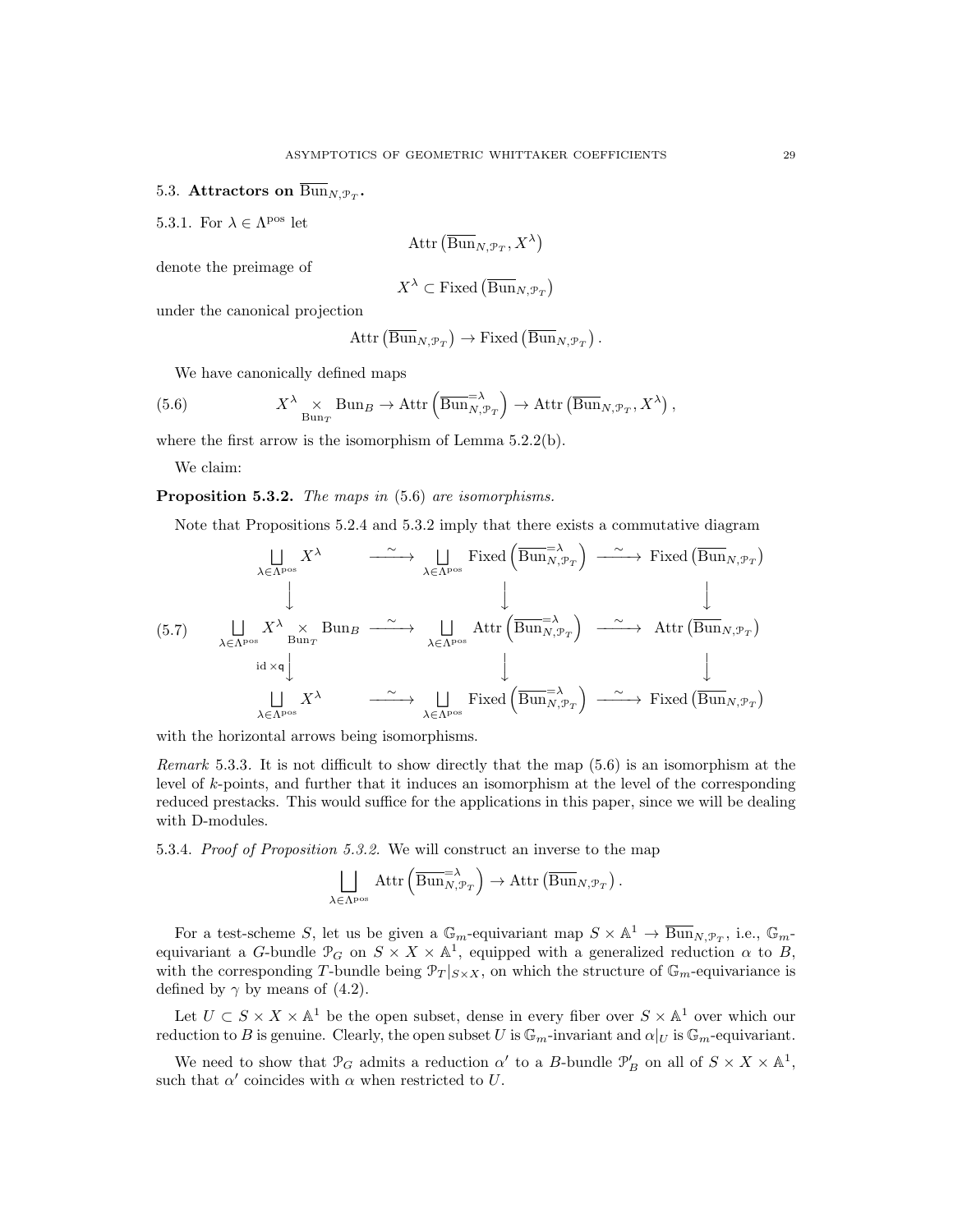### 5.3. Attractors on $\overline{\mathrm{Bun}}_{N,\mathcal{P}_T}$.

5.3.1. For $\lambda \in \Lambda^{\mathrm{pos}}$ let

$$\mathrm{Attr}\left(\overline{\mathrm{Bun}}_{N,\mathcal{P}_T}, X^\lambda\right)$$

denote the preimage of

$$X^\lambda \subset \mathrm{Fixed}\left(\overline{\mathrm{Bun}}_{N,\mathcal{P}_T}\right)$$

under the canonical projection

$$\mathrm{Attr}\left(\overline{\mathrm{Bun}}_{N,\mathcal{P}_T}\right) \to \mathrm{Fixed}\left(\overline{\mathrm{Bun}}_{N,\mathcal{P}_T}\right).$$

We have canonically defined maps

$$X^\lambda \underset{\mathrm{Bun}_T}{\times} \mathrm{Bun}_B \to \mathrm{Attr}\left(\overline{\mathrm{Bun}}^{=\lambda}_{N,\mathcal{P}_T}\right) \to \mathrm{Attr}\left(\overline{\mathrm{Bun}}_{N,\mathcal{P}_T}, X^\lambda\right), \tag{5.6}$$

where the first arrow is the isomorphism of Lemma 5.2.2(b).

We claim:

**Proposition 5.3.2.** *The maps in* (5.6) *are isomorphisms.*

Note that Propositions 5.2.4 and 5.3.2 imply that there exists a commutative diagram

$$
\begin{array}{ccccc}
\underset{\lambda\in\Lambda^{\mathrm{pos}}}{\bigsqcup} X^\lambda & \xrightarrow{\sim} & \underset{\lambda\in\Lambda^{\mathrm{pos}}}{\bigsqcup} \mathrm{Fixed}\left(\overline{\mathrm{Bun}}^{=\lambda}_{N,\mathcal{P}_T}\right) & \xrightarrow{\sim} & \mathrm{Fixed}\left(\overline{\mathrm{Bun}}_{N,\mathcal{P}_T}\right) \\
\downarrow & & \downarrow & & \downarrow \\
\underset{\lambda\in\Lambda^{\mathrm{pos}}}{\bigsqcup} X^\lambda \underset{\mathrm{Bun}_T}{\times} \mathrm{Bun}_B & \xrightarrow{\sim} & \underset{\lambda\in\Lambda^{\mathrm{pos}}}{\bigsqcup} \mathrm{Attr}\left(\overline{\mathrm{Bun}}^{=\lambda}_{N,\mathcal{P}_T}\right) & \xrightarrow{\sim} & \mathrm{Attr}\left(\overline{\mathrm{Bun}}_{N,\mathcal{P}_T}\right) \\
{\scriptstyle \mathrm{id}\times\mathsf{q}}\downarrow & & \downarrow & & \downarrow \\
\underset{\lambda\in\Lambda^{\mathrm{pos}}}{\bigsqcup} X^\lambda & \xrightarrow{\sim} & \underset{\lambda\in\Lambda^{\mathrm{pos}}}{\bigsqcup} \mathrm{Fixed}\left(\overline{\mathrm{Bun}}^{=\lambda}_{N,\mathcal{P}_T}\right) & \xrightarrow{\sim} & \mathrm{Fixed}\left(\overline{\mathrm{Bun}}_{N,\mathcal{P}_T}\right)
\end{array}
\tag{5.7}
$$

with the horizontal arrows being isomorphisms.

*Remark* 5.3.3. It is not difficult to show directly that the map (5.6) is an isomorphism at the level of $k$-points, and further that it induces an isomorphism at the level of the corresponding reduced prestacks. This would suffice for the applications in this paper, since we will be dealing with D-modules.

5.3.4. *Proof of Proposition 5.3.2.* We will construct an inverse to the map

$$\bigsqcup_{\lambda\in\Lambda^{\mathrm{pos}}} \mathrm{Attr}\left(\overline{\mathrm{Bun}}^{=\lambda}_{N,\mathcal{P}_T}\right) \to \mathrm{Attr}\left(\overline{\mathrm{Bun}}_{N,\mathcal{P}_T}\right).$$

For a test-scheme $S$, let us be given a $\mathbb{G}_m$-equivariant map $S \times \mathbb{A}^1 \to \overline{\mathrm{Bun}}_{N,\mathcal{P}_T}$, i.e., $\mathbb{G}_m$-equivariant a $G$-bundle $\mathcal{P}_G$ on $S \times X \times \mathbb{A}^1$, equipped with a generalized reduction $\alpha$ to $B$, with the corresponding $T$-bundle being $\mathcal{P}_T|_{S\times X}$, on which the structure of $\mathbb{G}_m$-equivariance is defined by $\gamma$ by means of (4.2).

Let $U \subset S \times X \times \mathbb{A}^1$ be the open subset, dense in every fiber over $S \times \mathbb{A}^1$ over which our reduction to $B$ is genuine. Clearly, the open subset $U$ is $\mathbb{G}_m$-invariant and $\alpha|_U$ is $\mathbb{G}_m$-equivariant.

We need to show that $\mathcal{P}_G$ admits a reduction $\alpha'$ to a $B$-bundle $\mathcal{P}'_B$ on all of $S \times X \times \mathbb{A}^1$, such that $\alpha'$ coincides with $\alpha$ when restricted to $U$.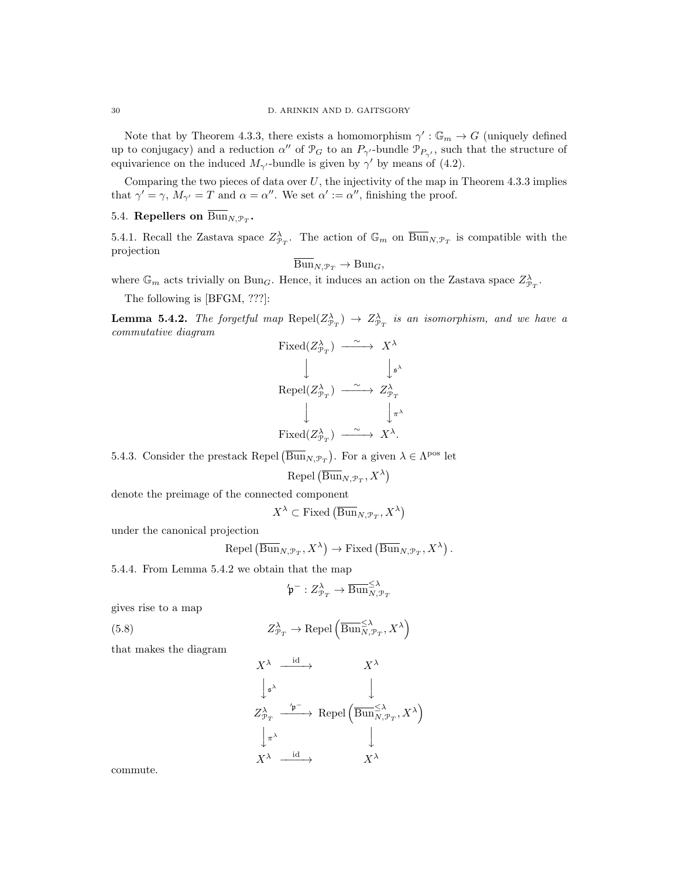Note that by Theorem 4.3.3, there exists a homomorphism $\gamma' : \mathbb{G}_m \to G$ (uniquely defined up to conjugacy) and a reduction $\alpha''$ of $\mathcal{P}_G$ to an $P_{\gamma'}$-bundle $\mathcal{P}_{P_{\gamma'}}$, such that the structure of equivarience on the induced $M_{\gamma'}$-bundle is given by $\gamma'$ by means of (4.2).

Comparing the two pieces of data over $U$, the injectivity of the map in Theorem 4.3.3 implies that $\gamma' = \gamma$, $M_{\gamma'} = T$ and $\alpha = \alpha''$. We set $\alpha' := \alpha''$, finishing the proof.

## 5.4. Repellers on $\overline{\mathrm{Bun}}_{N,\mathcal{P}_T}$.

5.4.1. Recall the Zastava space $Z^\lambda_{\mathcal{P}_T}$. The action of $\mathbb{G}_m$ on $\overline{\mathrm{Bun}}_{N,\mathcal{P}_T}$ is compatible with the projection

$$\overline{\mathrm{Bun}}_{N,\mathcal{P}_T} \to \mathrm{Bun}_G,$$

where $\mathbb{G}_m$ acts trivially on $\mathrm{Bun}_G$. Hence, it induces an action on the Zastava space $Z^\lambda_{\mathcal{P}_T}$.

The following is [BFGM, ???]:

**Lemma 5.4.2.** *The forgetful map* $\mathrm{Repel}(Z^\lambda_{\mathcal{P}_T}) \to Z^\lambda_{\mathcal{P}_T}$ *is an isomorphism, and we have a commutative diagram*

$$\begin{array}{ccc}
\mathrm{Fixed}(Z^\lambda_{\mathcal{P}_T}) & \xrightarrow{\sim} & X^\lambda \\
\downarrow & & \downarrow \mathfrak{s}^\lambda \\
\mathrm{Repel}(Z^\lambda_{\mathcal{P}_T}) & \xrightarrow{\sim} & Z^\lambda_{\mathcal{P}_T} \\
\downarrow & & \downarrow \pi^\lambda \\
\mathrm{Fixed}(Z^\lambda_{\mathcal{P}_T}) & \xrightarrow{\sim} & X^\lambda.
\end{array}$$

5.4.3. Consider the prestack $\mathrm{Repel}\left(\overline{\mathrm{Bun}}_{N,\mathcal{P}_T}\right)$. For a given $\lambda \in \Lambda^{\mathrm{pos}}$ let

$$\mathrm{Repel}\left(\overline{\mathrm{Bun}}_{N,\mathcal{P}_T}, X^\lambda\right)$$

denote the preimage of the connected component

$$X^\lambda \subset \mathrm{Fixed}\left(\overline{\mathrm{Bun}}_{N,\mathcal{P}_T}, X^\lambda\right)$$

under the canonical projection

$$\mathrm{Repel}\left(\overline{\mathrm{Bun}}_{N,\mathcal{P}_T}, X^\lambda\right) \to \mathrm{Fixed}\left(\overline{\mathrm{Bun}}_{N,\mathcal{P}_T}, X^\lambda\right).$$

5.4.4. From Lemma 5.4.2 we obtain that the map

$$'\mathfrak{p}^- : Z^\lambda_{\mathcal{P}_T} \to \overline{\mathrm{Bun}}^{\leq\lambda}_{N,\mathcal{P}_T}$$

gives rise to a map

$$Z^\lambda_{\mathcal{P}_T} \to \mathrm{Repel}\left(\overline{\mathrm{Bun}}^{\leq\lambda}_{N,\mathcal{P}_T}, X^\lambda\right) \tag{5.8}$$

that makes the diagram

$$\begin{array}{ccc}
X^\lambda & \xrightarrow{\mathrm{id}} & X^\lambda \\
\downarrow \mathfrak{s}^\lambda & & \downarrow \\
Z^\lambda_{\mathcal{P}_T} & \xrightarrow{'\mathfrak{p}^-} & \mathrm{Repel}\left(\overline{\mathrm{Bun}}^{\leq\lambda}_{N,\mathcal{P}_T}, X^\lambda\right) \\
\downarrow \pi^\lambda & & \downarrow \\
X^\lambda & \xrightarrow{\mathrm{id}} & X^\lambda
\end{array}$$

commute.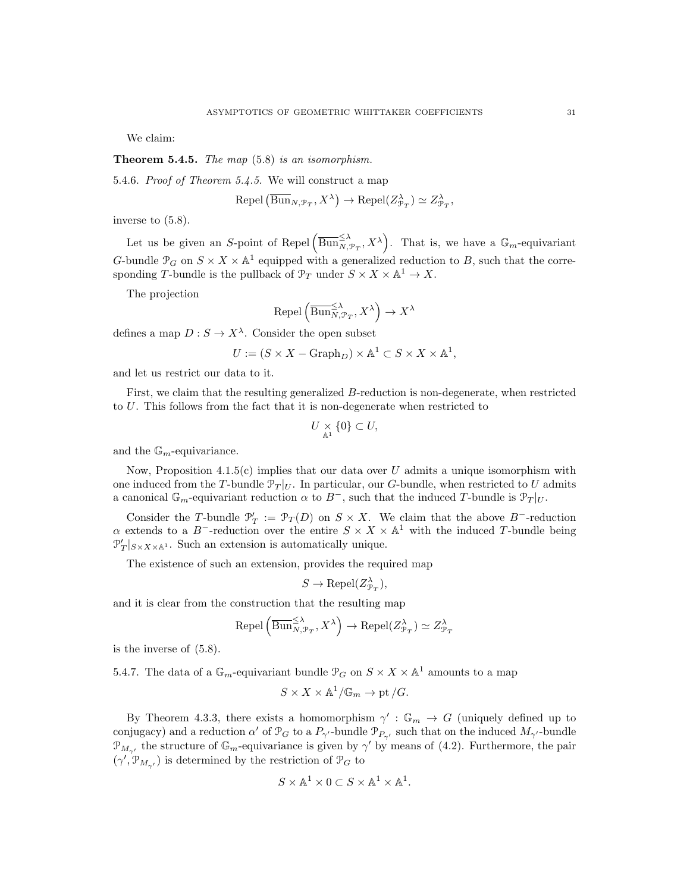We claim:

**Theorem 5.4.5.** *The map* (5.8) *is an isomorphism.*

5.4.6. *Proof of Theorem 5.4.5.* We will construct a map

$$\operatorname{Repel}\left(\overline{\operatorname{Bun}}_{N,\mathcal{P}_T}, X^\lambda\right) \to \operatorname{Repel}(Z^\lambda_{\mathcal{P}_T}) \simeq Z^\lambda_{\mathcal{P}_T},$$

inverse to (5.8).

Let us be given an $S$-point of $\operatorname{Repel}\left(\overline{\operatorname{Bun}}^{\leq\lambda}_{N,\mathcal{P}_T}, X^\lambda\right)$. That is, we have a $\mathbb{G}_m$-equivariant $G$-bundle $\mathcal{P}_G$ on $S \times X \times \mathbb{A}^1$ equipped with a generalized reduction to $B$, such that the corresponding $T$-bundle is the pullback of $\mathcal{P}_T$ under $S \times X \times \mathbb{A}^1 \to X$.

The projection

$$\operatorname{Repel}\left(\overline{\operatorname{Bun}}^{\leq\lambda}_{N,\mathcal{P}_T}, X^\lambda\right) \to X^\lambda$$

defines a map $D : S \to X^\lambda$. Consider the open subset

$$U := (S \times X - \operatorname{Graph}_D) \times \mathbb{A}^1 \subset S \times X \times \mathbb{A}^1,$$

and let us restrict our data to it.

First, we claim that the resulting generalized $B$-reduction is non-degenerate, when restricted to $U$. This follows from the fact that it is non-degenerate when restricted to

$$U \underset{\mathbb{A}^1}{\times} \{0\} \subset U,$$

and the $\mathbb{G}_m$-equivariance.

Now, Proposition 4.1.5(c) implies that our data over $U$ admits a unique isomorphism with one induced from the $T$-bundle $\mathcal{P}_T|_U$. In particular, our $G$-bundle, when restricted to $U$ admits a canonical $\mathbb{G}_m$-equivariant reduction $\alpha$ to $B^-$, such that the induced $T$-bundle is $\mathcal{P}_T|_U$.

Consider the $T$-bundle $\mathcal{P}'_T := \mathcal{P}_T(D)$ on $S \times X$. We claim that the above $B^-$-reduction $\alpha$ extends to a $B^-$-reduction over the entire $S \times X \times \mathbb{A}^1$ with the induced $T$-bundle being $\mathcal{P}'_T|_{S\times X\times\mathbb{A}^1}$. Such an extension is automatically unique.

The existence of such an extension, provides the required map

$$S \to \operatorname{Repel}(Z^\lambda_{\mathcal{P}_T}),$$

and it is clear from the construction that the resulting map

$$\operatorname{Repel}\left(\overline{\operatorname{Bun}}^{\leq\lambda}_{N,\mathcal{P}_T}, X^\lambda\right) \to \operatorname{Repel}(Z^\lambda_{\mathcal{P}_T}) \simeq Z^\lambda_{\mathcal{P}_T}$$

is the inverse of (5.8).

5.4.7. The data of a $\mathbb{G}_m$-equivariant bundle $\mathcal{P}_G$ on $S \times X \times \mathbb{A}^1$ amounts to a map

$$S \times X \times \mathbb{A}^1/\mathbb{G}_m \to \operatorname{pt}/G.$$

By Theorem 4.3.3, there exists a homomorphism $\gamma' : \mathbb{G}_m \to G$ (uniquely defined up to conjugacy) and a reduction $\alpha'$ of $\mathcal{P}_G$ to a $P_{\gamma'}$-bundle $\mathcal{P}_{P_{\gamma'}}$ such that on the induced $M_{\gamma'}$-bundle $\mathcal{P}_{M_{\gamma'}}$ the structure of $\mathbb{G}_m$-equivariance is given by $\gamma'$ by means of (4.2). Furthermore, the pair $(\gamma', \mathcal{P}_{M_{\gamma'}})$ is determined by the restriction of $\mathcal{P}_G$ to

$$S \times \mathbb{A}^1 \times 0 \subset S \times \mathbb{A}^1 \times \mathbb{A}^1.$$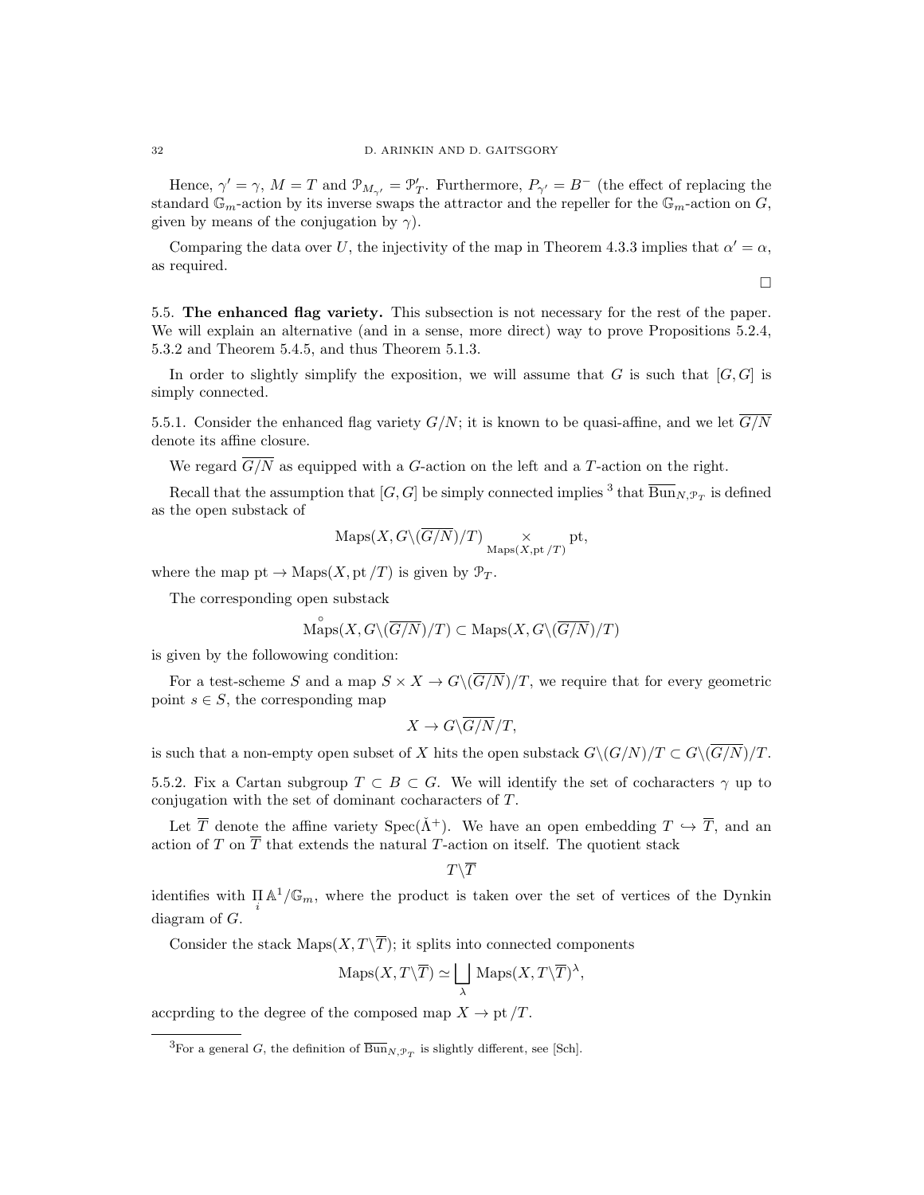Hence, $\gamma' = \gamma$, $M = T$ and $\mathcal{P}_{M_{\gamma'}} = \mathcal{P}'_T$. Furthermore, $P_{\gamma'} = B^-$ (the effect of replacing the standard $\mathbb{G}_m$-action by its inverse swaps the attractor and the repeller for the $\mathbb{G}_m$-action on $G$, given by means of the conjugation by $\gamma$).

Comparing the data over $U$, the injectivity of the map in Theorem 4.3.3 implies that $\alpha' = \alpha$, as required.

$\square$

**5.5. The enhanced flag variety.** This subsection is not necessary for the rest of the paper. We will explain an alternative (and in a sense, more direct) way to prove Propositions 5.2.4, 5.3.2 and Theorem 5.4.5, and thus Theorem 5.1.3.

In order to slightly simplify the exposition, we will assume that $G$ is such that $[G, G]$ is simply connected.

5.5.1. Consider the enhanced flag variety $G/N$; it is known to be quasi-affine, and we let $\overline{G/N}$ denote its affine closure.

We regard $\overline{G/N}$ as equipped with a $G$-action on the left and a $T$-action on the right.

Recall that the assumption that $[G, G]$ be simply connected implies [3] that $\overline{\mathrm{Bun}}_{N,\mathcal{P}_T}$ is defined as the open substack of

$$\mathrm{Maps}(X, G\backslash(\overline{G/N})/T) \underset{\mathrm{Maps}(X,\mathrm{pt}/T)}{\times} \mathrm{pt},$$

where the map $\mathrm{pt} \to \mathrm{Maps}(X, \mathrm{pt}/T)$ is given by $\mathcal{P}_T$.

The corresponding open substack

$$\overset{\circ}{\mathrm{Maps}}(X, G\backslash(\overline{G/N})/T) \subset \mathrm{Maps}(X, G\backslash(\overline{G/N})/T)$$

is given by the followowing condition:

For a test-scheme $S$ and a map $S \times X \to G\backslash(\overline{G/N})/T$, we require that for every geometric point $s \in S$, the corresponding map

$$X \to G\backslash\overline{G/N}/T,$$

is such that a non-empty open subset of $X$ hits the open substack $G\backslash(G/N)/T \subset G\backslash(\overline{G/N})/T$.

5.5.2. Fix a Cartan subgroup $T \subset B \subset G$. We will identify the set of cocharacters $\gamma$ up to conjugation with the set of dominant cocharacters of $T$.

Let $\overline{T}$ denote the affine variety $\mathrm{Spec}(\check{\Lambda}^+)$. We have an open embedding $T \hookrightarrow \overline{T}$, and an action of $T$ on $\overline{T}$ that extends the natural $T$-action on itself. The quotient stack

$$T\backslash\overline{T}$$

identifies with $\prod_i \mathbb{A}^1/\mathbb{G}_m$, where the product is taken over the set of vertices of the Dynkin diagram of $G$.

Consider the stack $\mathrm{Maps}(X, T\backslash\overline{T})$; it splits into connected components

$$\mathrm{Maps}(X, T\backslash\overline{T}) \simeq \bigsqcup_{\lambda} \mathrm{Maps}(X, T\backslash\overline{T})^\lambda,$$

accprding to the degree of the composed map $X \to \mathrm{pt}/T$.

---

[3] For a general $G$, the definition of $\overline{\mathrm{Bun}}_{N,\mathcal{P}_T}$ is slightly different, see [Sch].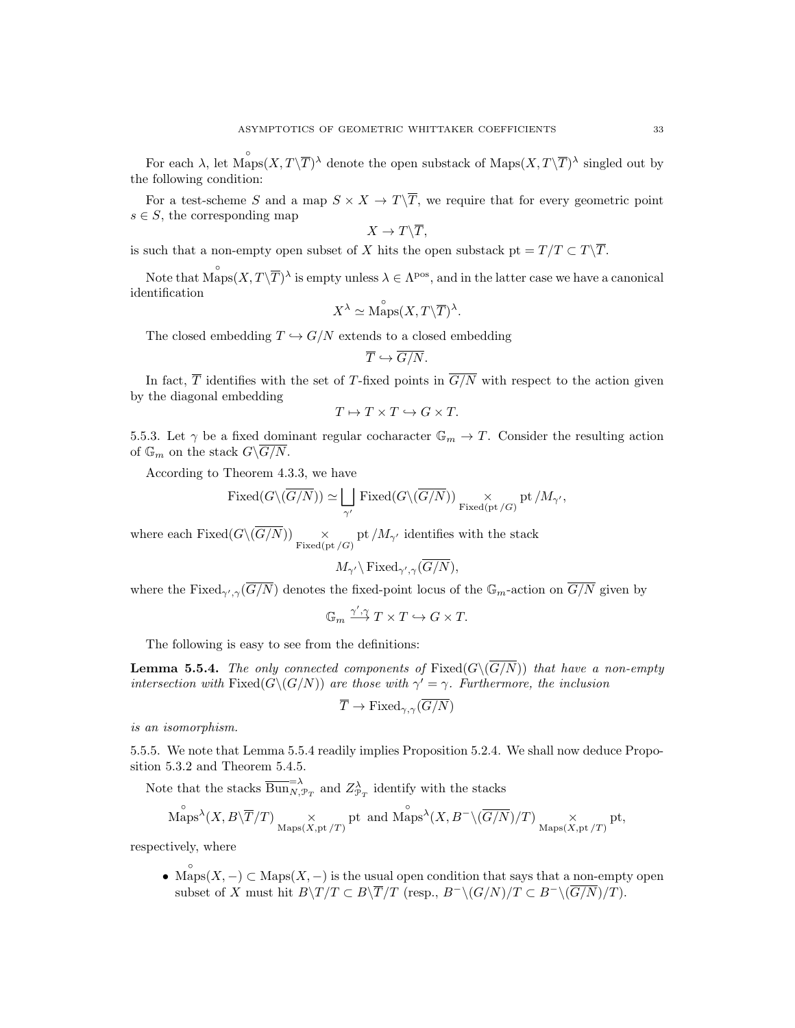For each $\lambda$, let $\overset{\circ}{\mathrm{Maps}}(X, T\backslash\overline{T})^\lambda$ denote the open substack of $\mathrm{Maps}(X, T\backslash\overline{T})^\lambda$ singled out by the following condition:

For a test-scheme $S$ and a map $S \times X \to T\backslash\overline{T}$, we require that for every geometric point $s \in S$, the corresponding map

$$X \to T\backslash\overline{T},$$

is such that a non-empty open subset of $X$ hits the open substack $\mathrm{pt} = T/T \subset T\backslash\overline{T}$.

Note that $\overset{\circ}{\mathrm{Maps}}(X, T\backslash\overline{T})^\lambda$ is empty unless $\lambda \in \Lambda^{\mathrm{pos}}$, and in the latter case we have a canonical identification

$$X^\lambda \simeq \overset{\circ}{\mathrm{Maps}}(X, T\backslash\overline{T})^\lambda.$$

The closed embedding $T \hookrightarrow G/N$ extends to a closed embedding

$$\overline{T} \hookrightarrow \overline{G/N}.$$

In fact, $\overline{T}$ identifies with the set of $T$-fixed points in $\overline{G/N}$ with respect to the action given by the diagonal embedding

$$T \mapsto T \times T \hookrightarrow G \times T.$$

5.5.3. Let $\gamma$ be a fixed dominant regular cocharacter $\mathbb{G}_m \to T$. Consider the resulting action of $\mathbb{G}_m$ on the stack $G\backslash\overline{G/N}$.

According to Theorem 4.3.3, we have

$$\mathrm{Fixed}(G\backslash(\overline{G/N})) \simeq \bigsqcup_{\gamma'} \mathrm{Fixed}(G\backslash(\overline{G/N})) \underset{\mathrm{Fixed}(\mathrm{pt}/G)}{\times} \mathrm{pt}/M_{\gamma'},$$

where each $\mathrm{Fixed}(G\backslash(\overline{G/N})) \underset{\mathrm{Fixed}(\mathrm{pt}/G)}{\times} \mathrm{pt}/M_{\gamma'}$ identifies with the stack

$$M_{\gamma'}\backslash \mathrm{Fixed}_{\gamma',\gamma}(\overline{G/N}),$$

where the $\mathrm{Fixed}_{\gamma',\gamma}(\overline{G/N})$ denotes the fixed-point locus of the $\mathbb{G}_m$-action on $\overline{G/N}$ given by

$$\mathbb{G}_m \overset{\gamma',\gamma}{\longrightarrow} T \times T \hookrightarrow G \times T.$$

The following is easy to see from the definitions:

**Lemma 5.5.4.** *The only connected components of* $\mathrm{Fixed}(G\backslash(\overline{G/N}))$ *that have a non-empty intersection with* $\mathrm{Fixed}(G\backslash(G/N))$ *are those with* $\gamma' = \gamma$. *Furthermore, the inclusion*

$$\overline{T} \to \mathrm{Fixed}_{\gamma,\gamma}(\overline{G/N})$$

*is an isomorphism.*

5.5.5. We note that Lemma 5.5.4 readily implies Proposition 5.2.4. We shall now deduce Proposition 5.3.2 and Theorem 5.4.5.

Note that the stacks $\overline{\mathrm{Bun}}_{N,\mathcal{P}_T}^{=\lambda}$ and $Z^\lambda_{\mathcal{P}_T}$ identify with the stacks

$$\overset{\circ}{\mathrm{Maps}}{}^\lambda(X, B\backslash\overline{T}/T) \underset{\mathrm{Maps}(X,\mathrm{pt}/T)}{\times} \mathrm{pt} \text{ and } \overset{\circ}{\mathrm{Maps}}{}^\lambda(X, B^-\backslash(\overline{G/N})/T) \underset{\mathrm{Maps}(X,\mathrm{pt}/T)}{\times} \mathrm{pt},$$

respectively, where

- $\overset{\circ}{\mathrm{Maps}}(X, -) \subset \mathrm{Maps}(X, -)$ is the usual open condition that says that a non-empty open subset of $X$ must hit $B\backslash T/T \subset B\backslash\overline{T}/T$ (resp., $B^-\backslash(G/N)/T \subset B^-\backslash(\overline{G/N})/T$).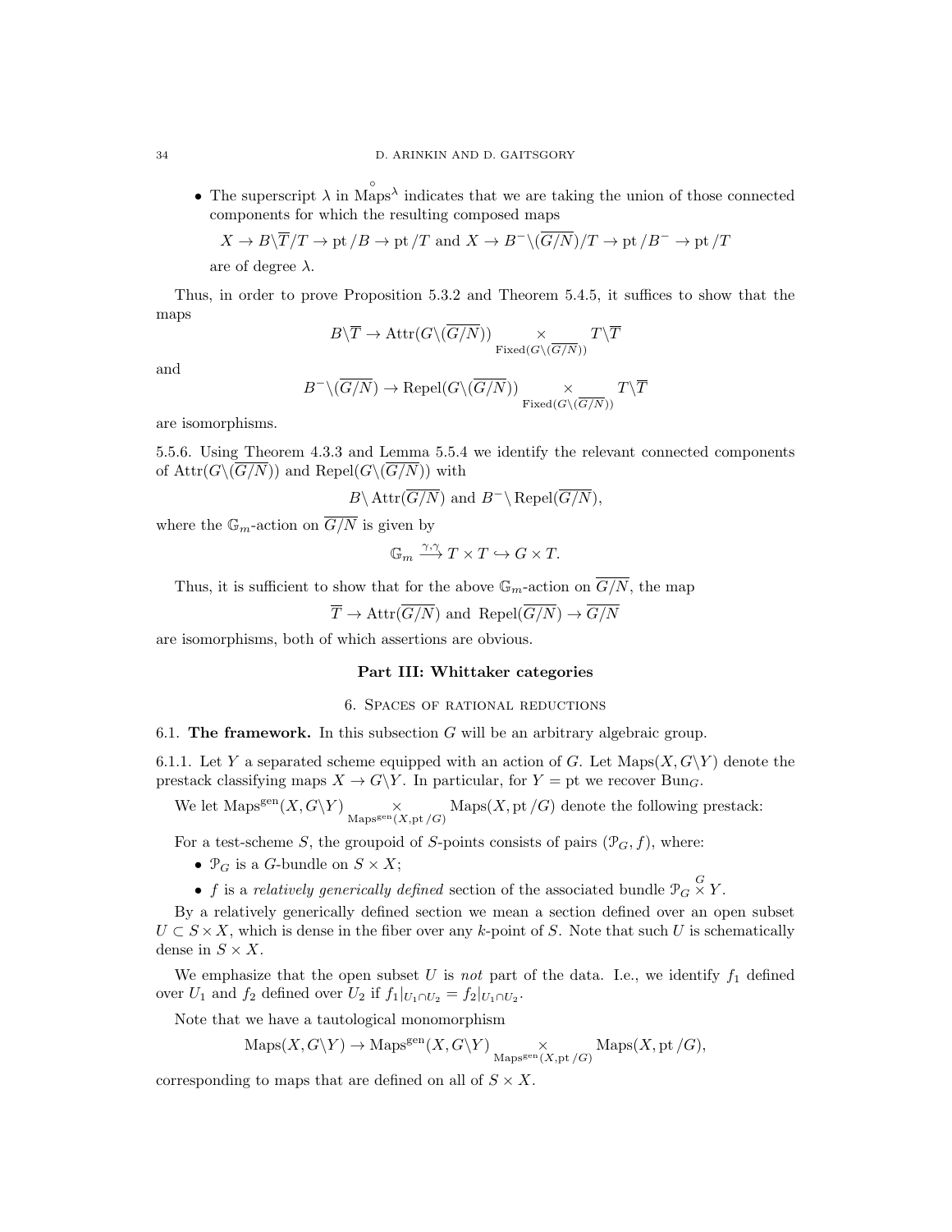- The superscript $\lambda$ in $\overset{\circ}{\text{Maps}}{}^\lambda$ indicates that we are taking the union of those connected components for which the resulting composed maps

  $X \to B\backslash\overline{T}/T \to \text{pt}/B \to \text{pt}/T$ and $X \to B^-\backslash(\overline{G/N})/T \to \text{pt}/B^- \to \text{pt}/T$

  are of degree $\lambda$.

Thus, in order to prove Proposition 5.3.2 and Theorem 5.4.5, it suffices to show that the maps

$$B\backslash\overline{T} \to \text{Attr}(G\backslash(\overline{G/N})) \underset{\text{Fixed}(G\backslash(\overline{G/N}))}{\times} T\backslash\overline{T}$$

and

$$B^-\backslash(\overline{G/N}) \to \text{Repel}(G\backslash(\overline{G/N})) \underset{\text{Fixed}(G\backslash(\overline{G/N}))}{\times} T\backslash\overline{T}$$

are isomorphisms.

5.5.6. Using Theorem 4.3.3 and Lemma 5.5.4 we identify the relevant connected components of $\text{Attr}(G\backslash(\overline{G/N}))$ and $\text{Repel}(G\backslash(\overline{G/N}))$ with

$$B\backslash\text{Attr}(\overline{G/N}) \text{ and } B^-\backslash\text{Repel}(\overline{G/N}),$$

where the $\mathbb{G}_m$-action on $\overline{G/N}$ is given by

$$\mathbb{G}_m \xrightarrow{\gamma,\gamma} T \times T \hookrightarrow G \times T.$$

Thus, it is sufficient to show that for the above $\mathbb{G}_m$-action on $\overline{G/N}$, the map

$$\overline{T} \to \text{Attr}(\overline{G/N}) \text{ and } \text{Repel}(\overline{G/N}) \to \overline{G/N}$$

are isomorphisms, both of which assertions are obvious.

## Part III: Whittaker categories

## 6. Spaces of rational reductions

6.1. **The framework.** In this subsection $G$ will be an arbitrary algebraic group.

6.1.1. Let $Y$ a separated scheme equipped with an action of $G$. Let $\text{Maps}(X, G\backslash Y)$ denote the prestack classifying maps $X \to G\backslash Y$. In particular, for $Y = \text{pt}$ we recover $\text{Bun}_G$.

We let $\text{Maps}^{\text{gen}}(X, G\backslash Y) \underset{\text{Maps}^{\text{gen}}(X,\text{pt}/G)}{\times} \text{Maps}(X, \text{pt}/G)$ denote the following prestack:

For a test-scheme $S$, the groupoid of $S$-points consists of pairs $(\mathcal{P}_G, f)$, where:

- $\mathcal{P}_G$ is a $G$-bundle on $S \times X$;
- $f$ is a *relatively generically defined* section of the associated bundle $\mathcal{P}_G \overset{G}{\times} Y$.

By a relatively generically defined section we mean a section defined over an open subset $U \subset S \times X$, which is dense in the fiber over any $k$-point of $S$. Note that such $U$ is schematically dense in $S \times X$.

We emphasize that the open subset $U$ is *not* part of the data. I.e., we identify $f_1$ defined over $U_1$ and $f_2$ defined over $U_2$ if $f_1|_{U_1\cap U_2} = f_2|_{U_1\cap U_2}$.

Note that we have a tautological monomorphism

$$\text{Maps}(X, G\backslash Y) \to \text{Maps}^{\text{gen}}(X, G\backslash Y) \underset{\text{Maps}^{\text{gen}}(X,\text{pt}/G)}{\times} \text{Maps}(X, \text{pt}/G),$$

corresponding to maps that are defined on all of $S \times X$.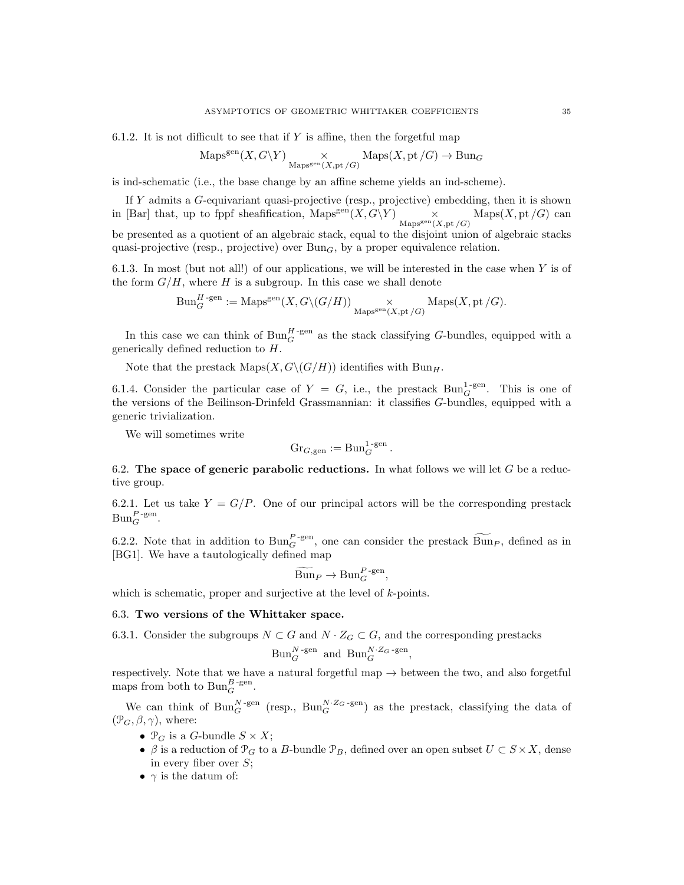6.1.2. It is not difficult to see that if $Y$ is affine, then the forgetful map

$$\mathrm{Maps}^{\mathrm{gen}}(X, G\backslash Y) \underset{\mathrm{Maps}^{\mathrm{gen}}(X, \mathrm{pt}/G)}{\times} \mathrm{Maps}(X, \mathrm{pt}/G) \to \mathrm{Bun}_G$$

is ind-schematic (i.e., the base change by an affine scheme yields an ind-scheme).

If $Y$ admits a $G$-equivariant quasi-projective (resp., projective) embedding, then it is shown in [Bar] that, up to fppf sheafification, $\mathrm{Maps}^{\mathrm{gen}}(X, G\backslash Y) \underset{\mathrm{Maps}^{\mathrm{gen}}(X, \mathrm{pt}/G)}{\times} \mathrm{Maps}(X, \mathrm{pt}/G)$ can be presented as a quotient of an algebraic stack, equal to the disjoint union of algebraic stacks quasi-projective (resp., projective) over $\mathrm{Bun}_G$, by a proper equivalence relation.

6.1.3. In most (but not all!) of our applications, we will be interested in the case when $Y$ is of the form $G/H$, where $H$ is a subgroup. In this case we shall denote

$$\mathrm{Bun}_G^{H\text{-gen}} := \mathrm{Maps}^{\mathrm{gen}}(X, G\backslash(G/H)) \underset{\mathrm{Maps}^{\mathrm{gen}}(X, \mathrm{pt}/G)}{\times} \mathrm{Maps}(X, \mathrm{pt}/G).$$

In this case we can think of $\mathrm{Bun}_G^{H\text{-gen}}$ as the stack classifying $G$-bundles, equipped with a generically defined reduction to $H$.

Note that the prestack $\mathrm{Maps}(X, G\backslash(G/H))$ identifies with $\mathrm{Bun}_H$.

6.1.4. Consider the particular case of $Y = G$, i.e., the prestack $\mathrm{Bun}_G^{1\text{-gen}}$. This is one of the versions of the Beilinson-Drinfeld Grassmannian: it classifies $G$-bundles, equipped with a generic trivialization.

We will sometimes write

$$\mathrm{Gr}_{G,\mathrm{gen}} := \mathrm{Bun}_G^{1\text{-gen}}.$$

## 6.2. The space of generic parabolic reductions.

In what follows we will let $G$ be a reductive group.

6.2.1. Let us take $Y = G/P$. One of our principal actors will be the corresponding prestack $\mathrm{Bun}_G^{P\text{-gen}}$.

6.2.2. Note that in addition to $\mathrm{Bun}_G^{P\text{-gen}}$, one can consider the prestack $\widetilde{\mathrm{Bun}}_P$, defined as in [BG1]. We have a tautologically defined map

$$\widetilde{\mathrm{Bun}}_P \to \mathrm{Bun}_G^{P\text{-gen}},$$

which is schematic, proper and surjective at the level of $k$-points.

## 6.3. Two versions of the Whittaker space.

6.3.1. Consider the subgroups $N \subset G$ and $N \cdot Z_G \subset G$, and the corresponding prestacks

$$\mathrm{Bun}_G^{N\text{-gen}} \text{ and } \mathrm{Bun}_G^{N\cdot Z_G\text{-gen}},$$

respectively. Note that we have a natural forgetful map $\to$ between the two, and also forgetful maps from both to $\mathrm{Bun}_G^{B\text{-gen}}$.

We can think of $\mathrm{Bun}_G^{N\text{-gen}}$ (resp., $\mathrm{Bun}_G^{N\cdot Z_G\text{-gen}}$) as the prestack, classifying the data of $(\mathcal{P}_G, \beta, \gamma)$, where:

- $\mathcal{P}_G$ is a $G$-bundle $S \times X$;
- $\beta$ is a reduction of $\mathcal{P}_G$ to a $B$-bundle $\mathcal{P}_B$, defined over an open subset $U \subset S \times X$, dense in every fiber over $S$;
- $\gamma$ is the datum of: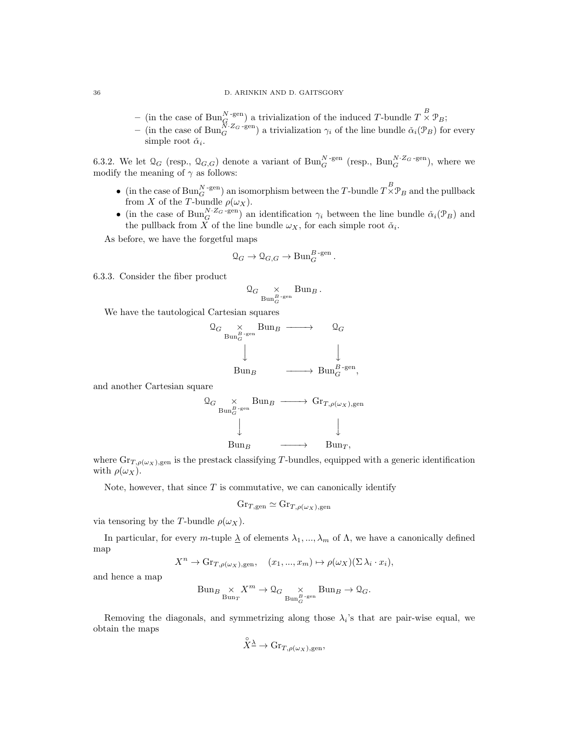– (in the case of $\mathrm{Bun}_G^{N\text{-gen}}$) a trivialization of the induced $T$-bundle $T \overset{B}{\times} \mathcal{P}_B$;
– (in the case of $\mathrm{Bun}_G^{N\cdot Z_G\text{-gen}}$) a trivialization $\gamma_i$ of the line bundle $\check{\alpha}_i(\mathcal{P}_B)$ for every simple root $\check{\alpha}_i$.

6.3.2. We let $\mathcal{Q}_G$ (resp., $\mathcal{Q}_{G,G}$) denote a variant of $\mathrm{Bun}_G^{N\text{-gen}}$ (resp., $\mathrm{Bun}_G^{N\cdot Z_G\text{-gen}}$), where we modify the meaning of $\gamma$ as follows:

- (in the case of $\mathrm{Bun}_G^{N\text{-gen}}$) an isomorphism between the $T$-bundle $T \overset{B}{\times} \mathcal{P}_B$ and the pullback from $X$ of the $T$-bundle $\rho(\omega_X)$.
- (in the case of $\mathrm{Bun}_G^{N\cdot Z_G\text{-gen}}$) an identification $\gamma_i$ between the line bundle $\check{\alpha}_i(\mathcal{P}_B)$ and the pullback from $X$ of the line bundle $\omega_X$, for each simple root $\check{\alpha}_i$.

As before, we have the forgetful maps

$$\mathcal{Q}_G \to \mathcal{Q}_{G,G} \to \mathrm{Bun}_G^{B\text{-gen}}.$$

6.3.3. Consider the fiber product

$$\mathcal{Q}_G \underset{\mathrm{Bun}_G^{B\text{-gen}}}{\times} \mathrm{Bun}_B.$$

We have the tautological Cartesian squares

$$\begin{array}{ccc}
\mathcal{Q}_G \underset{\mathrm{Bun}_G^{B\text{-gen}}}{\times} \mathrm{Bun}_B & \longrightarrow & \mathcal{Q}_G \\
\Big\downarrow & & \Big\downarrow \\
\mathrm{Bun}_B & \longrightarrow & \mathrm{Bun}_G^{B\text{-gen}},
\end{array}$$

and another Cartesian square

$$\begin{array}{ccc}
\mathcal{Q}_G \underset{\mathrm{Bun}_G^{B\text{-gen}}}{\times} \mathrm{Bun}_B & \longrightarrow & \mathrm{Gr}_{T,\rho(\omega_X),\mathrm{gen}} \\
\Big\downarrow & & \Big\downarrow \\
\mathrm{Bun}_B & \longrightarrow & \mathrm{Bun}_T,
\end{array}$$

where $\mathrm{Gr}_{T,\rho(\omega_X),\mathrm{gen}}$ is the prestack classifying $T$-bundles, equipped with a generic identification with $\rho(\omega_X)$.

Note, however, that since $T$ is commutative, we can canonically identify

$$\mathrm{Gr}_{T,\mathrm{gen}} \simeq \mathrm{Gr}_{T,\rho(\omega_X),\mathrm{gen}}$$

via tensoring by the $T$-bundle $\rho(\omega_X)$.

In particular, for every $m$-tuple $\underline{\lambda}$ of elements $\lambda_1, ..., \lambda_m$ of $\Lambda$, we have a canonically defined map

$$X^n \to \mathrm{Gr}_{T,\rho(\omega_X),\mathrm{gen}}, \quad (x_1, ..., x_m) \mapsto \rho(\omega_X)(\Sigma\, \lambda_i \cdot x_i),$$

and hence a map

$$\mathrm{Bun}_B \underset{\mathrm{Bun}_T}{\times} X^m \to \mathcal{Q}_G \underset{\mathrm{Bun}_G^{B\text{-gen}}}{\times} \mathrm{Bun}_B \to \mathcal{Q}_G.$$

Removing the diagonals, and symmetrizing along those $\lambda_i$'s that are pair-wise equal, we obtain the maps

$$\overset{\circ}{X}{}^{\underline{\lambda}} \to \mathrm{Gr}_{T,\rho(\omega_X),\mathrm{gen}},$$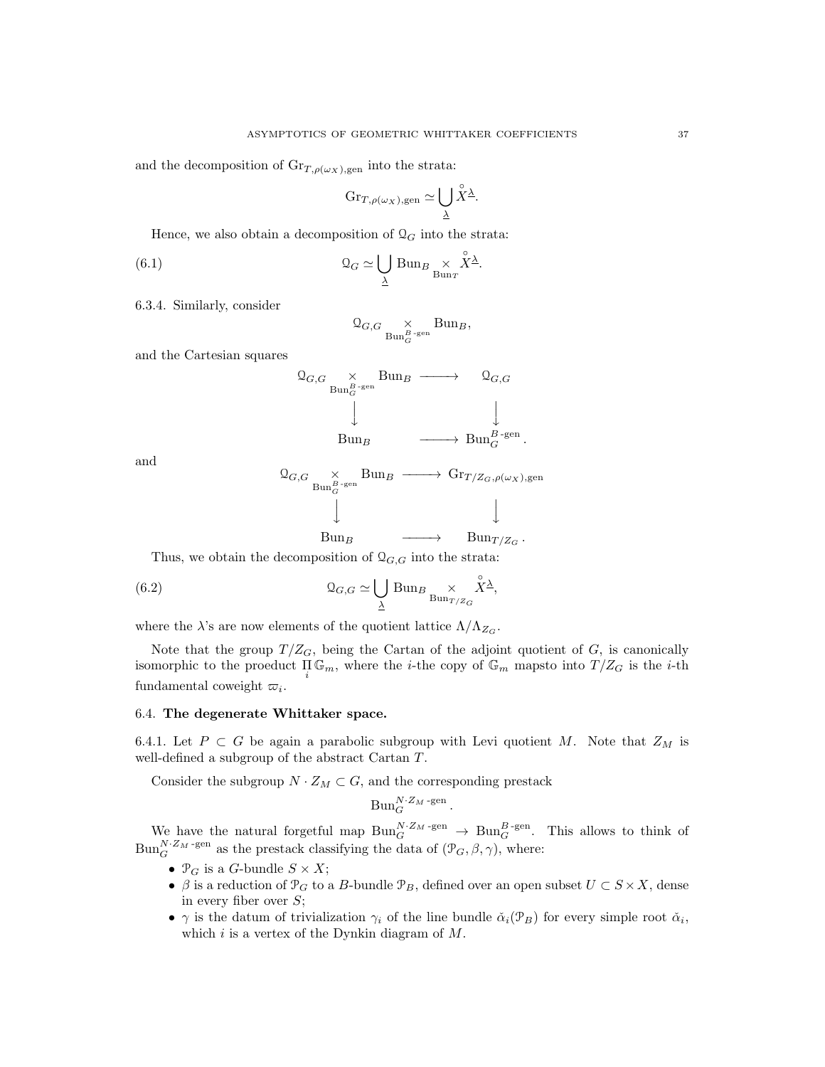and the decomposition of $\mathrm{Gr}_{T,\rho(\omega_X),\mathrm{gen}}$ into the strata:

$$\mathrm{Gr}_{T,\rho(\omega_X),\mathrm{gen}} \simeq \bigcup_{\underline{\lambda}} \overset{\circ}{X}{}^{\underline{\lambda}}.$$

Hence, we also obtain a decomposition of $\mathcal{Q}_G$ into the strata:

$$\mathcal{Q}_G \simeq \bigcup_{\underline{\lambda}} \mathrm{Bun}_B \underset{\mathrm{Bun}_T}{\times} \overset{\circ}{X}{}^{\underline{\lambda}}. \tag{6.1}$$

6.3.4. Similarly, consider

$$\mathcal{Q}_{G,G} \underset{\mathrm{Bun}_G^{B\text{-gen}}}{\times} \mathrm{Bun}_B,$$

and the Cartesian squares

$$\begin{array}{ccc} \mathcal{Q}_{G,G} \underset{\mathrm{Bun}_G^{B\text{-gen}}}{\times} \mathrm{Bun}_B & \longrightarrow & \mathcal{Q}_{G,G} \\ \Big\downarrow & & \Big\downarrow \\ \mathrm{Bun}_B & \longrightarrow & \mathrm{Bun}_G^{B\text{-gen}}. \end{array}$$

and

$$\begin{array}{ccc} \mathcal{Q}_{G,G} \underset{\mathrm{Bun}_G^{B\text{-gen}}}{\times} \mathrm{Bun}_B & \longrightarrow & \mathrm{Gr}_{T/Z_G,\rho(\omega_X),\mathrm{gen}} \\ \Big\downarrow & & \Big\downarrow \\ \mathrm{Bun}_B & \longrightarrow & \mathrm{Bun}_{T/Z_G}. \end{array}$$

Thus, we obtain the decomposition of $\mathcal{Q}_{G,G}$ into the strata:

$$\mathcal{Q}_{G,G} \simeq \bigcup_{\underline{\lambda}} \mathrm{Bun}_B \underset{\mathrm{Bun}_{T/Z_G}}{\times} \overset{\circ}{X}{}^{\underline{\lambda}}, \tag{6.2}$$

where the $\lambda$'s are now elements of the quotient lattice $\Lambda/\Lambda_{Z_G}$.

Note that the group $T/Z_G$, being the Cartan of the adjoint quotient of $G$, is canonically isomorphic to the proeduct $\prod_i \mathbb{G}_m$, where the $i$-the copy of $\mathbb{G}_m$ mapsto into $T/Z_G$ is the $i$-th fundamental coweight $\varpi_i$.

### 6.4. **The degenerate Whittaker space.**

6.4.1. Let $P \subset G$ be again a parabolic subgroup with Levi quotient $M$. Note that $Z_M$ is well-defined a subgroup of the abstract Cartan $T$.

Consider the subgroup $N \cdot Z_M \subset G$, and the corresponding prestack

$$\mathrm{Bun}_G^{N\cdot Z_M\text{-gen}}.$$

We have the natural forgetful map $\mathrm{Bun}_G^{N\cdot Z_M\text{-gen}} \to \mathrm{Bun}_G^{B\text{-gen}}$. This allows to think of $\mathrm{Bun}_G^{N\cdot Z_M\text{-gen}}$ as the prestack classifying the data of $(\mathcal{P}_G, \beta, \gamma)$, where:

- $\mathcal{P}_G$ is a $G$-bundle $S \times X$;
- $\beta$ is a reduction of $\mathcal{P}_G$ to a $B$-bundle $\mathcal{P}_B$, defined over an open subset $U \subset S \times X$, dense in every fiber over $S$;
- $\gamma$ is the datum of trivialization $\gamma_i$ of the line bundle $\check{\alpha}_i(\mathcal{P}_B)$ for every simple root $\check{\alpha}_i$, which $i$ is a vertex of the Dynkin diagram of $M$.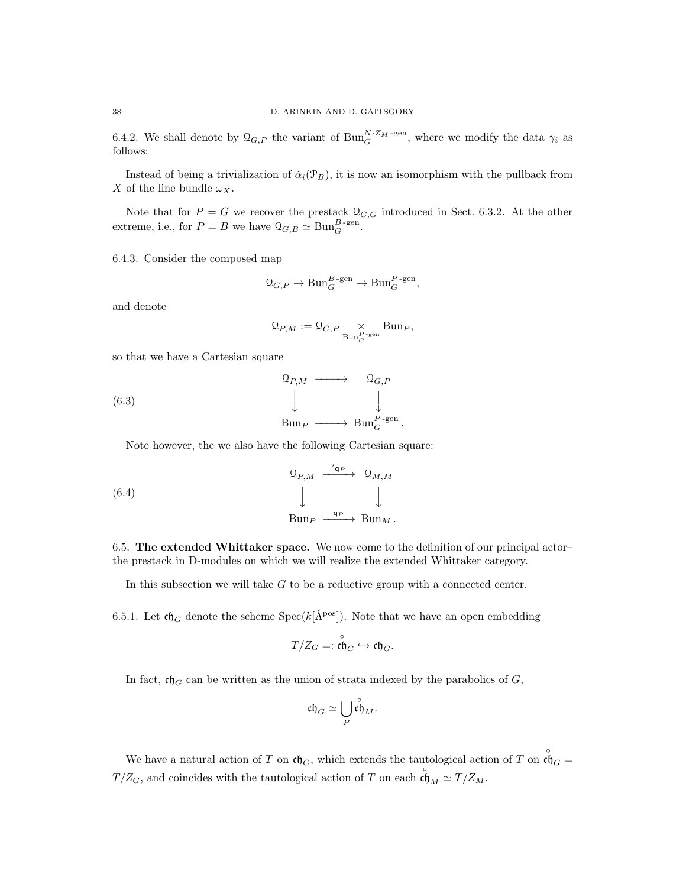6.4.2. We shall denote by $\mathcal{Q}_{G,P}$ the variant of $\mathrm{Bun}_G^{N\cdot Z_M\text{-gen}}$, where we modify the data $\gamma_i$ as follows:

Instead of being a trivialization of $\check{\alpha}_i(\mathcal{P}_B)$, it is now an isomorphism with the pullback from $X$ of the line bundle $\omega_X$.

Note that for $P = G$ we recover the prestack $\mathcal{Q}_{G,G}$ introduced in Sect. 6.3.2. At the other extreme, i.e., for $P = B$ we have $\mathcal{Q}_{G,B} \simeq \mathrm{Bun}_G^{B\text{-gen}}$.

6.4.3. Consider the composed map

$$\mathcal{Q}_{G,P} \to \mathrm{Bun}_G^{B\text{-gen}} \to \mathrm{Bun}_G^{P\text{-gen}},$$

and denote

$$\mathcal{Q}_{P,M} := \mathcal{Q}_{G,P} \underset{\mathrm{Bun}_G^{P\text{-gen}}}{\times} \mathrm{Bun}_P,$$

so that we have a Cartesian square

$$\begin{array}{ccc} \mathcal{Q}_{P,M} & \longrightarrow & \mathcal{Q}_{G,P} \\ \downarrow & & \downarrow \\ \mathrm{Bun}_P & \longrightarrow & \mathrm{Bun}_G^{P\text{-gen}}. \end{array} \tag{6.3}$$

Note however, the we also have the following Cartesian square:

$$\begin{array}{ccc} \mathcal{Q}_{P,M} & \xrightarrow{'\mathfrak{q}_P} & \mathcal{Q}_{M,M} \\ \downarrow & & \downarrow \\ \mathrm{Bun}_P & \xrightarrow{\mathfrak{q}_P} & \mathrm{Bun}_M. \end{array} \tag{6.4}$$

## 6.5. The extended Whittaker space.

We now come to the definition of our principal actor– the prestack in D-modules on which we will realize the extended Whittaker category.

In this subsection we will take $G$ to be a reductive group with a connected center.

6.5.1. Let $\mathfrak{ch}_G$ denote the scheme $\mathrm{Spec}(k[\check{\Lambda}^{\mathrm{pos}}])$. Note that we have an open embedding

$$T/Z_G =: \overset{\circ}{\mathfrak{ch}}_G \hookrightarrow \mathfrak{ch}_G.$$

In fact, $\mathfrak{ch}_G$ can be written as the union of strata indexed by the parabolics of $G$,

$$\mathfrak{ch}_G \simeq \bigcup_P \overset{\circ}{\mathfrak{ch}}_M.$$

We have a natural action of $T$ on $\mathfrak{ch}_G$, which extends the tautological action of $T$ on $\overset{\circ}{\mathfrak{ch}}_G = T/Z_G$, and coincides with the tautological action of $T$ on each $\overset{\circ}{\mathfrak{ch}}_M \simeq T/Z_M$.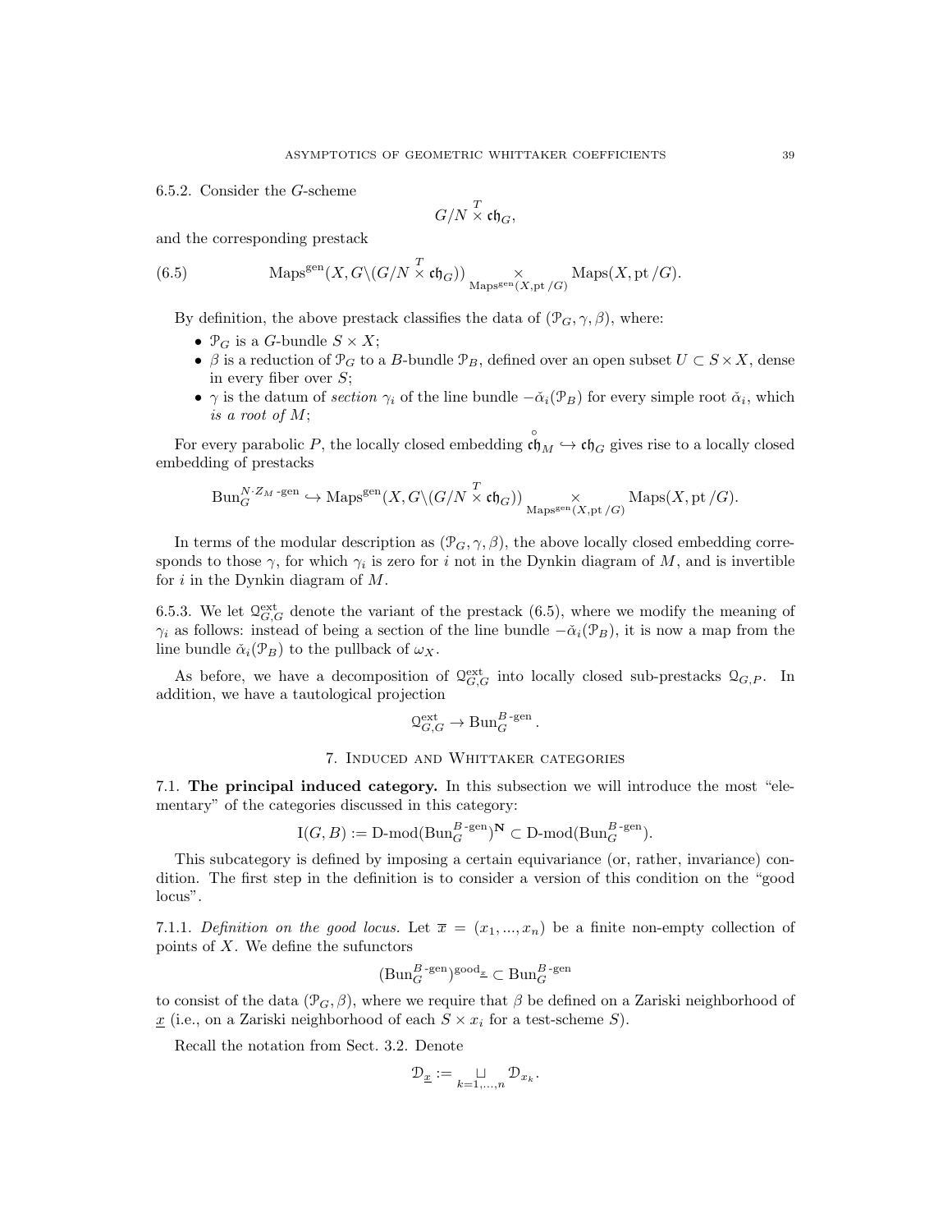6.5.2. Consider the $G$-scheme

$$G/N \overset{T}{\times} \mathfrak{ch}_G,$$

and the corresponding prestack

$$\text{Maps}^{\text{gen}}(X, G\backslash(G/N \overset{T}{\times} \mathfrak{ch}_G)) \underset{\text{Maps}^{\text{gen}}(X,\text{pt}/G)}{\times} \text{Maps}(X, \text{pt}/G). \tag{6.5}$$

By definition, the above prestack classifies the data of $(\mathcal{P}_G, \gamma, \beta)$, where:

- $\mathcal{P}_G$ is a $G$-bundle $S \times X$;
- $\beta$ is a reduction of $\mathcal{P}_G$ to a $B$-bundle $\mathcal{P}_B$, defined over an open subset $U \subset S \times X$, dense in every fiber over $S$;
- $\gamma$ is the datum of *section* $\gamma_i$ of the line bundle $-\check{\alpha}_i(\mathcal{P}_B)$ for every simple root $\check{\alpha}_i$, which *is a root of* $M$;

For every parabolic $P$, the locally closed embedding $\overset{\circ}{\mathfrak{ch}}_M \hookrightarrow \mathfrak{ch}_G$ gives rise to a locally closed embedding of prestacks

$$\text{Bun}_G^{N \cdot Z_M\text{-gen}} \hookrightarrow \text{Maps}^{\text{gen}}(X, G\backslash(G/N \overset{T}{\times} \mathfrak{ch}_G)) \underset{\text{Maps}^{\text{gen}}(X,\text{pt}/G)}{\times} \text{Maps}(X, \text{pt}/G).$$

In terms of the modular description as $(\mathcal{P}_G, \gamma, \beta)$, the above locally closed embedding corresponds to those $\gamma$, for which $\gamma_i$ is zero for $i$ not in the Dynkin diagram of $M$, and is invertible for $i$ in the Dynkin diagram of $M$.

6.5.3. We let $\mathcal{Q}^{\text{ext}}_{G,G}$ denote the variant of the prestack (6.5), where we modify the meaning of $\gamma_i$ as follows: instead of being a section of the line bundle $-\check{\alpha}_i(\mathcal{P}_B)$, it is now a map from the line bundle $\check{\alpha}_i(\mathcal{P}_B)$ to the pullback of $\omega_X$.

As before, we have a decomposition of $\mathcal{Q}^{\text{ext}}_{G,G}$ into locally closed sub-prestacks $\mathcal{Q}_{G,P}$. In addition, we have a tautological projection

$$\mathcal{Q}^{\text{ext}}_{G,G} \to \text{Bun}_G^{B\text{-gen}}.$$

## 7. Induced and Whittaker categories

### 7.1. The principal induced category.

In this subsection we will introduce the most "elementary" of the categories discussed in this category:

$$\text{I}(G, B) := \text{D-mod}(\text{Bun}_G^{B\text{-gen}})^{\mathbf{N}} \subset \text{D-mod}(\text{Bun}_G^{B\text{-gen}}).$$

This subcategory is defined by imposing a certain equivariance (or, rather, invariance) condition. The first step in the definition is to consider a version of this condition on the "good locus".

7.1.1. *Definition on the good locus.* Let $\overline{x} = (x_1, ..., x_n)$ be a finite non-empty collection of points of $X$. We define the sufunctors

$$(\text{Bun}_G^{B\text{-gen}})^{\text{good}_{\underline{x}}} \subset \text{Bun}_G^{B\text{-gen}}$$

to consist of the data $(\mathcal{P}_G, \beta)$, where we require that $\beta$ be defined on a Zariski neighborhood of $\underline{x}$ (i.e., on a Zariski neighborhood of each $S \times x_i$ for a test-scheme $S$).

Recall the notation from Sect. 3.2. Denote

$$\mathcal{D}_{\underline{x}} := \underset{k=1,...,n}{\sqcup} \mathcal{D}_{x_k}.$$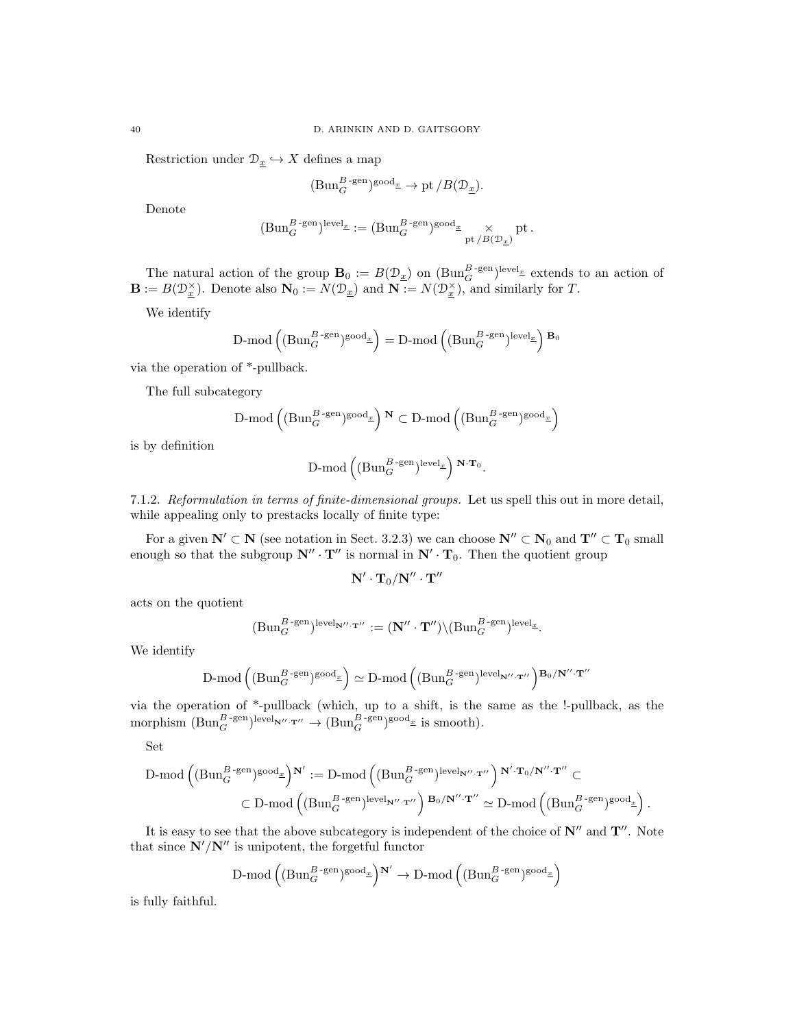Restriction under $\mathcal{D}_{\underline{x}} \hookrightarrow X$ defines a map

$$(\mathrm{Bun}_G^{B\text{-gen}})^{\mathrm{good}_{\underline{x}}} \to \mathrm{pt}/B(\mathcal{D}_{\underline{x}}).$$

Denote

$$(\mathrm{Bun}_G^{B\text{-gen}})^{\mathrm{level}_{\underline{x}}} := (\mathrm{Bun}_G^{B\text{-gen}})^{\mathrm{good}_{\underline{x}}} \underset{\mathrm{pt}/B(\mathcal{D}_{\underline{x}})}{\times} \mathrm{pt}\,.$$

The natural action of the group $\mathbf{B}_0 := B(\mathcal{D}_{\underline{x}})$ on $(\mathrm{Bun}_G^{B\text{-gen}})^{\mathrm{level}_{\underline{x}}}$ extends to an action of $\mathbf{B} := B(\mathcal{D}_{\underline{x}}^\times)$. Denote also $\mathbf{N}_0 := N(\mathcal{D}_{\underline{x}})$ and $\mathbf{N} := N(\mathcal{D}_{\underline{x}}^\times)$, and similarly for $T$.

We identify

$$\text{D-mod}\left((\mathrm{Bun}_G^{B\text{-gen}})^{\mathrm{good}_{\underline{x}}}\right) = \text{D-mod}\left((\mathrm{Bun}_G^{B\text{-gen}})^{\mathrm{level}_{\underline{x}}}\right)^{\mathbf{B}_0}$$

via the operation of \*-pullback.

The full subcategory

$$\text{D-mod}\left((\mathrm{Bun}_G^{B\text{-gen}})^{\mathrm{good}_{\underline{x}}}\right)^{\mathbf{N}} \subset \text{D-mod}\left((\mathrm{Bun}_G^{B\text{-gen}})^{\mathrm{good}_{\underline{x}}}\right)$$

is by definition

$$\text{D-mod}\left((\mathrm{Bun}_G^{B\text{-gen}})^{\mathrm{level}_{\underline{x}}}\right)^{\mathbf{N}\cdot\mathbf{T}_0}.$$

7.1.2. *Reformulation in terms of finite-dimensional groups.* Let us spell this out in more detail, while appealing only to prestacks locally of finite type:

For a given $\mathbf{N}' \subset \mathbf{N}$ (see notation in Sect. 3.2.3) we can choose $\mathbf{N}'' \subset \mathbf{N}_0$ and $\mathbf{T}'' \subset \mathbf{T}_0$ small enough so that the subgroup $\mathbf{N}'' \cdot \mathbf{T}''$ is normal in $\mathbf{N}' \cdot \mathbf{T}_0$. Then the quotient group

$$\mathbf{N}' \cdot \mathbf{T}_0 / \mathbf{N}'' \cdot \mathbf{T}''$$

acts on the quotient

$$(\mathrm{Bun}_G^{B\text{-gen}})^{\mathrm{level}_{\mathbf{N}''\cdot\mathbf{T}''}} := (\mathbf{N}'' \cdot \mathbf{T}'')\backslash(\mathrm{Bun}_G^{B\text{-gen}})^{\mathrm{level}_{\underline{x}}}.$$

We identify

$$\text{D-mod}\left((\mathrm{Bun}_G^{B\text{-gen}})^{\mathrm{good}_{\underline{x}}}\right) \simeq \text{D-mod}\left((\mathrm{Bun}_G^{B\text{-gen}})^{\mathrm{level}_{\mathbf{N}''\cdot\mathbf{T}''}}\right)^{\mathbf{B}_0/\mathbf{N}''\cdot\mathbf{T}''}$$

via the operation of \*-pullback (which, up to a shift, is the same as the !-pullback, as the morphism $(\mathrm{Bun}_G^{B\text{-gen}})^{\mathrm{level}_{\mathbf{N}''\cdot\mathbf{T}''}} \to (\mathrm{Bun}_G^{B\text{-gen}})^{\mathrm{good}_{\underline{x}}}$ is smooth).

Set

$$\begin{aligned}\text{D-mod}\left((\mathrm{Bun}_G^{B\text{-gen}})^{\mathrm{good}_{\underline{x}}}\right)^{\mathbf{N}'} &:= \text{D-mod}\left((\mathrm{Bun}_G^{B\text{-gen}})^{\mathrm{level}_{\mathbf{N}''\cdot\mathbf{T}''}}\right)^{\mathbf{N}'\cdot\mathbf{T}_0/\mathbf{N}''\cdot\mathbf{T}''} \subset \\ &\subset \text{D-mod}\left((\mathrm{Bun}_G^{B\text{-gen}})^{\mathrm{level}_{\mathbf{N}''\cdot\mathbf{T}''}}\right)^{\mathbf{B}_0/\mathbf{N}''\cdot\mathbf{T}''} \simeq \text{D-mod}\left((\mathrm{Bun}_G^{B\text{-gen}})^{\mathrm{good}_{\underline{x}}}\right).\end{aligned}$$

It is easy to see that the above subcategory is independent of the choice of $\mathbf{N}''$ and $\mathbf{T}''$. Note that since $\mathbf{N}'/\mathbf{N}''$ is unipotent, the forgetful functor

$$\text{D-mod}\left((\mathrm{Bun}_G^{B\text{-gen}})^{\mathrm{good}_{\underline{x}}}\right)^{\mathbf{N}'} \to \text{D-mod}\left((\mathrm{Bun}_G^{B\text{-gen}})^{\mathrm{good}_{\underline{x}}}\right)$$

is fully faithful.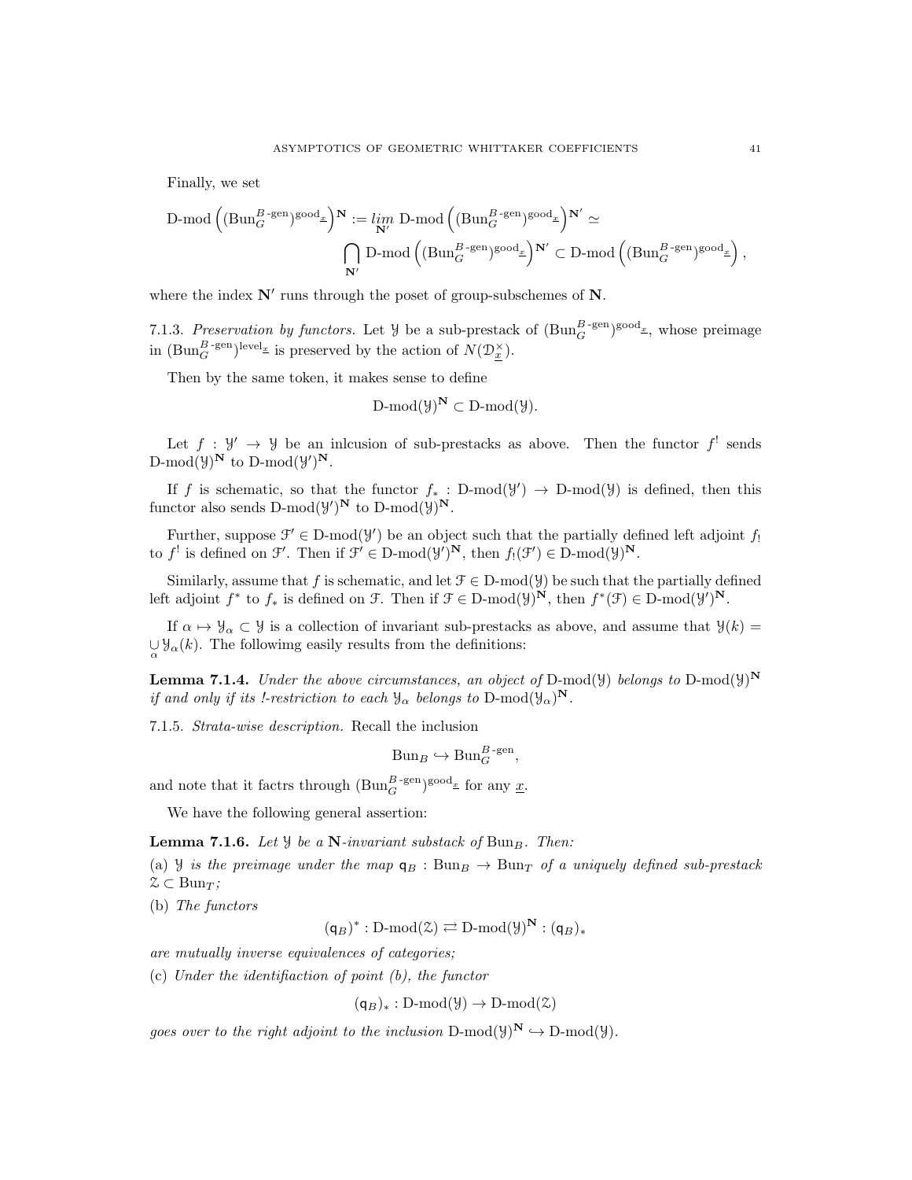Finally, we set

$$\text{D-mod}\left((\text{Bun}_G^{B\text{-gen}})^{\text{good}_{\underline{x}}}\right)^{\mathbf{N}} := \underset{\mathbf{N}'}{\lim}\ \text{D-mod}\left((\text{Bun}_G^{B\text{-gen}})^{\text{good}_{\underline{x}}}\right)^{\mathbf{N}'} \simeq \bigcap_{\mathbf{N}'} \text{D-mod}\left((\text{Bun}_G^{B\text{-gen}})^{\text{good}_{\underline{x}}}\right)^{\mathbf{N}'} \subset \text{D-mod}\left((\text{Bun}_G^{B\text{-gen}})^{\text{good}_{\underline{x}}}\right),$$

where the index $\mathbf{N}'$ runs through the poset of group-subschemes of $\mathbf{N}$.

7.1.3. *Preservation by functors.* Let $\mathcal{Y}$ be a sub-prestack of $(\text{Bun}_G^{B\text{-gen}})^{\text{good}_{\underline{x}}}$, whose preimage in $(\text{Bun}_G^{B\text{-gen}})^{\text{level}_{\underline{x}}}$ is preserved by the action of $N(\mathcal{D}_{\underline{x}}^{\times})$.

Then by the same token, it makes sense to define

$$\text{D-mod}(\mathcal{Y})^{\mathbf{N}} \subset \text{D-mod}(\mathcal{Y}).$$

Let $f : \mathcal{Y}' \to \mathcal{Y}$ be an inlcusion of sub-prestacks as above. Then the functor $f^!$ sends $\text{D-mod}(\mathcal{Y})^{\mathbf{N}}$ to $\text{D-mod}(\mathcal{Y}')^{\mathbf{N}}$.

If $f$ is schematic, so that the functor $f_* : \text{D-mod}(\mathcal{Y}') \to \text{D-mod}(\mathcal{Y})$ is defined, then this functor also sends $\text{D-mod}(\mathcal{Y}')^{\mathbf{N}}$ to $\text{D-mod}(\mathcal{Y})^{\mathbf{N}}$.

Further, suppose $\mathcal{F}' \in \text{D-mod}(\mathcal{Y}')$ be an object such that the partially defined left adjoint $f_!$ to $f^!$ is defined on $\mathcal{F}'$. Then if $\mathcal{F}' \in \text{D-mod}(\mathcal{Y}')^{\mathbf{N}}$, then $f_!(\mathcal{F}') \in \text{D-mod}(\mathcal{Y})^{\mathbf{N}}$.

Similarly, assume that $f$ is schematic, and let $\mathcal{F} \in \text{D-mod}(\mathcal{Y})$ be such that the partially defined left adjoint $f^*$ to $f_*$ is defined on $\mathcal{F}$. Then if $\mathcal{F} \in \text{D-mod}(\mathcal{Y})^{\mathbf{N}}$, then $f^*(\mathcal{F}) \in \text{D-mod}(\mathcal{Y}')^{\mathbf{N}}$.

If $\alpha \mapsto \mathcal{Y}_\alpha \subset \mathcal{Y}$ is a collection of invariant sub-prestacks as above, and assume that $\mathcal{Y}(k) = \underset{\alpha}{\cup} \mathcal{Y}_\alpha(k)$. The followimg easily results from the definitions:

**Lemma 7.1.4.** *Under the above circumstances, an object of* $\text{D-mod}(\mathcal{Y})$ *belongs to* $\text{D-mod}(\mathcal{Y})^{\mathbf{N}}$ *if and only if its !-restriction to each* $\mathcal{Y}_\alpha$ *belongs to* $\text{D-mod}(\mathcal{Y}_\alpha)^{\mathbf{N}}$.

7.1.5. *Strata-wise description.* Recall the inclusion

$$\text{Bun}_B \hookrightarrow \text{Bun}_G^{B\text{-gen}},$$

and note that it factrs through $(\text{Bun}_G^{B\text{-gen}})^{\text{good}_{\underline{x}}}$ for any $\underline{x}$.

We have the following general assertion:

**Lemma 7.1.6.** *Let* $\mathcal{Y}$ *be a* $\mathbf{N}$*-invariant substack of* $\text{Bun}_B$. *Then:*

(a) $\mathcal{Y}$ *is the preimage under the map* $\mathsf{q}_B : \text{Bun}_B \to \text{Bun}_T$ *of a uniquely defined sub-prestack* $\mathcal{Z} \subset \text{Bun}_T$*;*

(b) *The functors*

$$(\mathsf{q}_B)^* : \text{D-mod}(\mathcal{Z}) \rightleftarrows \text{D-mod}(\mathcal{Y})^{\mathbf{N}} : (\mathsf{q}_B)_*$$

*are mutually inverse equivalences of categories;*

(c) *Under the identifiaction of point (b), the functor*

$$(\mathsf{q}_B)_* : \text{D-mod}(\mathcal{Y}) \to \text{D-mod}(\mathcal{Z})$$

*goes over to the right adjoint to the inclusion* $\text{D-mod}(\mathcal{Y})^{\mathbf{N}} \hookrightarrow \text{D-mod}(\mathcal{Y})$.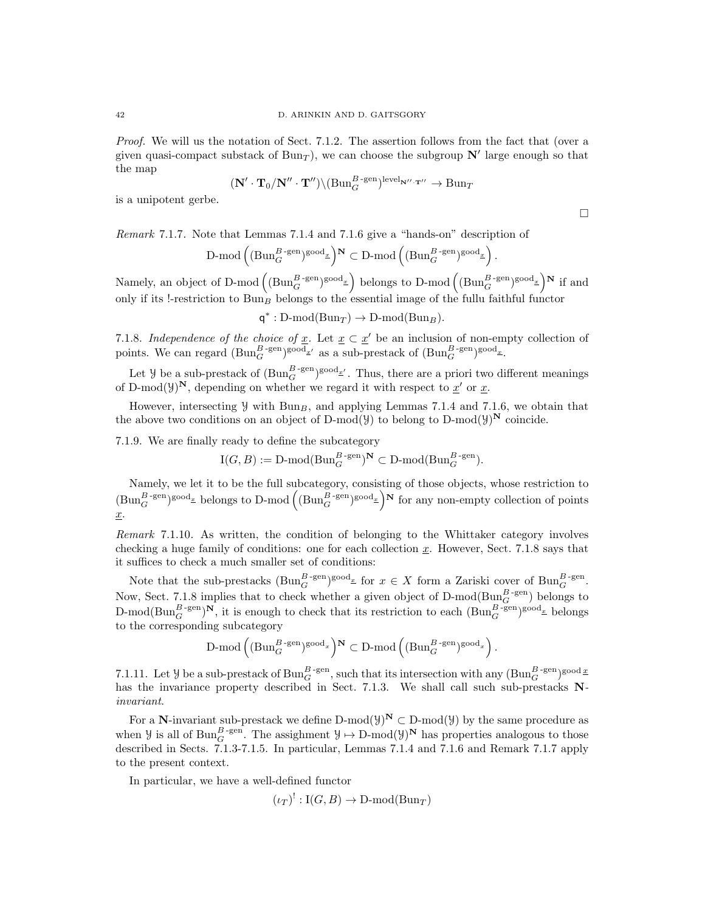*Proof.* We will us the notation of Sect. 7.1.2. The assertion follows from the fact that (over a given quasi-compact substack of $\mathrm{Bun}_T$), we can choose the subgroup $\mathbf{N}'$ large enough so that the map

$$(\mathbf{N}' \cdot \mathbf{T}_0/\mathbf{N}'' \cdot \mathbf{T}'')\backslash(\mathrm{Bun}_G^{B\text{-gen}})^{\mathrm{level}_{\mathbf{N}''\cdot\mathbf{T}''}} \to \mathrm{Bun}_T$$

is a unipotent gerbe.

□

*Remark* 7.1.7. Note that Lemmas 7.1.4 and 7.1.6 give a "hands-on" description of

$$\text{D-mod}\left((\mathrm{Bun}_G^{B\text{-gen}})^{\mathrm{good}_{\underline{x}}}\right)^{\mathbf{N}} \subset \text{D-mod}\left((\mathrm{Bun}_G^{B\text{-gen}})^{\mathrm{good}_{\underline{x}}}\right).$$

Namely, an object of $\text{D-mod}\left((\mathrm{Bun}_G^{B\text{-gen}})^{\mathrm{good}_{\underline{x}}}\right)$ belongs to $\text{D-mod}\left((\mathrm{Bun}_G^{B\text{-gen}})^{\mathrm{good}_{\underline{x}}}\right)^{\mathbf{N}}$ if and only if its !-restriction to $\mathrm{Bun}_B$ belongs to the essential image of the fullu faithful functor

$$\mathsf{q}^* : \text{D-mod}(\mathrm{Bun}_T) \to \text{D-mod}(\mathrm{Bun}_B).$$

7.1.8. *Independence of the choice of $\underline{x}$.* Let $\underline{x} \subset \underline{x}'$ be an inclusion of non-empty collection of points. We can regard $(\mathrm{Bun}_G^{B\text{-gen}})^{\mathrm{good}_{\underline{x}'}}$ as a sub-prestack of $(\mathrm{Bun}_G^{B\text{-gen}})^{\mathrm{good}_{\underline{x}}}$.

Let $\mathcal{Y}$ be a sub-prestack of $(\mathrm{Bun}_G^{B\text{-gen}})^{\mathrm{good}_{\underline{x}'}}$. Thus, there are a priori two different meanings of $\text{D-mod}(\mathcal{Y})^{\mathbf{N}}$, depending on whether we regard it with respect to $\underline{x}'$ or $\underline{x}$.

However, intersecting $\mathcal{Y}$ with $\mathrm{Bun}_B$, and applying Lemmas 7.1.4 and 7.1.6, we obtain that the above two conditions on an object of $\text{D-mod}(\mathcal{Y})$ to belong to $\text{D-mod}(\mathcal{Y})^{\mathbf{N}}$ coincide.

7.1.9. We are finally ready to define the subcategory

$$\mathrm{I}(G, B) := \text{D-mod}(\mathrm{Bun}_G^{B\text{-gen}})^{\mathbf{N}} \subset \text{D-mod}(\mathrm{Bun}_G^{B\text{-gen}}).$$

Namely, we let it to be the full subcategory, consisting of those objects, whose restriction to $(\mathrm{Bun}_G^{B\text{-gen}})^{\mathrm{good}_{\underline{x}}}$ belongs to $\text{D-mod}\left((\mathrm{Bun}_G^{B\text{-gen}})^{\mathrm{good}_{\underline{x}}}\right)^{\mathbf{N}}$ for any non-empty collection of points $\underline{x}$.

*Remark* 7.1.10. As written, the condition of belonging to the Whittaker category involves checking a huge family of conditions: one for each collection $\underline{x}$. However, Sect. 7.1.8 says that it suffices to check a much smaller set of conditions:

Note that the sub-prestacks $(\mathrm{Bun}_G^{B\text{-gen}})^{\mathrm{good}_{\underline{x}}}$ for $x \in X$ form a Zariski cover of $\mathrm{Bun}_G^{B\text{-gen}}$. Now, Sect. 7.1.8 implies that to check whether a given object of $\text{D-mod}(\mathrm{Bun}_G^{B\text{-gen}})$ belongs to $\text{D-mod}(\mathrm{Bun}_G^{B\text{-gen}})^{\mathbf{N}}$, it is enough to check that its restriction to each $(\mathrm{Bun}_G^{B\text{-gen}})^{\mathrm{good}_{\underline{x}}}$ belongs to the corresponding subcategory

$$\text{D-mod}\left((\mathrm{Bun}_G^{B\text{-gen}})^{\mathrm{good}_x}\right)^{\mathbf{N}} \subset \text{D-mod}\left((\mathrm{Bun}_G^{B\text{-gen}})^{\mathrm{good}_x}\right).$$

7.1.11. Let $\mathcal{Y}$ be a sub-prestack of $\mathrm{Bun}_G^{B\text{-gen}}$, such that its intersection with any $(\mathrm{Bun}_G^{B\text{-gen}})^{\mathrm{good}\,\underline{x}}$ has the invariance property described in Sect. 7.1.3. We shall call such sub-prestacks **N**-*invariant*.

For a **N**-invariant sub-prestack we define $\text{D-mod}(\mathcal{Y})^{\mathbf{N}} \subset \text{D-mod}(\mathcal{Y})$ by the same procedure as when $\mathcal{Y}$ is all of $\mathrm{Bun}_G^{B\text{-gen}}$. The assighment $\mathcal{Y} \mapsto \text{D-mod}(\mathcal{Y})^{\mathbf{N}}$ has properties analogous to those described in Sects. 7.1.3-7.1.5. In particular, Lemmas 7.1.4 and 7.1.6 and Remark 7.1.7 apply to the present context.

In particular, we have a well-defined functor

$$(\iota_T)^! : \mathrm{I}(G, B) \to \text{D-mod}(\mathrm{Bun}_T)$$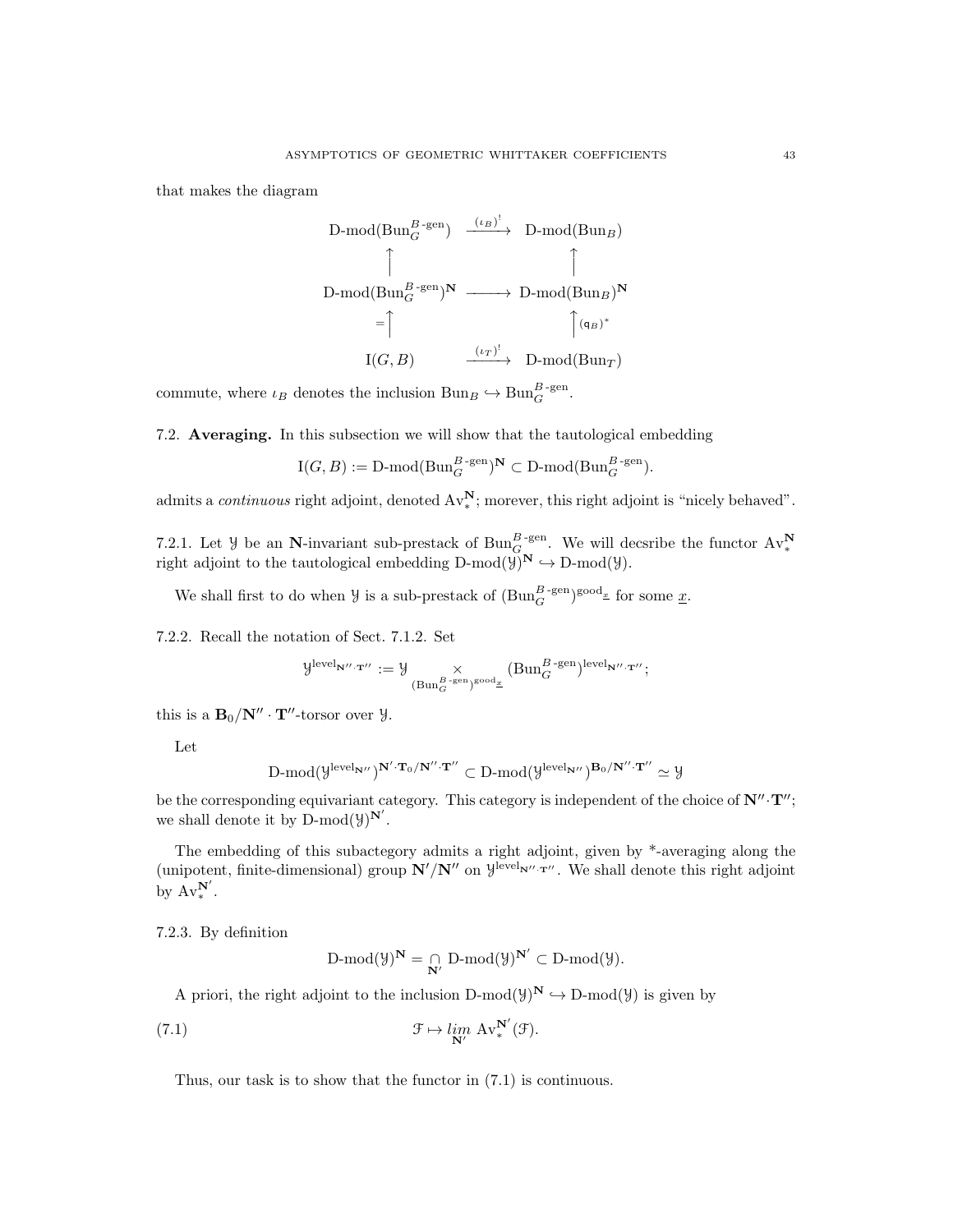that makes the diagram

$$
\begin{array}{ccc}
\text{D-mod}(\text{Bun}_G^{B\text{-gen}}) & \xrightarrow{(\iota_B)^!} & \text{D-mod}(\text{Bun}_B) \\
\uparrow & & \uparrow \\
\text{D-mod}(\text{Bun}_G^{B\text{-gen}})^{\mathbf{N}} & \longrightarrow & \text{D-mod}(\text{Bun}_B)^{\mathbf{N}} \\
=\uparrow & & \uparrow (\mathfrak{q}_B)^* \\
\text{I}(G,B) & \xrightarrow{(\iota_T)^!} & \text{D-mod}(\text{Bun}_T)
\end{array}
$$

commute, where $\iota_B$ denotes the inclusion $\text{Bun}_B \hookrightarrow \text{Bun}_G^{B\text{-gen}}$.

**7.2. Averaging.** In this subsection we will show that the tautological embedding

$$\text{I}(G,B) := \text{D-mod}(\text{Bun}_G^{B\text{-gen}})^{\mathbf{N}} \subset \text{D-mod}(\text{Bun}_G^{B\text{-gen}}).$$

admits a *continuous* right adjoint, denoted $\text{Av}_*^{\mathbf{N}}$; morever, this right adjoint is "nicely behaved".

7.2.1. Let $\mathcal{Y}$ be an $\mathbf{N}$-invariant sub-prestack of $\text{Bun}_G^{B\text{-gen}}$. We will decsribe the functor $\text{Av}_*^{\mathbf{N}}$ right adjoint to the tautological embedding $\text{D-mod}(\mathcal{Y})^{\mathbf{N}} \hookrightarrow \text{D-mod}(\mathcal{Y})$.

We shall first to do when $\mathcal{Y}$ is a sub-prestack of $(\text{Bun}_G^{B\text{-gen}})^{\text{good}_{\underline{x}}}$ for some $\underline{x}$.

7.2.2. Recall the notation of Sect. 7.1.2. Set

$$\mathcal{Y}^{\text{level}_{\mathbf{N}''\cdot\mathbf{T}''}} := \mathcal{Y} \underset{(\text{Bun}_G^{B\text{-gen}})^{\text{good}_{\underline{x}}}}{\times} (\text{Bun}_G^{B\text{-gen}})^{\text{level}_{\mathbf{N}''\cdot\mathbf{T}''}};$$

this is a $\mathbf{B}_0/\mathbf{N}''\cdot\mathbf{T}''$-torsor over $\mathcal{Y}$.

Let

$$\text{D-mod}(\mathcal{Y}^{\text{level}_{\mathbf{N}''}})^{\mathbf{N}'\cdot\mathbf{T}_0/\mathbf{N}''\cdot\mathbf{T}''} \subset \text{D-mod}(\mathcal{Y}^{\text{level}_{\mathbf{N}''}})^{\mathbf{B}_0/\mathbf{N}''\cdot\mathbf{T}''} \simeq \mathcal{Y}$$

be the corresponding equivariant category. This category is independent of the choice of $\mathbf{N}''\cdot\mathbf{T}''$; we shall denote it by $\text{D-mod}(\mathcal{Y})^{\mathbf{N}'}$.

The embedding of this subactegory admits a right adjoint, given by *-averaging along the (unipotent, finite-dimensional) group $\mathbf{N}'/\mathbf{N}''$ on $\mathcal{Y}^{\text{level}_{\mathbf{N}''\cdot\mathbf{T}''}}$. We shall denote this right adjoint by $\text{Av}_*^{\mathbf{N}'}$.

7.2.3. By definition

$$\text{D-mod}(\mathcal{Y})^{\mathbf{N}} = \underset{\mathbf{N}'}{\cap} \text{D-mod}(\mathcal{Y})^{\mathbf{N}'} \subset \text{D-mod}(\mathcal{Y}).$$

A priori, the right adjoint to the inclusion $\text{D-mod}(\mathcal{Y})^{\mathbf{N}} \hookrightarrow \text{D-mod}(\mathcal{Y})$ is given by

$$\mathcal{F} \mapsto \underset{\mathbf{N}'}{\lim} \text{Av}_*^{\mathbf{N}'}(\mathcal{F}). \tag{7.1}$$

Thus, our task is to show that the functor in (7.1) is continuous.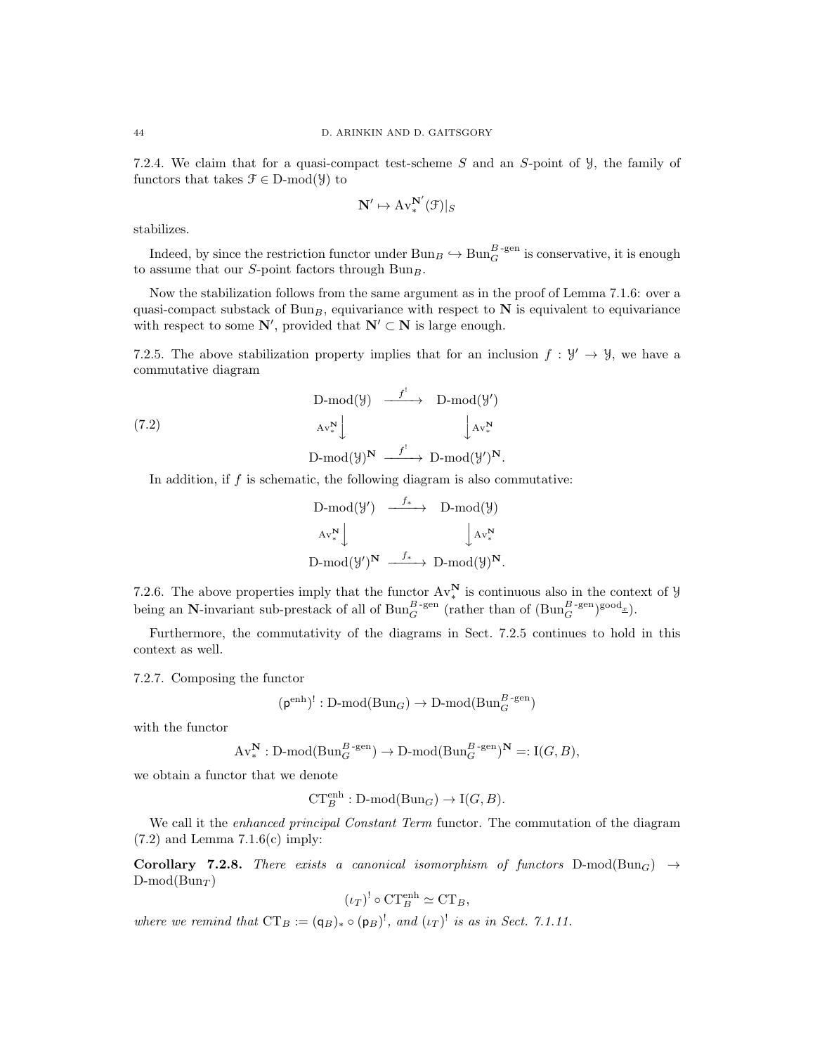7.2.4. We claim that for a quasi-compact test-scheme $S$ and an $S$-point of $\mathcal{Y}$, the family of functors that takes $\mathcal{F} \in \text{D-mod}(\mathcal{Y})$ to

$$\mathbf{N}' \mapsto \text{Av}_*^{\mathbf{N}'}(\mathcal{F})|_S$$

stabilizes.

Indeed, by since the restriction functor under $\text{Bun}_B \hookrightarrow \text{Bun}_G^{B\text{-gen}}$ is conservative, it is enough to assume that our $S$-point factors through $\text{Bun}_B$.

Now the stabilization follows from the same argument as in the proof of Lemma 7.1.6: over a quasi-compact substack of $\text{Bun}_B$, equivariance with respect to $\mathbf{N}$ is equivalent to equivariance with respect to some $\mathbf{N}'$, provided that $\mathbf{N}' \subset \mathbf{N}$ is large enough.

7.2.5. The above stabilization property implies that for an inclusion $f : \mathcal{Y}' \to \mathcal{Y}$, we have a commutative diagram

$$\begin{array}{ccc}
\text{D-mod}(\mathcal{Y}) & \xrightarrow{f^!} & \text{D-mod}(\mathcal{Y}') \\
{\scriptstyle \text{Av}_*^{\mathbf{N}}}\downarrow & & \downarrow{\scriptstyle \text{Av}_*^{\mathbf{N}}} \\
\text{D-mod}(\mathcal{Y})^{\mathbf{N}} & \xrightarrow{f^!} & \text{D-mod}(\mathcal{Y}')^{\mathbf{N}}.
\end{array} \tag{7.2}$$

In addition, if $f$ is schematic, the following diagram is also commutative:

$$\begin{array}{ccc}
\text{D-mod}(\mathcal{Y}') & \xrightarrow{f_*} & \text{D-mod}(\mathcal{Y}) \\
{\scriptstyle \text{Av}_*^{\mathbf{N}}}\downarrow & & \downarrow{\scriptstyle \text{Av}_*^{\mathbf{N}}} \\
\text{D-mod}(\mathcal{Y}')^{\mathbf{N}} & \xrightarrow{f_*} & \text{D-mod}(\mathcal{Y})^{\mathbf{N}}.
\end{array}$$

7.2.6. The above properties imply that the functor $\text{Av}_*^{\mathbf{N}}$ is continuous also in the context of $\mathcal{Y}$ being an $\mathbf{N}$-invariant sub-prestack of all of $\text{Bun}_G^{B\text{-gen}}$ (rather than of $(\text{Bun}_G^{B\text{-gen}})^{\text{good}_{\underline{x}}}$).

Furthermore, the commutativity of the diagrams in Sect. 7.2.5 continues to hold in this context as well.

7.2.7. Composing the functor

$$(\mathsf{p}^{\text{enh}})^! : \text{D-mod}(\text{Bun}_G) \to \text{D-mod}(\text{Bun}_G^{B\text{-gen}})$$

with the functor

$$\text{Av}_*^{\mathbf{N}} : \text{D-mod}(\text{Bun}_G^{B\text{-gen}}) \to \text{D-mod}(\text{Bun}_G^{B\text{-gen}})^{\mathbf{N}} =: \text{I}(G, B),$$

we obtain a functor that we denote

$$\text{CT}_B^{\text{enh}} : \text{D-mod}(\text{Bun}_G) \to \text{I}(G, B).$$

We call it the *enhanced principal Constant Term* functor. The commutation of the diagram (7.2) and Lemma 7.1.6(c) imply:

**Corollary 7.2.8.** *There exists a canonical isomorphism of functors* $\text{D-mod}(\text{Bun}_G) \to \text{D-mod}(\text{Bun}_T)$

$$(\iota_T)^! \circ \text{CT}_B^{\text{enh}} \simeq \text{CT}_B,$$

*where we remind that* $\text{CT}_B := (\mathsf{q}_B)_* \circ (\mathsf{p}_B)^!$, *and* $(\iota_T)^!$ *is as in Sect. 7.1.11.*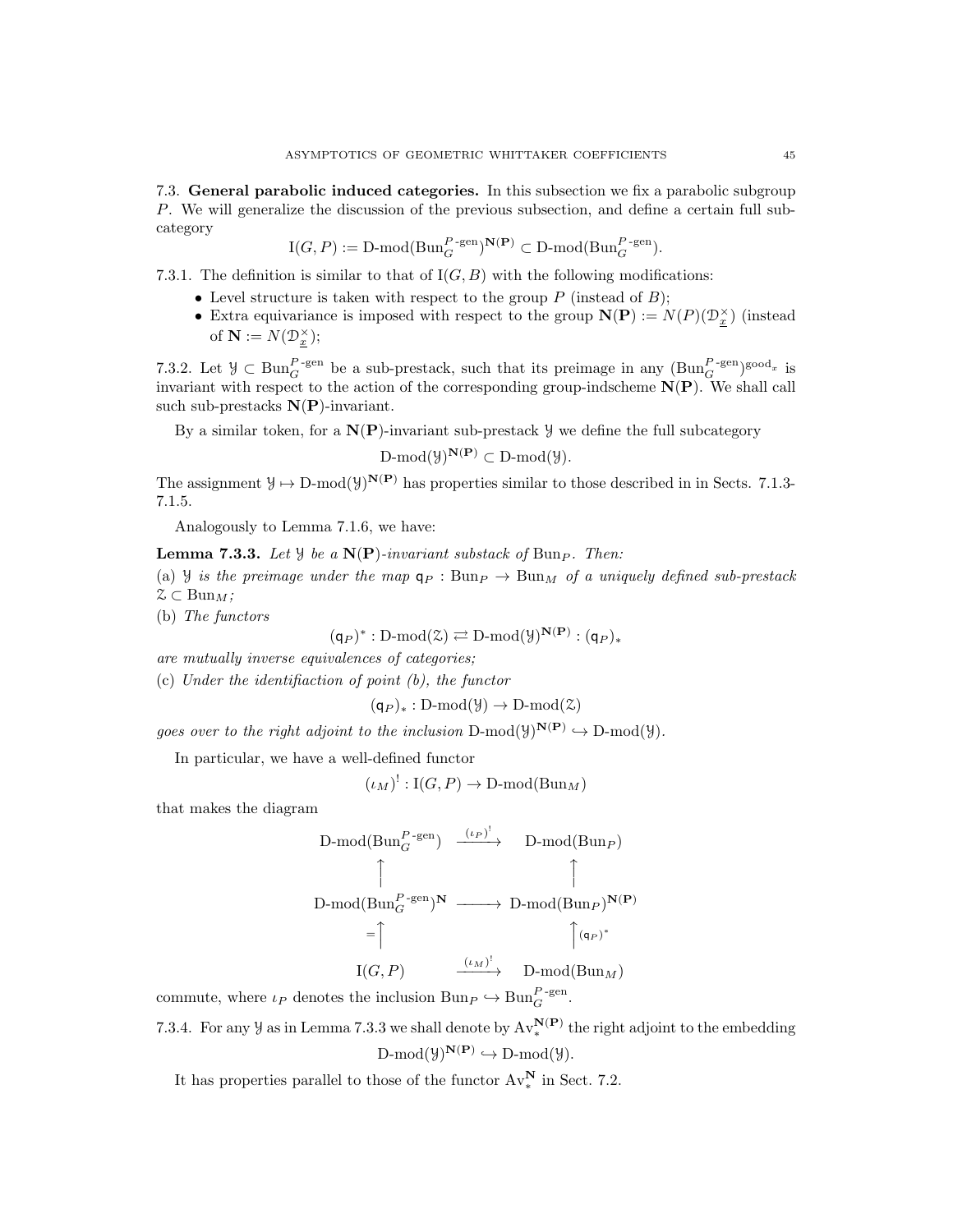7.3. **General parabolic induced categories.** In this subsection we fix a parabolic subgroup $P$. We will generalize the discussion of the previous subsection, and define a certain full subcategory

$$\mathrm{I}(G,P) := \text{D-mod}(\mathrm{Bun}_G^{P\text{-gen}})^{\mathbf{N}(\mathbf{P})} \subset \text{D-mod}(\mathrm{Bun}_G^{P\text{-gen}}).$$

7.3.1. The definition is similar to that of $\mathrm{I}(G,B)$ with the following modifications:

- Level structure is taken with respect to the group $P$ (instead of $B$);
- Extra equivariance is imposed with respect to the group $\mathbf{N}(\mathbf{P}) := N(P)(\mathcal{D}^\times_{\underline{x}})$ (instead of $\mathbf{N} := N(\mathcal{D}^\times_{\underline{x}})$;

7.3.2. Let $\mathcal{Y} \subset \mathrm{Bun}_G^{P\text{-gen}}$ be a sub-prestack, such that its preimage in any $(\mathrm{Bun}_G^{P\text{-gen}})^{\mathrm{good}_x}$ is invariant with respect to the action of the corresponding group-indscheme $\mathbf{N}(\mathbf{P})$. We shall call such sub-prestacks $\mathbf{N}(\mathbf{P})$-invariant.

By a similar token, for a $\mathbf{N}(\mathbf{P})$-invariant sub-prestack $\mathcal{Y}$ we define the full subcategory

$$\text{D-mod}(\mathcal{Y})^{\mathbf{N}(\mathbf{P})} \subset \text{D-mod}(\mathcal{Y}).$$

The assignment $\mathcal{Y} \mapsto \text{D-mod}(\mathcal{Y})^{\mathbf{N}(\mathbf{P})}$ has properties similar to those described in in Sects. 7.1.3-7.1.5.

Analogously to Lemma 7.1.6, we have:

**Lemma 7.3.3.** *Let $\mathcal{Y}$ be a $\mathbf{N}(\mathbf{P})$-invariant substack of $\mathrm{Bun}_P$. Then:*

(a) *$\mathcal{Y}$ is the preimage under the map $\mathsf{q}_P : \mathrm{Bun}_P \to \mathrm{Bun}_M$ of a uniquely defined sub-prestack $\mathcal{Z} \subset \mathrm{Bun}_M$;*

(b) *The functors*

$$(\mathsf{q}_P)^* : \text{D-mod}(\mathcal{Z}) \rightleftarrows \text{D-mod}(\mathcal{Y})^{\mathbf{N}(\mathbf{P})} : (\mathsf{q}_P)_*$$

*are mutually inverse equivalences of categories;*

(c) *Under the identifiaction of point (b), the functor*

$$(\mathsf{q}_P)_* : \text{D-mod}(\mathcal{Y}) \to \text{D-mod}(\mathcal{Z})$$

*goes over to the right adjoint to the inclusion $\text{D-mod}(\mathcal{Y})^{\mathbf{N}(\mathbf{P})} \hookrightarrow \text{D-mod}(\mathcal{Y})$.*

In particular, we have a well-defined functor

$$(\iota_M)^! : \mathrm{I}(G,P) \to \text{D-mod}(\mathrm{Bun}_M)$$

that makes the diagram

$$\begin{array}{ccc}
\text{D-mod}(\mathrm{Bun}_G^{P\text{-gen}}) & \xrightarrow{(\iota_P)^!} & \text{D-mod}(\mathrm{Bun}_P) \\
\uparrow & & \uparrow \\
\text{D-mod}(\mathrm{Bun}_G^{P\text{-gen}})^{\mathbf{N}} & \longrightarrow & \text{D-mod}(\mathrm{Bun}_P)^{\mathbf{N}(\mathbf{P})} \\
{\scriptstyle =}\uparrow & & \uparrow{\scriptstyle (\mathsf{q}_P)^*} \\
\mathrm{I}(G,P) & \xrightarrow{(\iota_M)^!} & \text{D-mod}(\mathrm{Bun}_M)
\end{array}$$

commute, where $\iota_P$ denotes the inclusion $\mathrm{Bun}_P \hookrightarrow \mathrm{Bun}_G^{P\text{-gen}}$.

7.3.4. For any $\mathcal{Y}$ as in Lemma 7.3.3 we shall denote by $\mathrm{Av}_*^{\mathbf{N}(\mathbf{P})}$ the right adjoint to the embedding

$$\text{D-mod}(\mathcal{Y})^{\mathbf{N}(\mathbf{P})} \hookrightarrow \text{D-mod}(\mathcal{Y}).$$

It has properties parallel to those of the functor $\mathrm{Av}_*^{\mathbf{N}}$ in Sect. 7.2.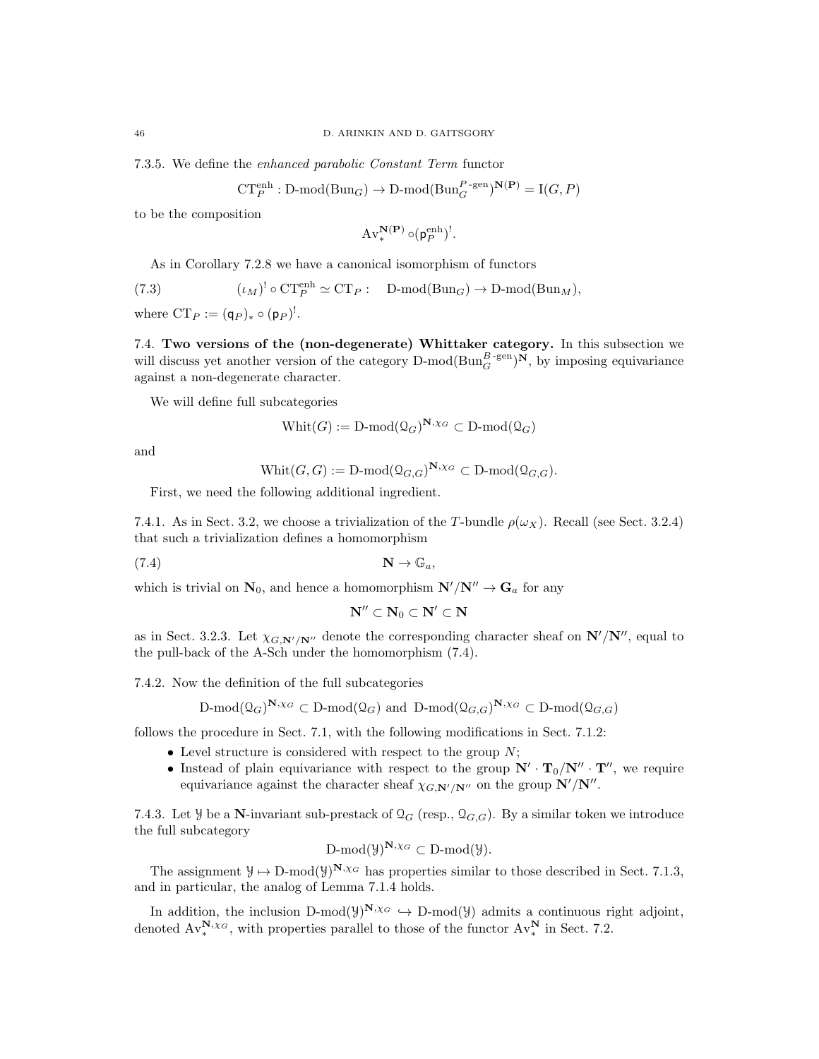7.3.5. We define the *enhanced parabolic Constant Term* functor

$$\mathrm{CT}_P^{\mathrm{enh}} : \text{D-mod}(\mathrm{Bun}_G) \to \text{D-mod}(\mathrm{Bun}_G^{P\text{-gen}})^{\mathbf{N}(\mathbf{P})} = \mathrm{I}(G,P)$$

to be the composition

$$\mathrm{Av}_*^{\mathbf{N}(\mathbf{P})} \circ (\mathsf{p}_P^{\mathrm{enh}})^!.$$

As in Corollary 7.2.8 we have a canonical isomorphism of functors

$$(\iota_M)^! \circ \mathrm{CT}_P^{\mathrm{enh}} \simeq \mathrm{CT}_P : \quad \text{D-mod}(\mathrm{Bun}_G) \to \text{D-mod}(\mathrm{Bun}_M), \tag{7.3}$$

where $\mathrm{CT}_P := (\mathsf{q}_P)_* \circ (\mathsf{p}_P)^!$.

7.4. **Two versions of the (non-degenerate) Whittaker category.** In this subsection we will discuss yet another version of the category $\text{D-mod}(\mathrm{Bun}_G^{B\text{-gen}})^{\mathbf{N}}$, by imposing equivariance against a non-degenerate character.

We will define full subcategories

$$\mathrm{Whit}(G) := \text{D-mod}(\mathcal{Q}_G)^{\mathbf{N},\chi_G} \subset \text{D-mod}(\mathcal{Q}_G)$$

and

$$\mathrm{Whit}(G,G) := \text{D-mod}(\mathcal{Q}_{G,G})^{\mathbf{N},\chi_G} \subset \text{D-mod}(\mathcal{Q}_{G,G}).$$

First, we need the following additional ingredient.

7.4.1. As in Sect. 3.2, we choose a trivialization of the $T$-bundle $\rho(\omega_X)$. Recall (see Sect. 3.2.4) that such a trivialization defines a homomorphism

$$\mathbf{N} \to \mathbb{G}_a, \tag{7.4}$$

which is trivial on $\mathbf{N}_0$, and hence a homomorphism $\mathbf{N}'/\mathbf{N}'' \to \mathbf{G}_a$ for any

$$\mathbf{N}'' \subset \mathbf{N}_0 \subset \mathbf{N}' \subset \mathbf{N}$$

as in Sect. 3.2.3. Let $\chi_{G,\mathbf{N}'/\mathbf{N}''}$ denote the corresponding character sheaf on $\mathbf{N}'/\mathbf{N}''$, equal to the pull-back of the A-Sch under the homomorphism (7.4).

7.4.2. Now the definition of the full subcategories

$$\text{D-mod}(\mathcal{Q}_G)^{\mathbf{N},\chi_G} \subset \text{D-mod}(\mathcal{Q}_G) \text{ and } \text{D-mod}(\mathcal{Q}_{G,G})^{\mathbf{N},\chi_G} \subset \text{D-mod}(\mathcal{Q}_{G,G})$$

follows the procedure in Sect. 7.1, with the following modifications in Sect. 7.1.2:

- Level structure is considered with respect to the group $N$;
- Instead of plain equivariance with respect to the group $\mathbf{N}' \cdot \mathbf{T}_0/\mathbf{N}'' \cdot \mathbf{T}''$, we require equivariance against the character sheaf $\chi_{G,\mathbf{N}'/\mathbf{N}''}$ on the group $\mathbf{N}'/\mathbf{N}''$.

7.4.3. Let $\mathcal{Y}$ be a $\mathbf{N}$-invariant sub-prestack of $\mathcal{Q}_G$ (resp., $\mathcal{Q}_{G,G}$). By a similar token we introduce the full subcategory

$$\text{D-mod}(\mathcal{Y})^{\mathbf{N},\chi_G} \subset \text{D-mod}(\mathcal{Y}).$$

The assignment $\mathcal{Y} \mapsto \text{D-mod}(\mathcal{Y})^{\mathbf{N},\chi_G}$ has properties similar to those described in Sect. 7.1.3, and in particular, the analog of Lemma 7.1.4 holds.

In addition, the inclusion $\text{D-mod}(\mathcal{Y})^{\mathbf{N},\chi_G} \hookrightarrow \text{D-mod}(\mathcal{Y})$ admits a continuous right adjoint, denoted $\mathrm{Av}_*^{\mathbf{N},\chi_G}$, with properties parallel to those of the functor $\mathrm{Av}_*^{\mathbf{N}}$ in Sect. 7.2.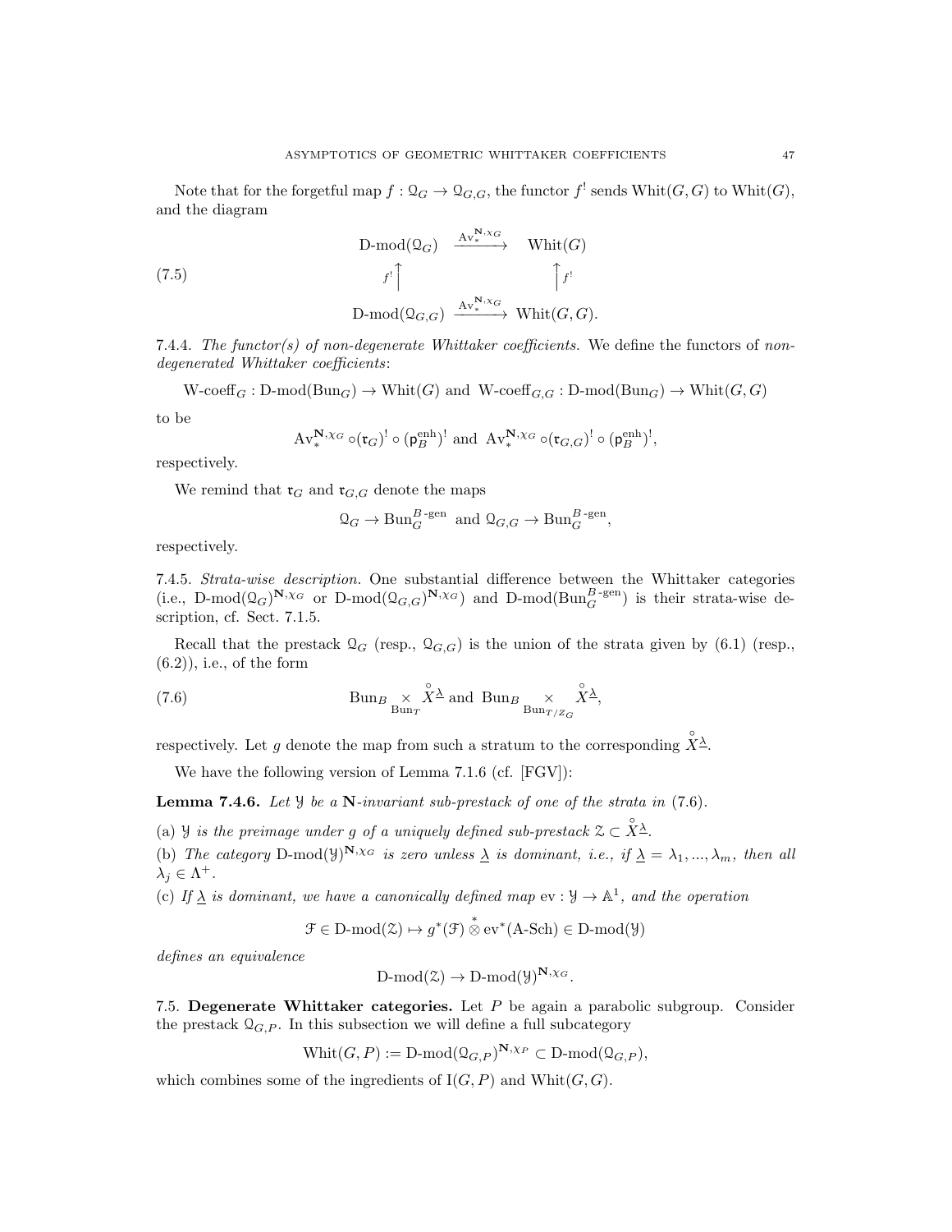Note that for the forgetful map $f : \mathcal{Q}_G \to \mathcal{Q}_{G,G}$, the functor $f^!$ sends $\mathrm{Whit}(G,G)$ to $\mathrm{Whit}(G)$, and the diagram

$$
\begin{array}{ccc}
\text{D-mod}(\mathcal{Q}_G) & \xrightarrow{\mathrm{Av}_*^{\mathbf{N},\chi_G}} & \mathrm{Whit}(G) \\
{\scriptstyle f^!}\Big\uparrow & & \Big\uparrow{\scriptstyle f^!} \\
\text{D-mod}(\mathcal{Q}_{G,G}) & \xrightarrow{\mathrm{Av}_*^{\mathbf{N},\chi_G}} & \mathrm{Whit}(G,G).
\end{array}
\tag{7.5}
$$

7.4.4. *The functor(s) of non-degenerate Whittaker coefficients.* We define the functors of *non-degenerated Whittaker coefficients*:

$$\text{W-coeff}_G : \text{D-mod}(\mathrm{Bun}_G) \to \mathrm{Whit}(G) \text{ and } \text{W-coeff}_{G,G} : \text{D-mod}(\mathrm{Bun}_G) \to \mathrm{Whit}(G,G)$$

to be

$$\mathrm{Av}_*^{\mathbf{N},\chi_G} \circ (\mathfrak{r}_G)^! \circ (\mathsf{p}_B^{\mathrm{enh}})^! \text{ and } \mathrm{Av}_*^{\mathbf{N},\chi_G} \circ (\mathfrak{r}_{G,G})^! \circ (\mathsf{p}_B^{\mathrm{enh}})^!,$$

respectively.

We remind that $\mathfrak{r}_G$ and $\mathfrak{r}_{G,G}$ denote the maps

$$\mathcal{Q}_G \to \mathrm{Bun}_G^{B\text{-gen}} \text{ and } \mathcal{Q}_{G,G} \to \mathrm{Bun}_G^{B\text{-gen}},$$

respectively.

7.4.5. *Strata-wise description.* One substantial difference between the Whittaker categories (i.e., $\text{D-mod}(\mathcal{Q}_G)^{\mathbf{N},\chi_G}$ or $\text{D-mod}(\mathcal{Q}_{G,G})^{\mathbf{N},\chi_G}$) and $\text{D-mod}(\mathrm{Bun}_G^{B\text{-gen}})$ is their strata-wise description, cf. Sect. 7.1.5.

Recall that the prestack $\mathcal{Q}_G$ (resp., $\mathcal{Q}_{G,G}$) is the union of the strata given by (6.1) (resp., (6.2)), i.e., of the form

$$\mathrm{Bun}_B \underset{\mathrm{Bun}_T}{\times} \overset{\circ}{X}{}^{\underline{\lambda}} \text{ and } \mathrm{Bun}_B \underset{\mathrm{Bun}_{T/Z_G}}{\times} \overset{\circ}{X}{}^{\underline{\lambda}}, \tag{7.6}$$

respectively. Let $g$ denote the map from such a stratum to the corresponding $\overset{\circ}{X}{}^{\underline{\lambda}}$.

We have the following version of Lemma 7.1.6 (cf. [FGV]):

**Lemma 7.4.6.** *Let $\mathcal{Y}$ be a $\mathbf{N}$-invariant sub-prestack of one of the strata in* (7.6).

(a) *$\mathcal{Y}$ is the preimage under $g$ of a uniquely defined sub-prestack $\mathcal{Z} \subset \overset{\circ}{X}{}^{\underline{\lambda}}$.*

(b) *The category $\text{D-mod}(\mathcal{Y})^{\mathbf{N},\chi_G}$ is zero unless $\underline{\lambda}$ is dominant, i.e., if $\underline{\lambda} = \lambda_1, ..., \lambda_m$, then all $\lambda_j \in \Lambda^+$.*

(c) *If $\underline{\lambda}$ is dominant, we have a canonically defined map $\mathrm{ev} : \mathcal{Y} \to \mathbb{A}^1$, and the operation*

$$\mathcal{F} \in \text{D-mod}(\mathcal{Z}) \mapsto g^*(\mathcal{F}) \overset{*}{\otimes} \mathrm{ev}^*(\text{A-Sch}) \in \text{D-mod}(\mathcal{Y})$$

*defines an equivalence*

$$\text{D-mod}(\mathcal{Z}) \to \text{D-mod}(\mathcal{Y})^{\mathbf{N},\chi_G}.$$

7.5. **Degenerate Whittaker categories.** Let $P$ be again a parabolic subgroup. Consider the prestack $\mathcal{Q}_{G,P}$. In this subsection we will define a full subcategory

$$\mathrm{Whit}(G,P) := \text{D-mod}(\mathcal{Q}_{G,P})^{\mathbf{N},\chi_P} \subset \text{D-mod}(\mathcal{Q}_{G,P}),$$

which combines some of the ingredients of $\mathrm{I}(G,P)$ and $\mathrm{Whit}(G,G)$.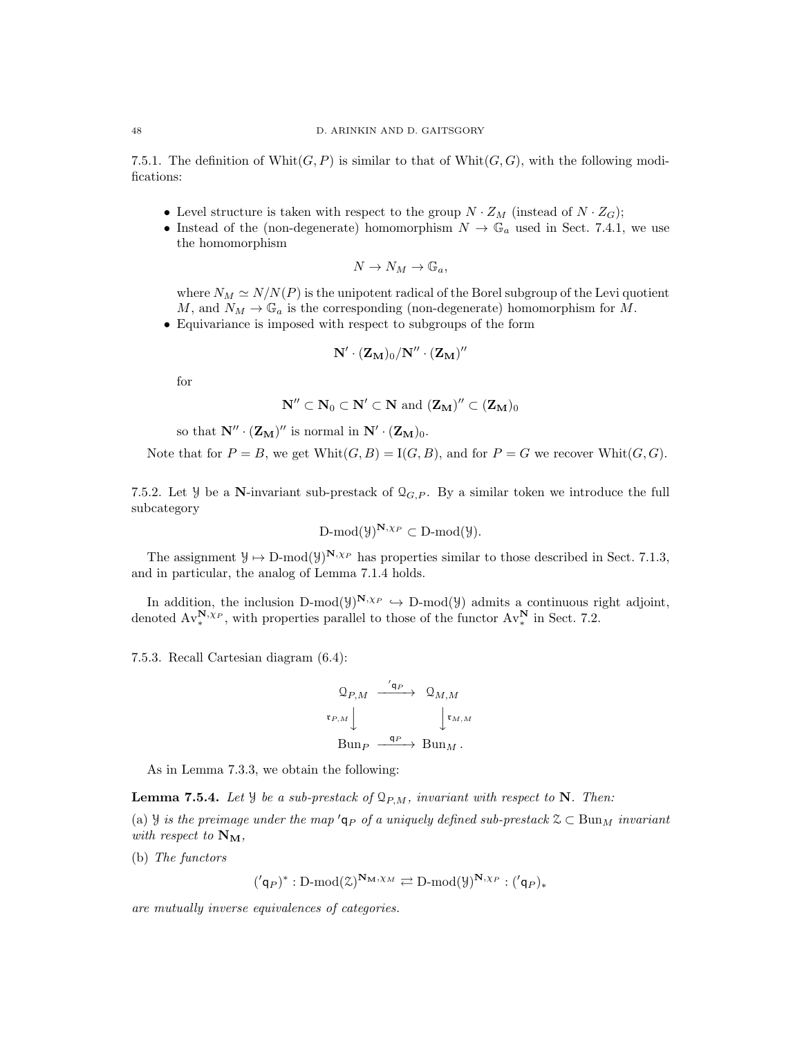7.5.1. The definition of $\mathrm{Whit}(G, P)$ is similar to that of $\mathrm{Whit}(G, G)$, with the following modifications:

- Level structure is taken with respect to the group $N \cdot Z_M$ (instead of $N \cdot Z_G$);
- Instead of the (non-degenerate) homomorphism $N \to \mathbb{G}_a$ used in Sect. 7.4.1, we use the homomorphism
$$N \to N_M \to \mathbb{G}_a,$$
where $N_M \simeq N/N(P)$ is the unipotent radical of the Borel subgroup of the Levi quotient $M$, and $N_M \to \mathbb{G}_a$ is the corresponding (non-degenerate) homomorphism for $M$.
- Equivariance is imposed with respect to subgroups of the form
$$\mathbf{N}' \cdot (\mathbf{Z_M})_0 / \mathbf{N}'' \cdot (\mathbf{Z_M})''$$
for
$$\mathbf{N}'' \subset \mathbf{N}_0 \subset \mathbf{N}' \subset \mathbf{N} \text{ and } (\mathbf{Z_M})'' \subset (\mathbf{Z_M})_0$$
so that $\mathbf{N}'' \cdot (\mathbf{Z_M})''$ is normal in $\mathbf{N}' \cdot (\mathbf{Z_M})_0$.

Note that for $P = B$, we get $\mathrm{Whit}(G, B) = \mathrm{I}(G, B)$, and for $P = G$ we recover $\mathrm{Whit}(G, G)$.

7.5.2. Let $\mathcal{Y}$ be a $\mathbf{N}$-invariant sub-prestack of $\mathcal{Q}_{G,P}$. By a similar token we introduce the full subcategory
$$\text{D-mod}(\mathcal{Y})^{\mathbf{N}, \chi_P} \subset \text{D-mod}(\mathcal{Y}).$$

The assignment $\mathcal{Y} \mapsto \text{D-mod}(\mathcal{Y})^{\mathbf{N}, \chi_P}$ has properties similar to those described in Sect. 7.1.3, and in particular, the analog of Lemma 7.1.4 holds.

In addition, the inclusion $\text{D-mod}(\mathcal{Y})^{\mathbf{N}, \chi_P} \hookrightarrow \text{D-mod}(\mathcal{Y})$ admits a continuous right adjoint, denoted $\mathrm{Av}_*^{\mathbf{N}, \chi_P}$, with properties parallel to those of the functor $\mathrm{Av}_*^{\mathbf{N}}$ in Sect. 7.2.

7.5.3. Recall Cartesian diagram (6.4):

$$\begin{array}{ccc}
\mathcal{Q}_{P,M} & \xrightarrow{'\mathsf{q}_P} & \mathcal{Q}_{M,M} \\
{\scriptstyle \mathfrak{r}_{P,M}} \big\downarrow & & \big\downarrow {\scriptstyle \mathfrak{r}_{M,M}} \\
\mathrm{Bun}_P & \xrightarrow{\mathsf{q}_P} & \mathrm{Bun}_M .
\end{array}$$

As in Lemma 7.3.3, we obtain the following:

**Lemma 7.5.4.** *Let $\mathcal{Y}$ be a sub-prestack of $\mathcal{Q}_{P,M}$, invariant with respect to $\mathbf{N}$. Then:*

(a) *$\mathcal{Y}$ is the preimage under the map $'\mathsf{q}_P$ of a uniquely defined sub-prestack $\mathcal{Z} \subset \mathrm{Bun}_M$ invariant with respect to $\mathbf{N_M}$,*

(b) *The functors*
$$('\mathsf{q}_P)^* : \text{D-mod}(\mathcal{Z})^{\mathbf{N_M}, \chi_M} \rightleftarrows \text{D-mod}(\mathcal{Y})^{\mathbf{N}, \chi_P} : ('\mathsf{q}_P)_*$$
*are mutually inverse equivalences of categories.*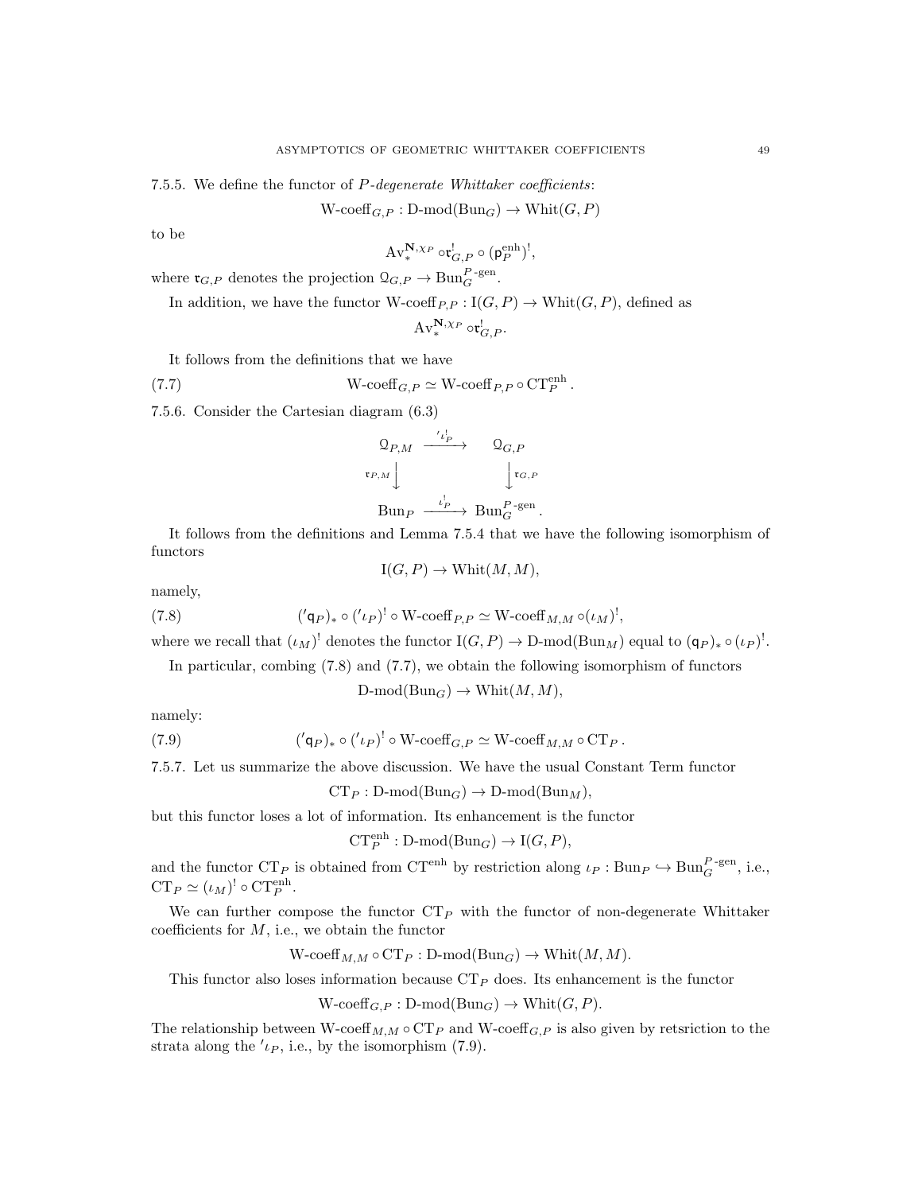7.5.5. We define the functor of *P-degenerate Whittaker coefficients*:

$$\text{W-coeff}_{G,P} : \text{D-mod}(\text{Bun}_G) \to \text{Whit}(G,P)$$

to be

$$\text{Av}_*^{\mathbf{N},\chi_P} \circ \mathfrak{r}_{G,P}^! \circ (\mathsf{p}_P^{\text{enh}})^!,$$

where $\mathfrak{r}_{G,P}$ denotes the projection $\mathcal{Q}_{G,P} \to \text{Bun}_G^{P\text{-gen}}$.

In addition, we have the functor $\text{W-coeff}_{P,P} : \text{I}(G,P) \to \text{Whit}(G,P)$, defined as

$$\text{Av}_*^{\mathbf{N},\chi_P} \circ \mathfrak{r}_{G,P}^!.$$

It follows from the definitions that we have

$$\text{W-coeff}_{G,P} \simeq \text{W-coeff}_{P,P} \circ \text{CT}_P^{\text{enh}}. \tag{7.7}$$

7.5.6. Consider the Cartesian diagram (6.3)

$$\begin{array}{ccc} \mathcal{Q}_{P,M} & \xrightarrow{\ '\iota_P^!\ } & \mathcal{Q}_{G,P} \\ {\scriptstyle \mathfrak{r}_{P,M}}\Big\downarrow & & \Big\downarrow{\scriptstyle \mathfrak{r}_{G,P}} \\ \text{Bun}_P & \xrightarrow{\ \iota_P^!\ } & \text{Bun}_G^{P\text{-gen}}. \end{array}$$

It follows from the definitions and Lemma 7.5.4 that we have the following isomorphism of functors

$$\text{I}(G,P) \to \text{Whit}(M,M),$$

namely,

$$('\mathsf{q}_P)_* \circ ('\iota_P)^! \circ \text{W-coeff}_{P,P} \simeq \text{W-coeff}_{M,M} \circ (\iota_M)^!, \tag{7.8}$$

where we recall that $(\iota_M)^!$ denotes the functor $\text{I}(G,P) \to \text{D-mod}(\text{Bun}_M)$ equal to $(\mathsf{q}_P)_* \circ (\iota_P)^!$.

In particular, combing (7.8) and (7.7), we obtain the following isomorphism of functors

$$\text{D-mod}(\text{Bun}_G) \to \text{Whit}(M,M),$$

namely:

$$('\mathsf{q}_P)_* \circ ('\iota_P)^! \circ \text{W-coeff}_{G,P} \simeq \text{W-coeff}_{M,M} \circ \text{CT}_P. \tag{7.9}$$

7.5.7. Let us summarize the above discussion. We have the usual Constant Term functor

$$\text{CT}_P : \text{D-mod}(\text{Bun}_G) \to \text{D-mod}(\text{Bun}_M),$$

but this functor loses a lot of information. Its enhancement is the functor

$$\text{CT}_P^{\text{enh}} : \text{D-mod}(\text{Bun}_G) \to \text{I}(G,P),$$

and the functor $\text{CT}_P$ is obtained from $\text{CT}^{\text{enh}}$ by restriction along $\iota_P : \text{Bun}_P \hookrightarrow \text{Bun}_G^{P\text{-gen}}$, i.e., $\text{CT}_P \simeq (\iota_M)^! \circ \text{CT}_P^{\text{enh}}$.

We can further compose the functor $\text{CT}_P$ with the functor of non-degenerate Whittaker coefficients for $M$, i.e., we obtain the functor

$$\text{W-coeff}_{M,M} \circ \text{CT}_P : \text{D-mod}(\text{Bun}_G) \to \text{Whit}(M,M).$$

This functor also loses information because $\text{CT}_P$ does. Its enhancement is the functor

$$\text{W-coeff}_{G,P} : \text{D-mod}(\text{Bun}_G) \to \text{Whit}(G,P).$$

The relationship between $\text{W-coeff}_{M,M} \circ \text{CT}_P$ and $\text{W-coeff}_{G,P}$ is also given by retsriction to the strata along the $'\iota_P$, i.e., by the isomorphism (7.9).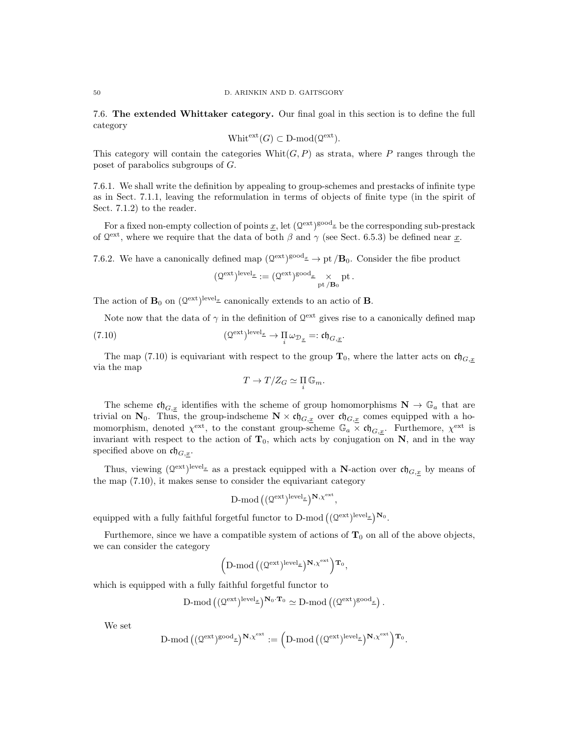## 7.6. The extended Whittaker category.

Our final goal in this section is to define the full category

$$\mathrm{Whit}^{\mathrm{ext}}(G) \subset \text{D-mod}(\mathcal{Q}^{\mathrm{ext}}).$$

This category will contain the categories $\mathrm{Whit}(G,P)$ as strata, where $P$ ranges through the poset of parabolics subgroups of $G$.

7.6.1. We shall write the definition by appealing to group-schemes and prestacks of infinite type as in Sect. 7.1.1, leaving the reformulation in terms of objects of finite type (in the spirit of Sect. 7.1.2) to the reader.

For a fixed non-empty collection of points $\underline{x}$, let $(\mathcal{Q}^{\mathrm{ext}})^{\mathrm{good}_{\underline{x}}}$ be the corresponding sub-prestack of $\mathcal{Q}^{\mathrm{ext}}$, where we require that the data of both $\beta$ and $\gamma$ (see Sect. 6.5.3) be defined near $\underline{x}$.

7.6.2. We have a canonically defined map $(\mathcal{Q}^{\mathrm{ext}})^{\mathrm{good}_{\underline{x}}} \to \mathrm{pt}/\mathbf{B}_0$. Consider the fibe product

$$(\mathcal{Q}^{\mathrm{ext}})^{\mathrm{level}_{\underline{x}}} := (\mathcal{Q}^{\mathrm{ext}})^{\mathrm{good}_{\underline{x}}} \underset{\mathrm{pt}/\mathbf{B}_0}{\times} \mathrm{pt}\,.$$

The action of $\mathbf{B}_0$ on $(\mathcal{Q}^{\mathrm{ext}})^{\mathrm{level}_{\underline{x}}}$ canonically extends to an actio of $\mathbf{B}$.

Note now that the data of $\gamma$ in the definition of $\mathcal{Q}^{\mathrm{ext}}$ gives rise to a canonically defined map

$$(\mathcal{Q}^{\mathrm{ext}})^{\mathrm{level}_{\underline{x}}} \to \prod_i \omega_{\mathcal{D}_{\underline{x}}} =: \mathfrak{ch}_{G,\underline{x}}. \tag{7.10}$$

The map (7.10) is equivariant with respect to the group $\mathbf{T}_0$, where the latter acts on $\mathfrak{ch}_{G,\underline{x}}$ via the map

$$T \to T/Z_G \simeq \prod_i \mathbb{G}_m.$$

The scheme $\mathfrak{ch}_{G,\underline{x}}$ identifies with the scheme of group homomorphisms $\mathbf{N} \to \mathbb{G}_a$ that are trivial on $\mathbf{N}_0$. Thus, the group-indscheme $\mathbf{N} \times \mathfrak{ch}_{G,\underline{x}}$ over $\mathfrak{ch}_{G,\underline{x}}$ comes equipped with a homomorphism, denoted $\chi^{\mathrm{ext}}$, to the constant group-scheme $\mathbb{G}_a \times \mathfrak{ch}_{G,\underline{x}}$. Furthemore, $\chi^{\mathrm{ext}}$ is invariant with respect to the action of $\mathbf{T}_0$, which acts by conjugation on $\mathbf{N}$, and in the way specified above on $\mathfrak{ch}_{G,\underline{x}}$.

Thus, viewing $(\mathcal{Q}^{\mathrm{ext}})^{\mathrm{level}_{\underline{x}}}$ as a prestack equipped with a $\mathbf{N}$-action over $\mathfrak{ch}_{G,\underline{x}}$ by means of the map (7.10), it makes sense to consider the equivariant category

$$\text{D-mod}\left((\mathcal{Q}^{\mathrm{ext}})^{\mathrm{level}_{\underline{x}}}\right)^{\mathbf{N},\chi^{\mathrm{ext}}},$$

equipped with a fully faithful forgetful functor to $\text{D-mod}\left((\mathcal{Q}^{\mathrm{ext}})^{\mathrm{level}_{\underline{x}}}\right)^{\mathbf{N}_0}$.

Furthemore, since we have a compatible system of actions of $\mathbf{T}_0$ on all of the above objects, we can consider the category

$$\left(\text{D-mod}\left((\mathcal{Q}^{\mathrm{ext}})^{\mathrm{level}_{\underline{x}}}\right)^{\mathbf{N},\chi^{\mathrm{ext}}}\right)^{\mathbf{T}_0},$$

which is equipped with a fully faithful forgetful functor to

$$\text{D-mod}\left((\mathcal{Q}^{\mathrm{ext}})^{\mathrm{level}_{\underline{x}}}\right)^{\mathbf{N}_0\cdot\mathbf{T}_0} \simeq \text{D-mod}\left((\mathcal{Q}^{\mathrm{ext}})^{\mathrm{good}_{\underline{x}}}\right).$$

We set

$$\text{D-mod}\left((\mathcal{Q}^{\mathrm{ext}})^{\mathrm{good}_{\underline{x}}}\right)^{\mathbf{N},\chi^{\mathrm{ext}}} := \left(\text{D-mod}\left((\mathcal{Q}^{\mathrm{ext}})^{\mathrm{level}_{\underline{x}}}\right)^{\mathbf{N},\chi^{\mathrm{ext}}}\right)^{\mathbf{T}_0}.$$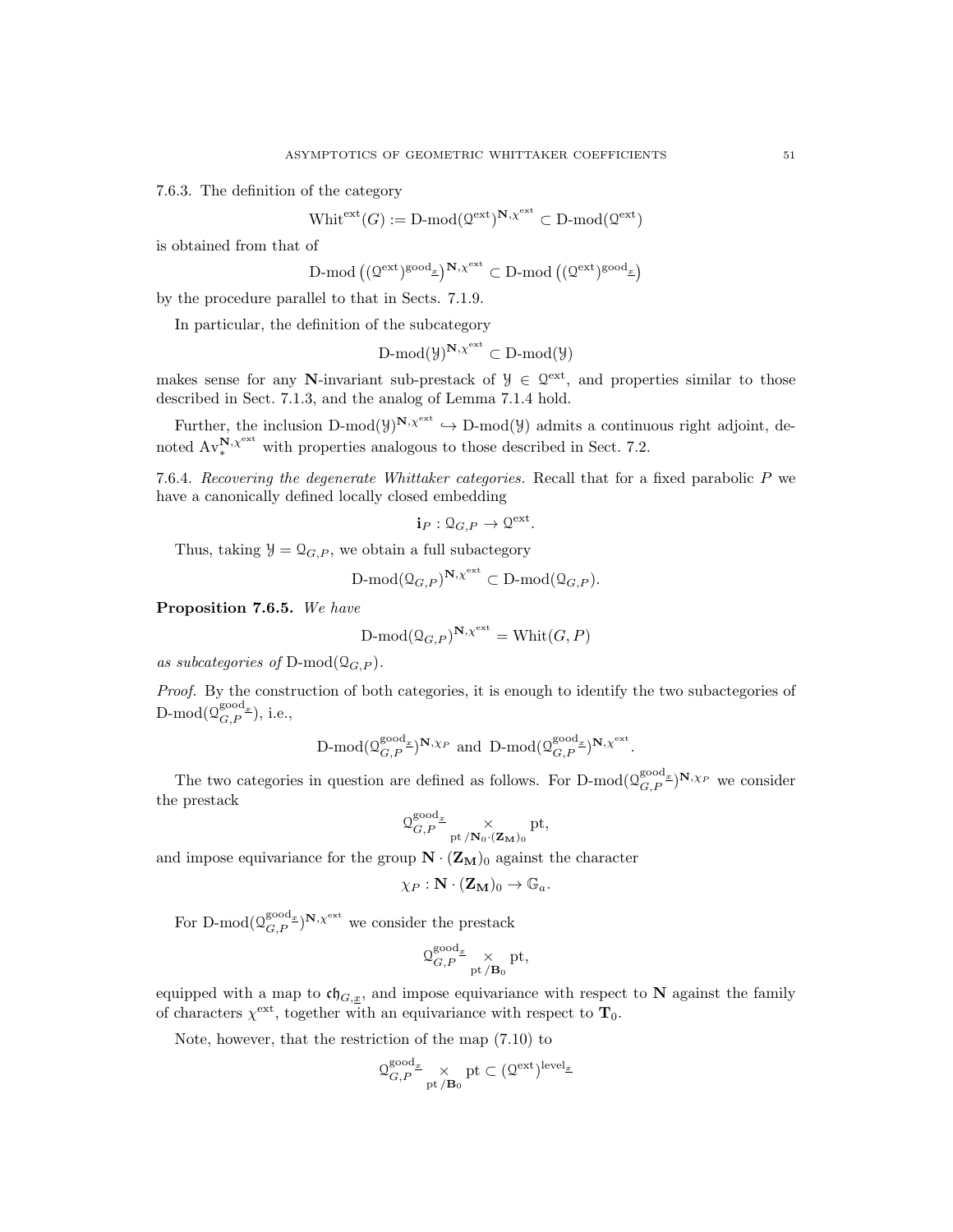7.6.3. The definition of the category

$$\mathrm{Whit}^{\mathrm{ext}}(G) := \mathrm{D\text{-}mod}(\mathcal{Q}^{\mathrm{ext}})^{\mathbf{N},\chi^{\mathrm{ext}}} \subset \mathrm{D\text{-}mod}(\mathcal{Q}^{\mathrm{ext}})$$

is obtained from that of

$$\mathrm{D\text{-}mod}\left((\mathcal{Q}^{\mathrm{ext}})^{\mathrm{good}_{\underline{x}}}\right)^{\mathbf{N},\chi^{\mathrm{ext}}} \subset \mathrm{D\text{-}mod}\left((\mathcal{Q}^{\mathrm{ext}})^{\mathrm{good}_{\underline{x}}}\right)$$

by the procedure parallel to that in Sects. 7.1.9.

In particular, the definition of the subcategory

$$\mathrm{D\text{-}mod}(\mathcal{Y})^{\mathbf{N},\chi^{\mathrm{ext}}} \subset \mathrm{D\text{-}mod}(\mathcal{Y})$$

makes sense for any $\mathbf{N}$-invariant sub-prestack of $\mathcal{Y} \in \mathcal{Q}^{\mathrm{ext}}$, and properties similar to those described in Sect. 7.1.3, and the analog of Lemma 7.1.4 hold.

Further, the inclusion $\mathrm{D\text{-}mod}(\mathcal{Y})^{\mathbf{N},\chi^{\mathrm{ext}}} \hookrightarrow \mathrm{D\text{-}mod}(\mathcal{Y})$ admits a continuous right adjoint, denoted $\mathrm{Av}_*^{\mathbf{N},\chi^{\mathrm{ext}}}$ with properties analogous to those described in Sect. 7.2.

7.6.4. *Recovering the degenerate Whittaker categories.* Recall that for a fixed parabolic $P$ we have a canonically defined locally closed embedding

$$\mathbf{i}_P : \mathcal{Q}_{G,P} \to \mathcal{Q}^{\mathrm{ext}}.$$

Thus, taking $\mathcal{Y} = \mathcal{Q}_{G,P}$, we obtain a full subactegory

$$\mathrm{D\text{-}mod}(\mathcal{Q}_{G,P})^{\mathbf{N},\chi^{\mathrm{ext}}} \subset \mathrm{D\text{-}mod}(\mathcal{Q}_{G,P}).$$

**Proposition 7.6.5.** *We have*

$$\mathrm{D\text{-}mod}(\mathcal{Q}_{G,P})^{\mathbf{N},\chi^{\mathrm{ext}}} = \mathrm{Whit}(G,P)$$

*as subcategories of* $\mathrm{D\text{-}mod}(\mathcal{Q}_{G,P})$.

*Proof.* By the construction of both categories, it is enough to identify the two subactegories of $\mathrm{D\text{-}mod}(\mathcal{Q}_{G,P}^{\mathrm{good}_{\underline{x}}})$, i.e.,

$$\mathrm{D\text{-}mod}(\mathcal{Q}_{G,P}^{\mathrm{good}_{\underline{x}}})^{\mathbf{N},\chi_P} \text{ and } \mathrm{D\text{-}mod}(\mathcal{Q}_{G,P}^{\mathrm{good}_{\underline{x}}})^{\mathbf{N},\chi^{\mathrm{ext}}}.$$

The two categories in question are defined as follows. For $\mathrm{D\text{-}mod}(\mathcal{Q}_{G,P}^{\mathrm{good}_{\underline{x}}})^{\mathbf{N},\chi_P}$ we consider the prestack

$$\mathcal{Q}_{G,P}^{\mathrm{good}_{\underline{x}}} \underset{\mathrm{pt}/\mathbf{N}_0\cdot(\mathbf{Z_M})_0}{\times} \mathrm{pt},$$

and impose equivariance for the group $\mathbf{N}\cdot(\mathbf{Z_M})_0$ against the character

$$\chi_P : \mathbf{N}\cdot(\mathbf{Z_M})_0 \to \mathbb{G}_a.$$

For $\mathrm{D\text{-}mod}(\mathcal{Q}_{G,P}^{\mathrm{good}_{\underline{x}}})^{\mathbf{N},\chi^{\mathrm{ext}}}$ we consider the prestack

$$\mathcal{Q}_{G,P}^{\mathrm{good}_{\underline{x}}} \underset{\mathrm{pt}/\mathbf{B}_0}{\times} \mathrm{pt},$$

equipped with a map to $\mathfrak{ch}_{G,\underline{x}}$, and impose equivariance with respect to $\mathbf{N}$ against the family of characters $\chi^{\mathrm{ext}}$, together with an equivariance with respect to $\mathbf{T}_0$.

Note, however, that the restriction of the map (7.10) to

$$\mathcal{Q}_{G,P}^{\mathrm{good}_{\underline{x}}} \underset{\mathrm{pt}/\mathbf{B}_0}{\times} \mathrm{pt} \subset (\mathcal{Q}^{\mathrm{ext}})^{\mathrm{level}_{\underline{x}}}$$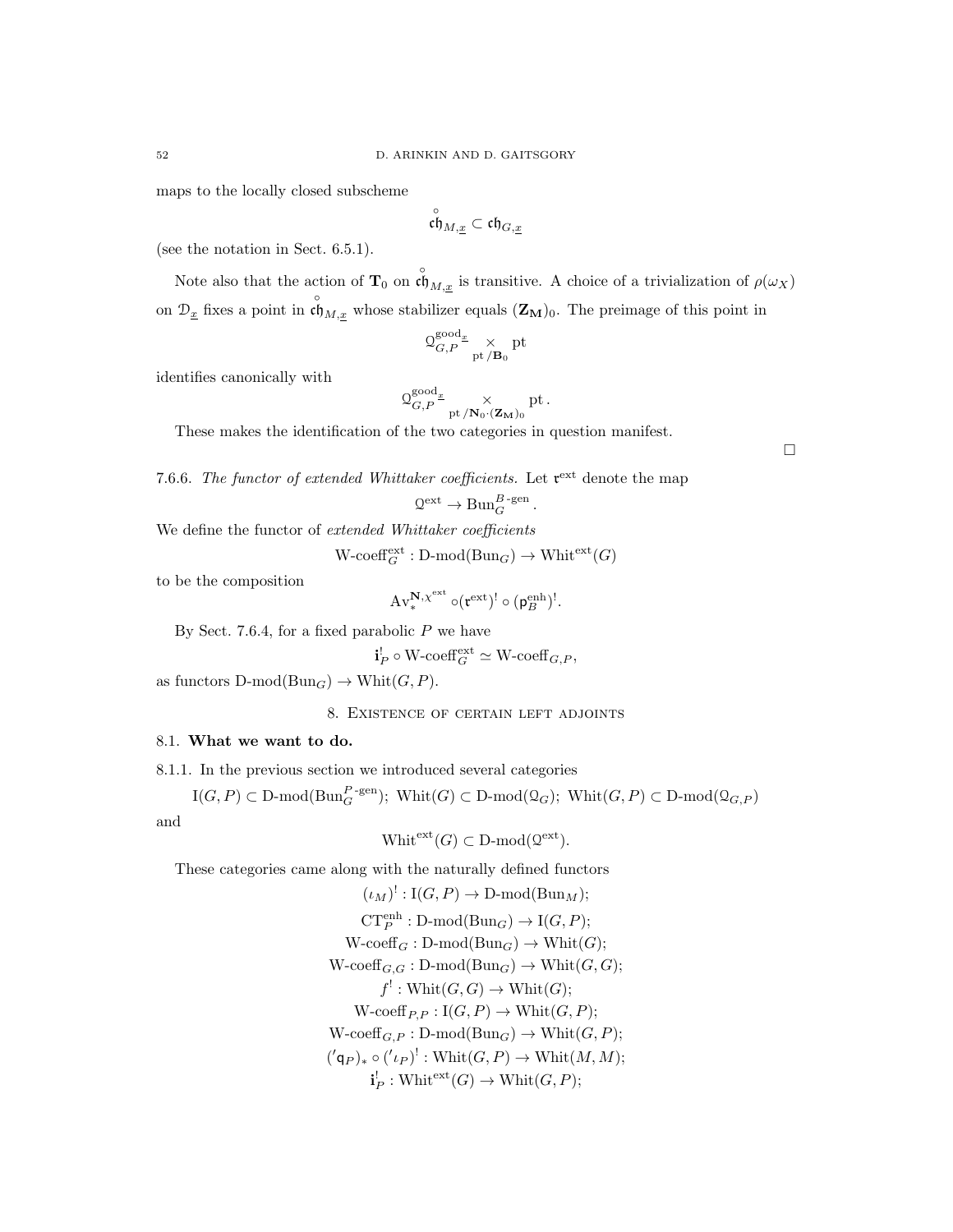maps to the locally closed subscheme

$$\overset{\circ}{\mathfrak{ch}}_{M,\underline{x}} \subset \mathfrak{ch}_{G,\underline{x}}$$

(see the notation in Sect. 6.5.1).

Note also that the action of $\mathbf{T}_0$ on $\overset{\circ}{\mathfrak{ch}}_{M,\underline{x}}$ is transitive. A choice of a trivialization of $\rho(\omega_X)$ on $\mathcal{D}_{\underline{x}}$ fixes a point in $\overset{\circ}{\mathfrak{ch}}_{M,\underline{x}}$ whose stabilizer equals $(\mathbf{Z_M})_0$. The preimage of this point in

$$\mathcal{Q}_{G,P}^{\text{good}_{\underline{x}}} \underset{\text{pt}/\mathbf{B}_0}{\times} \text{pt}$$

identifies canonically with

$$\mathcal{Q}_{G,P}^{\text{good}_{\underline{x}}} \underset{\text{pt}/\mathbf{N}_0\cdot(\mathbf{Z_M})_0}{\times} \text{pt}\,.$$

These makes the identification of the two categories in question manifest.

□

7.6.6. *The functor of extended Whittaker coefficients.* Let $\mathfrak{r}^{\text{ext}}$ denote the map

$$\mathcal{Q}^{\text{ext}} \to \text{Bun}_G^{B\text{-gen}}.$$

We define the functor of *extended Whittaker coefficients*

$$\text{W-coeff}_G^{\text{ext}} : \text{D-mod}(\text{Bun}_G) \to \text{Whit}^{\text{ext}}(G)$$

to be the composition

$$\text{Av}_*^{\mathbf{N},\chi^{\text{ext}}} \circ (\mathfrak{r}^{\text{ext}})^! \circ (\mathfrak{p}_B^{\text{enh}})^!.$$

By Sect. 7.6.4, for a fixed parabolic $P$ we have

$$\mathbf{i}_P^! \circ \text{W-coeff}_G^{\text{ext}} \simeq \text{W-coeff}_{G,P},$$

as functors $\text{D-mod}(\text{Bun}_G) \to \text{Whit}(G,P)$.

## 8. Existence of certain left adjoints

### 8.1. What we want to do.

8.1.1. In the previous section we introduced several categories

$$\text{I}(G,P) \subset \text{D-mod}(\text{Bun}_G^{P\text{-gen}});\ \text{Whit}(G) \subset \text{D-mod}(\mathcal{Q}_G);\ \text{Whit}(G,P) \subset \text{D-mod}(\mathcal{Q}_{G,P})$$

and

$$\text{Whit}^{\text{ext}}(G) \subset \text{D-mod}(\mathcal{Q}^{\text{ext}}).$$

These categories came along with the naturally defined functors

$$(\iota_M)^! : \text{I}(G,P) \to \text{D-mod}(\text{Bun}_M);$$
$$\text{CT}_P^{\text{enh}} : \text{D-mod}(\text{Bun}_G) \to \text{I}(G,P);$$
$$\text{W-coeff}_G : \text{D-mod}(\text{Bun}_G) \to \text{Whit}(G);$$
$$\text{W-coeff}_{G,G} : \text{D-mod}(\text{Bun}_G) \to \text{Whit}(G,G);$$
$$f^! : \text{Whit}(G,G) \to \text{Whit}(G);$$
$$\text{W-coeff}_{P,P} : \text{I}(G,P) \to \text{Whit}(G,P);$$
$$\text{W-coeff}_{G,P} : \text{D-mod}(\text{Bun}_G) \to \text{Whit}(G,P);$$
$$('\mathsf{q}_P)_* \circ ('\iota_P)^! : \text{Whit}(G,P) \to \text{Whit}(M,M);$$
$$\mathbf{i}_P^! : \text{Whit}^{\text{ext}}(G) \to \text{Whit}(G,P);$$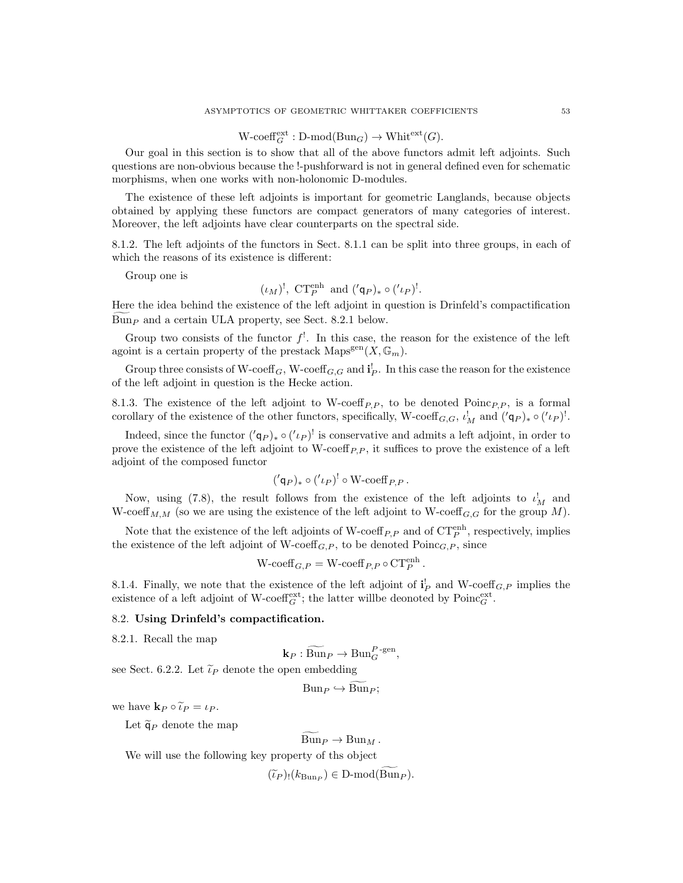$$\text{W-coeff}^{\text{ext}}_G : \text{D-mod}(\text{Bun}_G) \to \text{Whit}^{\text{ext}}(G).$$

Our goal in this section is to show that all of the above functors admit left adjoints. Such questions are non-obvious because the !-pushforward is not in general defined even for schematic morphisms, when one works with non-holonomic D-modules.

The existence of these left adjoints is important for geometric Langlands, because objects obtained by applying these functors are compact generators of many categories of interest. Moreover, the left adjoints have clear counterparts on the spectral side.

8.1.2. The left adjoints of the functors in Sect. 8.1.1 can be split into three groups, in each of which the reasons of its existence is different:

Group one is

$$(\iota_M)^!, \ \text{CT}^{\text{enh}}_P \ \text{and} \ ('\mathsf{q}_P)_* \circ ('\iota_P)^!.$$

Here the idea behind the existence of the left adjoint in question is Drinfeld's compactification $\widetilde{\text{Bun}}_P$ and a certain ULA property, see Sect. 8.2.1 below.

Group two consists of the functor $f^!$. In this case, the reason for the existence of the left agoint is a certain property of the prestack $\text{Maps}^{\text{gen}}(X, \mathbb{G}_m)$.

Group three consists of $\text{W-coeff}_G$, $\text{W-coeff}_{G,G}$ and $\mathbf{i}^!_P$. In this case the reason for the existence of the left adjoint in question is the Hecke action.

8.1.3. The existence of the left adjoint to $\text{W-coeff}_{P,P}$, to be denoted $\text{Poinc}_{P,P}$, is a formal corollary of the existence of the other functors, specifically, $\text{W-coeff}_{G,G}$, $\iota^!_M$ and $('\mathsf{q}_P)_* \circ ('\iota_P)^!$.

Indeed, since the functor $('\mathsf{q}_P)_* \circ ('\iota_P)^!$ is conservative and admits a left adjoint, in order to prove the existence of the left adjoint to $\text{W-coeff}_{P,P}$, it suffices to prove the existence of a left adjoint of the composed functor

$$('\mathsf{q}_P)_* \circ ('\iota_P)^! \circ \text{W-coeff}_{P,P}.$$

Now, using (7.8), the result follows from the existence of the left adjoints to $\iota^!_M$ and $\text{W-coeff}_{M,M}$ (so we are using the existence of the left adjoint to $\text{W-coeff}_{G,G}$ for the group $M$).

Note that the existence of the left adjoints of $\text{W-coeff}_{P,P}$ and of $\text{CT}^{\text{enh}}_P$, respectively, implies the existence of the left adjoint of $\text{W-coeff}_{G,P}$, to be denoted $\text{Poinc}_{G,P}$, since

$$\text{W-coeff}_{G,P} = \text{W-coeff}_{P,P} \circ \text{CT}^{\text{enh}}_P.$$

8.1.4. Finally, we note that the existence of the left adjoint of $\mathbf{i}^!_P$ and $\text{W-coeff}_{G,P}$ implies the existence of a left adjoint of $\text{W-coeff}^{\text{ext}}_G$; the latter willbe deonoted by $\text{Poinc}^{\text{ext}}_G$.

## 8.2. **Using Drinfeld's compactification.**

8.2.1. Recall the map

$$\mathbf{k}_P : \widetilde{\text{Bun}}_P \to \text{Bun}_G^{P\text{-gen}},$$

see Sect. 6.2.2. Let $\widetilde{\iota}_P$ denote the open embedding

$$\text{Bun}_P \hookrightarrow \widetilde{\text{Bun}}_P;$$

we have $\mathbf{k}_P \circ \widetilde{\iota}_P = \iota_P$.

Let $\widetilde{\mathsf{q}}_P$ denote the map

$$\widetilde{\text{Bun}}_P \to \text{Bun}_M.$$

We will use the following key property of ths object

$$(\widetilde{\iota}_P)_!(k_{\text{Bun}_P}) \in \text{D-mod}(\widetilde{\text{Bun}}_P).$$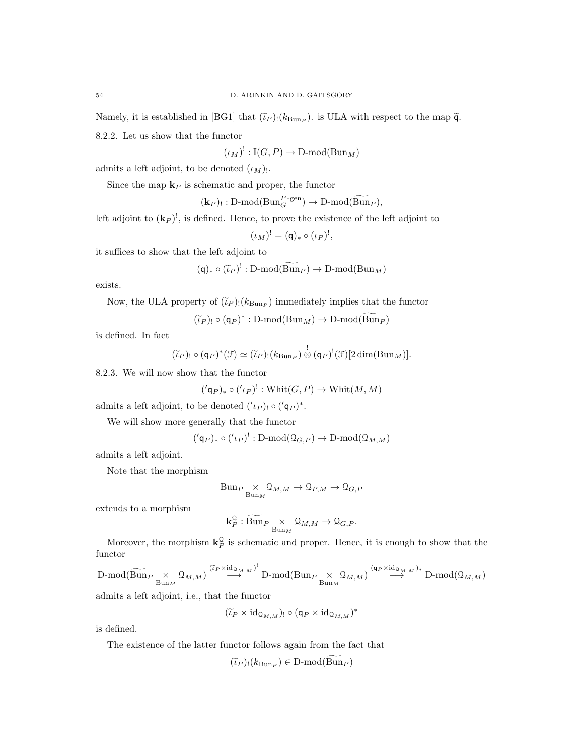Namely, it is established in [BG1] that $(\widetilde{\iota}_P)_!(k_{\mathrm{Bun}_P})$. is ULA with respect to the map $\widetilde{\mathsf{q}}$.

8.2.2. Let us show that the functor

$$(\iota_M)^! : \mathrm{I}(G,P) \to \text{D-mod}(\mathrm{Bun}_M)$$

admits a left adjoint, to be denoted $(\iota_M)_!$.

Since the map $\mathbf{k}_P$ is schematic and proper, the functor

$$(\mathbf{k}_P)_! : \text{D-mod}(\mathrm{Bun}_G^{P\text{-gen}}) \to \text{D-mod}(\widetilde{\mathrm{Bun}}_P),$$

left adjoint to $(\mathbf{k}_P)^!$, is defined. Hence, to prove the existence of the left adjoint to

$$(\iota_M)^! = (\mathsf{q})_* \circ (\iota_P)^!,$$

it suffices to show that the left adjoint to

$$(\mathsf{q})_* \circ (\widetilde{\iota}_P)^! : \text{D-mod}(\widetilde{\mathrm{Bun}}_P) \to \text{D-mod}(\mathrm{Bun}_M)$$

exists.

Now, the ULA property of $(\widetilde{\iota}_P)_!(k_{\mathrm{Bun}_P})$ immediately implies that the functor

$$(\widetilde{\iota}_P)_! \circ (\mathsf{q}_P)^* : \text{D-mod}(\mathrm{Bun}_M) \to \text{D-mod}(\widetilde{\mathrm{Bun}}_P)$$

is defined. In fact

$$(\widetilde{\iota}_P)_! \circ (\mathsf{q}_P)^*(\mathcal{F}) \simeq (\widetilde{\iota}_P)_!(k_{\mathrm{Bun}_P}) \overset{!}{\otimes} (\mathsf{q}_P)^!(\mathcal{F})[2\dim(\mathrm{Bun}_M)].$$

8.2.3. We will now show that the functor

$$({}'\mathsf{q}_P)_* \circ ({}'\iota_P)^! : \mathrm{Whit}(G,P) \to \mathrm{Whit}(M,M)$$

admits a left adjoint, to be denoted $({}'\iota_P)_! \circ ({}'\mathsf{q}_P)^*$.

We will show more generally that the functor

$$({}'\mathsf{q}_P)_* \circ ({}'\iota_P)^! : \text{D-mod}(\mathcal{Q}_{G,P}) \to \text{D-mod}(\mathcal{Q}_{M,M})$$

admits a left adjoint.

Note that the morphism

$$\mathrm{Bun}_P \underset{\mathrm{Bun}_M}{\times} \mathcal{Q}_{M,M} \to \mathcal{Q}_{P,M} \to \mathcal{Q}_{G,P}$$

extends to a morphism

$$\mathbf{k}_P^{\mathcal{Q}} : \widetilde{\mathrm{Bun}}_P \underset{\mathrm{Bun}_M}{\times} \mathcal{Q}_{M,M} \to \mathcal{Q}_{G,P}.$$

Moreover, the morphism $\mathbf{k}_P^{\mathcal{Q}}$ is schematic and proper. Hence, it is enough to show that the functor

$$\text{D-mod}(\widetilde{\mathrm{Bun}}_P \underset{\mathrm{Bun}_M}{\times} \mathcal{Q}_{M,M}) \overset{(\widetilde{\iota}_P \times \mathrm{id}_{\mathcal{Q}_{M,M}})^!}{\longrightarrow} \text{D-mod}(\mathrm{Bun}_P \underset{\mathrm{Bun}_M}{\times} \mathcal{Q}_{M,M}) \overset{(\mathsf{q}_P \times \mathrm{id}_{\mathcal{Q}_{M,M}})_*}{\longrightarrow} \text{D-mod}(\mathcal{Q}_{M,M})$$

admits a left adjoint, i.e., that the functor

$$(\widetilde{\iota}_P \times \mathrm{id}_{\mathcal{Q}_{M,M}})_! \circ (\mathsf{q}_P \times \mathrm{id}_{\mathcal{Q}_{M,M}})^*$$

is defined.

The existence of the latter functor follows again from the fact that

$$(\widetilde{\iota}_P)_!(k_{\mathrm{Bun}_P}) \in \text{D-mod}(\widetilde{\mathrm{Bun}}_P)$$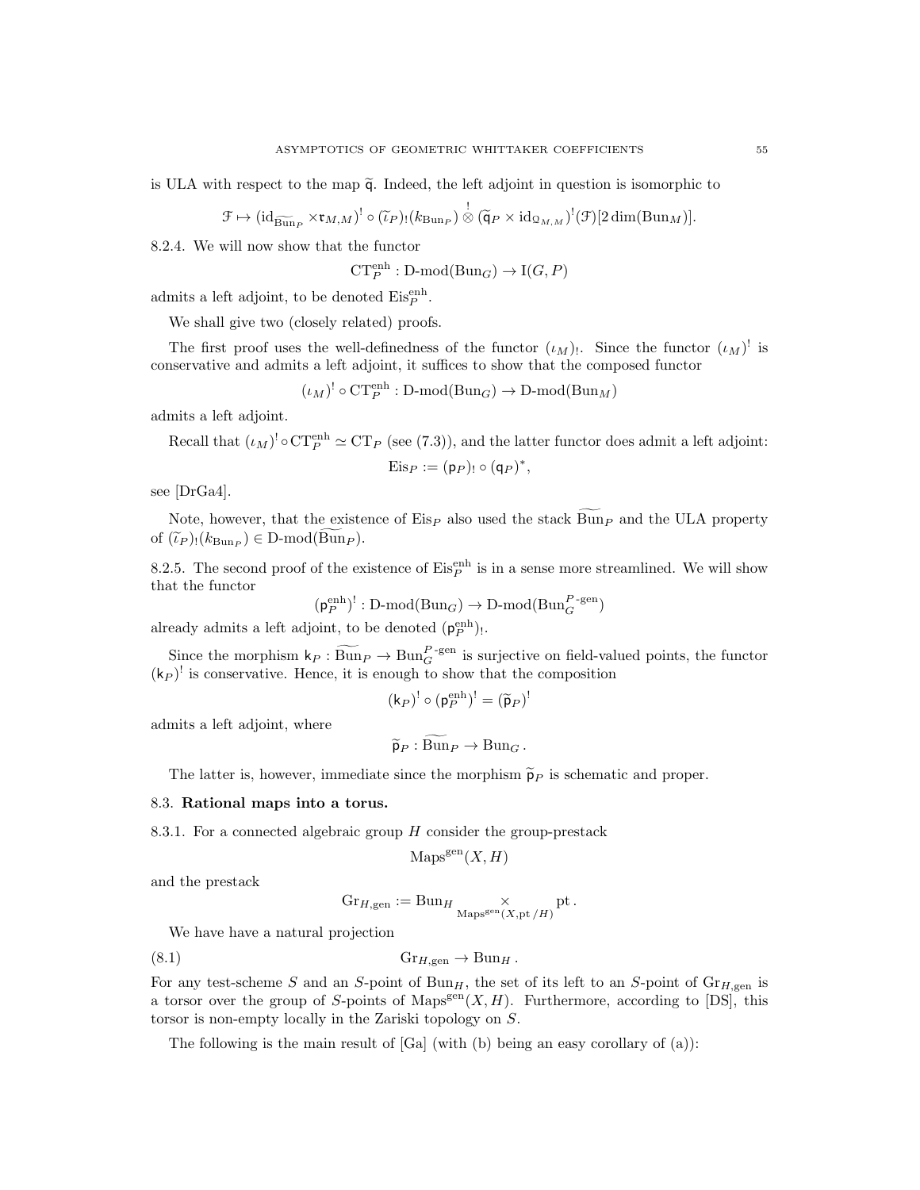is ULA with respect to the map $\widetilde{\mathsf{q}}$. Indeed, the left adjoint in question is isomorphic to

$$\mathcal{F} \mapsto (\mathrm{id}_{\widetilde{\mathrm{Bun}}_P} \times \mathfrak{r}_{M,M})^! \circ (\widetilde{\iota}_P)_!(k_{\mathrm{Bun}_P}) \overset{!}{\otimes} (\widetilde{\mathsf{q}}_P \times \mathrm{id}_{\mathcal{Q}_{M,M}})^!(\mathcal{F})[2\dim(\mathrm{Bun}_M)].$$

8.2.4. We will now show that the functor

$$\mathrm{CT}_P^{\mathrm{enh}} : \text{D-mod}(\mathrm{Bun}_G) \to \mathrm{I}(G,P)$$

admits a left adjoint, to be denoted $\mathrm{Eis}_P^{\mathrm{enh}}$.

We shall give two (closely related) proofs.

The first proof uses the well-definedness of the functor $(\iota_M)_!$. Since the functor $(\iota_M)^!$ is conservative and admits a left adjoint, it suffices to show that the composed functor

$$(\iota_M)^! \circ \mathrm{CT}_P^{\mathrm{enh}} : \text{D-mod}(\mathrm{Bun}_G) \to \text{D-mod}(\mathrm{Bun}_M)$$

admits a left adjoint.

Recall that $(\iota_M)^! \circ \mathrm{CT}_P^{\mathrm{enh}} \simeq \mathrm{CT}_P$ (see (7.3)), and the latter functor does admit a left adjoint:

$$\mathrm{Eis}_P := (\mathsf{p}_P)_! \circ (\mathsf{q}_P)^*,$$

see [DrGa4].

Note, however, that the existence of $\mathrm{Eis}_P$ also used the stack $\widetilde{\mathrm{Bun}}_P$ and the ULA property of $(\widetilde{\iota}_P)_!(k_{\mathrm{Bun}_P}) \in \text{D-mod}(\widetilde{\mathrm{Bun}}_P)$.

8.2.5. The second proof of the existence of $\mathrm{Eis}_P^{\mathrm{enh}}$ is in a sense more streamlined. We will show that the functor

$$(\mathsf{p}_P^{\mathrm{enh}})^! : \text{D-mod}(\mathrm{Bun}_G) \to \text{D-mod}(\mathrm{Bun}_G^{P\text{-gen}})$$

already admits a left adjoint, to be denoted $(\mathsf{p}_P^{\mathrm{enh}})_!$.

Since the morphism $\mathsf{k}_P : \widetilde{\mathrm{Bun}}_P \to \mathrm{Bun}_G^{P\text{-gen}}$ is surjective on field-valued points, the functor $(\mathsf{k}_P)^!$ is conservative. Hence, it is enough to show that the composition

$$(\mathsf{k}_P)^! \circ (\mathsf{p}_P^{\mathrm{enh}})^! = (\widetilde{\mathsf{p}}_P)^!$$

admits a left adjoint, where

$$\widetilde{\mathsf{p}}_P : \widetilde{\mathrm{Bun}}_P \to \mathrm{Bun}_G .$$

The latter is, however, immediate since the morphism $\widetilde{\mathsf{p}}_P$ is schematic and proper.

### 8.3. **Rational maps into a torus.**

8.3.1. For a connected algebraic group $H$ consider the group-prestack

$$\mathrm{Maps}^{\mathrm{gen}}(X, H)$$

and the prestack

$$\mathrm{Gr}_{H,\mathrm{gen}} := \mathrm{Bun}_H \underset{\mathrm{Maps}^{\mathrm{gen}}(X, \mathrm{pt}/H)}{\times} \mathrm{pt} .$$

We have have a natural projection

$$\mathrm{Gr}_{H,\mathrm{gen}} \to \mathrm{Bun}_H . \tag{8.1}$$

For any test-scheme $S$ and an $S$-point of $\mathrm{Bun}_H$, the set of its left to an $S$-point of $\mathrm{Gr}_{H,\mathrm{gen}}$ is a torsor over the group of $S$-points of $\mathrm{Maps}^{\mathrm{gen}}(X, H)$. Furthermore, according to [DS], this torsor is non-empty locally in the Zariski topology on $S$.

The following is the main result of [Ga] (with (b) being an easy corollary of (a)):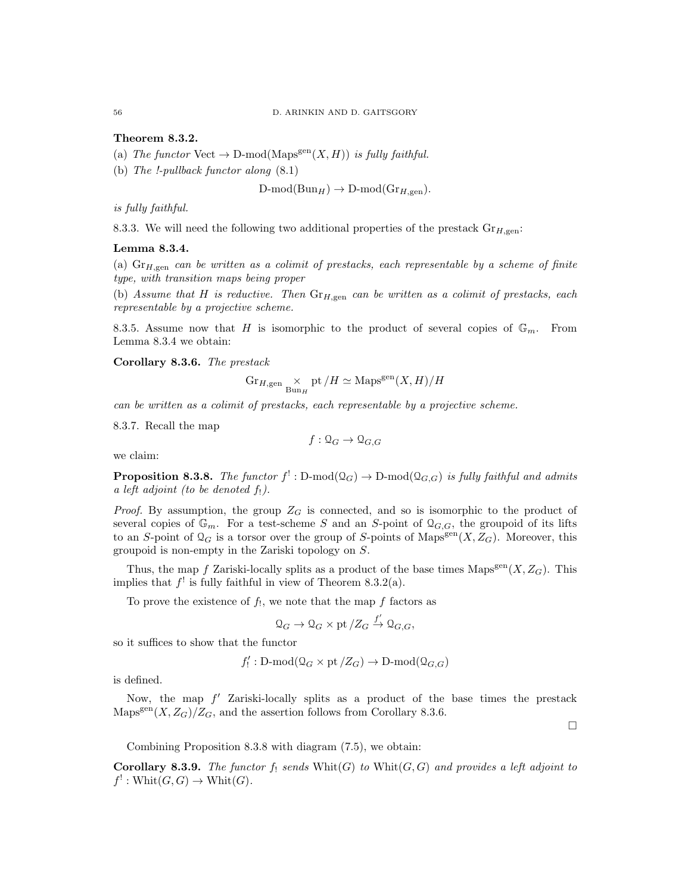**Theorem 8.3.2.**

(a) *The functor* $\mathrm{Vect} \to \text{D-mod}(\mathrm{Maps}^{\mathrm{gen}}(X, H))$ *is fully faithful.*

(b) *The !-pullback functor along* (8.1)

$$\text{D-mod}(\mathrm{Bun}_H) \to \text{D-mod}(\mathrm{Gr}_{H,\mathrm{gen}}).$$

*is fully faithful.*

8.3.3. We will need the following two additional properties of the prestack $\mathrm{Gr}_{H,\mathrm{gen}}$:

**Lemma 8.3.4.**

(a) $\mathrm{Gr}_{H,\mathrm{gen}}$ *can be written as a colimit of prestacks, each representable by a scheme of finite type, with transition maps being proper*

(b) *Assume that* $H$ *is reductive. Then* $\mathrm{Gr}_{H,\mathrm{gen}}$ *can be written as a colimit of prestacks, each representable by a projective scheme.*

8.3.5. Assume now that $H$ is isomorphic to the product of several copies of $\mathbb{G}_m$. From Lemma 8.3.4 we obtain:

**Corollary 8.3.6.** *The prestack*

$$\mathrm{Gr}_{H,\mathrm{gen}} \underset{\mathrm{Bun}_H}{\times} \mathrm{pt}/H \simeq \mathrm{Maps}^{\mathrm{gen}}(X, H)/H$$

*can be written as a colimit of prestacks, each representable by a projective scheme.*

8.3.7. Recall the map

$$f : \mathcal{Q}_G \to \mathcal{Q}_{G,G}$$

we claim:

**Proposition 8.3.8.** *The functor* $f^! : \text{D-mod}(\mathcal{Q}_G) \to \text{D-mod}(\mathcal{Q}_{G,G})$ *is fully faithful and admits a left adjoint (to be denoted* $f_!$*).*

*Proof.* By assumption, the group $Z_G$ is connected, and so is isomorphic to the product of several copies of $\mathbb{G}_m$. For a test-scheme $S$ and an $S$-point of $\mathcal{Q}_{G,G}$, the groupoid of its lifts to an $S$-point of $\mathcal{Q}_G$ is a torsor over the group of $S$-points of $\mathrm{Maps}^{\mathrm{gen}}(X, Z_G)$. Moreover, this groupoid is non-empty in the Zariski topology on $S$.

Thus, the map $f$ Zariski-locally splits as a product of the base times $\mathrm{Maps}^{\mathrm{gen}}(X, Z_G)$. This implies that $f^!$ is fully faithful in view of Theorem 8.3.2(a).

To prove the existence of $f_!$, we note that the map $f$ factors as

$$\mathcal{Q}_G \to \mathcal{Q}_G \times \mathrm{pt}/Z_G \xrightarrow{f'} \mathcal{Q}_{G,G},$$

so it suffices to show that the functor

$$f'_! : \text{D-mod}(\mathcal{Q}_G \times \mathrm{pt}/Z_G) \to \text{D-mod}(\mathcal{Q}_{G,G})$$

is defined.

Now, the map $f'$ Zariski-locally splits as a product of the base times the prestack $\mathrm{Maps}^{\mathrm{gen}}(X, Z_G)/Z_G$, and the assertion follows from Corollary 8.3.6.

□

Combining Proposition 8.3.8 with diagram (7.5), we obtain:

**Corollary 8.3.9.** *The functor* $f_!$ *sends* $\mathrm{Whit}(G)$ *to* $\mathrm{Whit}(G, G)$ *and provides a left adjoint to* $f^! : \mathrm{Whit}(G, G) \to \mathrm{Whit}(G)$.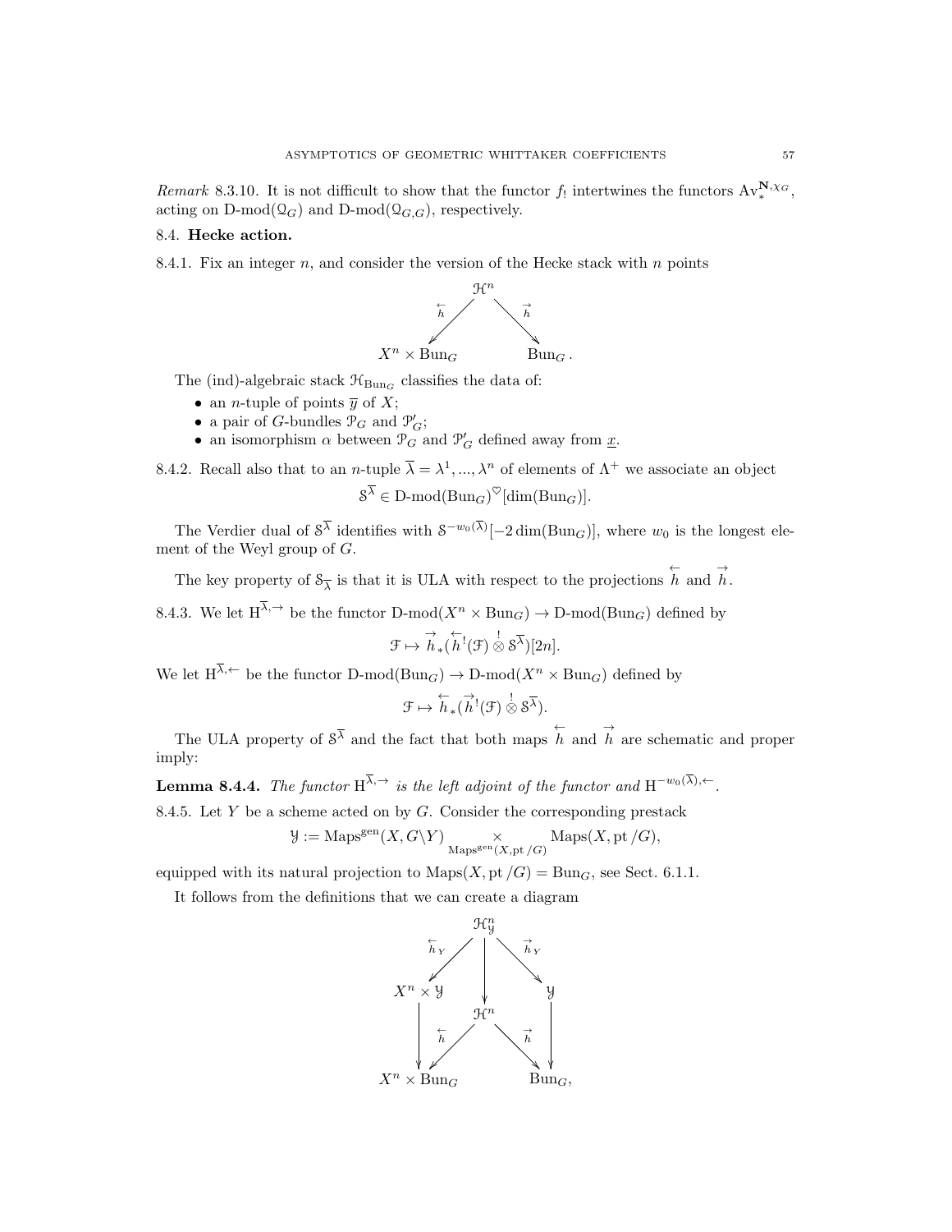*Remark* 8.3.10. It is not difficult to show that the functor $f_!$ intertwines the functors $\mathrm{Av}_*^{\mathbf{N},\chi_G}$, acting on $\text{D-mod}(\mathcal{Q}_G)$ and $\text{D-mod}(\mathcal{Q}_{G,G})$, respectively.

## 8.4. **Hecke action.**

8.4.1. Fix an integer $n$, and consider the version of the Hecke stack with $n$ points

$$
\begin{array}{ccc}
 & \mathcal{H}^n & \\
\overset{\leftarrow}{h} \swarrow & & \searrow \overset{\rightarrow}{h} \\
X^n \times \mathrm{Bun}_G & & \mathrm{Bun}_G .
\end{array}
$$

The (ind)-algebraic stack $\mathcal{H}_{\mathrm{Bun}_G}$ classifies the data of:

- an $n$-tuple of points $\overline{y}$ of $X$;
- a pair of $G$-bundles $\mathcal{P}_G$ and $\mathcal{P}'_G$;
- an isomorphism $\alpha$ between $\mathcal{P}_G$ and $\mathcal{P}'_G$ defined away from $\underline{x}$.

8.4.2. Recall also that to an $n$-tuple $\overline{\lambda} = \lambda^1, ..., \lambda^n$ of elements of $\Lambda^+$ we associate an object

$$\mathcal{S}^{\overline{\lambda}} \in \text{D-mod}(\mathrm{Bun}_G)^{\heartsuit}[\dim(\mathrm{Bun}_G)].$$

The Verdier dual of $\mathcal{S}^{\overline{\lambda}}$ identifies with $\mathcal{S}^{-w_0(\overline{\lambda})}[-2\dim(\mathrm{Bun}_G)]$, where $w_0$ is the longest element of the Weyl group of $G$.

The key property of $\mathcal{S}_{\overline{\lambda}}$ is that it is ULA with respect to the projections $\overset{\leftarrow}{h}$ and $\overset{\rightarrow}{h}$.

8.4.3. We let $\mathrm{H}^{\overline{\lambda},\rightarrow}$ be the functor $\text{D-mod}(X^n \times \mathrm{Bun}_G) \to \text{D-mod}(\mathrm{Bun}_G)$ defined by

$$\mathcal{F} \mapsto \overset{\rightarrow}{h}_*(\overset{\leftarrow}{h}{}^!(\mathcal{F}) \overset{!}{\otimes} \mathcal{S}^{\overline{\lambda}})[2n].$$

We let $\mathrm{H}^{\overline{\lambda},\leftarrow}$ be the functor $\text{D-mod}(\mathrm{Bun}_G) \to \text{D-mod}(X^n \times \mathrm{Bun}_G)$ defined by

$$\mathcal{F} \mapsto \overset{\leftarrow}{h}_*(\overset{\rightarrow}{h}{}^!(\mathcal{F}) \overset{!}{\otimes} \mathcal{S}^{\overline{\lambda}}).$$

The ULA property of $\mathcal{S}^{\overline{\lambda}}$ and the fact that both maps $\overset{\leftarrow}{h}$ and $\overset{\rightarrow}{h}$ are schematic and proper imply:

**Lemma 8.4.4.** *The functor* $\mathrm{H}^{\overline{\lambda},\rightarrow}$ *is the left adjoint of the functor and* $\mathrm{H}^{-w_0(\overline{\lambda}),\leftarrow}$.

8.4.5. Let $Y$ be a scheme acted on by $G$. Consider the corresponding prestack

$$\mathcal{Y} := \mathrm{Maps}^{\mathrm{gen}}(X, G\backslash Y) \underset{\mathrm{Maps}^{\mathrm{gen}}(X,\mathrm{pt}/G)}{\times} \mathrm{Maps}(X, \mathrm{pt}/G),$$

equipped with its natural projection to $\mathrm{Maps}(X, \mathrm{pt}/G) = \mathrm{Bun}_G$, see Sect. 6.1.1.

It follows from the definitions that we can create a diagram

$$
\begin{array}{ccccc}
 & & \mathcal{H}^n_{\mathcal{Y}} & & \\
 & \overset{\leftarrow}{h}_Y \swarrow & \downarrow & \searrow \overset{\rightarrow}{h}_Y & \\
X^n \times \mathcal{Y} & & \mathcal{H}^n & & \mathcal{Y} \\
\downarrow & \overset{\leftarrow}{h} \swarrow & & \searrow \overset{\rightarrow}{h} & \downarrow \\
X^n \times \mathrm{Bun}_G & & & & \mathrm{Bun}_G,
\end{array}
$$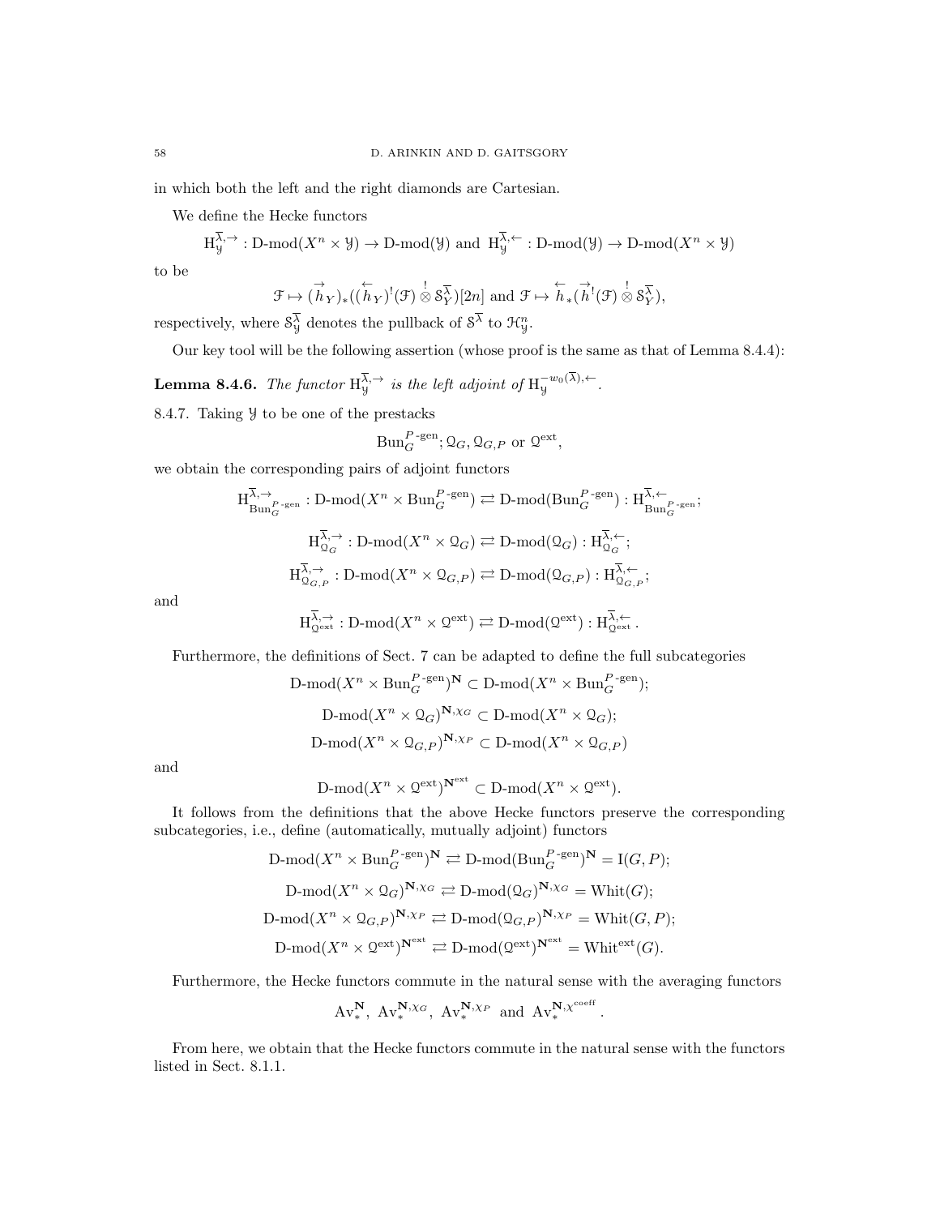in which both the left and the right diamonds are Cartesian.

We define the Hecke functors

$$\mathrm{H}^{\overline{\lambda},\to}_{\mathcal{Y}} : \text{D-mod}(X^n \times \mathcal{Y}) \to \text{D-mod}(\mathcal{Y}) \text{ and } \mathrm{H}^{\overline{\lambda},\leftarrow}_{\mathcal{Y}} : \text{D-mod}(\mathcal{Y}) \to \text{D-mod}(X^n \times \mathcal{Y})$$

to be

$$\mathcal{F} \mapsto (\overrightarrow{h}_Y)_*((\overleftarrow{h}_Y)^!(\mathcal{F}) \overset{!}{\otimes} \mathcal{S}^{\overline{\lambda}}_Y)[2n] \text{ and } \mathcal{F} \mapsto \overleftarrow{h}_*(\overrightarrow{h}^!(\mathcal{F}) \overset{!}{\otimes} \mathcal{S}^{\overline{\lambda}}_Y),$$

respectively, where $\mathcal{S}^{\overline{\lambda}}_{\mathcal{Y}}$ denotes the pullback of $\mathcal{S}^{\overline{\lambda}}$ to $\mathcal{H}^n_{\mathcal{Y}}$.

Our key tool will be the following assertion (whose proof is the same as that of Lemma 8.4.4):

**Lemma 8.4.6.** *The functor* $\mathrm{H}^{\overline{\lambda},\to}_{\mathcal{Y}}$ *is the left adjoint of* $\mathrm{H}^{-w_0(\overline{\lambda}),\leftarrow}_{\mathcal{Y}}$.

8.4.7. Taking $\mathcal{Y}$ to be one of the prestacks

$$\mathrm{Bun}_G^{P\text{-gen}}; \mathcal{Q}_G, \mathcal{Q}_{G,P} \text{ or } \mathcal{Q}^{\mathrm{ext}},$$

we obtain the corresponding pairs of adjoint functors

$$\mathrm{H}^{\overline{\lambda},\to}_{\mathrm{Bun}_G^{P\text{-gen}}} : \text{D-mod}(X^n \times \mathrm{Bun}_G^{P\text{-gen}}) \rightleftarrows \text{D-mod}(\mathrm{Bun}_G^{P\text{-gen}}) : \mathrm{H}^{\overline{\lambda},\leftarrow}_{\mathrm{Bun}_G^{P\text{-gen}}};$$

$$\mathrm{H}^{\overline{\lambda},\to}_{\mathcal{Q}_G} : \text{D-mod}(X^n \times \mathcal{Q}_G) \rightleftarrows \text{D-mod}(\mathcal{Q}_G) : \mathrm{H}^{\overline{\lambda},\leftarrow}_{\mathcal{Q}_G};$$

$$\mathrm{H}^{\overline{\lambda},\to}_{\mathcal{Q}_{G,P}} : \text{D-mod}(X^n \times \mathcal{Q}_{G,P}) \rightleftarrows \text{D-mod}(\mathcal{Q}_{G,P}) : \mathrm{H}^{\overline{\lambda},\leftarrow}_{\mathcal{Q}_{G,P}};$$

and

$$\mathrm{H}^{\overline{\lambda},\to}_{\mathcal{Q}^{\mathrm{ext}}} : \text{D-mod}(X^n \times \mathcal{Q}^{\mathrm{ext}}) \rightleftarrows \text{D-mod}(\mathcal{Q}^{\mathrm{ext}}) : \mathrm{H}^{\overline{\lambda},\leftarrow}_{\mathcal{Q}^{\mathrm{ext}}}.$$

Furthermore, the definitions of Sect. 7 can be adapted to define the full subcategories

$$\text{D-mod}(X^n \times \mathrm{Bun}_G^{P\text{-gen}})^{\mathbf{N}} \subset \text{D-mod}(X^n \times \mathrm{Bun}_G^{P\text{-gen}});$$

$$\text{D-mod}(X^n \times \mathcal{Q}_G)^{\mathbf{N},\chi_G} \subset \text{D-mod}(X^n \times \mathcal{Q}_G);$$

$$\text{D-mod}(X^n \times \mathcal{Q}_{G,P})^{\mathbf{N},\chi_P} \subset \text{D-mod}(X^n \times \mathcal{Q}_{G,P})$$

and

$$\text{D-mod}(X^n \times \mathcal{Q}^{\mathrm{ext}})^{\mathbf{N}^{\mathrm{ext}}} \subset \text{D-mod}(X^n \times \mathcal{Q}^{\mathrm{ext}}).$$

It follows from the definitions that the above Hecke functors preserve the corresponding subcategories, i.e., define (automatically, mutually adjoint) functors

$$\text{D-mod}(X^n \times \mathrm{Bun}_G^{P\text{-gen}})^{\mathbf{N}} \rightleftarrows \text{D-mod}(\mathrm{Bun}_G^{P\text{-gen}})^{\mathbf{N}} = \mathrm{I}(G,P);$$

$$\text{D-mod}(X^n \times \mathcal{Q}_G)^{\mathbf{N},\chi_G} \rightleftarrows \text{D-mod}(\mathcal{Q}_G)^{\mathbf{N},\chi_G} = \mathrm{Whit}(G);$$

$$\text{D-mod}(X^n \times \mathcal{Q}_{G,P})^{\mathbf{N},\chi_P} \rightleftarrows \text{D-mod}(\mathcal{Q}_{G,P})^{\mathbf{N},\chi_P} = \mathrm{Whit}(G,P);$$

$$\text{D-mod}(X^n \times \mathcal{Q}^{\mathrm{ext}})^{\mathbf{N}^{\mathrm{ext}}} \rightleftarrows \text{D-mod}(\mathcal{Q}^{\mathrm{ext}})^{\mathbf{N}^{\mathrm{ext}}} = \mathrm{Whit}^{\mathrm{ext}}(G).$$

Furthermore, the Hecke functors commute in the natural sense with the averaging functors

$$\mathrm{Av}^{\mathbf{N}}_*, \ \mathrm{Av}^{\mathbf{N},\chi_G}_*, \ \mathrm{Av}^{\mathbf{N},\chi_P}_* \text{ and } \mathrm{Av}^{\mathbf{N},\chi^{\mathrm{coeff}}}_*.$$

From here, we obtain that the Hecke functors commute in the natural sense with the functors listed in Sect. 8.1.1.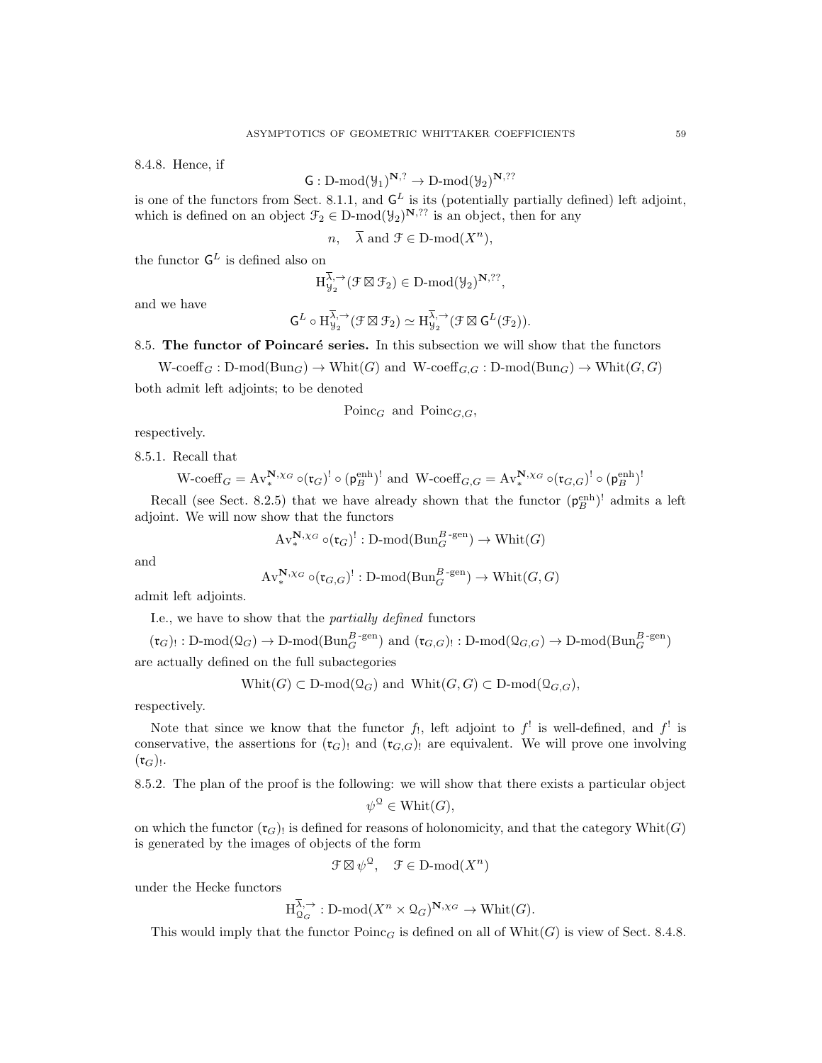8.4.8. Hence, if

$$\mathsf{G} : \text{D-mod}(\mathcal{Y}_1)^{\mathbf{N},?} \to \text{D-mod}(\mathcal{Y}_2)^{\mathbf{N},??}$$

is one of the functors from Sect. 8.1.1, and $\mathsf{G}^L$ is its (potentially partially defined) left adjoint, which is defined on an object $\mathcal{F}_2 \in \text{D-mod}(\mathcal{Y}_2)^{\mathbf{N},??}$ is an object, then for any

$$n, \quad \overline{\lambda} \text{ and } \mathcal{F} \in \text{D-mod}(X^n),$$

the functor $\mathsf{G}^L$ is defined also on

$$\mathrm{H}^{\overline{\lambda},\to}_{\mathcal{Y}_2}(\mathcal{F} \boxtimes \mathcal{F}_2) \in \text{D-mod}(\mathcal{Y}_2)^{\mathbf{N},??},$$

and we have

$$\mathsf{G}^L \circ \mathrm{H}^{\overline{\lambda},\to}_{\mathcal{Y}_2}(\mathcal{F} \boxtimes \mathcal{F}_2) \simeq \mathrm{H}^{\overline{\lambda},\to}_{\mathcal{Y}_2}(\mathcal{F} \boxtimes \mathsf{G}^L(\mathcal{F}_2)).$$

8.5. **The functor of Poincaré series.** In this subsection we will show that the functors

$$\text{W-coeff}_G : \text{D-mod}(\text{Bun}_G) \to \text{Whit}(G) \text{ and } \text{W-coeff}_{G,G} : \text{D-mod}(\text{Bun}_G) \to \text{Whit}(G,G)$$

both admit left adjoints; to be denoted

$$\text{Poinc}_G \text{ and } \text{Poinc}_{G,G},$$

respectively.

8.5.1. Recall that

$$\text{W-coeff}_G = \text{Av}^{\mathbf{N},\chi_G}_* \circ (\mathfrak{r}_G)^! \circ (\mathsf{p}^{\text{enh}}_B)^! \text{ and } \text{W-coeff}_{G,G} = \text{Av}^{\mathbf{N},\chi_G}_* \circ (\mathfrak{r}_{G,G})^! \circ (\mathsf{p}^{\text{enh}}_B)^!$$

Recall (see Sect. 8.2.5) that we have already shown that the functor $(\mathsf{p}^{\text{enh}}_B)^!$ admits a left adjoint. We will now show that the functors

$$\text{Av}^{\mathbf{N},\chi_G}_* \circ (\mathfrak{r}_G)^! : \text{D-mod}(\text{Bun}_G^{B\text{-gen}}) \to \text{Whit}(G)$$

and

$$\text{Av}^{\mathbf{N},\chi_G}_* \circ (\mathfrak{r}_{G,G})^! : \text{D-mod}(\text{Bun}_G^{B\text{-gen}}) \to \text{Whit}(G,G)$$

admit left adjoints.

I.e., we have to show that the *partially defined* functors

$$(\mathfrak{r}_G)_! : \text{D-mod}(\mathcal{Q}_G) \to \text{D-mod}(\text{Bun}_G^{B\text{-gen}}) \text{ and } (\mathfrak{r}_{G,G})_! : \text{D-mod}(\mathcal{Q}_{G,G}) \to \text{D-mod}(\text{Bun}_G^{B\text{-gen}})$$

are actually defined on the full subactegories

$$\text{Whit}(G) \subset \text{D-mod}(\mathcal{Q}_G) \text{ and } \text{Whit}(G,G) \subset \text{D-mod}(\mathcal{Q}_{G,G}),$$

respectively.

Note that since we know that the functor $f_!$, left adjoint to $f^!$ is well-defined, and $f^!$ is conservative, the assertions for $(\mathfrak{r}_G)_!$ and $(\mathfrak{r}_{G,G})_!$ are equivalent. We will prove one involving $(\mathfrak{r}_G)_!$.

8.5.2. The plan of the proof is the following: we will show that there exists a particular object

$$\psi^{\mathcal{Q}} \in \text{Whit}(G),$$

on which the functor $(\mathfrak{r}_G)_!$ is defined for reasons of holonomicity, and that the category $\text{Whit}(G)$ is generated by the images of objects of the form

$$\mathcal{F} \boxtimes \psi^{\mathcal{Q}}, \quad \mathcal{F} \in \text{D-mod}(X^n)$$

under the Hecke functors

$$\mathrm{H}^{\overline{\lambda},\to}_{\mathcal{Q}_G} : \text{D-mod}(X^n \times \mathcal{Q}_G)^{\mathbf{N},\chi_G} \to \text{Whit}(G).$$

This would imply that the functor $\text{Poinc}_G$ is defined on all of $\text{Whit}(G)$ is view of Sect. 8.4.8.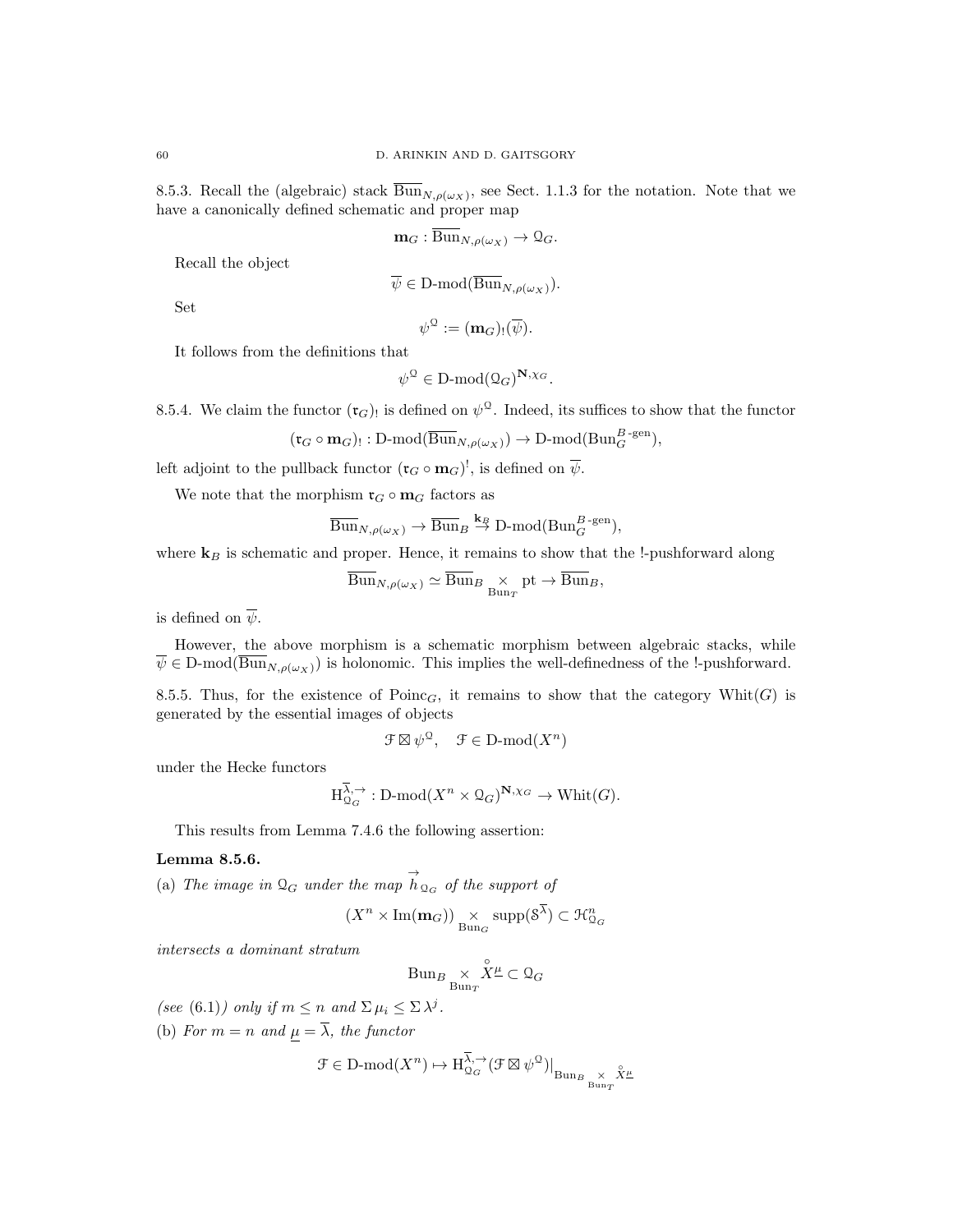8.5.3. Recall the (algebraic) stack $\overline{\mathrm{Bun}}_{N,\rho(\omega_X)}$, see Sect. 1.1.3 for the notation. Note that we have a canonically defined schematic and proper map

$$\mathbf{m}_G : \overline{\mathrm{Bun}}_{N,\rho(\omega_X)} \to \mathcal{Q}_G.$$

Recall the object

$$\overline{\psi} \in \text{D-mod}(\overline{\mathrm{Bun}}_{N,\rho(\omega_X)}).$$

Set

$$\psi^{\mathcal{Q}} := (\mathbf{m}_G)_!(\overline{\psi}).$$

It follows from the definitions that

$$\psi^{\mathcal{Q}} \in \text{D-mod}(\mathcal{Q}_G)^{\mathbf{N},\chi_G}.$$

8.5.4. We claim the functor $(\mathfrak{r}_G)_!$ is defined on $\psi^{\mathcal{Q}}$. Indeed, its suffices to show that the functor

$$(\mathfrak{r}_G \circ \mathbf{m}_G)_! : \text{D-mod}(\overline{\mathrm{Bun}}_{N,\rho(\omega_X)}) \to \text{D-mod}(\mathrm{Bun}_G^{B\text{-gen}}),$$

left adjoint to the pullback functor $(\mathfrak{r}_G \circ \mathbf{m}_G)^!$, is defined on $\overline{\psi}$.

We note that the morphism $\mathfrak{r}_G \circ \mathbf{m}_G$ factors as

$$\overline{\mathrm{Bun}}_{N,\rho(\omega_X)} \to \overline{\mathrm{Bun}}_B \overset{\mathbf{k}_B}{\to} \text{D-mod}(\mathrm{Bun}_G^{B\text{-gen}}),$$

where $\mathbf{k}_B$ is schematic and proper. Hence, it remains to show that the !-pushforward along

$$\overline{\mathrm{Bun}}_{N,\rho(\omega_X)} \simeq \overline{\mathrm{Bun}}_B \underset{\mathrm{Bun}_T}{\times} \mathrm{pt} \to \overline{\mathrm{Bun}}_B,$$

is defined on $\overline{\psi}$.

However, the above morphism is a schematic morphism between algebraic stacks, while $\overline{\psi} \in \text{D-mod}(\overline{\mathrm{Bun}}_{N,\rho(\omega_X)})$ is holonomic. This implies the well-definedness of the !-pushforward.

8.5.5. Thus, for the existence of $\mathrm{Poinc}_G$, it remains to show that the category $\mathrm{Whit}(G)$ is generated by the essential images of objects

$$\mathcal{F} \boxtimes \psi^{\mathcal{Q}}, \quad \mathcal{F} \in \text{D-mod}(X^n)$$

under the Hecke functors

$$\mathrm{H}_{\mathcal{Q}_G}^{\overline{\lambda},\to} : \text{D-mod}(X^n \times \mathcal{Q}_G)^{\mathbf{N},\chi_G} \to \mathrm{Whit}(G).$$

This results from Lemma 7.4.6 the following assertion:

**Lemma 8.5.6.**
(a) *The image in $\mathcal{Q}_G$ under the map $\overset{\to}{h}_{\mathcal{Q}_G}$ of the support of*

$$(X^n \times \mathrm{Im}(\mathbf{m}_G)) \underset{\mathrm{Bun}_G}{\times} \mathrm{supp}(\mathcal{S}^{\overline{\lambda}}) \subset \mathcal{H}^n_{\mathcal{Q}_G}$$

*intersects a dominant stratum*

$$\mathrm{Bun}_B \underset{\mathrm{Bun}_T}{\times} \overset{\circ}{X}{}^{\underline{\mu}} \subset \mathcal{Q}_G$$

*(see (6.1)) only if $m \leq n$ and $\Sigma\, \mu_i \leq \Sigma\, \lambda^j$.*
(b) *For $m = n$ and $\underline{\mu} = \overline{\lambda}$, the functor*

$$\mathcal{F} \in \text{D-mod}(X^n) \mapsto \mathrm{H}_{\mathcal{Q}_G}^{\overline{\lambda},\to}(\mathcal{F} \boxtimes \psi^{\mathcal{Q}})|_{\mathrm{Bun}_B \underset{\mathrm{Bun}_T}{\times} \overset{\circ}{X}{}^{\underline{\mu}}}$$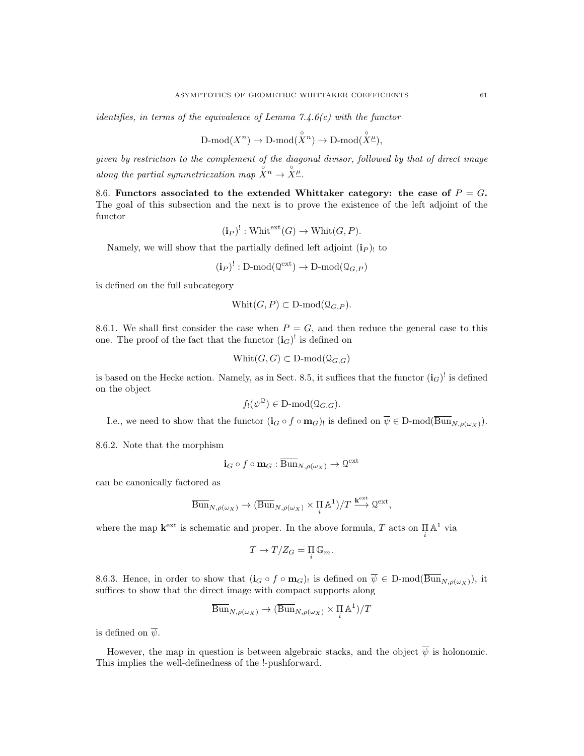*identifies, in terms of the equivalence of Lemma 7.4.6(c) with the functor*

$$\text{D-mod}(X^n) \to \text{D-mod}(\overset{\circ}{X}{}^n) \to \text{D-mod}(\overset{\circ}{X}{}^{\underline{\mu}}),$$

*given by restriction to the complement of the diagonal divisor, followed by that of direct image along the partial symmetriczation map $\overset{\circ}{X}{}^n \to \overset{\circ}{X}{}^{\underline{\mu}}$.*

**8.6. Functors associated to the extended Whittaker category: the case of $P = G$.** The goal of this subsection and the next is to prove the existence of the left adjoint of the functor

$$(\mathbf{i}_P)^! : \text{Whit}^{\text{ext}}(G) \to \text{Whit}(G, P).$$

Namely, we will show that the partially defined left adjoint $(\mathbf{i}_P)_!$ to

$$(\mathbf{i}_P)^! : \text{D-mod}(\mathcal{Q}^{\text{ext}}) \to \text{D-mod}(\mathcal{Q}_{G,P})$$

is defined on the full subcategory

$$\text{Whit}(G, P) \subset \text{D-mod}(\mathcal{Q}_{G,P}).$$

8.6.1. We shall first consider the case when $P = G$, and then reduce the general case to this one. The proof of the fact that the functor $(\mathbf{i}_G)^!$ is defined on

$$\text{Whit}(G, G) \subset \text{D-mod}(\mathcal{Q}_{G,G})$$

is based on the Hecke action. Namely, as in Sect. 8.5, it suffices that the functor $(\mathbf{i}_G)^!$ is defined on the object

$$f_!(\psi^{\mathcal{Q}}) \in \text{D-mod}(\mathcal{Q}_{G,G}).$$

I.e., we need to show that the functor $(\mathbf{i}_G \circ f \circ \mathbf{m}_G)_!$ is defined on $\overline{\psi} \in \text{D-mod}(\overline{\text{Bun}}_{N,\rho(\omega_X)})$.

8.6.2. Note that the morphism

$$\mathbf{i}_G \circ f \circ \mathbf{m}_G : \overline{\text{Bun}}_{N,\rho(\omega_X)} \to \mathcal{Q}^{\text{ext}}$$

can be canonically factored as

$$\overline{\text{Bun}}_{N,\rho(\omega_X)} \to (\overline{\text{Bun}}_{N,\rho(\omega_X)} \times \underset{i}{\Pi}\, \mathbb{A}^1)/T \overset{\mathbf{k}^{\text{ext}}}{\longrightarrow} \mathcal{Q}^{\text{ext}},$$

where the map $\mathbf{k}^{\text{ext}}$ is schematic and proper. In the above formula, $T$ acts on $\underset{i}{\Pi}\, \mathbb{A}^1$ via

$$T \to T/Z_G = \underset{i}{\Pi}\, \mathbb{G}_m.$$

8.6.3. Hence, in order to show that $(\mathbf{i}_G \circ f \circ \mathbf{m}_G)_!$ is defined on $\overline{\psi} \in \text{D-mod}(\overline{\text{Bun}}_{N,\rho(\omega_X)})$, it suffices to show that the direct image with compact supports along

$$\overline{\text{Bun}}_{N,\rho(\omega_X)} \to (\overline{\text{Bun}}_{N,\rho(\omega_X)} \times \underset{i}{\Pi}\, \mathbb{A}^1)/T$$

is defined on $\overline{\psi}$.

However, the map in question is between algebraic stacks, and the object $\overline{\psi}$ is holonomic. This implies the well-definedness of the !-pushforward.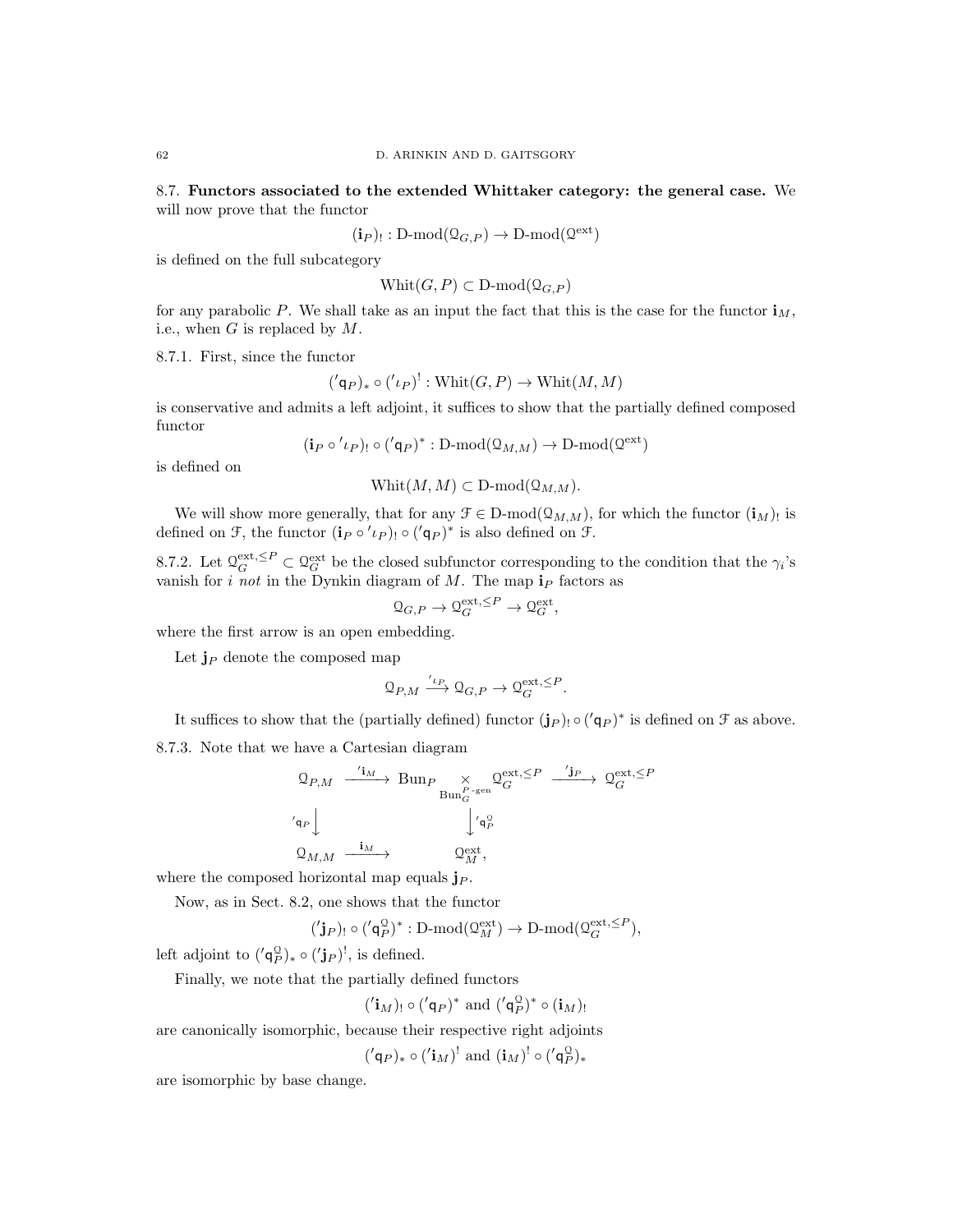8.7. **Functors associated to the extended Whittaker category: the general case.** We will now prove that the functor

$$(\mathbf{i}_P)_! : \text{D-mod}(\mathcal{Q}_{G,P}) \to \text{D-mod}(\mathcal{Q}^{\text{ext}})$$

is defined on the full subcategory

$$\text{Whit}(G,P) \subset \text{D-mod}(\mathcal{Q}_{G,P})$$

for any parabolic $P$. We shall take as an input the fact that this is the case for the functor $\mathbf{i}_M$, i.e., when $G$ is replaced by $M$.

8.7.1. First, since the functor

$$('\mathsf{q}_P)_* \circ ('\iota_P)^! : \text{Whit}(G,P) \to \text{Whit}(M,M)$$

is conservative and admits a left adjoint, it suffices to show that the partially defined composed functor

$$(\mathbf{i}_P \circ {}'\iota_P)_! \circ ('\mathsf{q}_P)^* : \text{D-mod}(\mathcal{Q}_{M,M}) \to \text{D-mod}(\mathcal{Q}^{\text{ext}})$$

is defined on

$$\text{Whit}(M,M) \subset \text{D-mod}(\mathcal{Q}_{M,M}).$$

We will show more generally, that for any $\mathcal{F} \in \text{D-mod}(\mathcal{Q}_{M,M})$, for which the functor $(\mathbf{i}_M)_!$ is defined on $\mathcal{F}$, the functor $(\mathbf{i}_P \circ {}'\iota_P)_! \circ ('\mathsf{q}_P)^*$ is also defined on $\mathcal{F}$.

8.7.2. Let $\mathcal{Q}_G^{\text{ext},\leq P} \subset \mathcal{Q}_G^{\text{ext}}$ be the closed subfunctor corresponding to the condition that the $\gamma_i$'s vanish for $i$ *not* in the Dynkin diagram of $M$. The map $\mathbf{i}_P$ factors as

$$\mathcal{Q}_{G,P} \to \mathcal{Q}_G^{\text{ext},\leq P} \to \mathcal{Q}_G^{\text{ext}},$$

where the first arrow is an open embedding.

Let $\mathbf{j}_P$ denote the composed map

$$\mathcal{Q}_{P,M} \xrightarrow{'\iota_P} \mathcal{Q}_{G,P} \to \mathcal{Q}_G^{\text{ext},\leq P}.$$

It suffices to show that the (partially defined) functor $(\mathbf{j}_P)_! \circ ('\mathsf{q}_P)^*$ is defined on $\mathcal{F}$ as above.

8.7.3. Note that we have a Cartesian diagram

$$\begin{array}{ccccc}
\mathcal{Q}_{P,M} & \xrightarrow{'\mathbf{i}_M} & \text{Bun}_P \underset{\text{Bun}_G^{P\text{-gen}}}{\times} \mathcal{Q}_G^{\text{ext},\leq P} & \xrightarrow{'\mathbf{j}_P} & \mathcal{Q}_G^{\text{ext},\leq P} \\
{\scriptstyle '\mathsf{q}_P}\downarrow & & \downarrow{\scriptstyle '\mathsf{q}_P^{\mathcal{Q}}} & & \\
\mathcal{Q}_{M,M} & \xrightarrow{\mathbf{i}_M} & \mathcal{Q}_M^{\text{ext}}, & &
\end{array}$$

where the composed horizontal map equals $\mathbf{j}_P$.

Now, as in Sect. 8.2, one shows that the functor

$$('\mathbf{j}_P)_! \circ ('\mathsf{q}_P^{\mathcal{Q}})^* : \text{D-mod}(\mathcal{Q}_M^{\text{ext}}) \to \text{D-mod}(\mathcal{Q}_G^{\text{ext},\leq P}),$$

left adjoint to $('\mathsf{q}_P^{\mathcal{Q}})_* \circ ('\mathbf{j}_P)^!$, is defined.

Finally, we note that the partially defined functors

$$('\mathbf{i}_M)_! \circ ('\mathsf{q}_P)^* \text{ and } ('\mathsf{q}_P^{\mathcal{Q}})^* \circ (\mathbf{i}_M)_!$$

are canonically isomorphic, because their respective right adjoints

$$('\mathsf{q}_P)_* \circ ('\mathbf{i}_M)^! \text{ and } (\mathbf{i}_M)^! \circ ('\mathsf{q}_P^{\mathcal{Q}})_*$$

are isomorphic by base change.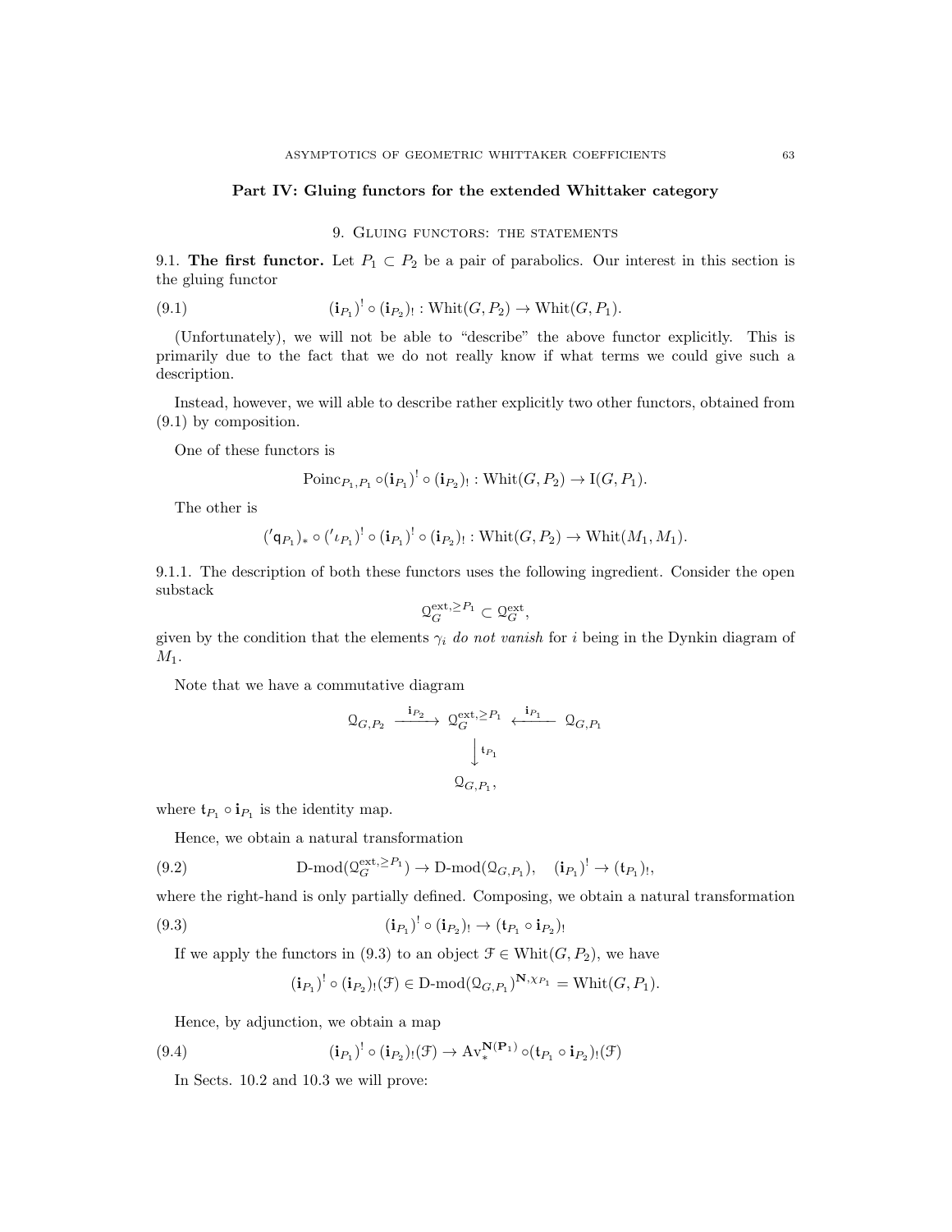## Part IV: Gluing functors for the extended Whittaker category

### 9. Gluing functors: the statements

**9.1. The first functor.** Let $P_1 \subset P_2$ be a pair of parabolics. Our interest in this section is the gluing functor

$$(\mathbf{i}_{P_1})^! \circ (\mathbf{i}_{P_2})_! : \mathrm{Whit}(G, P_2) \to \mathrm{Whit}(G, P_1). \tag{9.1}$$

(Unfortunately), we will not be able to "describe" the above functor explicitly. This is primarily due to the fact that we do not really know if what terms we could give such a description.

Instead, however, we will able to describe rather explicitly two other functors, obtained from (9.1) by composition.

One of these functors is

$$\mathrm{Poinc}_{P_1,P_1} \circ (\mathbf{i}_{P_1})^! \circ (\mathbf{i}_{P_2})_! : \mathrm{Whit}(G, P_2) \to \mathrm{I}(G, P_1).$$

The other is

$$({}'\mathsf{q}_{P_1})_* \circ ({}'\iota_{P_1})^! \circ (\mathbf{i}_{P_1})^! \circ (\mathbf{i}_{P_2})_! : \mathrm{Whit}(G, P_2) \to \mathrm{Whit}(M_1, M_1).$$

9.1.1. The description of both these functors uses the following ingredient. Consider the open substack

$$\mathcal{Q}_G^{\mathrm{ext}, \geq P_1} \subset \mathcal{Q}_G^{\mathrm{ext}},$$

given by the condition that the elements $\gamma_i$ *do not vanish* for $i$ being in the Dynkin diagram of $M_1$.

Note that we have a commutative diagram

$$\begin{array}{ccccc} \mathcal{Q}_{G,P_2} & \xrightarrow{\mathbf{i}_{P_2}} & \mathcal{Q}_G^{\mathrm{ext},\geq P_1} & \xleftarrow{\mathbf{i}_{P_1}} & \mathcal{Q}_{G,P_1} \\ & & \Big\downarrow {\scriptstyle \mathfrak{t}_{P_1}} & & \\ & & \mathcal{Q}_{G,P_1}, & & \end{array}$$

where $\mathfrak{t}_{P_1} \circ \mathbf{i}_{P_1}$ is the identity map.

Hence, we obtain a natural transformation

$$\text{D-mod}(\mathcal{Q}_G^{\mathrm{ext},\geq P_1}) \to \text{D-mod}(\mathcal{Q}_{G,P_1}), \quad (\mathbf{i}_{P_1})^! \to (\mathfrak{t}_{P_1})_!, \tag{9.2}$$

where the right-hand is only partially defined. Composing, we obtain a natural transformation

$$(\mathbf{i}_{P_1})^! \circ (\mathbf{i}_{P_2})_! \to (\mathfrak{t}_{P_1} \circ \mathbf{i}_{P_2})_! \tag{9.3}$$

If we apply the functors in (9.3) to an object $\mathcal{F} \in \mathrm{Whit}(G, P_2)$, we have

$$(\mathbf{i}_{P_1})^! \circ (\mathbf{i}_{P_2})_!(\mathcal{F}) \in \text{D-mod}(\mathcal{Q}_{G,P_1})^{\mathbf{N},\chi_{P_1}} = \mathrm{Whit}(G, P_1).$$

Hence, by adjunction, we obtain a map

$$(\mathbf{i}_{P_1})^! \circ (\mathbf{i}_{P_2})_!(\mathcal{F}) \to \mathrm{Av}_*^{\mathbf{N}(\mathbf{P}_1)} \circ (\mathfrak{t}_{P_1} \circ \mathbf{i}_{P_2})_!(\mathcal{F}) \tag{9.4}$$

In Sects. 10.2 and 10.3 we will prove: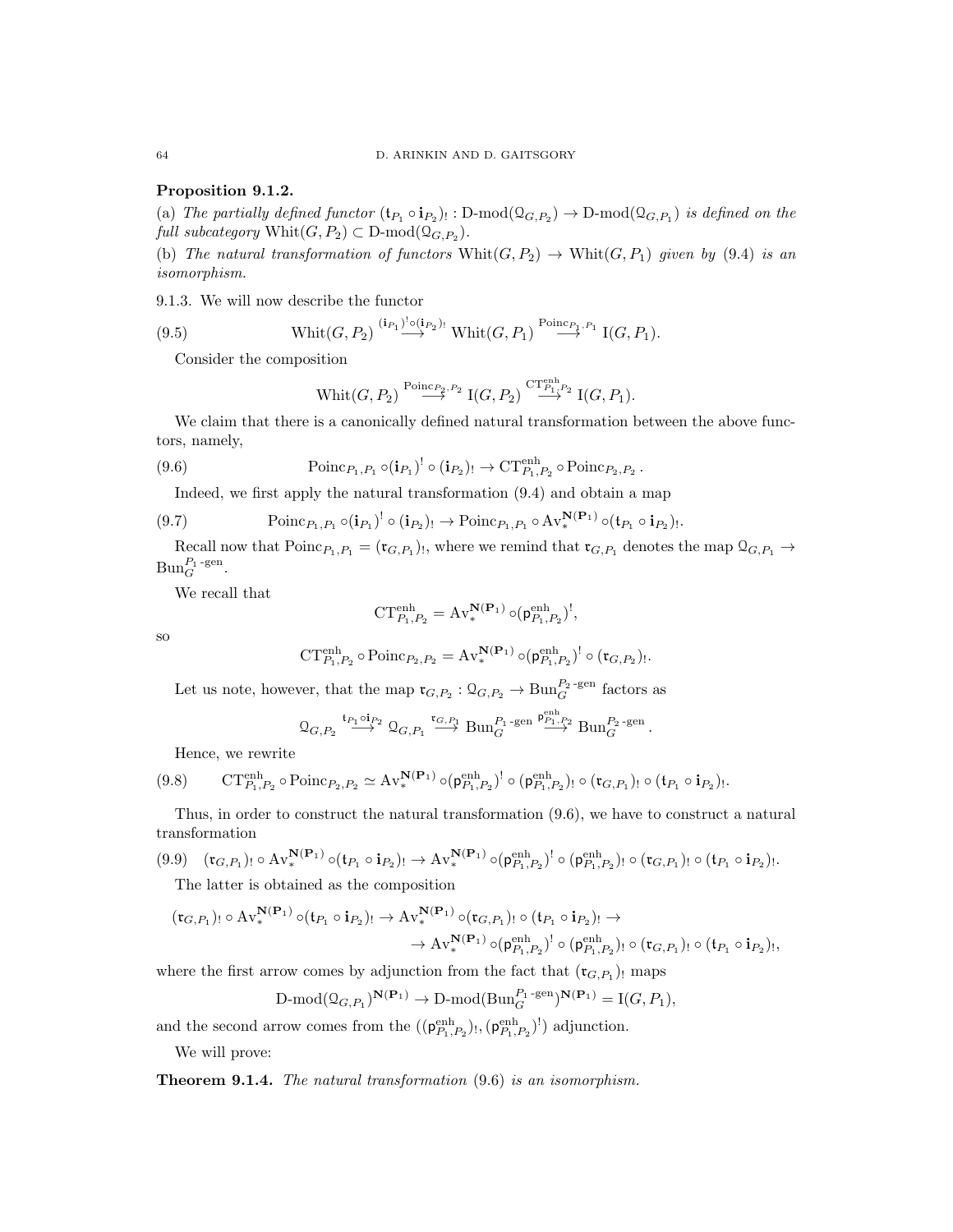**Proposition 9.1.2.**

(a) *The partially defined functor* $(\mathfrak{t}_{P_1} \circ \mathbf{i}_{P_2})_! : \text{D-mod}(\mathcal{Q}_{G,P_2}) \to \text{D-mod}(\mathcal{Q}_{G,P_1})$ *is defined on the full subcategory* $\text{Whit}(G, P_2) \subset \text{D-mod}(\mathcal{Q}_{G,P_2})$.

(b) *The natural transformation of functors* $\text{Whit}(G, P_2) \to \text{Whit}(G, P_1)$ *given by* (9.4) *is an isomorphism.*

9.1.3. We will now describe the functor

$$\text{Whit}(G, P_2) \overset{(\mathbf{i}_{P_1})^! \circ (\mathbf{i}_{P_2})_!}{\longrightarrow} \text{Whit}(G, P_1) \overset{\text{Poinc}_{P_1,P_1}}{\longrightarrow} \text{I}(G, P_1). \tag{9.5}$$

Consider the composition

$$\text{Whit}(G, P_2) \overset{\text{Poinc}_{P_2,P_2}}{\longrightarrow} \text{I}(G, P_2) \overset{\text{CT}^{\text{enh}}_{P_1,P_2}}{\longrightarrow} \text{I}(G, P_1).$$

We claim that there is a canonically defined natural transformation between the above functors, namely,

$$\text{Poinc}_{P_1,P_1} \circ (\mathbf{i}_{P_1})^! \circ (\mathbf{i}_{P_2})_! \to \text{CT}^{\text{enh}}_{P_1,P_2} \circ \text{Poinc}_{P_2,P_2}. \tag{9.6}$$

Indeed, we first apply the natural transformation (9.4) and obtain a map

$$\text{Poinc}_{P_1,P_1} \circ (\mathbf{i}_{P_1})^! \circ (\mathbf{i}_{P_2})_! \to \text{Poinc}_{P_1,P_1} \circ \text{Av}_*^{\mathbf{N}(\mathbf{P}_1)} \circ (\mathfrak{t}_{P_1} \circ \mathbf{i}_{P_2})_!. \tag{9.7}$$

Recall now that $\text{Poinc}_{P_1,P_1} = (\mathfrak{r}_{G,P_1})_!$, where we remind that $\mathfrak{r}_{G,P_1}$ denotes the map $\mathcal{Q}_{G,P_1} \to \text{Bun}_G^{P_1\text{-gen}}$.

We recall that

$$\text{CT}^{\text{enh}}_{P_1,P_2} = \text{Av}_*^{\mathbf{N}(\mathbf{P}_1)} \circ (\mathsf{p}^{\text{enh}}_{P_1,P_2})^!,$$

so

$$\text{CT}^{\text{enh}}_{P_1,P_2} \circ \text{Poinc}_{P_2,P_2} = \text{Av}_*^{\mathbf{N}(\mathbf{P}_1)} \circ (\mathsf{p}^{\text{enh}}_{P_1,P_2})^! \circ (\mathfrak{r}_{G,P_2})_!.$$

Let us note, however, that the map $\mathfrak{r}_{G,P_2} : \mathcal{Q}_{G,P_2} \to \text{Bun}_G^{P_2\text{-gen}}$ factors as

$$\mathcal{Q}_{G,P_2} \overset{\mathfrak{t}_{P_1} \circ \mathbf{i}_{P_2}}{\longrightarrow} \mathcal{Q}_{G,P_1} \overset{\mathfrak{r}_{G,P_1}}{\longrightarrow} \text{Bun}_G^{P_1\text{-gen}} \overset{\mathsf{p}^{\text{enh}}_{P_1,P_2}}{\longrightarrow} \text{Bun}_G^{P_2\text{-gen}}.$$

Hence, we rewrite

$$\text{CT}^{\text{enh}}_{P_1,P_2} \circ \text{Poinc}_{P_2,P_2} \simeq \text{Av}_*^{\mathbf{N}(\mathbf{P}_1)} \circ (\mathsf{p}^{\text{enh}}_{P_1,P_2})^! \circ (\mathsf{p}^{\text{enh}}_{P_1,P_2})_! \circ (\mathfrak{r}_{G,P_1})_! \circ (\mathfrak{t}_{P_1} \circ \mathbf{i}_{P_2})_!. \tag{9.8}$$

Thus, in order to construct the natural transformation (9.6), we have to construct a natural transformation

$$(\mathfrak{r}_{G,P_1})_! \circ \text{Av}_*^{\mathbf{N}(\mathbf{P}_1)} \circ (\mathfrak{t}_{P_1} \circ \mathbf{i}_{P_2})_! \to \text{Av}_*^{\mathbf{N}(\mathbf{P}_1)} \circ (\mathsf{p}^{\text{enh}}_{P_1,P_2})^! \circ (\mathsf{p}^{\text{enh}}_{P_1,P_2})_! \circ (\mathfrak{r}_{G,P_1})_! \circ (\mathfrak{t}_{P_1} \circ \mathbf{i}_{P_2})_!. \tag{9.9}$$

The latter is obtained as the composition

$$(\mathfrak{r}_{G,P_1})_! \circ \text{Av}_*^{\mathbf{N}(\mathbf{P}_1)} \circ (\mathfrak{t}_{P_1} \circ \mathbf{i}_{P_2})_! \to \text{Av}_*^{\mathbf{N}(\mathbf{P}_1)} \circ (\mathfrak{r}_{G,P_1})_! \circ (\mathfrak{t}_{P_1} \circ \mathbf{i}_{P_2})_! \to$$
$$\to \text{Av}_*^{\mathbf{N}(\mathbf{P}_1)} \circ (\mathsf{p}^{\text{enh}}_{P_1,P_2})^! \circ (\mathsf{p}^{\text{enh}}_{P_1,P_2})_! \circ (\mathfrak{r}_{G,P_1})_! \circ (\mathfrak{t}_{P_1} \circ \mathbf{i}_{P_2})_!,$$

where the first arrow comes by adjunction from the fact that $(\mathfrak{r}_{G,P_1})_!$ maps

$$\text{D-mod}(\mathcal{Q}_{G,P_1})^{\mathbf{N}(\mathbf{P}_1)} \to \text{D-mod}(\text{Bun}_G^{P_1\text{-gen}})^{\mathbf{N}(\mathbf{P}_1)} = \text{I}(G, P_1),$$

and the second arrow comes from the $((\mathsf{p}^{\text{enh}}_{P_1,P_2})_!, (\mathsf{p}^{\text{enh}}_{P_1,P_2})^!)$ adjunction.

We will prove:

**Theorem 9.1.4.** *The natural transformation* (9.6) *is an isomorphism.*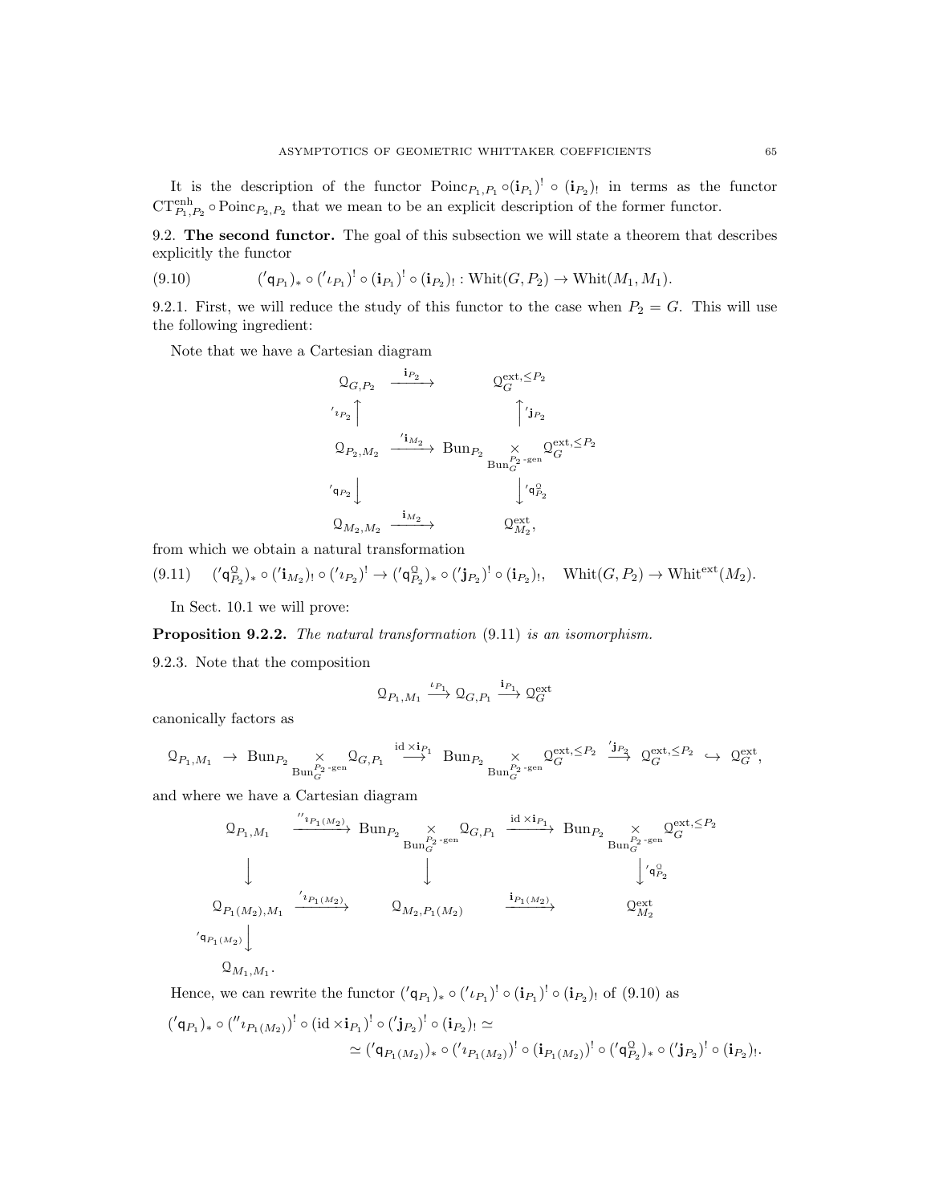It is the description of the functor $\mathrm{Poinc}_{P_1,P_1} \circ (\mathbf{i}_{P_1})^! \circ (\mathbf{i}_{P_2})_!$ in terms as the functor $\mathrm{CT}^{\mathrm{enh}}_{P_1,P_2} \circ \mathrm{Poinc}_{P_2,P_2}$ that we mean to be an explicit description of the former functor.

**9.2. The second functor.** The goal of this subsection we will state a theorem that describes explicitly the functor

$$({}'\mathsf{q}_{P_1})_* \circ ({}'\iota_{P_1})^! \circ (\mathbf{i}_{P_1})^! \circ (\mathbf{i}_{P_2})_! : \mathrm{Whit}(G, P_2) \to \mathrm{Whit}(M_1, M_1). \tag{9.10}$$

9.2.1. First, we will reduce the study of this functor to the case when $P_2 = G$. This will use the following ingredient:

Note that we have a Cartesian diagram

$$\begin{array}{ccc}
\mathcal{Q}_{G,P_2} & \xrightarrow{\mathbf{i}_{P_2}} & \mathcal{Q}_G^{\mathrm{ext},\leq P_2} \\
{\scriptstyle {}'\iota_{P_2}}\uparrow & & \uparrow{\scriptstyle {}'\mathbf{j}_{P_2}} \\
\mathcal{Q}_{P_2,M_2} & \xrightarrow{{}'\mathbf{i}_{M_2}} & \mathrm{Bun}_{P_2} \underset{\mathrm{Bun}_G^{P_2\text{-gen}}}{\times} \mathcal{Q}_G^{\mathrm{ext},\leq P_2} \\
{\scriptstyle {}'\mathsf{q}_{P_2}}\downarrow & & \downarrow{\scriptstyle {}'\mathsf{q}^{\mathcal{Q}}_{P_2}} \\
\mathcal{Q}_{M_2,M_2} & \xrightarrow{\mathbf{i}_{M_2}} & \mathcal{Q}^{\mathrm{ext}}_{M_2},
\end{array}$$

from which we obtain a natural transformation

$$({}'\mathsf{q}^{\mathcal{Q}}_{P_2})_* \circ ({}'\mathbf{i}_{M_2})_! \circ ({}'\iota_{P_2})^! \to ({}'\mathsf{q}^{\mathcal{Q}}_{P_2})_* \circ ({}'\mathbf{j}_{P_2})^! \circ (\mathbf{i}_{P_2})_!, \quad \mathrm{Whit}(G, P_2) \to \mathrm{Whit}^{\mathrm{ext}}(M_2). \tag{9.11}$$

In Sect. 10.1 we will prove:

**Proposition 9.2.2.** *The natural transformation* (9.11) *is an isomorphism.*

9.2.3. Note that the composition

$$\mathcal{Q}_{P_1,M_1} \xrightarrow{\iota_{P_1}} \mathcal{Q}_{G,P_1} \xrightarrow{\mathbf{i}_{P_1}} \mathcal{Q}^{\mathrm{ext}}_G$$

canonically factors as

$$\mathcal{Q}_{P_1,M_1} \to \mathrm{Bun}_{P_2} \underset{\mathrm{Bun}_G^{P_2\text{-gen}}}{\times} \mathcal{Q}_{G,P_1} \xrightarrow{\mathrm{id}\times\mathbf{i}_{P_1}} \mathrm{Bun}_{P_2} \underset{\mathrm{Bun}_G^{P_2\text{-gen}}}{\times} \mathcal{Q}_G^{\mathrm{ext},\leq P_2} \xrightarrow{{}'\mathbf{j}_{P_2}} \mathcal{Q}_G^{\mathrm{ext},\leq P_2} \hookrightarrow \mathcal{Q}^{\mathrm{ext}}_G,$$

and where we have a Cartesian diagram

$$\begin{array}{ccccc}
\mathcal{Q}_{P_1,M_1} & \xrightarrow{{}''\iota_{P_1(M_2)}} & \mathrm{Bun}_{P_2} \underset{\mathrm{Bun}_G^{P_2\text{-gen}}}{\times} \mathcal{Q}_{G,P_1} & \xrightarrow{\mathrm{id}\times\mathbf{i}_{P_1}} & \mathrm{Bun}_{P_2} \underset{\mathrm{Bun}_G^{P_2\text{-gen}}}{\times} \mathcal{Q}_G^{\mathrm{ext},\leq P_2} \\
\downarrow & & \downarrow & & \downarrow{\scriptstyle {}'\mathsf{q}^{\mathcal{Q}}_{P_2}} \\
\mathcal{Q}_{P_1(M_2),M_1} & \xrightarrow{{}'\iota_{P_1(M_2)}} & \mathcal{Q}_{M_2,P_1(M_2)} & \xrightarrow{\mathbf{i}_{P_1(M_2)}} & \mathcal{Q}^{\mathrm{ext}}_{M_2} \\
{\scriptstyle {}'\mathsf{q}_{P_1(M_2)}}\downarrow & & & & \\
\mathcal{Q}_{M_1,M_1}. & & & &
\end{array}$$

Hence, we can rewrite the functor $({}'\mathsf{q}_{P_1})_* \circ ({}'\iota_{P_1})^! \circ (\mathbf{i}_{P_1})^! \circ (\mathbf{i}_{P_2})_!$ of (9.10) as

$$({}'\mathsf{q}_{P_1})_* \circ ({}''\iota_{P_1(M_2)})^! \circ (\mathrm{id}\times\mathbf{i}_{P_1})^! \circ ({}'\mathbf{j}_{P_2})^! \circ (\mathbf{i}_{P_2})_! \simeq$$
$$\simeq ({}'\mathsf{q}_{P_1(M_2)})_* \circ ({}'\iota_{P_1(M_2)})^! \circ (\mathbf{i}_{P_1(M_2)})^! \circ ({}'\mathsf{q}^{\mathcal{Q}}_{P_2})_* \circ ({}'\mathbf{j}_{P_2})^! \circ (\mathbf{i}_{P_2})_!.$$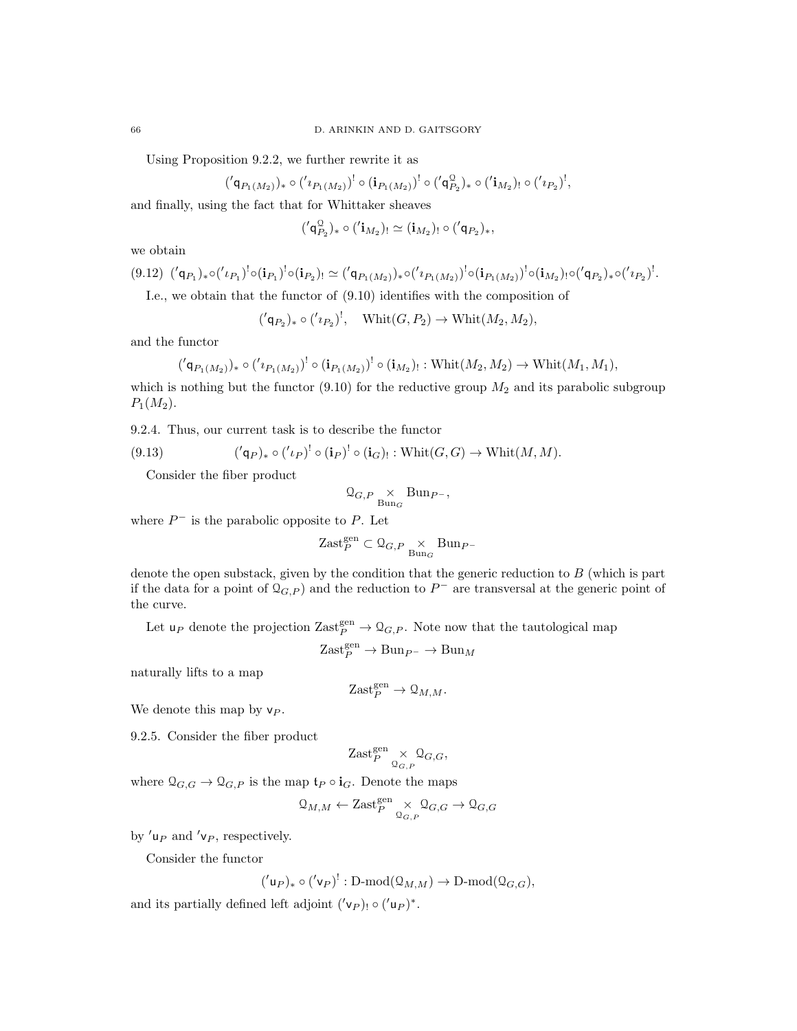Using Proposition 9.2.2, we further rewrite it as

$$({}'\mathsf{q}_{P_1(M_2)})_* \circ ({}'\imath_{P_1(M_2)})^! \circ (\mathbf{i}_{P_1(M_2)})^! \circ ({}'\mathsf{q}^{\mathcal{Q}}_{P_2})_* \circ ({}'\mathbf{i}_{M_2})_! \circ ({}'\imath_{P_2})^!,$$

and finally, using the fact that for Whittaker sheaves

$$({}'\mathsf{q}^{\mathcal{Q}}_{P_2})_* \circ ({}'\mathbf{i}_{M_2})_! \simeq (\mathbf{i}_{M_2})_! \circ ({}'\mathsf{q}_{P_2})_*,$$

we obtain

$$({}'\mathsf{q}_{P_1})_* \circ ({}'\imath_{P_1})^! \circ (\mathbf{i}_{P_1})^! \circ (\mathbf{i}_{P_2})_! \simeq ({}'\mathsf{q}_{P_1(M_2)})_* \circ ({}'\imath_{P_1(M_2)})^! \circ (\mathbf{i}_{P_1(M_2)})^! \circ (\mathbf{i}_{M_2})_! \circ ({}'\mathsf{q}_{P_2})_* \circ ({}'\imath_{P_2})^!. \tag{9.12}$$

I.e., we obtain that the functor of (9.10) identifies with the composition of

$$({}'\mathsf{q}_{P_2})_* \circ ({}'\imath_{P_2})^!, \quad \mathrm{Whit}(G, P_2) \to \mathrm{Whit}(M_2, M_2),$$

and the functor

$$({}'\mathsf{q}_{P_1(M_2)})_* \circ ({}'\imath_{P_1(M_2)})^! \circ (\mathbf{i}_{P_1(M_2)})^! \circ (\mathbf{i}_{M_2})_! : \mathrm{Whit}(M_2, M_2) \to \mathrm{Whit}(M_1, M_1),$$

which is nothing but the functor (9.10) for the reductive group $M_2$ and its parabolic subgroup $P_1(M_2)$.

9.2.4. Thus, our current task is to describe the functor

$$({}'\mathsf{q}_P)_* \circ ({}'\imath_P)^! \circ (\mathbf{i}_P)^! \circ (\mathbf{i}_G)_! : \mathrm{Whit}(G, G) \to \mathrm{Whit}(M, M). \tag{9.13}$$

Consider the fiber product

$$\mathcal{Q}_{G,P} \underset{\mathrm{Bun}_G}{\times} \mathrm{Bun}_{P^-},$$

where $P^-$ is the parabolic opposite to $P$. Let

$$\mathrm{Zast}^{\mathrm{gen}}_P \subset \mathcal{Q}_{G,P} \underset{\mathrm{Bun}_G}{\times} \mathrm{Bun}_{P^-}$$

denote the open substack, given by the condition that the generic reduction to $B$ (which is part if the data for a point of $\mathcal{Q}_{G,P}$) and the reduction to $P^-$ are transversal at the generic point of the curve.

Let $\mathsf{u}_P$ denote the projection $\mathrm{Zast}^{\mathrm{gen}}_P \to \mathcal{Q}_{G,P}$. Note now that the tautological map

$$\mathrm{Zast}^{\mathrm{gen}}_P \to \mathrm{Bun}_{P^-} \to \mathrm{Bun}_M$$

naturally lifts to a map

$$\mathrm{Zast}^{\mathrm{gen}}_P \to \mathcal{Q}_{M,M}.$$

We denote this map by $\mathsf{v}_P$.

9.2.5. Consider the fiber product

$$\mathrm{Zast}^{\mathrm{gen}}_P \underset{\mathcal{Q}_{G,P}}{\times} \mathcal{Q}_{G,G},$$

where $\mathcal{Q}_{G,G} \to \mathcal{Q}_{G,P}$ is the map $\mathfrak{t}_P \circ \mathbf{i}_G$. Denote the maps

$$\mathcal{Q}_{M,M} \leftarrow \mathrm{Zast}^{\mathrm{gen}}_P \underset{\mathcal{Q}_{G,P}}{\times} \mathcal{Q}_{G,G} \to \mathcal{Q}_{G,G}$$

by ${}'\mathsf{u}_P$ and ${}'\mathsf{v}_P$, respectively.

Consider the functor

$$({}'\mathsf{u}_P)_* \circ ({}'\mathsf{v}_P)^! : \text{D-mod}(\mathcal{Q}_{M,M}) \to \text{D-mod}(\mathcal{Q}_{G,G}),$$

and its partially defined left adjoint $({}'\mathsf{v}_P)_! \circ ({}'\mathsf{u}_P)^*$.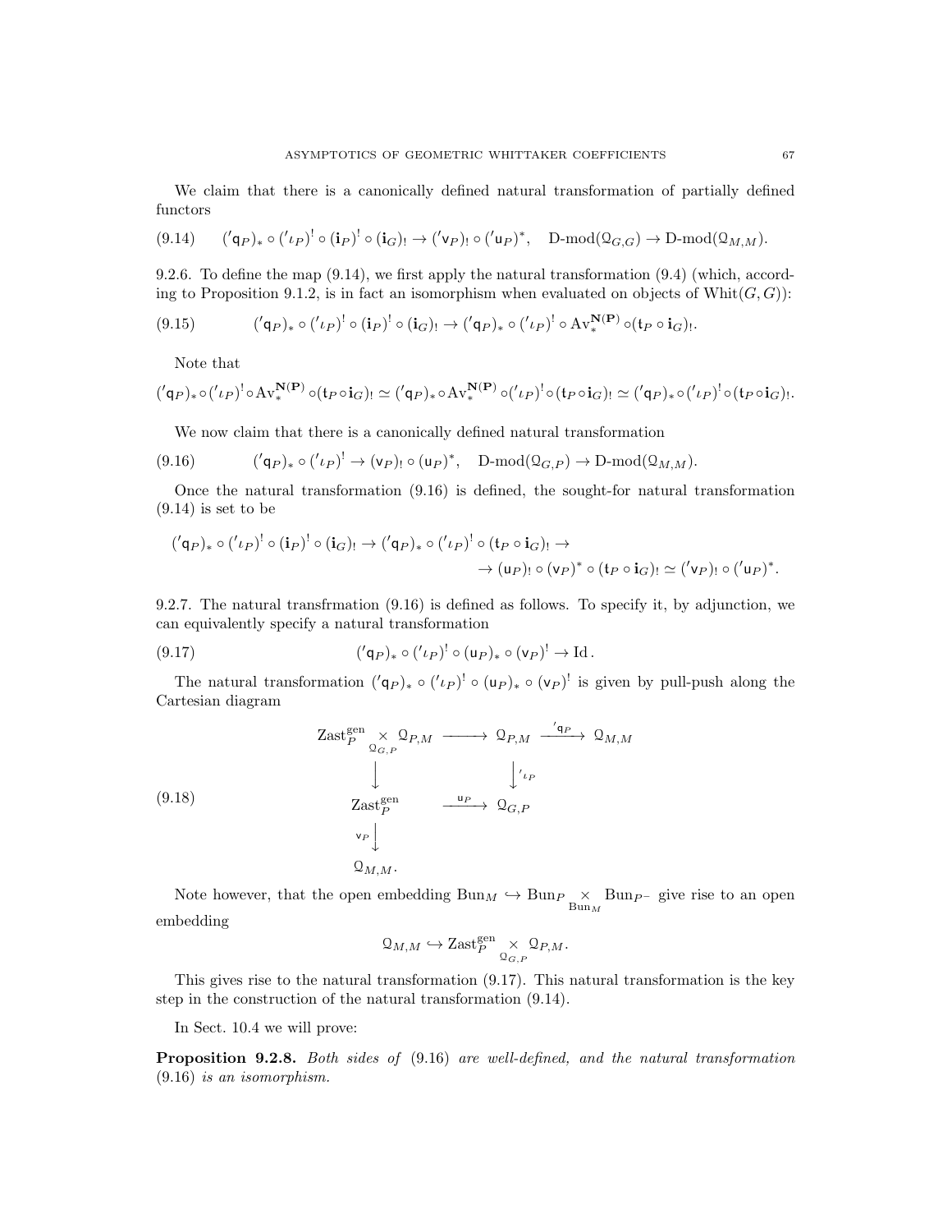We claim that there is a canonically defined natural transformation of partially defined functors

$$({}'\mathsf{q}_P)_* \circ ({}'\iota_P)^! \circ (\mathbf{i}_P)^! \circ (\mathbf{i}_G)_! \to ({}'\mathsf{v}_P)_! \circ ({}'\mathsf{u}_P)^*, \quad \text{D-mod}(\mathcal{Q}_{G,G}) \to \text{D-mod}(\mathcal{Q}_{M,M}). \tag{9.14}$$

9.2.6. To define the map (9.14), we first apply the natural transformation (9.4) (which, according to Proposition 9.1.2, is in fact an isomorphism when evaluated on objects of $\text{Whit}(G,G)$):

$$({}'\mathsf{q}_P)_* \circ ({}'\iota_P)^! \circ (\mathbf{i}_P)^! \circ (\mathbf{i}_G)_! \to ({}'\mathsf{q}_P)_* \circ ({}'\iota_P)^! \circ \text{Av}_*^{\mathbf{N(P)}} \circ (\mathsf{t}_P \circ \mathbf{i}_G)_!. \tag{9.15}$$

Note that

$$({}'\mathsf{q}_P)_* \circ ({}'\iota_P)^! \circ \text{Av}_*^{\mathbf{N(P)}} \circ (\mathsf{t}_P \circ \mathbf{i}_G)_! \simeq ({}'\mathsf{q}_P)_* \circ \text{Av}_*^{\mathbf{N(P)}} \circ ({}'\iota_P)^! \circ (\mathsf{t}_P \circ \mathbf{i}_G)_! \simeq ({}'\mathsf{q}_P)_* \circ ({}'\iota_P)^! \circ (\mathsf{t}_P \circ \mathbf{i}_G)_!.$$

We now claim that there is a canonically defined natural transformation

$$({}'\mathsf{q}_P)_* \circ ({}'\iota_P)^! \to (\mathsf{v}_P)_! \circ (\mathsf{u}_P)^*, \quad \text{D-mod}(\mathcal{Q}_{G,P}) \to \text{D-mod}(\mathcal{Q}_{M,M}). \tag{9.16}$$

Once the natural transformation (9.16) is defined, the sought-for natural transformation (9.14) is set to be

$$({}'\mathsf{q}_P)_* \circ ({}'\iota_P)^! \circ (\mathbf{i}_P)^! \circ (\mathbf{i}_G)_! \to ({}'\mathsf{q}_P)_* \circ ({}'\iota_P)^! \circ (\mathsf{t}_P \circ \mathbf{i}_G)_! \to$$
$$\to (\mathsf{u}_P)_! \circ (\mathsf{v}_P)^* \circ (\mathsf{t}_P \circ \mathbf{i}_G)_! \simeq ({}'\mathsf{v}_P)_! \circ ({}'\mathsf{u}_P)^*.$$

9.2.7. The natural transfrmation (9.16) is defined as follows. To specify it, by adjunction, we can equivalently specify a natural transformation

$$({}'\mathsf{q}_P)_* \circ ({}'\iota_P)^! \circ (\mathsf{u}_P)_* \circ (\mathsf{v}_P)^! \to \text{Id}. \tag{9.17}$$

The natural transformation $({}'\mathsf{q}_P)_* \circ ({}'\iota_P)^! \circ (\mathsf{u}_P)_* \circ (\mathsf{v}_P)^!$ is given by pull-push along the Cartesian diagram

$$\begin{array}{ccccc}
\text{Zast}_P^{\text{gen}} \underset{\mathcal{Q}_{G,P}}{\times} \mathcal{Q}_{P,M} & \longrightarrow & \mathcal{Q}_{P,M} & \xrightarrow{{}'\mathsf{q}_P} & \mathcal{Q}_{M,M} \\
\Big\downarrow & & \Big\downarrow {}'\iota_P & & \\
\text{Zast}_P^{\text{gen}} & \xrightarrow{\mathsf{u}_P} & \mathcal{Q}_{G,P} & & \\
\mathsf{v}_P \Big\downarrow & & & & \\
\mathcal{Q}_{M,M}. & & & &
\end{array} \tag{9.18}$$

Note however, that the open embedding $\text{Bun}_M \hookrightarrow \text{Bun}_P \underset{\text{Bun}_M}{\times} \text{Bun}_{P^-}$ give rise to an open embedding

$$\mathcal{Q}_{M,M} \hookrightarrow \text{Zast}_P^{\text{gen}} \underset{\mathcal{Q}_{G,P}}{\times} \mathcal{Q}_{P,M}.$$

This gives rise to the natural transformation (9.17). This natural transformation is the key step in the construction of the natural transformation (9.14).

In Sect. 10.4 we will prove:

**Proposition 9.2.8.** *Both sides of* (9.16) *are well-defined, and the natural transformation* (9.16) *is an isomorphism.*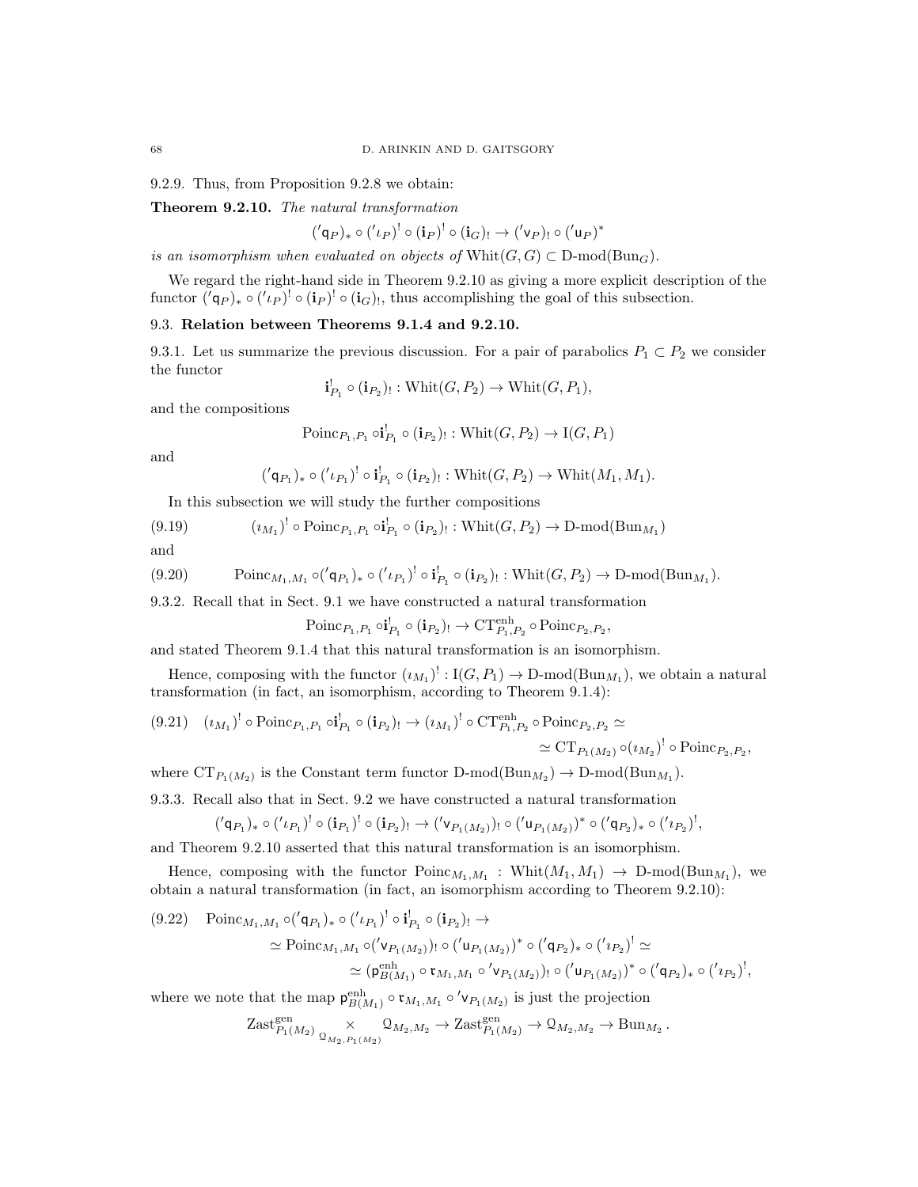9.2.9. Thus, from Proposition 9.2.8 we obtain:

**Theorem 9.2.10.** *The natural transformation*

$$({}'\mathsf{q}_P)_* \circ ({}'\iota_P)^! \circ (\mathbf{i}_P)^! \circ (\mathbf{i}_G)_! \to ({}'\mathsf{v}_P)_! \circ ({}'\mathsf{u}_P)^*$$

*is an isomorphism when evaluated on objects of* $\mathrm{Whit}(G,G) \subset \text{D-mod}(\mathrm{Bun}_G)$.

We regard the right-hand side in Theorem 9.2.10 as giving a more explicit description of the functor $({}'\mathsf{q}_P)_* \circ ({}'\iota_P)^! \circ (\mathbf{i}_P)^! \circ (\mathbf{i}_G)_!$, thus accomplishing the goal of this subsection.

### 9.3. Relation between Theorems 9.1.4 and 9.2.10.

9.3.1. Let us summarize the previous discussion. For a pair of parabolics $P_1 \subset P_2$ we consider the functor

$$\mathbf{i}^!_{P_1} \circ (\mathbf{i}_{P_2})_! : \mathrm{Whit}(G,P_2) \to \mathrm{Whit}(G,P_1),$$

and the compositions

$$\mathrm{Poinc}_{P_1,P_1} \circ \mathbf{i}^!_{P_1} \circ (\mathbf{i}_{P_2})_! : \mathrm{Whit}(G,P_2) \to \mathrm{I}(G,P_1)$$

and

$$({}'\mathsf{q}_{P_1})_* \circ ({}'\iota_{P_1})^! \circ \mathbf{i}^!_{P_1} \circ (\mathbf{i}_{P_2})_! : \mathrm{Whit}(G,P_2) \to \mathrm{Whit}(M_1,M_1).$$

In this subsection we will study the further compositions

$$(\iota_{M_1})^! \circ \mathrm{Poinc}_{P_1,P_1} \circ \mathbf{i}^!_{P_1} \circ (\mathbf{i}_{P_2})_! : \mathrm{Whit}(G,P_2) \to \text{D-mod}(\mathrm{Bun}_{M_1}) \tag{9.19}$$

and

$$\mathrm{Poinc}_{M_1,M_1} \circ ({}'\mathsf{q}_{P_1})_* \circ ({}'\iota_{P_1})^! \circ \mathbf{i}^!_{P_1} \circ (\mathbf{i}_{P_2})_! : \mathrm{Whit}(G,P_2) \to \text{D-mod}(\mathrm{Bun}_{M_1}). \tag{9.20}$$

9.3.2. Recall that in Sect. 9.1 we have constructed a natural transformation

$$\mathrm{Poinc}_{P_1,P_1} \circ \mathbf{i}^!_{P_1} \circ (\mathbf{i}_{P_2})_! \to \mathrm{CT}^{\mathrm{enh}}_{P_1,P_2} \circ \mathrm{Poinc}_{P_2,P_2},$$

and stated Theorem 9.1.4 that this natural transformation is an isomorphism.

Hence, composing with the functor $(\iota_{M_1})^! : \mathrm{I}(G,P_1) \to \text{D-mod}(\mathrm{Bun}_{M_1})$, we obtain a natural transformation (in fact, an isomorphism, according to Theorem 9.1.4):

$$(\iota_{M_1})^! \circ \mathrm{Poinc}_{P_1,P_1} \circ \mathbf{i}^!_{P_1} \circ (\mathbf{i}_{P_2})_! \to (\iota_{M_1})^! \circ \mathrm{CT}^{\mathrm{enh}}_{P_1,P_2} \circ \mathrm{Poinc}_{P_2,P_2} \simeq \\ \simeq \mathrm{CT}_{P_1(M_2)} \circ (\iota_{M_2})^! \circ \mathrm{Poinc}_{P_2,P_2}, \tag{9.21}$$

where $\mathrm{CT}_{P_1(M_2)}$ is the Constant term functor $\text{D-mod}(\mathrm{Bun}_{M_2}) \to \text{D-mod}(\mathrm{Bun}_{M_1})$.

9.3.3. Recall also that in Sect. 9.2 we have constructed a natural transformation

$$({}'\mathsf{q}_{P_1})_* \circ ({}'\iota_{P_1})^! \circ (\mathbf{i}_{P_1})^! \circ (\mathbf{i}_{P_2})_! \to ({}'\mathsf{v}_{P_1(M_2)})_! \circ ({}'\mathsf{u}_{P_1(M_2)})^* \circ ({}'\mathsf{q}_{P_2})_* \circ ({}'\iota_{P_2})^!,$$

and Theorem 9.2.10 asserted that this natural transformation is an isomorphism.

Hence, composing with the functor $\mathrm{Poinc}_{M_1,M_1} : \mathrm{Whit}(M_1,M_1) \to \text{D-mod}(\mathrm{Bun}_{M_1})$, we obtain a natural transformation (in fact, an isomorphism according to Theorem 9.2.10):

$$\mathrm{Poinc}_{M_1,M_1} \circ ({}'\mathsf{q}_{P_1})_* \circ ({}'\iota_{P_1})^! \circ \mathbf{i}^!_{P_1} \circ (\mathbf{i}_{P_2})_! \to \\ \simeq \mathrm{Poinc}_{M_1,M_1} \circ ({}'\mathsf{v}_{P_1(M_2)})_! \circ ({}'\mathsf{u}_{P_1(M_2)})^* \circ ({}'\mathsf{q}_{P_2})_* \circ ({}'\iota_{P_2})^! \simeq \\ \simeq (\mathsf{p}^{\mathrm{enh}}_{B(M_1)} \circ \mathfrak{r}_{M_1,M_1} \circ {}'\mathsf{v}_{P_1(M_2)})_! \circ ({}'\mathsf{u}_{P_1(M_2)})^* \circ ({}'\mathsf{q}_{P_2})_* \circ ({}'\iota_{P_2})^!, \tag{9.22}$$

where we note that the map $\mathsf{p}^{\mathrm{enh}}_{B(M_1)} \circ \mathfrak{r}_{M_1,M_1} \circ {}'\mathsf{v}_{P_1(M_2)}$ is just the projection

$$\mathrm{Zast}^{\mathrm{gen}}_{P_1(M_2)} \underset{\mathcal{Q}_{M_2,P_1(M_2)}}{\times} \mathcal{Q}_{M_2,M_2} \to \mathrm{Zast}^{\mathrm{gen}}_{P_1(M_2)} \to \mathcal{Q}_{M_2,M_2} \to \mathrm{Bun}_{M_2}.$$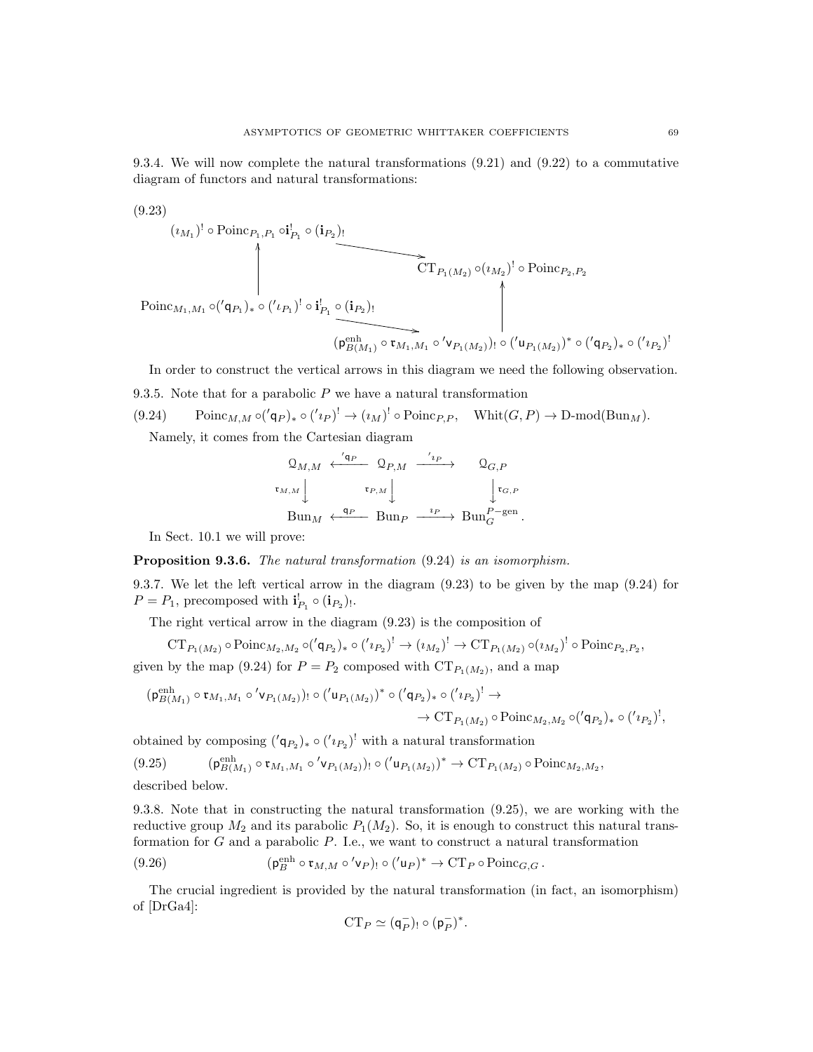9.3.4. We will now complete the natural transformations (9.21) and (9.22) to a commutative diagram of functors and natural transformations:

(9.23)
$$
\begin{array}{ccc}
(\imath_{M_1})^! \circ \mathrm{Poinc}_{P_1,P_1} \circ \mathbf{i}^!_{P_1} \circ (\mathbf{i}_{P_2})_! & \longrightarrow & \mathrm{CT}_{P_1(M_2)} \circ (\imath_{M_2})^! \circ \mathrm{Poinc}_{P_2,P_2} \\
\uparrow & & \uparrow \\
\mathrm{Poinc}_{M_1,M_1} \circ ('\mathsf{q}_{P_1})_* \circ ('\imath_{P_1})^! \circ \mathbf{i}^!_{P_1} \circ (\mathbf{i}_{P_2})_! & \longrightarrow & (\mathsf{p}^{\mathrm{enh}}_{B(M_1)} \circ \mathfrak{r}_{M_1,M_1} \circ {}'\mathsf{v}_{P_1(M_2)})_! \circ ('\mathsf{u}_{P_1(M_2)})^* \circ ('\mathsf{q}_{P_2})_* \circ ('\imath_{P_2})^!
\end{array}
$$

In order to construct the vertical arrows in this diagram we need the following observation.

9.3.5. Note that for a parabolic $P$ we have a natural transformation

$$
\mathrm{Poinc}_{M,M} \circ ('\mathsf{q}_P)_* \circ ('\imath_P)^! \to (\imath_M)^! \circ \mathrm{Poinc}_{P,P}, \quad \mathrm{Whit}(G,P) \to \text{D-mod}(\mathrm{Bun}_M). \tag{9.24}
$$

Namely, it comes from the Cartesian diagram

$$
\begin{array}{ccccc}
\mathcal{Q}_{M,M} & \xleftarrow{'\mathsf{q}_P} & \mathcal{Q}_{P,M} & \xrightarrow{'\imath_P} & \mathcal{Q}_{G,P} \\
\downarrow{\scriptstyle \mathfrak{r}_{M,M}} & & \downarrow{\scriptstyle \mathfrak{r}_{P,M}} & & \downarrow{\scriptstyle \mathfrak{r}_{G,P}} \\
\mathrm{Bun}_M & \xleftarrow{\mathsf{q}_P} & \mathrm{Bun}_P & \xrightarrow{\imath_P} & \mathrm{Bun}_G^{P\text{-gen}}.
\end{array}
$$

In Sect. 10.1 we will prove:

**Proposition 9.3.6.** *The natural transformation* (9.24) *is an isomorphism.*

9.3.7. We let the left vertical arrow in the diagram (9.23) to be given by the map (9.24) for $P = P_1$, precomposed with $\mathbf{i}^!_{P_1} \circ (\mathbf{i}_{P_2})_!$.

The right vertical arrow in the diagram (9.23) is the composition of

$$
\mathrm{CT}_{P_1(M_2)} \circ \mathrm{Poinc}_{M_2,M_2} \circ ('\mathsf{q}_{P_2})_* \circ ('\imath_{P_2})^! \to (\imath_{M_2})^! \to \mathrm{CT}_{P_1(M_2)} \circ (\imath_{M_2})^! \circ \mathrm{Poinc}_{P_2,P_2},
$$

given by the map (9.24) for $P = P_2$ composed with $\mathrm{CT}_{P_1(M_2)}$, and a map

$$
(\mathsf{p}^{\mathrm{enh}}_{B(M_1)} \circ \mathfrak{r}_{M_1,M_1} \circ {}'\mathsf{v}_{P_1(M_2)})_! \circ ('\mathsf{u}_{P_1(M_2)})^* \circ ('\mathsf{q}_{P_2})_* \circ ('\imath_{P_2})^! \to
$$
$$
\to \mathrm{CT}_{P_1(M_2)} \circ \mathrm{Poinc}_{M_2,M_2} \circ ('\mathsf{q}_{P_2})_* \circ ('\imath_{P_2})^!,
$$

obtained by composing $('\mathsf{q}_{P_2})_* \circ ('\imath_{P_2})^!$ with a natural transformation

$$
(\mathsf{p}^{\mathrm{enh}}_{B(M_1)} \circ \mathfrak{r}_{M_1,M_1} \circ {}'\mathsf{v}_{P_1(M_2)})_! \circ ('\mathsf{u}_{P_1(M_2)})^* \to \mathrm{CT}_{P_1(M_2)} \circ \mathrm{Poinc}_{M_2,M_2}, \tag{9.25}
$$

described below.

9.3.8. Note that in constructing the natural transformation (9.25), we are working with the reductive group $M_2$ and its parabolic $P_1(M_2)$. So, it is enough to construct this natural transformation for $G$ and a parabolic $P$. I.e., we want to construct a natural transformation

$$
(\mathsf{p}^{\mathrm{enh}}_B \circ \mathfrak{r}_{M,M} \circ {}'\mathsf{v}_P)_! \circ ('\mathsf{u}_P)^* \to \mathrm{CT}_P \circ \mathrm{Poinc}_{G,G}. \tag{9.26}
$$

The crucial ingredient is provided by the natural transformation (in fact, an isomorphism) of [DrGa4]:

$$
\mathrm{CT}_P \simeq (\mathsf{q}^-_P)_! \circ (\mathsf{p}^-_P)^*.
$$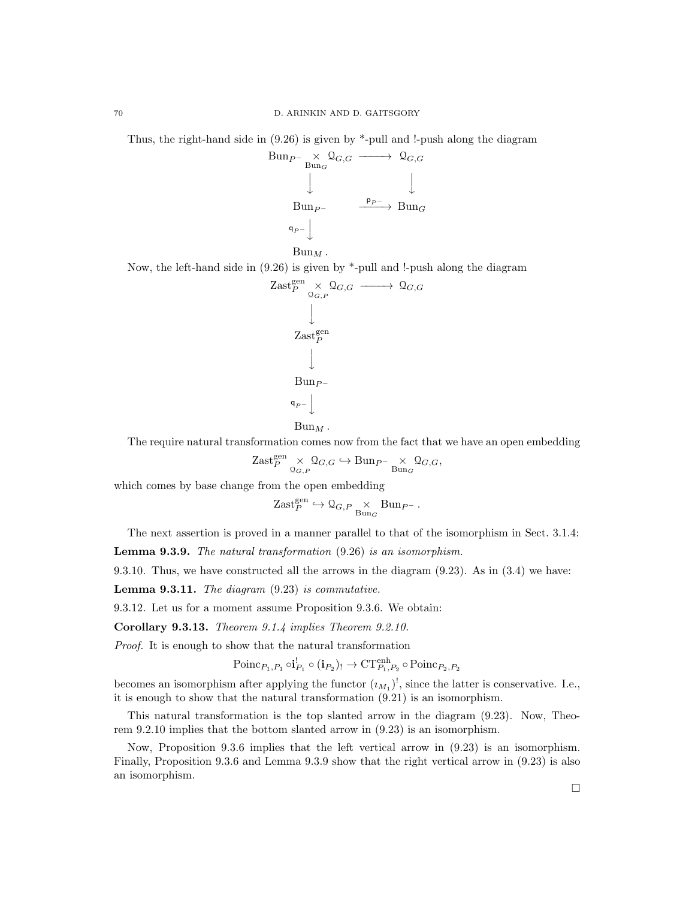Thus, the right-hand side in (9.26) is given by *-pull and !-push along the diagram

$$
\begin{array}{ccc}
\mathrm{Bun}_{P^-} \underset{\mathrm{Bun}_G}{\times} \mathcal{Q}_{G,G} & \longrightarrow & \mathcal{Q}_{G,G} \\
\Big\downarrow & & \Big\downarrow \\
\mathrm{Bun}_{P^-} & \xrightarrow{\mathsf{p}_{P^-}} & \mathrm{Bun}_G \\
{\scriptstyle \mathsf{q}_{P^-}} \Big\downarrow & & \\
\mathrm{Bun}_M . & &
\end{array}
$$

Now, the left-hand side in (9.26) is given by *-pull and !-push along the diagram

$$
\begin{array}{ccc}
\mathrm{Zast}_P^{\mathrm{gen}} \underset{\mathcal{Q}_{G,P}}{\times} \mathcal{Q}_{G,G} & \longrightarrow & \mathcal{Q}_{G,G} \\
\Big\downarrow & & \\
\mathrm{Zast}_P^{\mathrm{gen}} & & \\
\Big\downarrow & & \\
\mathrm{Bun}_{P^-} & & \\
{\scriptstyle \mathsf{q}_{P^-}} \Big\downarrow & & \\
\mathrm{Bun}_M . & &
\end{array}
$$

The require natural transformation comes now from the fact that we have an open embedding

$$\mathrm{Zast}_P^{\mathrm{gen}} \underset{\mathcal{Q}_{G,P}}{\times} \mathcal{Q}_{G,G} \hookrightarrow \mathrm{Bun}_{P^-} \underset{\mathrm{Bun}_G}{\times} \mathcal{Q}_{G,G},$$

which comes by base change from the open embedding

$$\mathrm{Zast}_P^{\mathrm{gen}} \hookrightarrow \mathcal{Q}_{G,P} \underset{\mathrm{Bun}_G}{\times} \mathrm{Bun}_{P^-} .$$

The next assertion is proved in a manner parallel to that of the isomorphism in Sect. 3.1.4:

**Lemma 9.3.9.** *The natural transformation* (9.26) *is an isomorphism.*

9.3.10. Thus, we have constructed all the arrows in the diagram (9.23). As in (3.4) we have:

**Lemma 9.3.11.** *The diagram* (9.23) *is commutative.*

9.3.12. Let us for a moment assume Proposition 9.3.6. We obtain:

**Corollary 9.3.13.** *Theorem 9.1.4 implies Theorem 9.2.10.*

*Proof.* It is enough to show that the natural transformation

$$\mathrm{Poinc}_{P_1,P_1} \circ \mathbf{i}_{P_1}^! \circ (\mathbf{i}_{P_2})_! \to \mathrm{CT}^{\mathrm{enh}}_{P_1,P_2} \circ \mathrm{Poinc}_{P_2,P_2}$$

becomes an isomorphism after applying the functor $(\imath_{M_1})^!$, since the latter is conservative. I.e., it is enough to show that the natural transformation (9.21) is an isomorphism.

This natural transformation is the top slanted arrow in the diagram (9.23). Now, Theorem 9.2.10 implies that the bottom slanted arrow in (9.23) is an isomorphism.

Now, Proposition 9.3.6 implies that the left vertical arrow in (9.23) is an isomorphism. Finally, Proposition 9.3.6 and Lemma 9.3.9 show that the right vertical arrow in (9.23) is also an isomorphism.

□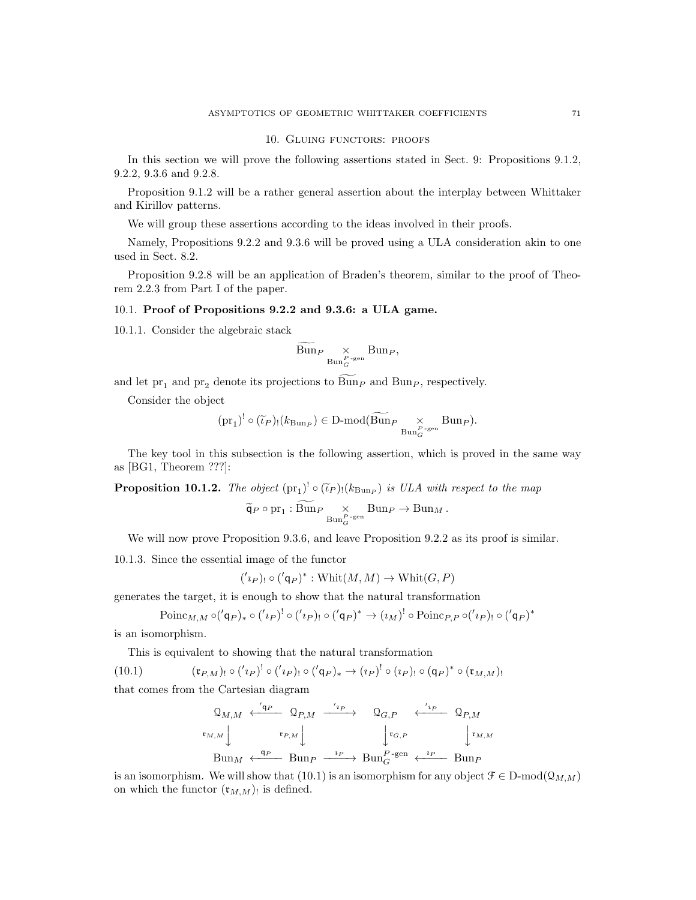## 10. Gluing functors: proofs

In this section we will prove the following assertions stated in Sect. 9: Propositions 9.1.2, 9.2.2, 9.3.6 and 9.2.8.

Proposition 9.1.2 will be a rather general assertion about the interplay between Whittaker and Kirillov patterns.

We will group these assertions according to the ideas involved in their proofs.

Namely, Propositions 9.2.2 and 9.3.6 will be proved using a ULA consideration akin to one used in Sect. 8.2.

Proposition 9.2.8 will be an application of Braden's theorem, similar to the proof of Theorem 2.2.3 from Part I of the paper.

### 10.1. Proof of Propositions 9.2.2 and 9.3.6: a ULA game.

10.1.1. Consider the algebraic stack

$$\widetilde{\mathrm{Bun}}_P \underset{\mathrm{Bun}_G^{P\text{-gen}}}{\times} \mathrm{Bun}_P,$$

and let $\mathrm{pr}_1$ and $\mathrm{pr}_2$ denote its projections to $\widetilde{\mathrm{Bun}}_P$ and $\mathrm{Bun}_P$, respectively.

Consider the object

$$(\mathrm{pr}_1)^! \circ (\widetilde{\imath}_P)_!(k_{\mathrm{Bun}_P}) \in \text{D-mod}(\widetilde{\mathrm{Bun}}_P \underset{\mathrm{Bun}_G^{P\text{-gen}}}{\times} \mathrm{Bun}_P).$$

The key tool in this subsection is the following assertion, which is proved in the same way as [BG1, Theorem ???]:

**Proposition 10.1.2.** *The object* $(\mathrm{pr}_1)^! \circ (\widetilde{\imath}_P)_!(k_{\mathrm{Bun}_P})$ *is ULA with respect to the map*

$$\widetilde{\mathsf{q}}_P \circ \mathrm{pr}_1 : \widetilde{\mathrm{Bun}}_P \underset{\mathrm{Bun}_G^{P\text{-gen}}}{\times} \mathrm{Bun}_P \to \mathrm{Bun}_M.$$

We will now prove Proposition 9.3.6, and leave Proposition 9.2.2 as its proof is similar.

10.1.3. Since the essential image of the functor

$$('\imath_P)_! \circ ('\mathsf{q}_P)^* : \mathrm{Whit}(M, M) \to \mathrm{Whit}(G, P)$$

generates the target, it is enough to show that the natural transformation

$$\mathrm{Poinc}_{M,M} \circ ('\mathsf{q}_P)_* \circ ('\imath_P)^! \circ ('\imath_P)_! \circ ('\mathsf{q}_P)^* \to (\imath_M)^! \circ \mathrm{Poinc}_{P,P} \circ ('\imath_P)_! \circ ('\mathsf{q}_P)^*$$

is an isomorphism.

This is equivalent to showing that the natural transformation

$$(\mathfrak{r}_{P,M})_! \circ ('\imath_P)^! \circ ('\imath_P)_! \circ ('\mathsf{q}_P)_* \to (\imath_P)^! \circ (\imath_P)_! \circ (\mathsf{q}_P)^* \circ (\mathfrak{r}_{M,M})_! \tag{10.1}$$

that comes from the Cartesian diagram

$$\begin{array}{ccccccc}
\mathcal{Q}_{M,M} & \xleftarrow{'\mathsf{q}_P} & \mathcal{Q}_{P,M} & \xrightarrow{'\imath_P} & \mathcal{Q}_{G,P} & \xleftarrow{'\imath_P} & \mathcal{Q}_{P,M} \\
\downarrow{\scriptstyle \mathfrak{r}_{M,M}} & & \downarrow{\scriptstyle \mathfrak{r}_{P,M}} & & \downarrow{\scriptstyle \mathfrak{r}_{G,P}} & & \downarrow{\scriptstyle \mathfrak{r}_{M,M}} \\
\mathrm{Bun}_M & \xleftarrow{\mathsf{q}_P} & \mathrm{Bun}_P & \xrightarrow{\imath_P} & \mathrm{Bun}_G^{P\text{-gen}} & \xleftarrow{\imath_P} & \mathrm{Bun}_P
\end{array}$$

is an isomorphism. We will show that (10.1) is an isomorphism for any object $\mathcal{F} \in \text{D-mod}(\mathcal{Q}_{M,M})$ on which the functor $(\mathfrak{r}_{M,M})_!$ is defined.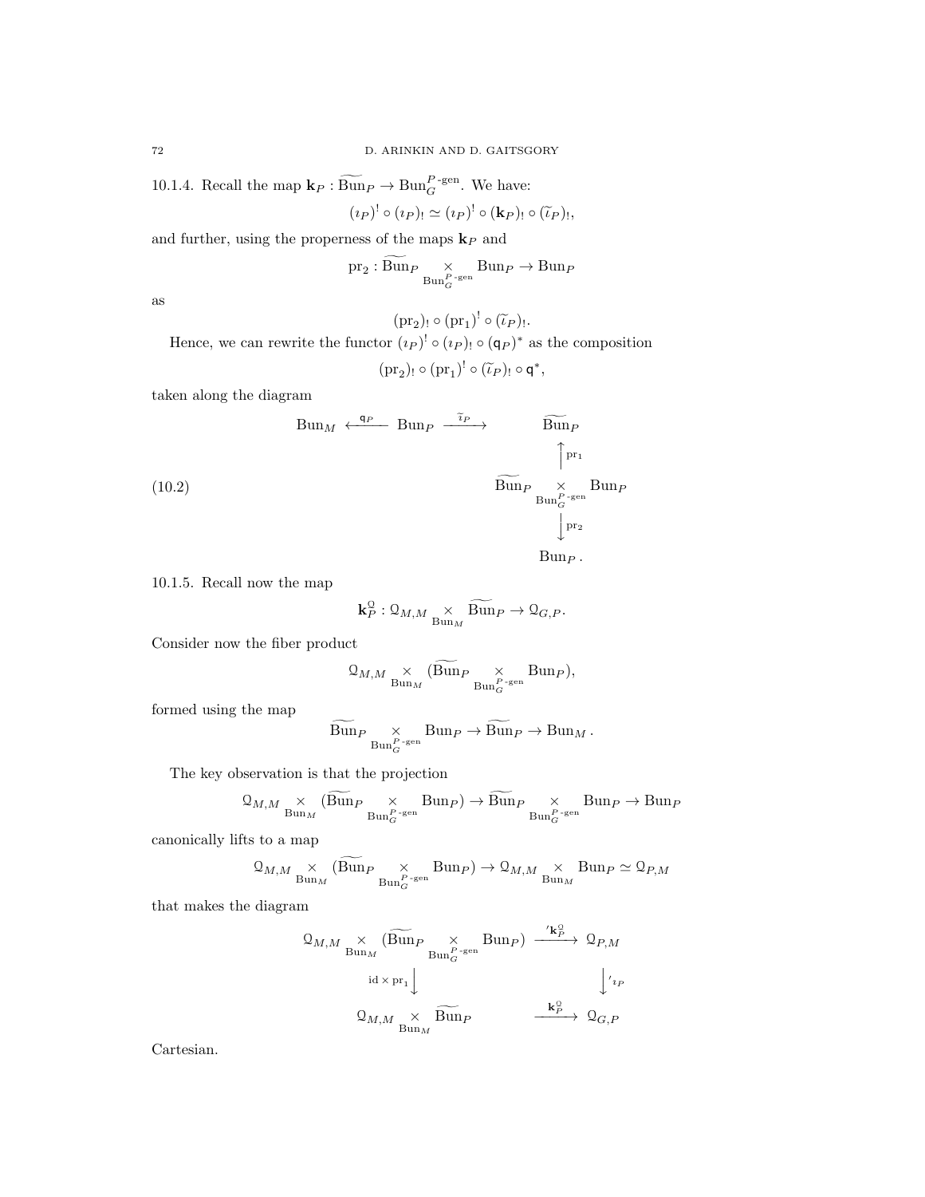10.1.4. Recall the map $\mathbf{k}_P : \widetilde{\mathrm{Bun}}_P \to \mathrm{Bun}_G^{P\text{-gen}}$. We have:

$$(\imath_P)^! \circ (\imath_P)_! \simeq (\imath_P)^! \circ (\mathbf{k}_P)_! \circ (\widetilde{\imath}_P)_!,$$

and further, using the properness of the maps $\mathbf{k}_P$ and

$$\mathrm{pr}_2 : \widetilde{\mathrm{Bun}}_P \underset{\mathrm{Bun}_G^{P\text{-gen}}}{\times} \mathrm{Bun}_P \to \mathrm{Bun}_P$$

as

$$(\mathrm{pr}_2)_! \circ (\mathrm{pr}_1)^! \circ (\widetilde{\imath}_P)_!.$$

Hence, we can rewrite the functor $(\imath_P)^! \circ (\imath_P)_! \circ (\mathsf{q}_P)^*$ as the composition

$$(\mathrm{pr}_2)_! \circ (\mathrm{pr}_1)^! \circ (\widetilde{\imath}_P)_! \circ \mathsf{q}^*,$$

taken along the diagram

$$\begin{array}{ccccc}
\mathrm{Bun}_M & \xleftarrow{\mathsf{q}_P} & \mathrm{Bun}_P & \xrightarrow{\widetilde{\imath}_P} & \widetilde{\mathrm{Bun}}_P \\
& & & & \uparrow \mathrm{pr}_1 \\
& & & & \widetilde{\mathrm{Bun}}_P \underset{\mathrm{Bun}_G^{P\text{-gen}}}{\times} \mathrm{Bun}_P \\
& & & & \downarrow \mathrm{pr}_2 \\
& & & & \mathrm{Bun}_P.
\end{array} \tag{10.2}$$

10.1.5. Recall now the map

$$\mathbf{k}_P^{\mathcal{Q}} : \mathcal{Q}_{M,M} \underset{\mathrm{Bun}_M}{\times} \widetilde{\mathrm{Bun}}_P \to \mathcal{Q}_{G,P}.$$

Consider now the fiber product

$$\mathcal{Q}_{M,M} \underset{\mathrm{Bun}_M}{\times} (\widetilde{\mathrm{Bun}}_P \underset{\mathrm{Bun}_G^{P\text{-gen}}}{\times} \mathrm{Bun}_P),$$

formed using the map

$$\widetilde{\mathrm{Bun}}_P \underset{\mathrm{Bun}_G^{P\text{-gen}}}{\times} \mathrm{Bun}_P \to \widetilde{\mathrm{Bun}}_P \to \mathrm{Bun}_M.$$

The key observation is that the projection

$$\mathcal{Q}_{M,M} \underset{\mathrm{Bun}_M}{\times} (\widetilde{\mathrm{Bun}}_P \underset{\mathrm{Bun}_G^{P\text{-gen}}}{\times} \mathrm{Bun}_P) \to \widetilde{\mathrm{Bun}}_P \underset{\mathrm{Bun}_G^{P\text{-gen}}}{\times} \mathrm{Bun}_P \to \mathrm{Bun}_P$$

canonically lifts to a map

$$\mathcal{Q}_{M,M} \underset{\mathrm{Bun}_M}{\times} (\widetilde{\mathrm{Bun}}_P \underset{\mathrm{Bun}_G^{P\text{-gen}}}{\times} \mathrm{Bun}_P) \to \mathcal{Q}_{M,M} \underset{\mathrm{Bun}_M}{\times} \mathrm{Bun}_P \simeq \mathcal{Q}_{P,M}$$

that makes the diagram

$$\begin{array}{ccc}
\mathcal{Q}_{M,M} \underset{\mathrm{Bun}_M}{\times} (\widetilde{\mathrm{Bun}}_P \underset{\mathrm{Bun}_G^{P\text{-gen}}}{\times} \mathrm{Bun}_P) & \xrightarrow{'\mathbf{k}_P^{\mathcal{Q}}} & \mathcal{Q}_{P,M} \\
\Big\downarrow {\scriptstyle \mathrm{id} \times \mathrm{pr}_1} & & \Big\downarrow {\scriptstyle '\imath_P} \\
\mathcal{Q}_{M,M} \underset{\mathrm{Bun}_M}{\times} \widetilde{\mathrm{Bun}}_P & \xrightarrow{\mathbf{k}_P^{\mathcal{Q}}} & \mathcal{Q}_{G,P}
\end{array}$$

Cartesian.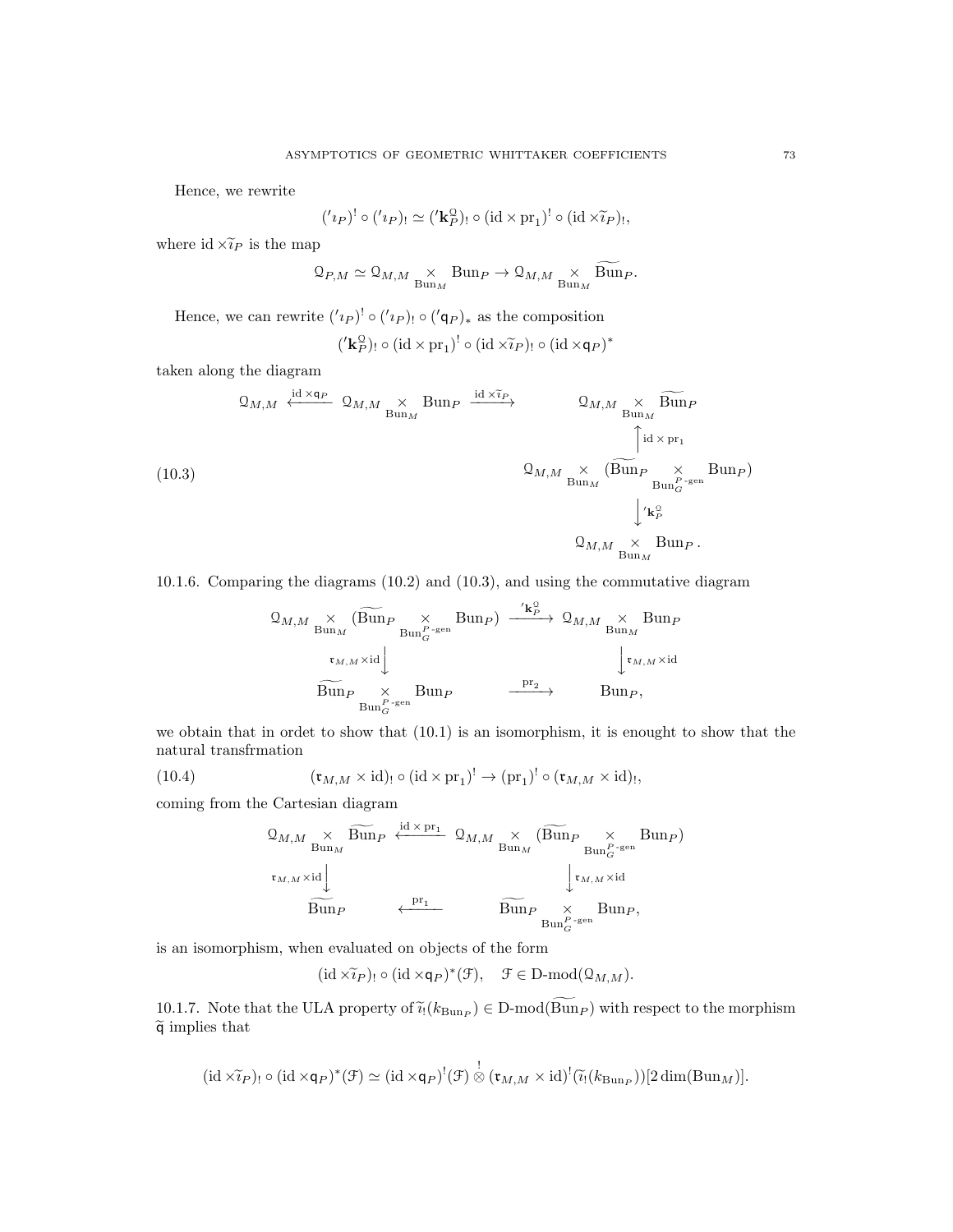Hence, we rewrite

$$({}'\imath_P)^! \circ ({}'\imath_P)_! \simeq ({}'\mathbf{k}_P^{\mathcal{Q}})_! \circ (\mathrm{id} \times \mathrm{pr}_1)^! \circ (\mathrm{id} \times \widetilde{\imath}_P)_!,$$

where $\mathrm{id} \times \widetilde{\imath}_P$ is the map

$$\mathcal{Q}_{P,M} \simeq \mathcal{Q}_{M,M} \underset{\mathrm{Bun}_M}{\times} \mathrm{Bun}_P \to \mathcal{Q}_{M,M} \underset{\mathrm{Bun}_M}{\times} \widetilde{\mathrm{Bun}}_P.$$

Hence, we can rewrite $({}'\imath_P)^! \circ ({}'\imath_P)_! \circ ({}'\mathsf{q}_P)_*$ as the composition

$$({}'\mathbf{k}_P^{\mathcal{Q}})_! \circ (\mathrm{id} \times \mathrm{pr}_1)^! \circ (\mathrm{id} \times \widetilde{\imath}_P)_! \circ (\mathrm{id} \times \mathsf{q}_P)^*$$

taken along the diagram

$$(10.3)\qquad \begin{array}{ccccc}
\mathcal{Q}_{M,M} & \xleftarrow{\mathrm{id} \times \mathsf{q}_P} & \mathcal{Q}_{M,M} \underset{\mathrm{Bun}_M}{\times} \mathrm{Bun}_P & \xrightarrow{\mathrm{id} \times \widetilde{\imath}_P} & \mathcal{Q}_{M,M} \underset{\mathrm{Bun}_M}{\times} \widetilde{\mathrm{Bun}}_P \\
&&&& \uparrow{\scriptstyle \mathrm{id} \times \mathrm{pr}_1} \\
&&&& \mathcal{Q}_{M,M} \underset{\mathrm{Bun}_M}{\times} (\widetilde{\mathrm{Bun}}_P \underset{\mathrm{Bun}_G^{P\text{-gen}}}{\times} \mathrm{Bun}_P) \\
&&&& \downarrow{\scriptstyle {}'\mathbf{k}_P^{\mathcal{Q}}} \\
&&&& \mathcal{Q}_{M,M} \underset{\mathrm{Bun}_M}{\times} \mathrm{Bun}_P .
\end{array}$$

10.1.6. Comparing the diagrams (10.2) and (10.3), and using the commutative diagram

$$\begin{array}{ccc}
\mathcal{Q}_{M,M} \underset{\mathrm{Bun}_M}{\times} (\widetilde{\mathrm{Bun}}_P \underset{\mathrm{Bun}_G^{P\text{-gen}}}{\times} \mathrm{Bun}_P) & \xrightarrow{{}'\mathbf{k}_P^{\mathcal{Q}}} & \mathcal{Q}_{M,M} \underset{\mathrm{Bun}_M}{\times} \mathrm{Bun}_P \\
\downarrow{\scriptstyle \mathfrak{r}_{M,M} \times \mathrm{id}} && \downarrow{\scriptstyle \mathfrak{r}_{M,M} \times \mathrm{id}} \\
\widetilde{\mathrm{Bun}}_P \underset{\mathrm{Bun}_G^{P\text{-gen}}}{\times} \mathrm{Bun}_P & \xrightarrow{\mathrm{pr}_2} & \mathrm{Bun}_P,
\end{array}$$

we obtain that in ordet to show that (10.1) is an isomorphism, it is enought to show that the natural transfrmation

$$(10.4)\qquad (\mathfrak{r}_{M,M} \times \mathrm{id})_! \circ (\mathrm{id} \times \mathrm{pr}_1)^! \to (\mathrm{pr}_1)^! \circ (\mathfrak{r}_{M,M} \times \mathrm{id})_!,$$

coming from the Cartesian diagram

$$\begin{array}{ccc}
\mathcal{Q}_{M,M} \underset{\mathrm{Bun}_M}{\times} \widetilde{\mathrm{Bun}}_P & \xleftarrow{\mathrm{id} \times \mathrm{pr}_1} & \mathcal{Q}_{M,M} \underset{\mathrm{Bun}_M}{\times} (\widetilde{\mathrm{Bun}}_P \underset{\mathrm{Bun}_G^{P\text{-gen}}}{\times} \mathrm{Bun}_P) \\
\downarrow{\scriptstyle \mathfrak{r}_{M,M} \times \mathrm{id}} && \downarrow{\scriptstyle \mathfrak{r}_{M,M} \times \mathrm{id}} \\
\widetilde{\mathrm{Bun}}_P & \xleftarrow{\mathrm{pr}_1} & \widetilde{\mathrm{Bun}}_P \underset{\mathrm{Bun}_G^{P\text{-gen}}}{\times} \mathrm{Bun}_P,
\end{array}$$

is an isomorphism, when evaluated on objects of the form

$$(\mathrm{id} \times \widetilde{\imath}_P)_! \circ (\mathrm{id} \times \mathsf{q}_P)^*(\mathcal{F}), \quad \mathcal{F} \in \text{D-mod}(\mathcal{Q}_{M,M}).$$

10.1.7. Note that the ULA property of $\widetilde{\imath}_!(k_{\mathrm{Bun}_P}) \in \text{D-mod}(\widetilde{\mathrm{Bun}}_P)$ with respect to the morphism $\widetilde{\mathsf{q}}$ implies that

$$(\mathrm{id} \times \widetilde{\imath}_P)_! \circ (\mathrm{id} \times \mathsf{q}_P)^*(\mathcal{F}) \simeq (\mathrm{id} \times \mathsf{q}_P)^!(\mathcal{F}) \overset{!}{\otimes} (\mathfrak{r}_{M,M} \times \mathrm{id})^!(\widetilde{\imath}_!(k_{\mathrm{Bun}_P}))[2\dim(\mathrm{Bun}_M)].$$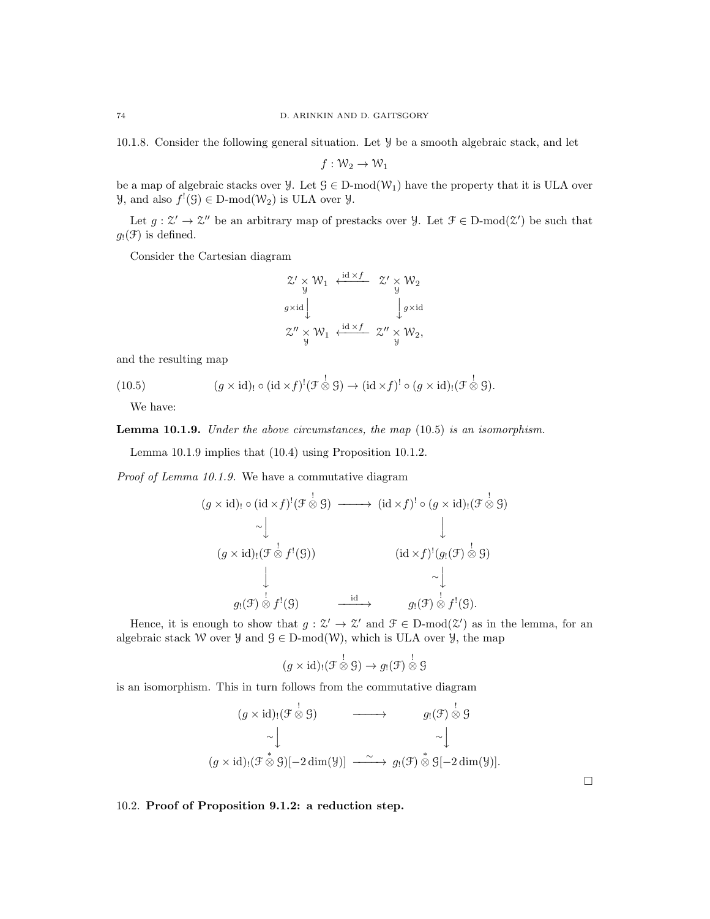10.1.8. Consider the following general situation. Let $\mathcal{Y}$ be a smooth algebraic stack, and let

$$f : \mathcal{W}_2 \to \mathcal{W}_1$$

be a map of algebraic stacks over $\mathcal{Y}$. Let $\mathcal{G} \in \text{D-mod}(\mathcal{W}_1)$ have the property that it is ULA over $\mathcal{Y}$, and also $f^!(\mathcal{G}) \in \text{D-mod}(\mathcal{W}_2)$ is ULA over $\mathcal{Y}$.

Let $g : \mathcal{Z}' \to \mathcal{Z}''$ be an arbitrary map of prestacks over $\mathcal{Y}$. Let $\mathcal{F} \in \text{D-mod}(\mathcal{Z}')$ be such that $g_!(\mathcal{F})$ is defined.

Consider the Cartesian diagram

$$\begin{array}{ccc}
\mathcal{Z}' \underset{\mathcal{Y}}{\times} \mathcal{W}_1 & \xleftarrow{\text{id} \times f} & \mathcal{Z}' \underset{\mathcal{Y}}{\times} \mathcal{W}_2 \\
{\scriptstyle g \times \text{id}}\downarrow & & \downarrow{\scriptstyle g \times \text{id}} \\
\mathcal{Z}'' \underset{\mathcal{Y}}{\times} \mathcal{W}_1 & \xleftarrow{\text{id} \times f} & \mathcal{Z}'' \underset{\mathcal{Y}}{\times} \mathcal{W}_2,
\end{array}$$

and the resulting map

$$(g \times \text{id})_! \circ (\text{id} \times f)^!(\mathcal{F} \overset{!}{\otimes} \mathcal{G}) \to (\text{id} \times f)^! \circ (g \times \text{id})_!(\mathcal{F} \overset{!}{\otimes} \mathcal{G}). \tag{10.5}$$

We have:

**Lemma 10.1.9.** *Under the above circumstances, the map* (10.5) *is an isomorphism.*

Lemma 10.1.9 implies that (10.4) using Proposition 10.1.2.

*Proof of Lemma 10.1.9.* We have a commutative diagram

$$\begin{array}{ccc}
(g \times \text{id})_! \circ (\text{id} \times f)^!(\mathcal{F} \overset{!}{\otimes} \mathcal{G}) & \longrightarrow & (\text{id} \times f)^! \circ (g \times \text{id})_!(\mathcal{F} \overset{!}{\otimes} \mathcal{G}) \\
\sim\downarrow & & \downarrow \\
(g \times \text{id})_!(\mathcal{F} \overset{!}{\otimes} f^!(\mathcal{G})) & & (\text{id} \times f)^!(g_!(\mathcal{F}) \overset{!}{\otimes} \mathcal{G}) \\
\downarrow & & \sim\downarrow \\
g_!(\mathcal{F}) \overset{!}{\otimes} f^!(\mathcal{G}) & \xrightarrow{\text{id}} & g_!(\mathcal{F}) \overset{!}{\otimes} f^!(\mathcal{G}).
\end{array}$$

Hence, it is enough to show that $g : \mathcal{Z}' \to \mathcal{Z}'$ and $\mathcal{F} \in \text{D-mod}(\mathcal{Z}')$ as in the lemma, for an algebraic stack $\mathcal{W}$ over $\mathcal{Y}$ and $\mathcal{G} \in \text{D-mod}(\mathcal{W})$, which is ULA over $\mathcal{Y}$, the map

$$(g \times \text{id})_!(\mathcal{F} \overset{!}{\otimes} \mathcal{G}) \to g_!(\mathcal{F}) \overset{!}{\otimes} \mathcal{G}$$

is an isomorphism. This in turn follows from the commutative diagram

$$\begin{array}{ccc}
(g \times \text{id})_!(\mathcal{F} \overset{!}{\otimes} \mathcal{G}) & \longrightarrow & g_!(\mathcal{F}) \overset{!}{\otimes} \mathcal{G} \\
\sim\downarrow & & \sim\downarrow \\
(g \times \text{id})_!(\mathcal{F} \overset{*}{\otimes} \mathcal{G})[-2\dim(\mathcal{Y})] & \xrightarrow{\sim} & g_!(\mathcal{F}) \overset{*}{\otimes} \mathcal{G}[-2\dim(\mathcal{Y})].
\end{array}$$

□

## 10.2. Proof of Proposition 9.1.2: a reduction step.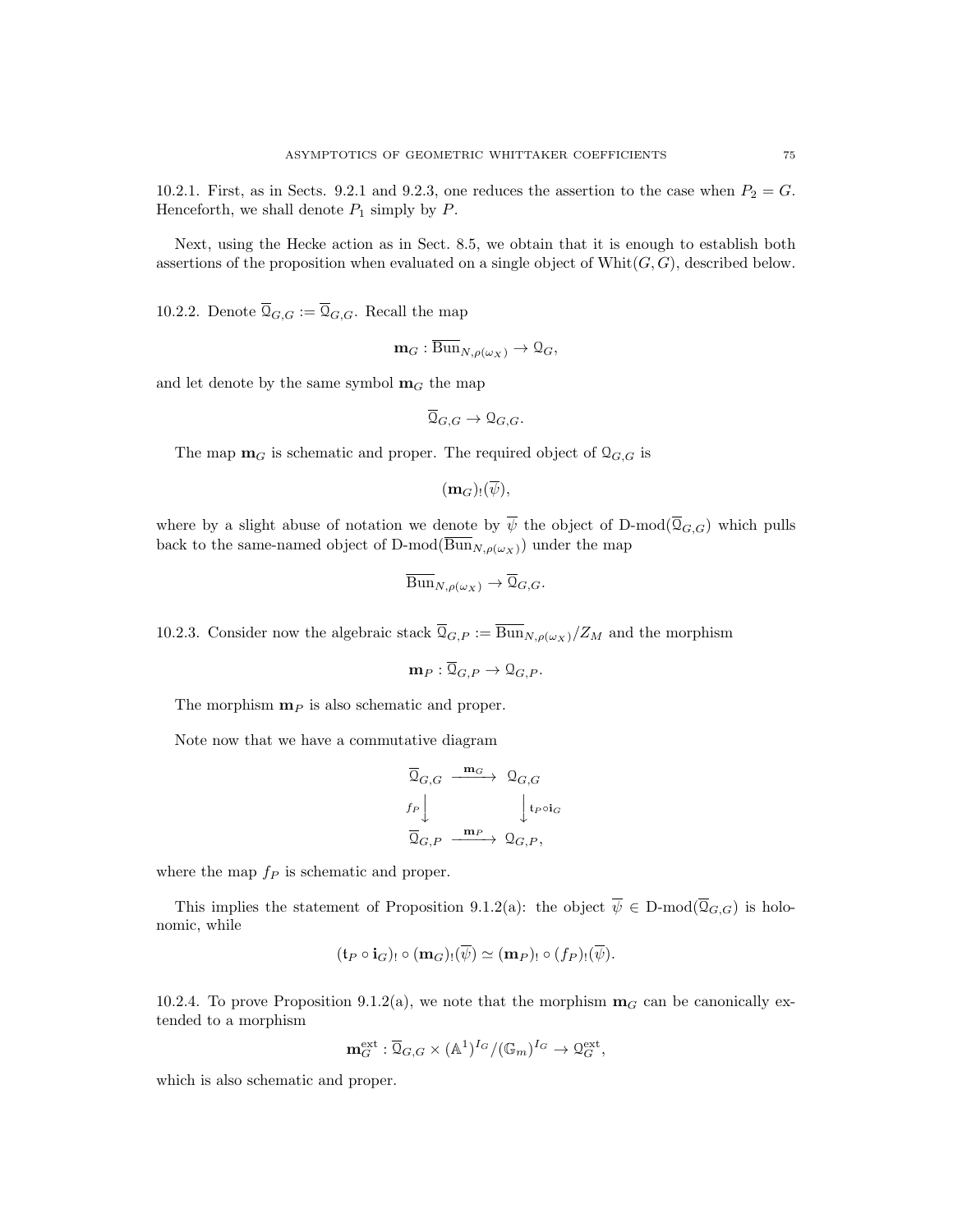10.2.1. First, as in Sects. 9.2.1 and 9.2.3, one reduces the assertion to the case when $P_2 = G$. Henceforth, we shall denote $P_1$ simply by $P$.

Next, using the Hecke action as in Sect. 8.5, we obtain that it is enough to establish both assertions of the proposition when evaluated on a single object of $\mathrm{Whit}(G, G)$, described below.

10.2.2. Denote $\overline{\mathcal{Q}}_{G,G} := \overline{\mathcal{Q}}_{G,G}$. Recall the map

$$\mathbf{m}_G : \overline{\mathrm{Bun}}_{N,\rho(\omega_X)} \to \mathcal{Q}_G,$$

and let denote by the same symbol $\mathbf{m}_G$ the map

$$\overline{\mathcal{Q}}_{G,G} \to \mathcal{Q}_{G,G}.$$

The map $\mathbf{m}_G$ is schematic and proper. The required object of $\mathcal{Q}_{G,G}$ is

$$(\mathbf{m}_G)_!(\overline{\psi}),$$

where by a slight abuse of notation we denote by $\overline{\psi}$ the object of $\text{D-mod}(\overline{\mathcal{Q}}_{G,G})$ which pulls back to the same-named object of $\text{D-mod}(\overline{\mathrm{Bun}}_{N,\rho(\omega_X)})$ under the map

$$\overline{\mathrm{Bun}}_{N,\rho(\omega_X)} \to \overline{\mathcal{Q}}_{G,G}.$$

10.2.3. Consider now the algebraic stack $\overline{\mathcal{Q}}_{G,P} := \overline{\mathrm{Bun}}_{N,\rho(\omega_X)}/Z_M$ and the morphism

$$\mathbf{m}_P : \overline{\mathcal{Q}}_{G,P} \to \mathcal{Q}_{G,P}.$$

The morphism $\mathbf{m}_P$ is also schematic and proper.

Note now that we have a commutative diagram

$$\begin{array}{ccc}
\overline{\mathcal{Q}}_{G,G} & \xrightarrow{\mathbf{m}_G} & \mathcal{Q}_{G,G} \\
{\scriptstyle f_P}\downarrow & & \downarrow{\scriptstyle \mathfrak{t}_P \circ \mathbf{i}_G} \\
\overline{\mathcal{Q}}_{G,P} & \xrightarrow{\mathbf{m}_P} & \mathcal{Q}_{G,P},
\end{array}$$

where the map $f_P$ is schematic and proper.

This implies the statement of Proposition 9.1.2(a): the object $\overline{\psi} \in \text{D-mod}(\overline{\mathcal{Q}}_{G,G})$ is holonomic, while

$$(\mathfrak{t}_P \circ \mathbf{i}_G)_! \circ (\mathbf{m}_G)_!(\overline{\psi}) \simeq (\mathbf{m}_P)_! \circ (f_P)_!(\overline{\psi}).$$

10.2.4. To prove Proposition 9.1.2(a), we note that the morphism $\mathbf{m}_G$ can be canonically extended to a morphism

$$\mathbf{m}_G^{\mathrm{ext}} : \overline{\mathcal{Q}}_{G,G} \times (\mathbb{A}^1)^{I_G}/(\mathbb{G}_m)^{I_G} \to \mathcal{Q}_G^{\mathrm{ext}},$$

which is also schematic and proper.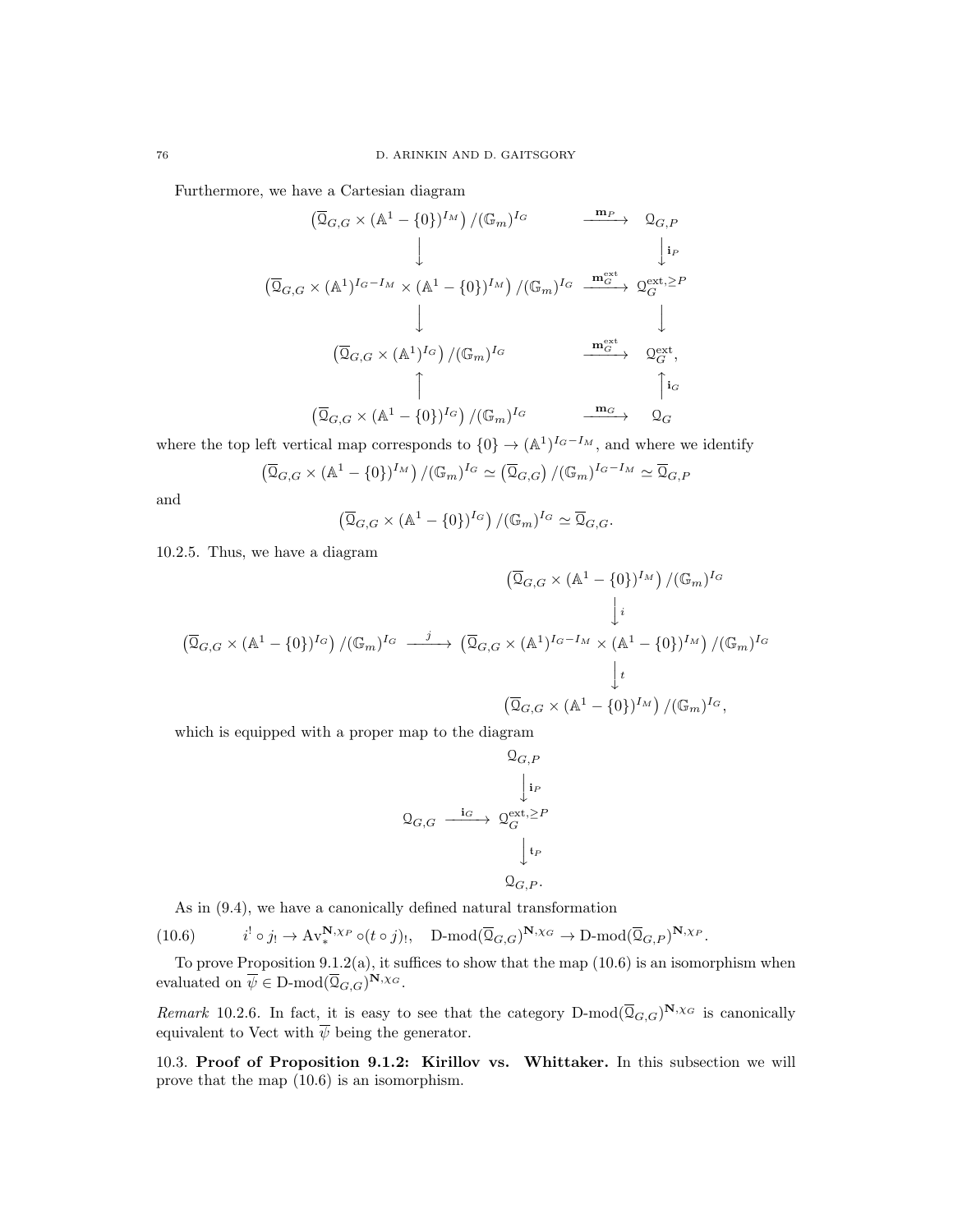Furthermore, we have a Cartesian diagram

$$
\begin{array}{ccc}
\left(\overline{\mathcal{Q}}_{G,G} \times (\mathbb{A}^1 - \{0\})^{I_M}\right)/(\mathbb{G}_m)^{I_G} & \xrightarrow{\mathbf{m}_P} & \mathcal{Q}_{G,P} \\
\big\downarrow & & \big\downarrow \mathbf{i}_P \\
\left(\overline{\mathcal{Q}}_{G,G} \times (\mathbb{A}^1)^{I_G - I_M} \times (\mathbb{A}^1 - \{0\})^{I_M}\right)/(\mathbb{G}_m)^{I_G} & \xrightarrow{\mathbf{m}_G^{\mathrm{ext}}} & \mathcal{Q}_G^{\mathrm{ext}, \geq P} \\
\big\downarrow & & \big\downarrow \\
\left(\overline{\mathcal{Q}}_{G,G} \times (\mathbb{A}^1)^{I_G}\right)/(\mathbb{G}_m)^{I_G} & \xrightarrow{\mathbf{m}_G^{\mathrm{ext}}} & \mathcal{Q}_G^{\mathrm{ext}}, \\
\big\uparrow & & \big\uparrow \mathbf{i}_G \\
\left(\overline{\mathcal{Q}}_{G,G} \times (\mathbb{A}^1 - \{0\})^{I_G}\right)/(\mathbb{G}_m)^{I_G} & \xrightarrow{\mathbf{m}_G} & \mathcal{Q}_G
\end{array}
$$

where the top left vertical map corresponds to $\{0\} \to (\mathbb{A}^1)^{I_G - I_M}$, and where we identify

$$
\left(\overline{\mathcal{Q}}_{G,G} \times (\mathbb{A}^1 - \{0\})^{I_M}\right)/(\mathbb{G}_m)^{I_G} \simeq \left(\overline{\mathcal{Q}}_{G,G}\right)/(\mathbb{G}_m)^{I_G - I_M} \simeq \overline{\mathcal{Q}}_{G,P}
$$

and

$$
\left(\overline{\mathcal{Q}}_{G,G} \times (\mathbb{A}^1 - \{0\})^{I_G}\right)/(\mathbb{G}_m)^{I_G} \simeq \overline{\mathcal{Q}}_{G,G}.
$$

10.2.5. Thus, we have a diagram

$$
\begin{array}{ccc}
 & & \left(\overline{\mathcal{Q}}_{G,G} \times (\mathbb{A}^1 - \{0\})^{I_M}\right)/(\mathbb{G}_m)^{I_G} \\
 & & \big\downarrow i \\
\left(\overline{\mathcal{Q}}_{G,G} \times (\mathbb{A}^1 - \{0\})^{I_G}\right)/(\mathbb{G}_m)^{I_G} & \xrightarrow{j} & \left(\overline{\mathcal{Q}}_{G,G} \times (\mathbb{A}^1)^{I_G - I_M} \times (\mathbb{A}^1 - \{0\})^{I_M}\right)/(\mathbb{G}_m)^{I_G} \\
 & & \big\downarrow t \\
 & & \left(\overline{\mathcal{Q}}_{G,G} \times (\mathbb{A}^1 - \{0\})^{I_M}\right)/(\mathbb{G}_m)^{I_G},
\end{array}
$$

which is equipped with a proper map to the diagram

$$
\begin{array}{ccc}
 & & \mathcal{Q}_{G,P} \\
 & & \big\downarrow \mathbf{i}_P \\
\mathcal{Q}_{G,G} & \xrightarrow{\mathbf{i}_G} & \mathcal{Q}_G^{\mathrm{ext}, \geq P} \\
 & & \big\downarrow \mathbf{t}_P \\
 & & \mathcal{Q}_{G,P}.
\end{array}
$$

As in (9.4), we have a canonically defined natural transformation

$$
i^! \circ j_! \to \mathrm{Av}_*^{\mathbf{N}, \chi_P} \circ (t \circ j)_!, \quad \text{D-mod}(\overline{\mathcal{Q}}_{G,G})^{\mathbf{N}, \chi_G} \to \text{D-mod}(\overline{\mathcal{Q}}_{G,P})^{\mathbf{N}, \chi_P}. \tag{10.6}
$$

To prove Proposition 9.1.2(a), it suffices to show that the map (10.6) is an isomorphism when evaluated on $\overline{\psi} \in \text{D-mod}(\overline{\mathcal{Q}}_{G,G})^{\mathbf{N}, \chi_G}$.

*Remark* 10.2.6. In fact, it is easy to see that the category $\text{D-mod}(\overline{\mathcal{Q}}_{G,G})^{\mathbf{N}, \chi_G}$ is canonically equivalent to Vect with $\overline{\psi}$ being the generator.

10.3. **Proof of Proposition 9.1.2: Kirillov vs. Whittaker.** In this subsection we will prove that the map (10.6) is an isomorphism.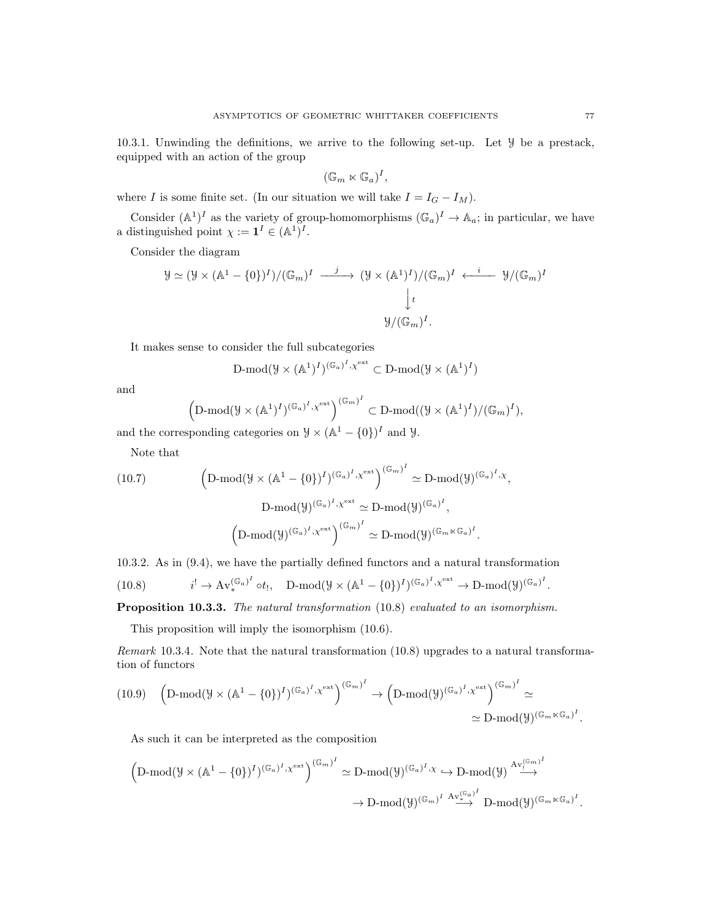10.3.1. Unwinding the definitions, we arrive to the following set-up. Let $\mathcal{Y}$ be a prestack, equipped with an action of the group

$$(\mathbb{G}_m \ltimes \mathbb{G}_a)^I,$$

where $I$ is some finite set. (In our situation we will take $I = I_G - I_M$).

Consider $(\mathbb{A}^1)^I$ as the variety of group-homomorphisms $(\mathbb{G}_a)^I \to \mathbb{A}_a$; in particular, we have a distinguished point $\chi := \mathbf{1}^I \in (\mathbb{A}^1)^I$.

Consider the diagram

$$\begin{array}{ccccc} \mathcal{Y} \simeq (\mathcal{Y} \times (\mathbb{A}^1 - \{0\})^I)/(\mathbb{G}_m)^I & \xrightarrow{j} & (\mathcal{Y} \times (\mathbb{A}^1)^I)/(\mathbb{G}_m)^I & \xleftarrow{i} & \mathcal{Y}/(\mathbb{G}_m)^I \\ & & \Big\downarrow t & & \\ & & \mathcal{Y}/(\mathbb{G}_m)^I. & & \end{array}$$

It makes sense to consider the full subcategories

$$\text{D-mod}(\mathcal{Y} \times (\mathbb{A}^1)^I)^{(\mathbb{G}_a)^I, \chi^{\text{ext}}} \subset \text{D-mod}(\mathcal{Y} \times (\mathbb{A}^1)^I)$$

and

$$\left(\text{D-mod}(\mathcal{Y} \times (\mathbb{A}^1)^I)^{(\mathbb{G}_a)^I, \chi^{\text{ext}}}\right)^{(\mathbb{G}_m)^I} \subset \text{D-mod}((\mathcal{Y} \times (\mathbb{A}^1)^I)/(\mathbb{G}_m)^I),$$

and the corresponding categories on $\mathcal{Y} \times (\mathbb{A}^1 - \{0\})^I$ and $\mathcal{Y}$.

Note that

$$\left(\text{D-mod}(\mathcal{Y} \times (\mathbb{A}^1 - \{0\})^I)^{(\mathbb{G}_a)^I, \chi^{\text{ext}}}\right)^{(\mathbb{G}_m)^I} \simeq \text{D-mod}(\mathcal{Y})^{(\mathbb{G}_a)^I, \chi}, \tag{10.7}$$

$$\text{D-mod}(\mathcal{Y})^{(\mathbb{G}_a)^I, \chi^{\text{ext}}} \simeq \text{D-mod}(\mathcal{Y})^{(\mathbb{G}_a)^I},$$

$$\left(\text{D-mod}(\mathcal{Y})^{(\mathbb{G}_a)^I, \chi^{\text{ext}}}\right)^{(\mathbb{G}_m)^I} \simeq \text{D-mod}(\mathcal{Y})^{(\mathbb{G}_m \ltimes \mathbb{G}_a)^I}.$$

10.3.2. As in (9.4), we have the partially defined functors and a natural transformation

$$i^! \to \text{Av}_*^{(\mathbb{G}_a)^I} \circ t_!, \quad \text{D-mod}(\mathcal{Y} \times (\mathbb{A}^1 - \{0\})^I)^{(\mathbb{G}_a)^I, \chi^{\text{ext}}} \to \text{D-mod}(\mathcal{Y})^{(\mathbb{G}_a)^I}. \tag{10.8}$$

**Proposition 10.3.3.** *The natural transformation* (10.8) *evaluated to an isomorphism.*

This proposition will imply the isomorphism (10.6).

*Remark* 10.3.4. Note that the natural transformation (10.8) upgrades to a natural transformation of functors

$$\left(\text{D-mod}(\mathcal{Y} \times (\mathbb{A}^1 - \{0\})^I)^{(\mathbb{G}_a)^I, \chi^{\text{ext}}}\right)^{(\mathbb{G}_m)^I} \to \left(\text{D-mod}(\mathcal{Y})^{(\mathbb{G}_a)^I, \chi^{\text{ext}}}\right)^{(\mathbb{G}_m)^I} \simeq \simeq \text{D-mod}(\mathcal{Y})^{(\mathbb{G}_m \ltimes \mathbb{G}_a)^I}. \tag{10.9}$$

As such it can be interpreted as the composition

$$\left(\text{D-mod}(\mathcal{Y} \times (\mathbb{A}^1 - \{0\})^I)^{(\mathbb{G}_a)^I, \chi^{\text{ext}}}\right)^{(\mathbb{G}_m)^I} \simeq \text{D-mod}(\mathcal{Y})^{(\mathbb{G}_a)^I, \chi} \hookrightarrow \text{D-mod}(\mathcal{Y}) \xrightarrow{\text{Av}_!^{(\mathbb{G}_m)^I}} \to \text{D-mod}(\mathcal{Y})^{(\mathbb{G}_m)^I} \xrightarrow{\text{Av}_*^{(\mathbb{G}_a)^I}} \text{D-mod}(\mathcal{Y})^{(\mathbb{G}_m \ltimes \mathbb{G}_a)^I}.$$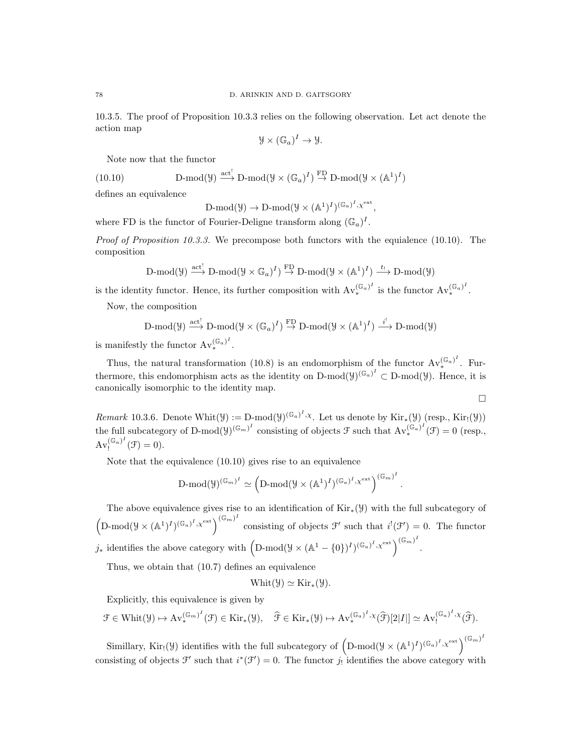10.3.5. The proof of Proposition 10.3.3 relies on the following observation. Let act denote the action map

$$\mathcal{Y} \times (\mathbb{G}_a)^I \to \mathcal{Y}.$$

Note now that the functor

$$\text{D-mod}(\mathcal{Y}) \xrightarrow{\text{act}^!} \text{D-mod}(\mathcal{Y} \times (\mathbb{G}_a)^I) \overset{\text{FD}}{\to} \text{D-mod}(\mathcal{Y} \times (\mathbb{A}^1)^I) \tag{10.10}$$

defines an equivalence

$$\text{D-mod}(\mathcal{Y}) \to \text{D-mod}(\mathcal{Y} \times (\mathbb{A}^1)^I)^{(\mathbb{G}_a)^I, \chi^{\text{ext}}},$$

where FD is the functor of Fourier-Deligne transform along $(\mathbb{G}_a)^I$.

*Proof of Proposition 10.3.3.* We precompose both functors with the equialence (10.10). The composition

$$\text{D-mod}(\mathcal{Y}) \xrightarrow{\text{act}^!} \text{D-mod}(\mathcal{Y} \times \mathbb{G}_a)^I) \overset{\text{FD}}{\to} \text{D-mod}(\mathcal{Y} \times (\mathbb{A}^1)^I) \xrightarrow{t_!} \text{D-mod}(\mathcal{Y})$$

is the identity functor. Hence, its further composition with $\text{Av}_*^{(\mathbb{G}_a)^I}$ is the functor $\text{Av}_*^{(\mathbb{G}_a)^I}$.

Now, the composition

$$\text{D-mod}(\mathcal{Y}) \xrightarrow{\text{act}^!} \text{D-mod}(\mathcal{Y} \times (\mathbb{G}_a)^I) \overset{\text{FD}}{\to} \text{D-mod}(\mathcal{Y} \times (\mathbb{A}^1)^I) \xrightarrow{i^!} \text{D-mod}(\mathcal{Y})$$

is manifestly the functor $\text{Av}_*^{(\mathbb{G}_a)^I}$.

Thus, the natural transformation (10.8) is an endomorphism of the functor $\text{Av}_*^{(\mathbb{G}_a)^I}$. Furthermore, this endomorphism acts as the identity on $\text{D-mod}(\mathcal{Y})^{(\mathbb{G}_a)^I} \subset \text{D-mod}(\mathcal{Y})$. Hence, it is canonically isomorphic to the identity map.

□

*Remark* 10.3.6. Denote $\text{Whit}(\mathcal{Y}) := \text{D-mod}(\mathcal{Y})^{(\mathbb{G}_a)^I, \chi}$. Let us denote by $\text{Kir}_*(\mathcal{Y})$ (resp., $\text{Kir}_!(\mathcal{Y})$) the full subcategory of $\text{D-mod}(\mathcal{Y})^{(\mathbb{G}_m)^I}$ consisting of objects $\mathcal{F}$ such that $\text{Av}_*^{(\mathbb{G}_a)^I}(\mathcal{F}) = 0$ (resp., $\text{Av}_!^{(\mathbb{G}_a)^I}(\mathcal{F}) = 0$).

Note that the equivalence (10.10) gives rise to an equivalence

$$\text{D-mod}(\mathcal{Y})^{(\mathbb{G}_m)^I} \simeq \left(\text{D-mod}(\mathcal{Y} \times (\mathbb{A}^1)^I)^{(\mathbb{G}_a)^I, \chi^{\text{ext}}}\right)^{(\mathbb{G}_m)^I}.$$

The above equivalence gives rise to an identification of $\text{Kir}_*(\mathcal{Y})$ with the full subcategory of $\left(\text{D-mod}(\mathcal{Y} \times (\mathbb{A}^1)^I)^{(\mathbb{G}_a)^I, \chi^{\text{ext}}}\right)^{(\mathbb{G}_m)^I}$ consisting of objects $\mathcal{F}'$ such that $i^!(\mathcal{F}') = 0$. The functor $j_*$ identifies the above category with $\left(\text{D-mod}(\mathcal{Y} \times (\mathbb{A}^1 - \{0\})^I)^{(\mathbb{G}_a)^I, \chi^{\text{ext}}}\right)^{(\mathbb{G}_m)^I}$.

Thus, we obtain that (10.7) defines an equivalence

$$\text{Whit}(\mathcal{Y}) \simeq \text{Kir}_*(\mathcal{Y}).$$

Explicitly, this equivalence is given by

$$\mathcal{F} \in \text{Whit}(\mathcal{Y}) \mapsto \text{Av}_*^{(\mathbb{G}_m)^I}(\mathcal{F}) \in \text{Kir}_*(\mathcal{Y}), \quad \widehat{\mathcal{F}} \in \text{Kir}_*(\mathcal{Y}) \mapsto \text{Av}_*^{(\mathbb{G}_a)^I, \chi}(\widehat{\mathcal{F}})[2|I|] \simeq \text{Av}_!^{(\mathbb{G}_a)^I, \chi}(\widehat{\mathcal{F}}).$$

Simillary, $\text{Kir}_!(\mathcal{Y})$ identifies with the full subcategory of $\left(\text{D-mod}(\mathcal{Y} \times (\mathbb{A}^1)^I)^{(\mathbb{G}_a)^I, \chi^{\text{ext}}}\right)^{(\mathbb{G}_m)^I}$ consisting of objects $\mathcal{F}'$ such that $i^*(\mathcal{F}') = 0$. The functor $j_!$ identifies the above category with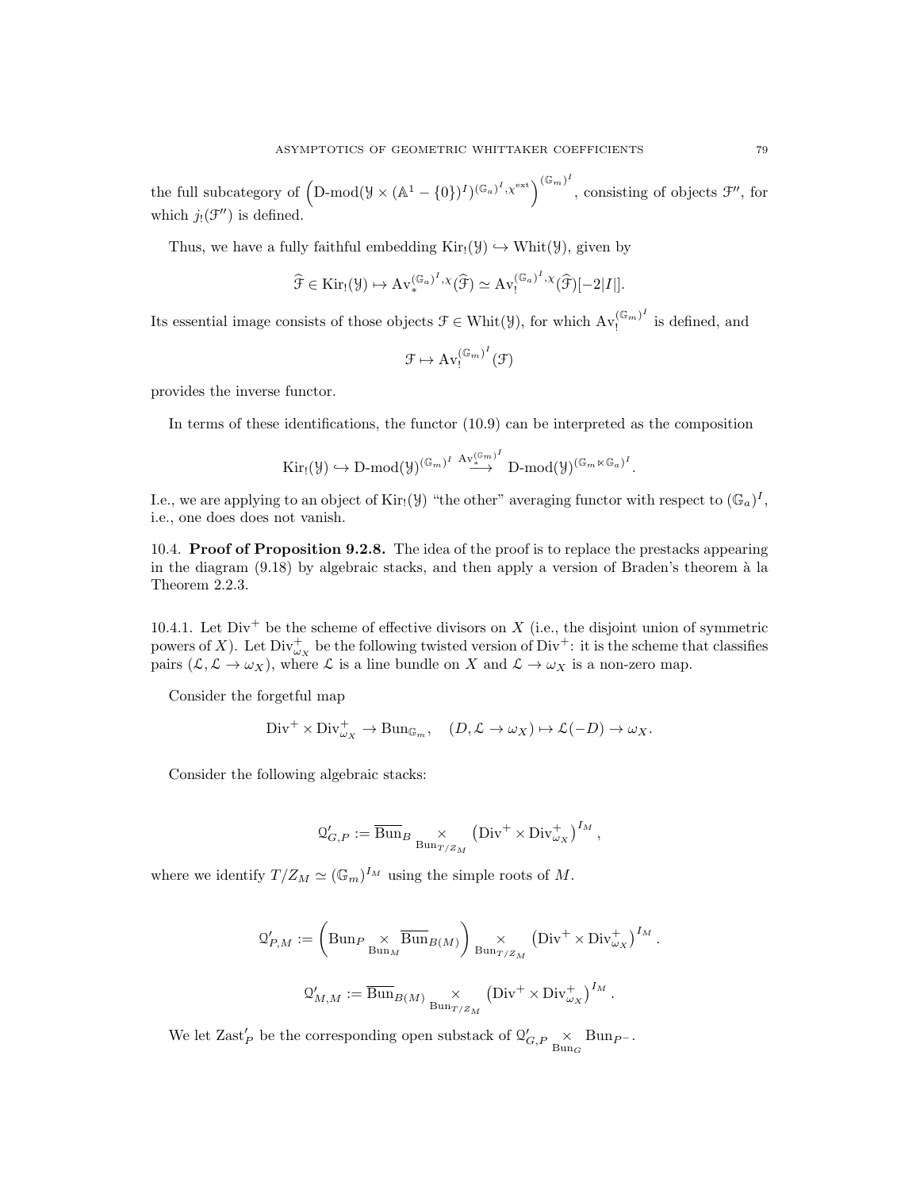the full subcategory of $\left(\text{D-mod}(\mathcal{Y} \times (\mathbb{A}^1 - \{0\})^I)^{(\mathbb{G}_a)^I, \chi^{\text{ext}}}\right)^{(\mathbb{G}_m)^I}$, consisting of objects $\mathcal{F}''$, for which $j_!(\mathcal{F}'')$ is defined.

Thus, we have a fully faithful embedding $\text{Kir}_!(\mathcal{Y}) \hookrightarrow \text{Whit}(\mathcal{Y})$, given by

$$\widehat{\mathcal{F}} \in \text{Kir}_!(\mathcal{Y}) \mapsto \text{Av}_*^{(\mathbb{G}_a)^I, \chi}(\widehat{\mathcal{F}}) \simeq \text{Av}_!^{(\mathbb{G}_a)^I, \chi}(\widehat{\mathcal{F}})[-2|I|].$$

Its essential image consists of those objects $\mathcal{F} \in \text{Whit}(\mathcal{Y})$, for which $\text{Av}_!^{(\mathbb{G}_m)^I}$ is defined, and

$$\mathcal{F} \mapsto \text{Av}_!^{(\mathbb{G}_m)^I}(\mathcal{F})$$

provides the inverse functor.

In terms of these identifications, the functor (10.9) can be interpreted as the composition

$$\text{Kir}_!(\mathcal{Y}) \hookrightarrow \text{D-mod}(\mathcal{Y})^{(\mathbb{G}_m)^I} \overset{\text{Av}_*^{(\mathbb{G}_m)^I}}{\longrightarrow} \text{D-mod}(\mathcal{Y})^{(\mathbb{G}_m \ltimes \mathbb{G}_a)^I}.$$

I.e., we are applying to an object of $\text{Kir}_!(\mathcal{Y})$ "the other" averaging functor with respect to $(\mathbb{G}_a)^I$, i.e., one does does not vanish.

10.4. **Proof of Proposition 9.2.8.** The idea of the proof is to replace the prestacks appearing in the diagram (9.18) by algebraic stacks, and then apply a version of Braden's theorem à la Theorem 2.2.3.

10.4.1. Let $\text{Div}^+$ be the scheme of effective divisors on $X$ (i.e., the disjoint union of symmetric powers of $X$). Let $\text{Div}^+_{\omega_X}$ be the following twisted version of $\text{Div}^+$: it is the scheme that classifies pairs $(\mathcal{L}, \mathcal{L} \to \omega_X)$, where $\mathcal{L}$ is a line bundle on $X$ and $\mathcal{L} \to \omega_X$ is a non-zero map.

Consider the forgetful map

$$\text{Div}^+ \times \text{Div}^+_{\omega_X} \to \text{Bun}_{\mathbb{G}_m}, \quad (D, \mathcal{L} \to \omega_X) \mapsto \mathcal{L}(-D) \to \omega_X.$$

Consider the following algebraic stacks:

$$\mathcal{Q}'_{G,P} := \overline{\text{Bun}}_B \underset{\text{Bun}_{T/Z_M}}{\times} \left(\text{Div}^+ \times \text{Div}^+_{\omega_X}\right)^{I_M},$$

where we identify $T/Z_M \simeq (\mathbb{G}_m)^{I_M}$ using the simple roots of $M$.

$$\mathcal{Q}'_{P,M} := \left(\text{Bun}_P \underset{\text{Bun}_M}{\times} \overline{\text{Bun}}_{B(M)}\right) \underset{\text{Bun}_{T/Z_M}}{\times} \left(\text{Div}^+ \times \text{Div}^+_{\omega_X}\right)^{I_M}.$$

$$\mathcal{Q}'_{M,M} := \overline{\text{Bun}}_{B(M)} \underset{\text{Bun}_{T/Z_M}}{\times} \left(\text{Div}^+ \times \text{Div}^+_{\omega_X}\right)^{I_M}.$$

We let $\text{Zast}'_P$ be the corresponding open substack of $\mathcal{Q}'_{G,P} \underset{\text{Bun}_G}{\times} \text{Bun}_{P^-}$.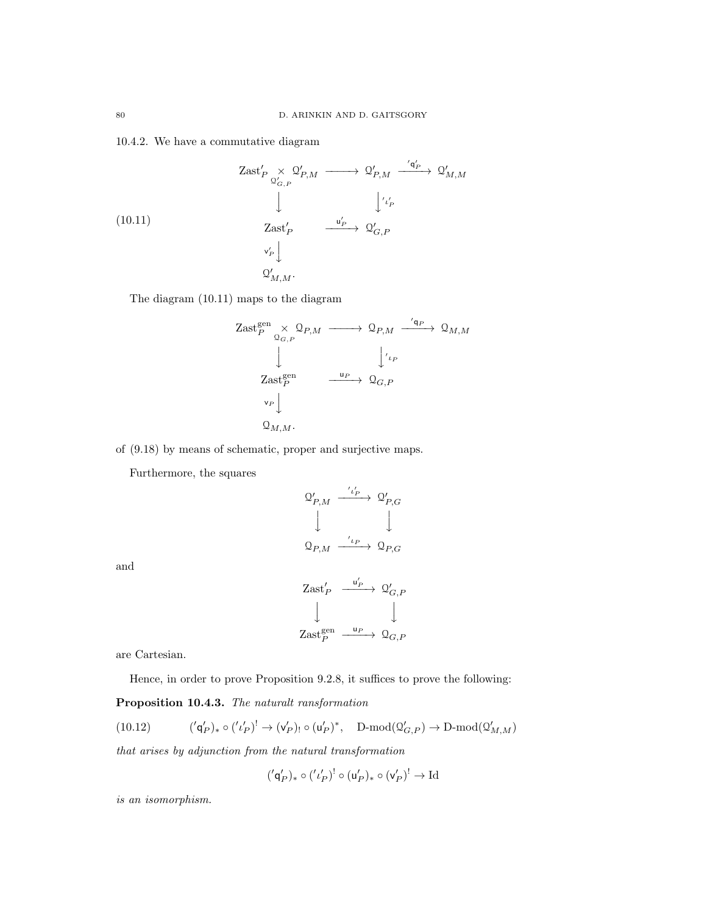10.4.2. We have a commutative diagram

$$
\begin{array}{ccccc}
\mathrm{Zast}'_P \underset{\mathcal{Q}'_{G,P}}{\times} \mathcal{Q}'_{P,M} & \longrightarrow & \mathcal{Q}'_{P,M} & \xrightarrow{'\mathsf{q}'_P} & \mathcal{Q}'_{M,M} \\
\downarrow & & \downarrow {'\iota'_P} & & \\
\mathrm{Zast}'_P & \xrightarrow{\mathsf{u}'_P} & \mathcal{Q}'_{G,P} & & \\
\mathsf{v}'_P \downarrow & & & & \\
\mathcal{Q}'_{M,M}. & & & &
\end{array}
\tag{10.11}
$$

The diagram (10.11) maps to the diagram

$$
\begin{array}{ccccc}
\mathrm{Zast}^{\mathrm{gen}}_P \underset{\mathcal{Q}_{G,P}}{\times} \mathcal{Q}_{P,M} & \longrightarrow & \mathcal{Q}_{P,M} & \xrightarrow{'\mathsf{q}_P} & \mathcal{Q}_{M,M} \\
\downarrow & & \downarrow {'\iota_P} & & \\
\mathrm{Zast}^{\mathrm{gen}}_P & \xrightarrow{\mathsf{u}_P} & \mathcal{Q}_{G,P} & & \\
\mathsf{v}_P \downarrow & & & & \\
\mathcal{Q}_{M,M}. & & & &
\end{array}
$$

of (9.18) by means of schematic, proper and surjective maps.

Furthermore, the squares

$$
\begin{array}{ccc}
\mathcal{Q}'_{P,M} & \xrightarrow{'\iota'_P} & \mathcal{Q}'_{P,G} \\
\downarrow & & \downarrow \\
\mathcal{Q}_{P,M} & \xrightarrow{'\iota_P} & \mathcal{Q}_{P,G}
\end{array}
$$

and

$$
\begin{array}{ccc}
\mathrm{Zast}'_P & \xrightarrow{\mathsf{u}'_P} & \mathcal{Q}'_{G,P} \\
\downarrow & & \downarrow \\
\mathrm{Zast}^{\mathrm{gen}}_P & \xrightarrow{\mathsf{u}_P} & \mathcal{Q}_{G,P}
\end{array}
$$

are Cartesian.

Hence, in order to prove Proposition 9.2.8, it suffices to prove the following:

**Proposition 10.4.3.** *The naturalt ransformation*

$$
({'\mathsf{q}'_P})_* \circ ({'\iota'_P})^! \to (\mathsf{v}'_P)_! \circ (\mathsf{u}'_P)^*, \quad \text{D-mod}(\mathcal{Q}'_{G,P}) \to \text{D-mod}(\mathcal{Q}'_{M,M})
\tag{10.12}
$$

*that arises by adjunction from the natural transformation*

$$
({'\mathsf{q}'_P})_* \circ ({'\iota'_P})^! \circ (\mathsf{u}'_P)_* \circ (\mathsf{v}'_P)^! \to \mathrm{Id}
$$

*is an isomorphism.*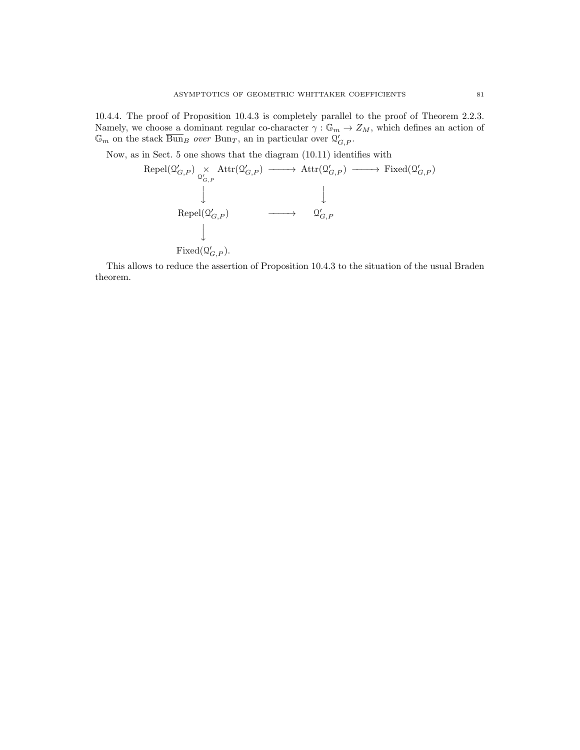10.4.4. The proof of Proposition 10.4.3 is completely parallel to the proof of Theorem 2.2.3. Namely, we choose a dominant regular co-character $\gamma : \mathbb{G}_m \to Z_M$, which defines an action of $\mathbb{G}_m$ on the stack $\overline{\mathrm{Bun}}_B$ *over* $\mathrm{Bun}_T$, an in particular over $\mathcal{Q}'_{G,P}$.

Now, as in Sect. 5 one shows that the diagram (10.11) identifies with

$$
\begin{array}{ccccc}
\mathrm{Repel}(\mathcal{Q}'_{G,P}) \underset{\mathcal{Q}'_{G,P}}{\times} \mathrm{Attr}(\mathcal{Q}'_{G,P}) & \longrightarrow & \mathrm{Attr}(\mathcal{Q}'_{G,P}) & \longrightarrow & \mathrm{Fixed}(\mathcal{Q}'_{G,P}) \\
\Big\downarrow & & \Big\downarrow & & \\
\mathrm{Repel}(\mathcal{Q}'_{G,P}) & \longrightarrow & \mathcal{Q}'_{G,P} & & \\
\Big\downarrow & & & & \\
\mathrm{Fixed}(\mathcal{Q}'_{G,P}). & & & &
\end{array}
$$

This allows to reduce the assertion of Proposition 10.4.3 to the situation of the usual Braden theorem.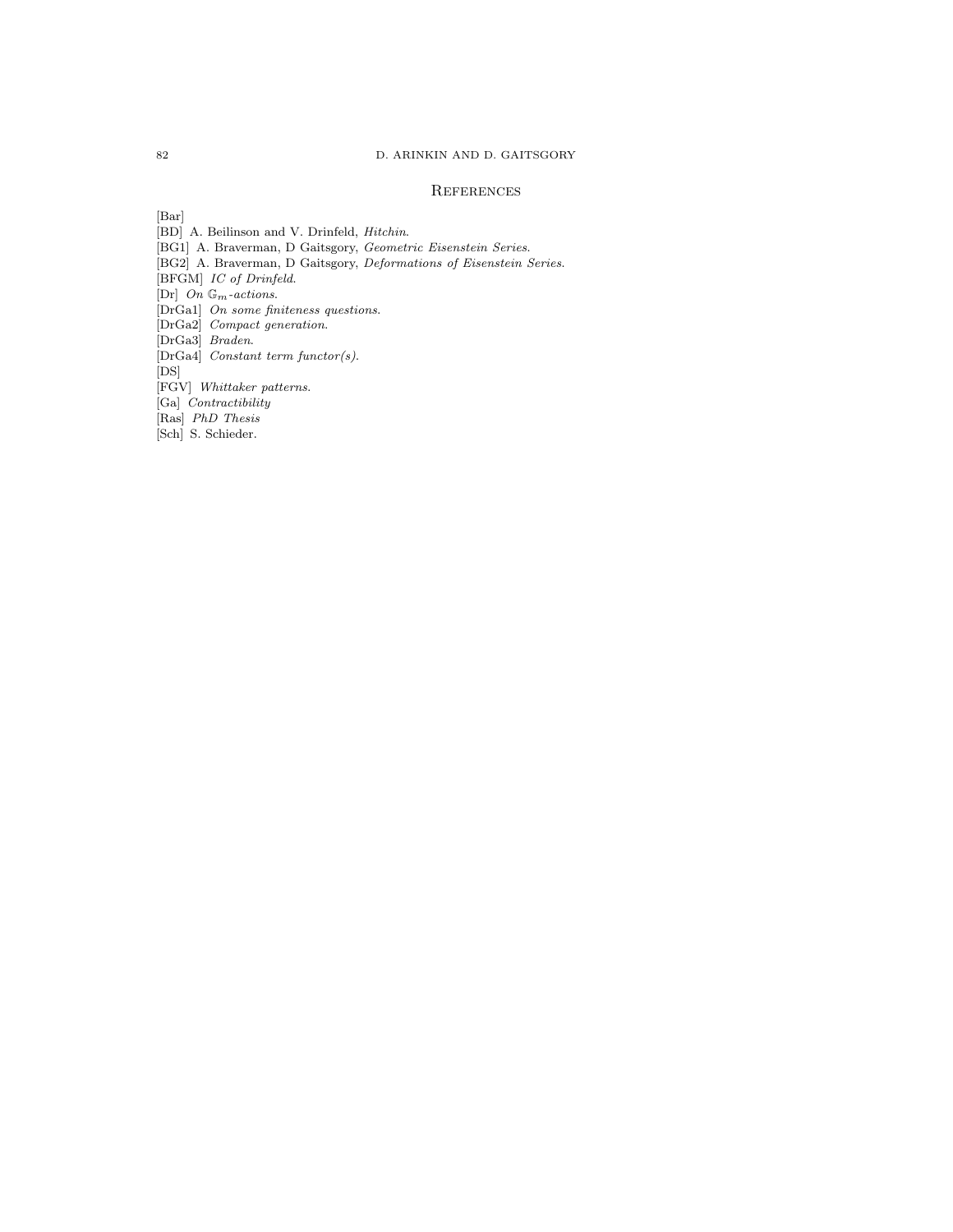# References

[Bar]

[BD] A. Beilinson and V. Drinfeld, *Hitchin*.

[BG1] A. Braverman, D Gaitsgory, *Geometric Eisenstein Series*.

[BG2] A. Braverman, D Gaitsgory, *Deformations of Eisenstein Series*.

[BFGM] *IC of Drinfeld*.

[Dr] *On $\mathbb{G}_m$-actions*.

[DrGa1] *On some finiteness questions*.

[DrGa2] *Compact generation*.

[DrGa3] *Braden*.

[DrGa4] *Constant term functor(s)*.

[DS]

[FGV] *Whittaker patterns*.

[Ga] *Contractibility*

[Ras] *PhD Thesis*

[Sch] S. Schieder.